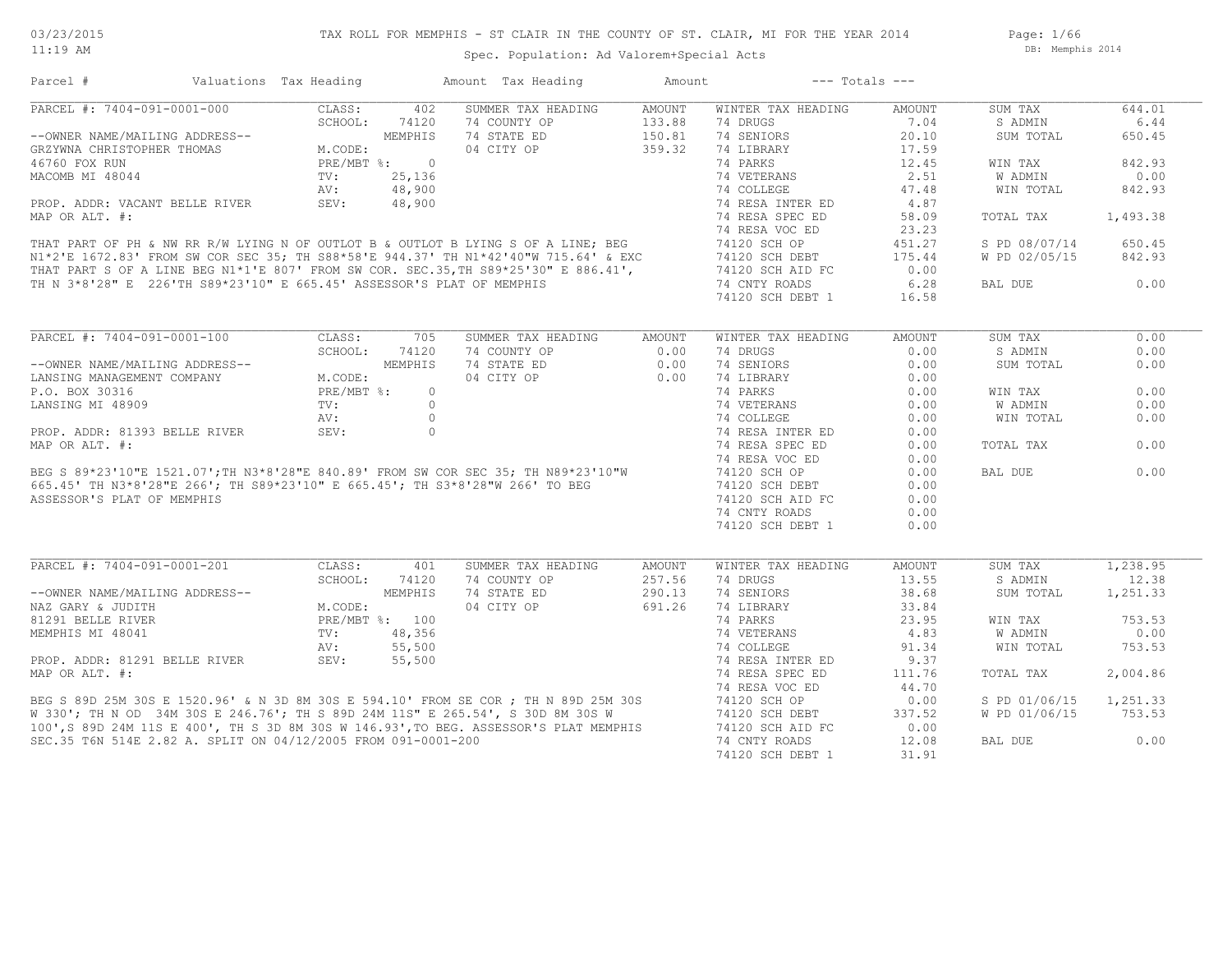# TAX ROLL FOR MEMPHIS - ST CLAIR IN THE COUNTY OF ST. CLAIR, MI FOR THE YEAR 2014

03/23/2015
11:19 AM

Spec. Population: Ad Valorem+Special Acts

DB: Memphis 2014

| Parcel # | Valuations | Tax Heading | Amount | Tax Heading | Amount | --- Totals --- | |
|---|---|---|---|---|---|---|---|

## PARCEL #: 7404-091-0001-000

| | | SUMMER TAX HEADING | AMOUNT | WINTER TAX HEADING | AMOUNT | | |
|---|---|---|---|---|---|---|---|
| CLASS: | 402 | | | | | SUM TAX | 644.01 |
| SCHOOL: | 74120 | 74 COUNTY OP | 133.88 | 74 DRUGS | 7.04 | S ADMIN | 6.44 |
| | MEMPHIS | 74 STATE ED | 150.81 | 74 SENIORS | 20.10 | SUM TOTAL | 650.45 |
| M.CODE: | | 04 CITY OP | 359.32 | 74 LIBRARY | 17.59 | | |
| PRE/MBT %: | 0 | | | 74 PARKS | 12.45 | WIN TAX | 842.93 |
| TV: | 25,136 | | | 74 VETERANS | 2.51 | W ADMIN | 0.00 |
| AV: | 48,900 | | | 74 COLLEGE | 47.48 | WIN TOTAL | 842.93 |
| SEV: | 48,900 | | | 74 RESA INTER ED | 4.87 | | |
| | | | | 74 RESA SPEC ED | 58.09 | TOTAL TAX | 1,493.38 |
| | | | | 74 RESA VOC ED | 23.23 | | |
| | | | | 74120 SCH OP | 451.27 | S PD 08/07/14 | 650.45 |
| | | | | 74120 SCH DEBT | 175.44 | W PD 02/05/15 | 842.93 |
| | | | | 74120 SCH AID FC | 0.00 | | |
| | | | | 74 CNTY ROADS | 6.28 | BAL DUE | 0.00 |
| | | | | 74120 SCH DEBT 1 | 16.58 | | |

--OWNER NAME/MAILING ADDRESS--
GRZYWNA CHRISTOPHER THOMAS
46760 FOX RUN
MACOMB MI 48044

PROP. ADDR: VACANT BELLE RIVER
MAP OR ALT. #:

THAT PART OF PH & NW RR R/W LYING N OF OUTLOT B & OUTLOT B LYING S OF A LINE; BEG N1*2'E 1672.83' FROM SW COR SEC 35; TH S88*58'E 944.37' TH N1*42'40"W 715.64' & EXC THAT PART S OF A LINE BEG N1*1'E 807' FROM SW COR. SEC.35,TH S89*25'30" E 886.41', TH N 3*8'28" E 226'TH S89*23'10" E 665.45' ASSESSOR'S PLAT OF MEMPHIS

## PARCEL #: 7404-091-0001-100

| | | SUMMER TAX HEADING | AMOUNT | WINTER TAX HEADING | AMOUNT | | |
|---|---|---|---|---|---|---|---|
| CLASS: | 705 | | | | | SUM TAX | 0.00 |
| SCHOOL: | 74120 | 74 COUNTY OP | 0.00 | 74 DRUGS | 0.00 | S ADMIN | 0.00 |
| | MEMPHIS | 74 STATE ED | 0.00 | 74 SENIORS | 0.00 | SUM TOTAL | 0.00 |
| M.CODE: | | 04 CITY OP | 0.00 | 74 LIBRARY | 0.00 | | |
| PRE/MBT %: | 0 | | | 74 PARKS | 0.00 | WIN TAX | 0.00 |
| TV: | 0 | | | 74 VETERANS | 0.00 | W ADMIN | 0.00 |
| AV: | 0 | | | 74 COLLEGE | 0.00 | WIN TOTAL | 0.00 |
| SEV: | 0 | | | 74 RESA INTER ED | 0.00 | | |
| | | | | 74 RESA SPEC ED | 0.00 | TOTAL TAX | 0.00 |
| | | | | 74 RESA VOC ED | 0.00 | | |
| | | | | 74120 SCH OP | 0.00 | BAL DUE | 0.00 |
| | | | | 74120 SCH DEBT | 0.00 | | |
| | | | | 74120 SCH AID FC | 0.00 | | |
| | | | | 74 CNTY ROADS | 0.00 | | |
| | | | | 74120 SCH DEBT 1 | 0.00 | | |

--OWNER NAME/MAILING ADDRESS--
LANSING MANAGEMENT COMPANY
P.O. BOX 30316
LANSING MI 48909

PROP. ADDR: 81393 BELLE RIVER
MAP OR ALT. #:

BEG S 89*23'10"E 1521.07';TH N3*8'28"E 840.89' FROM SW COR SEC 35; TH N89*23'10"W 665.45' TH N3*8'28"E 266'; TH S89*23'10" E 665.45'; TH S3*8'28"W 266' TO BEG ASSESSOR'S PLAT OF MEMPHIS

## PARCEL #: 7404-091-0001-201

| | | SUMMER TAX HEADING | AMOUNT | WINTER TAX HEADING | AMOUNT | | |
|---|---|---|---|---|---|---|---|
| CLASS: | 401 | | | | | SUM TAX | 1,238.95 |
| SCHOOL: | 74120 | 74 COUNTY OP | 257.56 | 74 DRUGS | 13.55 | S ADMIN | 12.38 |
| | MEMPHIS | 74 STATE ED | 290.13 | 74 SENIORS | 38.68 | SUM TOTAL | 1,251.33 |
| M.CODE: | | 04 CITY OP | 691.26 | 74 LIBRARY | 33.84 | | |
| PRE/MBT %: | 100 | | | 74 PARKS | 23.95 | WIN TAX | 753.53 |
| TV: | 48,356 | | | 74 VETERANS | 4.83 | W ADMIN | 0.00 |
| AV: | 55,500 | | | 74 COLLEGE | 91.34 | WIN TOTAL | 753.53 |
| SEV: | 55,500 | | | 74 RESA INTER ED | 9.37 | | |
| | | | | 74 RESA SPEC ED | 111.76 | TOTAL TAX | 2,004.86 |
| | | | | 74 RESA VOC ED | 44.70 | | |
| | | | | 74120 SCH OP | 0.00 | S PD 01/06/15 | 1,251.33 |
| | | | | 74120 SCH DEBT | 337.52 | W PD 01/06/15 | 753.53 |
| | | | | 74120 SCH AID FC | 0.00 | | |
| | | | | 74 CNTY ROADS | 12.08 | BAL DUE | 0.00 |
| | | | | 74120 SCH DEBT 1 | 31.91 | | |

--OWNER NAME/MAILING ADDRESS--
NAZ GARY & JUDITH
81291 BELLE RIVER
MEMPHIS MI 48041

PROP. ADDR: 81291 BELLE RIVER
MAP OR ALT. #:

BEG S 89D 25M 30S E 1520.96' & N 3D 8M 30S E 594.10' FROM SE COR ; TH N 89D 25M 30S W 330'; TH N OD 34M 30S E 246.76'; TH S 89D 24M 11S" E 265.54', S 30D 8M 30S W 100',S 89D 24M 11S E 400', TH S 3D 8M 30S W 146.93',TO BEG. ASSESSOR'S PLAT MEMPHIS SEC.35 T6N 514E 2.82 A. SPLIT ON 04/12/2005 FROM 091-0001-200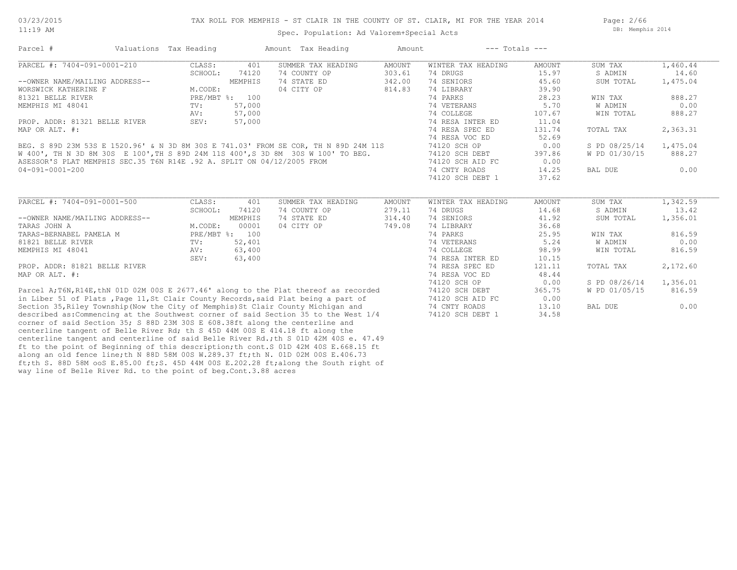TAX ROLL FOR MEMPHIS - ST CLAIR IN THE COUNTY OF ST. CLAIR, MI FOR THE YEAR 2014

Spec. Population: Ad Valorem+Special Acts

| Parcel # | Valuations | Tax Heading | Amount | Tax Heading | Amount | --- Totals --- | |
|---|---|---|---|---|---|---|---|
| PARCEL #: 7404-091-0001-210 | CLASS: 401 | SUMMER TAX HEADING | AMOUNT | WINTER TAX HEADING | AMOUNT | SUM TAX | 1,460.44 |
| | SCHOOL: 74120 | 74 COUNTY OP | 303.61 | 74 DRUGS | 15.97 | S ADMIN | 14.60 |
| --OWNER NAME/MAILING ADDRESS-- | MEMPHIS | 74 STATE ED | 342.00 | 74 SENIORS | 45.60 | SUM TOTAL | 1,475.04 |
| WORSWICK KATHERINE F | M.CODE: | 04 CITY OP | 814.83 | 74 LIBRARY | 39.90 | | |
| 81321 BELLE RIVER | PRE/MBT %: 100 | | | 74 PARKS | 28.23 | WIN TAX | 888.27 |
| MEMPHIS MI 48041 | TV: 57,000 | | | 74 VETERANS | 5.70 | W ADMIN | 0.00 |
| | AV: 57,000 | | | 74 COLLEGE | 107.67 | WIN TOTAL | 888.27 |
| PROP. ADDR: 81321 BELLE RIVER | SEV: 57,000 | | | 74 RESA INTER ED | 11.04 | | |
| MAP OR ALT. #: | | | | 74 RESA SPEC ED | 131.74 | TOTAL TAX | 2,363.31 |
| | | | | 74 RESA VOC ED | 52.69 | | |
| | | | | 74120 SCH OP | 0.00 | S PD 08/25/14 | 1,475.04 |
| | | | | 74120 SCH DEBT | 397.86 | W PD 01/30/15 | 888.27 |
| | | | | 74120 SCH AID FC | 0.00 | | |
| | | | | 74 CNTY ROADS | 14.25 | BAL DUE | 0.00 |
| | | | | 74120 SCH DEBT 1 | 37.62 | | |

BEG. S 89D 23M 53S E 1520.96' & N 3D 8M 30S E 741.03' FROM SE COR, TH N 89D 24M 11S W 400', TH N 3D 8M 30S E 100',TH S 89D 24M 11S 400',S 3D 8M 30S W 100' TO BEG. ASESSOR'S PLAT MEMPHIS SEC.35 T6N R14E .92 A. SPLIT ON 04/12/2005 FROM 04-091-0001-200

| Parcel # | Valuations | Tax Heading | Amount | Tax Heading | Amount | --- Totals --- | |
|---|---|---|---|---|---|---|---|
| PARCEL #: 7404-091-0001-500 | CLASS: 401 | SUMMER TAX HEADING | AMOUNT | WINTER TAX HEADING | AMOUNT | SUM TAX | 1,342.59 |
| | SCHOOL: 74120 | 74 COUNTY OP | 279.11 | 74 DRUGS | 14.68 | S ADMIN | 13.42 |
| --OWNER NAME/MAILING ADDRESS-- | MEMPHIS | 74 STATE ED | 314.40 | 74 SENIORS | 41.92 | SUM TOTAL | 1,356.01 |
| TARAS JOHN A | M.CODE: 00001 | 04 CITY OP | 749.08 | 74 LIBRARY | 36.68 | | |
| TARAS-BERNABEL PAMELA M | PRE/MBT %: 100 | | | 74 PARKS | 25.95 | WIN TAX | 816.59 |
| 81821 BELLE RIVER | TV: 52,401 | | | 74 VETERANS | 5.24 | W ADMIN | 0.00 |
| MEMPHIS MI 48041 | AV: 63,400 | | | 74 COLLEGE | 98.99 | WIN TOTAL | 816.59 |
| | SEV: 63,400 | | | 74 RESA INTER ED | 10.15 | | |
| PROP. ADDR: 81821 BELLE RIVER | | | | 74 RESA SPEC ED | 121.11 | TOTAL TAX | 2,172.60 |
| MAP OR ALT. #: | | | | 74 RESA VOC ED | 48.44 | | |
| | | | | 74120 SCH OP | 0.00 | S PD 08/26/14 | 1,356.01 |
| | | | | 74120 SCH DEBT | 365.75 | W PD 01/05/15 | 816.59 |
| | | | | 74120 SCH AID FC | 0.00 | | |
| | | | | 74 CNTY ROADS | 13.10 | BAL DUE | 0.00 |
| | | | | 74120 SCH DEBT 1 | 34.58 | | |

Parcel A;T6N,R14E,thN 01D 02M 00S E 2677.46' along to the Plat thereof as recorded in Liber 51 of Plats ,Page 11,St Clair County Records,said Plat being a part of Section 35,Riley Township(Now the City of Memphis)St Clair County Michigan and described as:Commencing at the Southwest corner of said Section 35 to the West 1/4 corner of said Section 35; S 88D 23M 30S E 608.38ft along the centerline and centerline tangent of Belle River Rd; th S 45D 44M 00S E 414.18 ft along the centerline tangent and centerline of said Belle River Rd.;th S 01D 42M 40S e. 47.49 ft to the point of Beginning of this description;th cont.S 01D 42M 40S E.668.15 ft along an old fence line;th N 88D 58M 00S W.289.37 ft;th N. 01D 02M 00S E.406.73 ft;th S. 88D 58M ooS E.85.00 ft;S. 45D 44M 00S E.202.28 ft;along the South right of way line of Belle River Rd. to the point of beg.Cont.3.88 acres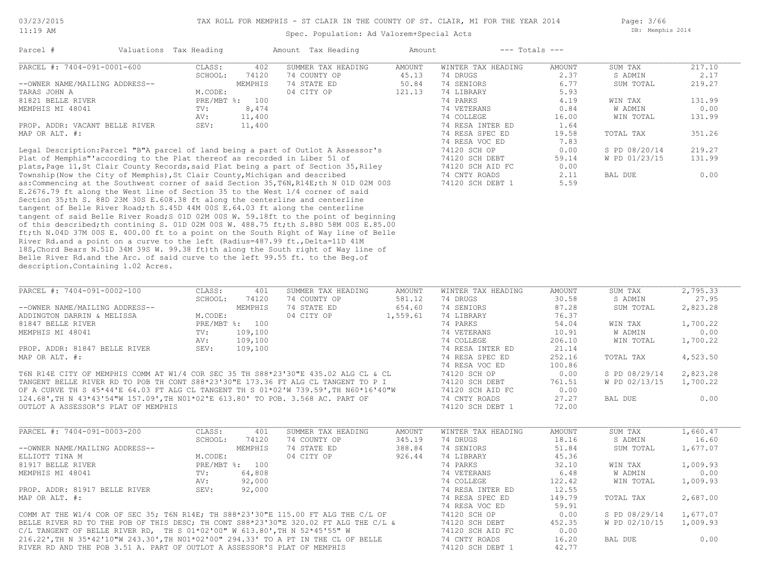# TAX ROLL FOR MEMPHIS - ST CLAIR IN THE COUNTY OF ST. CLAIR, MI FOR THE YEAR 2014

Spec. Population: Ad Valorem+Special Acts

03/23/2015 11:19 AM — DB: Memphis 2014

| Parcel # | Valuations | Tax Heading | Amount | Tax Heading | Amount | --- Totals --- | |
|---|---|---|---|---|---|---|---|

## PARCEL #: 7404-091-0001-600

| | | SUMMER TAX HEADING | AMOUNT | WINTER TAX HEADING | AMOUNT | | |
|---|---|---|---|---|---|---|---|
| CLASS: | 402 | 74 COUNTY OP | 45.13 | 74 DRUGS | 2.37 | SUM TAX | 217.10 |
| SCHOOL: | 74120 | 74 STATE ED | 50.84 | 74 SENIORS | 6.77 | S ADMIN | 2.17 |
| | MEMPHIS | 04 CITY OP | 121.13 | 74 LIBRARY | 5.93 | SUM TOTAL | 219.27 |
| M.CODE: | | | | 74 PARKS | 4.19 | | |
| PRE/MBT %: | 100 | | | 74 VETERANS | 0.84 | WIN TAX | 131.99 |
| TV: | 8,474 | | | 74 COLLEGE | 16.00 | W ADMIN | 0.00 |
| AV: | 11,400 | | | 74 RESA INTER ED | 1.64 | WIN TOTAL | 131.99 |
| SEV: | 11,400 | | | 74 RESA SPEC ED | 19.58 | | |
| | | | | 74 RESA VOC ED | 7.83 | TOTAL TAX | 351.26 |
| | | | | 74120 SCH OP | 0.00 | | |
| | | | | 74120 SCH DEBT | 59.14 | S PD 08/20/14 | 219.27 |
| | | | | 74120 SCH AID FC | 0.00 | W PD 01/23/15 | 131.99 |
| | | | | 74 CNTY ROADS | 2.11 | | |
| | | | | 74120 SCH DEBT 1 | 5.59 | BAL DUE | 0.00 |

--OWNER NAME/MAILING ADDRESS--
TARAS JOHN A
81821 BELLE RIVER
MEMPHIS MI 48041

PROP. ADDR: VACANT BELLE RIVER
MAP OR ALT. #:

Legal Description:Parcel "B"A parcel of land being a part of Outlot A Assessor's Plat of Memphis"'according to the Plat thereof as recorded in Liber 51 of plats,Page 11,St Clair County Records,said Plat being a part of Section 35,Riley Township(Now the City of Memphis),St Clair County,Michigan and described as:Commencing at the Southwest corner of said Section 35,T6N,R14E;th N 01D 02M 00S E.2676.79 ft along the West line of Section 35 to the West 1/4 corner of said Section 35;th S. 88D 23M 30S E.608.38 ft along the centerline and centerline tangent of Belle River Road;th S.45D 44M 00S E.64.03 ft along the centerline tangent of said Belle River Road;S 01D 02M 00S W. 59.18ft to the point of beginning of this described;th contining S. 01D 02M 00S W. 488.75 ft;th S.88D 58M 00S E.85.00 ft;th N.04D 37M 00S E. 400.00 ft to a point on the South Right of Way line of Belle River Rd.and a point on a curve to the left (Radius=487.99 ft.,Delta=11D 41M 18S,Chord Bears N.51D 34M 39S W. 99.38 ft)th along the South right of Way line of Belle River Rd.and the Arc. of said curve to the left 99.55 ft. to the Beg.of description.Containing 1.02 Acres.

## PARCEL #: 7404-091-0002-100

| | | SUMMER TAX HEADING | AMOUNT | WINTER TAX HEADING | AMOUNT | | |
|---|---|---|---|---|---|---|---|
| CLASS: | 401 | 74 COUNTY OP | 581.12 | 74 DRUGS | 30.58 | SUM TAX | 2,795.33 |
| SCHOOL: | 74120 | 74 STATE ED | 654.60 | 74 SENIORS | 87.28 | S ADMIN | 27.95 |
| | MEMPHIS | 04 CITY OP | 1,559.61 | 74 LIBRARY | 76.37 | SUM TOTAL | 2,823.28 |
| M.CODE: | | | | 74 PARKS | 54.04 | | |
| PRE/MBT %: | 100 | | | 74 VETERANS | 10.91 | WIN TAX | 1,700.22 |
| TV: | 109,100 | | | 74 COLLEGE | 206.10 | W ADMIN | 0.00 |
| AV: | 109,100 | | | 74 RESA INTER ED | 21.14 | WIN TOTAL | 1,700.22 |
| SEV: | 109,100 | | | 74 RESA SPEC ED | 252.16 | | |
| | | | | 74 RESA VOC ED | 100.86 | TOTAL TAX | 4,523.50 |
| | | | | 74120 SCH OP | 0.00 | | |
| | | | | 74120 SCH DEBT | 761.51 | S PD 08/29/14 | 2,823.28 |
| | | | | 74120 SCH AID FC | 0.00 | W PD 02/13/15 | 1,700.22 |
| | | | | 74 CNTY ROADS | 27.27 | | |
| | | | | 74120 SCH DEBT 1 | 72.00 | BAL DUE | 0.00 |

--OWNER NAME/MAILING ADDRESS--
ADDINGTON DARRIN & MELISSA
81847 BELLE RIVER
MEMPHIS MI 48041

PROP. ADDR: 81847 BELLE RIVER
MAP OR ALT. #:

T6N R14E CITY OF MEMPHIS COMM AT W1/4 COR SEC 35 TH S88*23'30"E 435.02 ALG CL & CL TANGENT BELLE RIVER RD TO POB TH CONT S88*23'30"E 173.36 FT ALG CL TANGENT TO P I OF A CURVE TH S 45*44'E 64.03 FT ALG CL TANGENT TH S 01*02'W 739.59',TH N60*16'40"W 124.68',TH N 43*43'54"W 157.09',TH N01*02'E 613.80' TO POB. 3.568 AC. PART OF OUTLOT A ASSESSOR'S PLAT OF MEMPHIS

## PARCEL #: 7404-091-0003-200

| | | SUMMER TAX HEADING | AMOUNT | WINTER TAX HEADING | AMOUNT | | |
|---|---|---|---|---|---|---|---|
| CLASS: | 401 | 74 COUNTY OP | 345.19 | 74 DRUGS | 18.16 | SUM TAX | 1,660.47 |
| SCHOOL: | 74120 | 74 STATE ED | 388.84 | 74 SENIORS | 51.84 | S ADMIN | 16.60 |
| | MEMPHIS | 04 CITY OP | 926.44 | 74 LIBRARY | 45.36 | SUM TOTAL | 1,677.07 |
| M.CODE: | | | | 74 PARKS | 32.10 | | |
| PRE/MBT %: | 100 | | | 74 VETERANS | 6.48 | WIN TAX | 1,009.93 |
| TV: | 64,808 | | | 74 COLLEGE | 122.42 | W ADMIN | 0.00 |
| AV: | 92,000 | | | 74 RESA INTER ED | 12.55 | WIN TOTAL | 1,009.93 |
| SEV: | 92,000 | | | 74 RESA SPEC ED | 149.79 | | |
| | | | | 74 RESA VOC ED | 59.91 | TOTAL TAX | 2,687.00 |
| | | | | 74120 SCH OP | 0.00 | | |
| | | | | 74120 SCH DEBT | 452.35 | S PD 08/29/14 | 1,677.07 |
| | | | | 74120 SCH AID FC | 0.00 | W PD 02/10/15 | 1,009.93 |
| | | | | 74 CNTY ROADS | 16.20 | | |
| | | | | 74120 SCH DEBT 1 | 42.77 | BAL DUE | 0.00 |

--OWNER NAME/MAILING ADDRESS--
ELLIOTT TINA M
81917 BELLE RIVER
MEMPHIS MI 48041

PROP. ADDR: 81917 BELLE RIVER
MAP OR ALT. #:

COMM AT THE W1/4 COR OF SEC 35; T6N R14E; TH S88*23'30"E 115.00 FT ALG THE C/L OF BELLE RIVER RD TO THE POB OF THIS DESC; TH CONT S88*23'30"E 320.02 FT ALG THE C/L & C/L TANGENT OF BELLE RIVER RD, TH S 01*02'00" W 613.80',TH N 52*45'55" W 216.22',TH N 35*42'10"W 243.30',TH N01*02'00" 294.33' TO A PT IN THE CL OF BELLE RIVER RD AND THE POB 3.51 A. PART OF OUTLOT A ASSESSOR'S PLAT OF MEMPHIS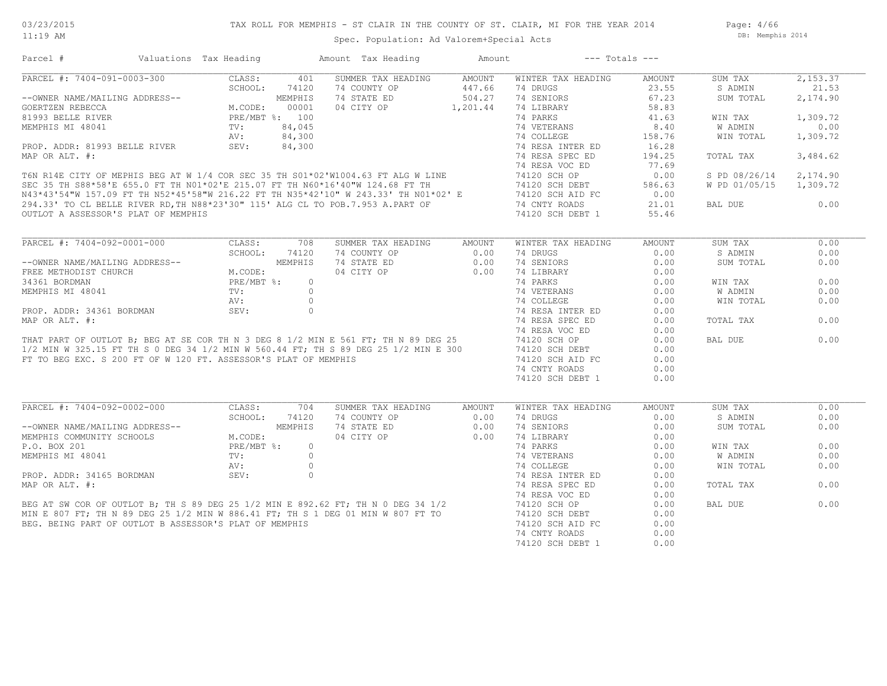# TAX ROLL FOR MEMPHIS - ST CLAIR IN THE COUNTY OF ST. CLAIR, MI FOR THE YEAR 2014

Spec. Population: Ad Valorem+Special Acts

| Parcel # | Valuations | Tax Heading | Amount | Tax Heading | Amount | --- Totals --- | |
|---|---|---|---|---|---|---|---|

## PARCEL #: 7404-091-0003-300

| | | | | | | | |
|---|---|---|---|---|---|---|---|
| CLASS: | 401 | SUMMER TAX HEADING | AMOUNT | WINTER TAX HEADING | AMOUNT | SUM TAX | 2,153.37 |
| SCHOOL: | 74120 | 74 COUNTY OP | 447.66 | 74 DRUGS | 23.55 | S ADMIN | 21.53 |
| | MEMPHIS | 74 STATE ED | 504.27 | 74 SENIORS | 67.23 | SUM TOTAL | 2,174.90 |
| M.CODE: | 00001 | 04 CITY OP | 1,201.44 | 74 LIBRARY | 58.83 | | |
| PRE/MBT %: | 100 | | | 74 PARKS | 41.63 | WIN TAX | 1,309.72 |
| TV: | 84,045 | | | 74 VETERANS | 8.40 | W ADMIN | 0.00 |
| AV: | 84,300 | | | 74 COLLEGE | 158.76 | WIN TOTAL | 1,309.72 |
| SEV: | 84,300 | | | 74 RESA INTER ED | 16.28 | | |
| | | | | 74 RESA SPEC ED | 194.25 | TOTAL TAX | 3,484.62 |
| | | | | 74 RESA VOC ED | 77.69 | | |
| | | | | 74120 SCH OP | 0.00 | S PD 08/26/14 | 2,174.90 |
| | | | | 74120 SCH DEBT | 586.63 | W PD 01/05/15 | 1,309.72 |
| | | | | 74120 SCH AID FC | 0.00 | | |
| | | | | 74 CNTY ROADS | 21.01 | BAL DUE | 0.00 |
| | | | | 74120 SCH DEBT 1 | 55.46 | | |

--OWNER NAME/MAILING ADDRESS--
GOERTZEN REBECCA
81993 BELLE RIVER
MEMPHIS MI 48041

PROP. ADDR: 81993 BELLE RIVER
MAP OR ALT. #:

T6N R14E CITY OF MEPHIS BEG AT W 1/4 COR SEC 35 TH S01*02'W1004.63 FT ALG W LINE SEC 35 TH S88*58'E 655.0 FT TH N01*02'E 215.07 FT TH N60*16'40"W 124.68 FT TH N43*43'54"W 157.09 FT TH N52*45'58"W 216.22 FT TH N35*42'10" W 243.33' TH N01*02' E 294.33' TO CL BELLE RIVER RD,TH N88*23'30" 115' ALG CL TO POB.7.953 A.PART OF OUTLOT A ASSESSOR'S PLAT OF MEMPHIS

## PARCEL #: 7404-092-0001-000

| | | | | | | | |
|---|---|---|---|---|---|---|---|
| CLASS: | 708 | SUMMER TAX HEADING | AMOUNT | WINTER TAX HEADING | AMOUNT | SUM TAX | 0.00 |
| SCHOOL: | 74120 | 74 COUNTY OP | 0.00 | 74 DRUGS | 0.00 | S ADMIN | 0.00 |
| | MEMPHIS | 74 STATE ED | 0.00 | 74 SENIORS | 0.00 | SUM TOTAL | 0.00 |
| M.CODE: | | 04 CITY OP | 0.00 | 74 LIBRARY | 0.00 | | |
| PRE/MBT %: | 0 | | | 74 PARKS | 0.00 | WIN TAX | 0.00 |
| TV: | 0 | | | 74 VETERANS | 0.00 | W ADMIN | 0.00 |
| AV: | 0 | | | 74 COLLEGE | 0.00 | WIN TOTAL | 0.00 |
| SEV: | 0 | | | 74 RESA INTER ED | 0.00 | | |
| | | | | 74 RESA SPEC ED | 0.00 | TOTAL TAX | 0.00 |
| | | | | 74 RESA VOC ED | 0.00 | | |
| | | | | 74120 SCH OP | 0.00 | BAL DUE | 0.00 |
| | | | | 74120 SCH DEBT | 0.00 | | |
| | | | | 74120 SCH AID FC | 0.00 | | |
| | | | | 74 CNTY ROADS | 0.00 | | |
| | | | | 74120 SCH DEBT 1 | 0.00 | | |

--OWNER NAME/MAILING ADDRESS--
FREE METHODIST CHURCH
34361 BORDMAN
MEMPHIS MI 48041

PROP. ADDR: 34361 BORDMAN
MAP OR ALT. #:

THAT PART OF OUTLOT B; BEG AT SE COR TH N 3 DEG 8 1/2 MIN E 561 FT; TH N 89 DEG 25 1/2 MIN W 325.15 FT TH S 0 DEG 34 1/2 MIN W 560.44 FT; TH S 89 DEG 25 1/2 MIN E 300 FT TO BEG EXC. S 200 FT OF W 120 FT. ASSESSOR'S PLAT OF MEMPHIS

## PARCEL #: 7404-092-0002-000

| | | | | | | | |
|---|---|---|---|---|---|---|---|
| CLASS: | 704 | SUMMER TAX HEADING | AMOUNT | WINTER TAX HEADING | AMOUNT | SUM TAX | 0.00 |
| SCHOOL: | 74120 | 74 COUNTY OP | 0.00 | 74 DRUGS | 0.00 | S ADMIN | 0.00 |
| | MEMPHIS | 74 STATE ED | 0.00 | 74 SENIORS | 0.00 | SUM TOTAL | 0.00 |
| M.CODE: | | 04 CITY OP | 0.00 | 74 LIBRARY | 0.00 | | |
| PRE/MBT %: | 0 | | | 74 PARKS | 0.00 | WIN TAX | 0.00 |
| TV: | 0 | | | 74 VETERANS | 0.00 | W ADMIN | 0.00 |
| AV: | 0 | | | 74 COLLEGE | 0.00 | WIN TOTAL | 0.00 |
| SEV: | 0 | | | 74 RESA INTER ED | 0.00 | | |
| | | | | 74 RESA SPEC ED | 0.00 | TOTAL TAX | 0.00 |
| | | | | 74 RESA VOC ED | 0.00 | | |
| | | | | 74120 SCH OP | 0.00 | BAL DUE | 0.00 |
| | | | | 74120 SCH DEBT | 0.00 | | |
| | | | | 74120 SCH AID FC | 0.00 | | |
| | | | | 74 CNTY ROADS | 0.00 | | |
| | | | | 74120 SCH DEBT 1 | 0.00 | | |

--OWNER NAME/MAILING ADDRESS--
MEMPHIS COMMUNITY SCHOOLS
P.O. BOX 201
MEMPHIS MI 48041

PROP. ADDR: 34165 BORDMAN
MAP OR ALT. #:

BEG AT SW COR OF OUTLOT B; TH S 89 DEG 25 1/2 MIN E 892.62 FT; TH N 0 DEG 34 1/2 MIN E 807 FT; TH N 89 DEG 25 1/2 MIN W 886.41 FT; TH S 1 DEG 01 MIN W 807 FT TO BEG. BEING PART OF OUTLOT B ASSESSOR'S PLAT OF MEMPHIS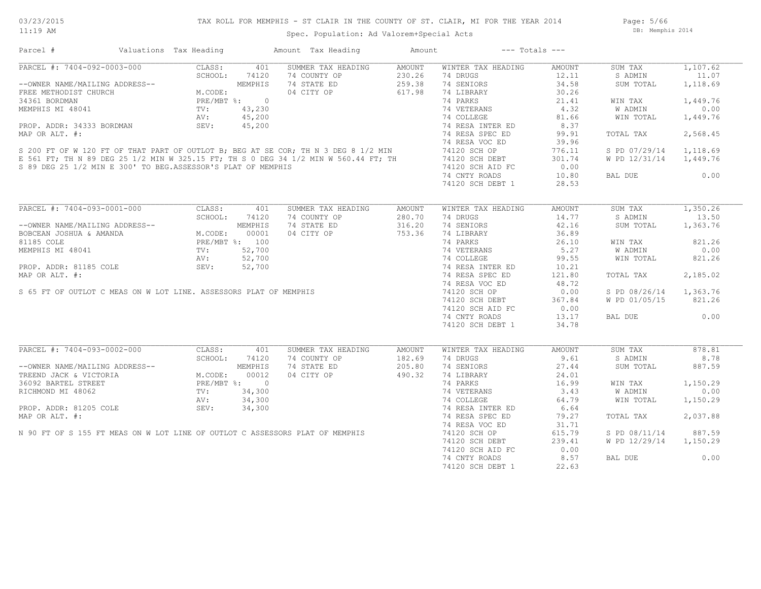# TAX ROLL FOR MEMPHIS - ST CLAIR IN THE COUNTY OF ST. CLAIR, MI FOR THE YEAR 2014

03/23/2015
11:19 AM

Spec. Population: Ad Valorem+Special Acts

DB: Memphis 2014

| Parcel # | Valuations | Tax Heading | Amount | Tax Heading | Amount | --- Totals --- | |
|---|---|---|---|---|---|---|---|

## PARCEL #: 7404-092-0003-000

| | | | | | | | |
|---|---|---|---|---|---|---|---|
| PARCEL #: 7404-092-0003-000 | CLASS: 401 | SUMMER TAX HEADING | AMOUNT | WINTER TAX HEADING | AMOUNT | SUM TAX | 1,107.62 |
| | SCHOOL: 74120 | 74 COUNTY OP | 230.26 | 74 DRUGS | 12.11 | S ADMIN | 11.07 |
| --OWNER NAME/MAILING ADDRESS-- | MEMPHIS | 74 STATE ED | 259.38 | 74 SENIORS | 34.58 | SUM TOTAL | 1,118.69 |
| FREE METHODIST CHURCH | M.CODE: | 04 CITY OP | 617.98 | 74 LIBRARY | 30.26 | | |
| 34361 BORDMAN | PRE/MBT %: 0 | | | 74 PARKS | 21.41 | WIN TAX | 1,449.76 |
| MEMPHIS MI 48041 | TV: 43,230 | | | 74 VETERANS | 4.32 | W ADMIN | 0.00 |
| | AV: 45,200 | | | 74 COLLEGE | 81.66 | WIN TOTAL | 1,449.76 |
| PROP. ADDR: 34333 BORDMAN | SEV: 45,200 | | | 74 RESA INTER ED | 8.37 | | |
| MAP OR ALT. #: | | | | 74 RESA SPEC ED | 99.91 | TOTAL TAX | 2,568.45 |
| | | | | 74 RESA VOC ED | 39.96 | | |
| | | | | 74120 SCH OP | 776.11 | S PD 07/29/14 | 1,118.69 |
| | | | | 74120 SCH DEBT | 301.74 | W PD 12/31/14 | 1,449.76 |
| | | | | 74120 SCH AID FC | 0.00 | | |
| | | | | 74 CNTY ROADS | 10.80 | BAL DUE | 0.00 |
| | | | | 74120 SCH DEBT 1 | 28.53 | | |

S 200 FT OF W 120 FT OF THAT PART OF OUTLOT B; BEG AT SE COR; TH N 3 DEG 8 1/2 MIN E 561 FT; TH N 89 DEG 25 1/2 MIN W 325.15 FT; TH S 0 DEG 34 1/2 MIN W 560.44 FT; TH S 89 DEG 25 1/2 MIN E 300' TO BEG.ASSESSOR'S PLAT OF MEMPHIS

## PARCEL #: 7404-093-0001-000

| | | | | | | | |
|---|---|---|---|---|---|---|---|
| PARCEL #: 7404-093-0001-000 | CLASS: 401 | SUMMER TAX HEADING | AMOUNT | WINTER TAX HEADING | AMOUNT | SUM TAX | 1,350.26 |
| | SCHOOL: 74120 | 74 COUNTY OP | 280.70 | 74 DRUGS | 14.77 | S ADMIN | 13.50 |
| --OWNER NAME/MAILING ADDRESS-- | MEMPHIS | 74 STATE ED | 316.20 | 74 SENIORS | 42.16 | SUM TOTAL | 1,363.76 |
| BOBCEAN JOSHUA & AMANDA | M.CODE: 00001 | 04 CITY OP | 753.36 | 74 LIBRARY | 36.89 | | |
| 81185 COLE | PRE/MBT %: 100 | | | 74 PARKS | 26.10 | WIN TAX | 821.26 |
| MEMPHIS MI 48041 | TV: 52,700 | | | 74 VETERANS | 5.27 | W ADMIN | 0.00 |
| | AV: 52,700 | | | 74 COLLEGE | 99.55 | WIN TOTAL | 821.26 |
| PROP. ADDR: 81185 COLE | SEV: 52,700 | | | 74 RESA INTER ED | 10.21 | | |
| MAP OR ALT. #: | | | | 74 RESA SPEC ED | 121.80 | TOTAL TAX | 2,185.02 |
| | | | | 74 RESA VOC ED | 48.72 | | |
| | | | | 74120 SCH OP | 0.00 | S PD 08/26/14 | 1,363.76 |
| | | | | 74120 SCH DEBT | 367.84 | W PD 01/05/15 | 821.26 |
| | | | | 74120 SCH AID FC | 0.00 | | |
| | | | | 74 CNTY ROADS | 13.17 | BAL DUE | 0.00 |
| | | | | 74120 SCH DEBT 1 | 34.78 | | |

S 65 FT OF OUTLOT C MEAS ON W LOT LINE. ASSESSORS PLAT OF MEMPHIS

## PARCEL #: 7404-093-0002-000

| | | | | | | | |
|---|---|---|---|---|---|---|---|
| PARCEL #: 7404-093-0002-000 | CLASS: 401 | SUMMER TAX HEADING | AMOUNT | WINTER TAX HEADING | AMOUNT | SUM TAX | 878.81 |
| | SCHOOL: 74120 | 74 COUNTY OP | 182.69 | 74 DRUGS | 9.61 | S ADMIN | 8.78 |
| --OWNER NAME/MAILING ADDRESS-- | MEMPHIS | 74 STATE ED | 205.80 | 74 SENIORS | 27.44 | SUM TOTAL | 887.59 |
| TREEND JACK & VICTORIA | M.CODE: 00012 | 04 CITY OP | 490.32 | 74 LIBRARY | 24.01 | | |
| 36092 BARTEL STREET | PRE/MBT %: 0 | | | 74 PARKS | 16.99 | WIN TAX | 1,150.29 |
| RICHMOND MI 48062 | TV: 34,300 | | | 74 VETERANS | 3.43 | W ADMIN | 0.00 |
| | AV: 34,300 | | | 74 COLLEGE | 64.79 | WIN TOTAL | 1,150.29 |
| PROP. ADDR: 81205 COLE | SEV: 34,300 | | | 74 RESA INTER ED | 6.64 | | |
| MAP OR ALT. #: | | | | 74 RESA SPEC ED | 79.27 | TOTAL TAX | 2,037.88 |
| | | | | 74 RESA VOC ED | 31.71 | | |
| | | | | 74120 SCH OP | 615.79 | S PD 08/11/14 | 887.59 |
| | | | | 74120 SCH DEBT | 239.41 | W PD 12/29/14 | 1,150.29 |
| | | | | 74120 SCH AID FC | 0.00 | | |
| | | | | 74 CNTY ROADS | 8.57 | BAL DUE | 0.00 |
| | | | | 74120 SCH DEBT 1 | 22.63 | | |

N 90 FT OF S 155 FT MEAS ON W LOT LINE OF OUTLOT C ASSESSORS PLAT OF MEMPHIS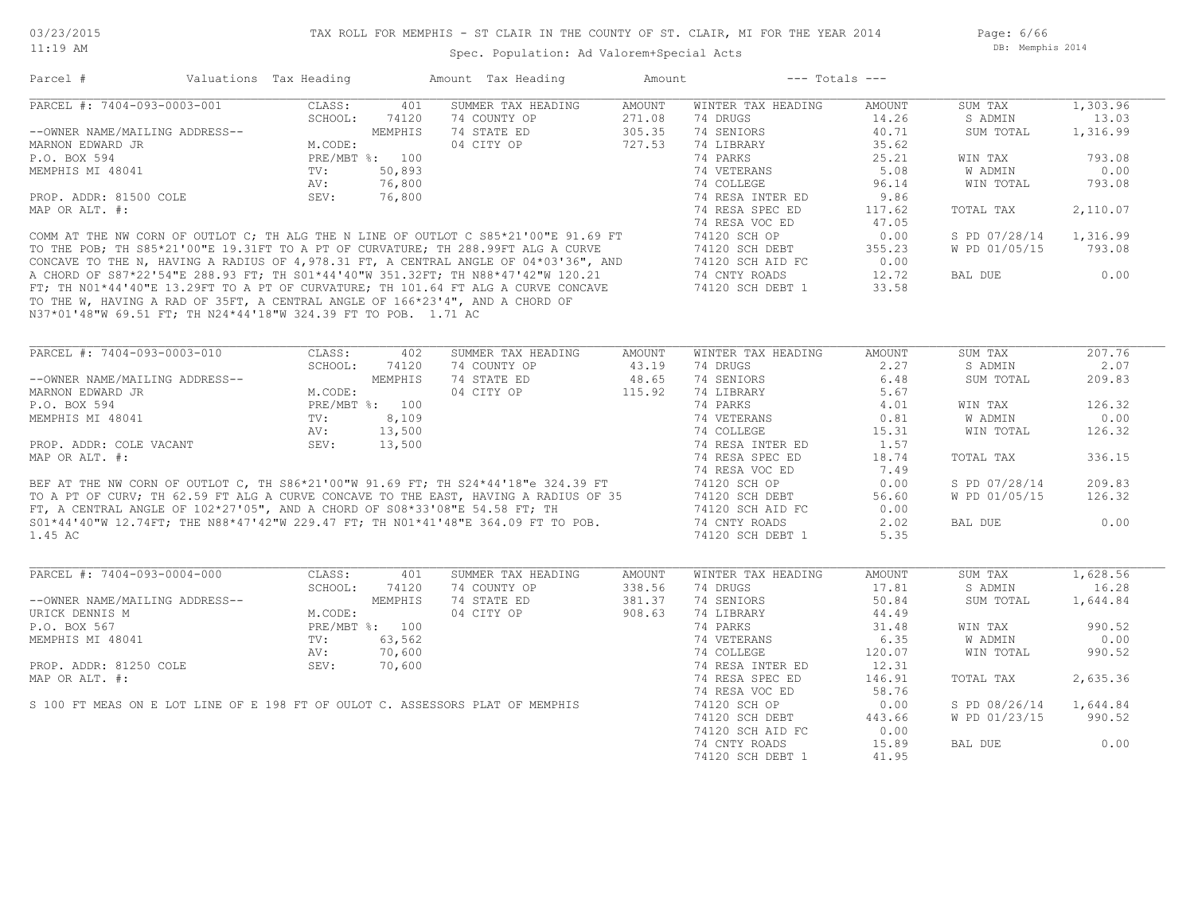TAX ROLL FOR MEMPHIS - ST CLAIR IN THE COUNTY OF ST. CLAIR, MI FOR THE YEAR 2014

Spec. Population: Ad Valorem+Special Acts

03/23/2015 11:19 AM — DB: Memphis 2014

| Parcel # | Valuations | Tax Heading | Amount | Tax Heading | Amount | --- Totals --- | |
|---|---|---|---|---|---|---|---|

## PARCEL #: 7404-093-0003-001

| | | SUMMER TAX HEADING | AMOUNT | WINTER TAX HEADING | AMOUNT | | |
|---|---|---|---|---|---|---|---|
| CLASS: | 401 | 74 COUNTY OP | 271.08 | 74 DRUGS | 14.26 | SUM TAX | 1,303.96 |
| SCHOOL: | 74120 | 74 STATE ED | 305.35 | 74 SENIORS | 40.71 | S ADMIN | 13.03 |
| | MEMPHIS | 04 CITY OP | 727.53 | 74 LIBRARY | 35.62 | SUM TOTAL | 1,316.99 |
| M.CODE: | | | | 74 PARKS | 25.21 | | |
| PRE/MBT %: | 100 | | | 74 VETERANS | 5.08 | WIN TAX | 793.08 |
| TV: | 50,893 | | | 74 COLLEGE | 96.14 | W ADMIN | 0.00 |
| AV: | 76,800 | | | 74 RESA INTER ED | 9.86 | WIN TOTAL | 793.08 |
| SEV: | 76,800 | | | 74 RESA SPEC ED | 117.62 | | |
| | | | | 74 RESA VOC ED | 47.05 | TOTAL TAX | 2,110.07 |
| | | | | 74120 SCH OP | 0.00 | | |
| | | | | 74120 SCH DEBT | 355.23 | S PD 07/28/14 | 1,316.99 |
| | | | | 74120 SCH AID FC | 0.00 | W PD 01/05/15 | 793.08 |
| | | | | 74 CNTY ROADS | 12.72 | | |
| | | | | 74120 SCH DEBT 1 | 33.58 | BAL DUE | 0.00 |

--OWNER NAME/MAILING ADDRESS--
MARNON EDWARD JR
P.O. BOX 594
MEMPHIS MI 48041

PROP. ADDR: 81500 COLE
MAP OR ALT. #:

COMM AT THE NW CORN OF OUTLOT C; TH ALG THE N LINE OF OUTLOT C S85*21'00"E 91.69 FT TO THE POB; TH S85*21'00"E 19.31FT TO A PT OF CURVATURE; TH 288.99FT ALG A CURVE CONCAVE TO THE N, HAVING A RADIUS OF 4,978.31 FT, A CENTRAL ANGLE OF 04*03'36", AND A CHORD OF S87*22'54"E 288.93 FT; TH S01*44'40"W 351.32FT; TH N88*47'42"W 120.21 FT; TH N01*44'40"E 13.29FT TO A PT OF CURVATURE; TH 101.64 FT ALG A CURVE CONCAVE TO THE W, HAVING A RAD OF 35FT, A CENTRAL ANGLE OF 166*23'4", AND A CHORD OF N37*01'48"W 69.51 FT; TH N24*44'18"W 324.39 FT TO POB. 1.71 AC

## PARCEL #: 7404-093-0003-010

| | | SUMMER TAX HEADING | AMOUNT | WINTER TAX HEADING | AMOUNT | | |
|---|---|---|---|---|---|---|---|
| CLASS: | 402 | 74 COUNTY OP | 43.19 | 74 DRUGS | 2.27 | SUM TAX | 207.76 |
| SCHOOL: | 74120 | 74 STATE ED | 48.65 | 74 SENIORS | 6.48 | S ADMIN | 2.07 |
| | MEMPHIS | 04 CITY OP | 115.92 | 74 LIBRARY | 5.67 | SUM TOTAL | 209.83 |
| M.CODE: | | | | 74 PARKS | 4.01 | | |
| PRE/MBT %: | 100 | | | 74 VETERANS | 0.81 | WIN TAX | 126.32 |
| TV: | 8,109 | | | 74 COLLEGE | 15.31 | W ADMIN | 0.00 |
| AV: | 13,500 | | | 74 RESA INTER ED | 1.57 | WIN TOTAL | 126.32 |
| SEV: | 13,500 | | | 74 RESA SPEC ED | 18.74 | | |
| | | | | 74 RESA VOC ED | 7.49 | TOTAL TAX | 336.15 |
| | | | | 74120 SCH OP | 0.00 | | |
| | | | | 74120 SCH DEBT | 56.60 | S PD 07/28/14 | 209.83 |
| | | | | 74120 SCH AID FC | 0.00 | W PD 01/05/15 | 126.32 |
| | | | | 74 CNTY ROADS | 2.02 | | |
| | | | | 74120 SCH DEBT 1 | 5.35 | BAL DUE | 0.00 |

--OWNER NAME/MAILING ADDRESS--
MARNON EDWARD JR
P.O. BOX 594
MEMPHIS MI 48041

PROP. ADDR: COLE VACANT
MAP OR ALT. #:

BEF AT THE NW CORN OF OUTLOT C, TH S86*21'00"W 91.69 FT; TH S24*44'18"e 324.39 FT TO A PT OF CURV; TH 62.59 FT ALG A CURVE CONCAVE TO THE EAST, HAVING A RADIUS OF 35 FT, A CENTRAL ANGLE OF 102*27'05", AND A CHORD OF S08*33'08"E 54.58 FT; TH S01*44'40"W 12.74FT; THE N88*47'42"W 229.47 FT; TH N01*41'48"E 364.09 FT TO POB. 1.45 AC

## PARCEL #: 7404-093-0004-000

| | | SUMMER TAX HEADING | AMOUNT | WINTER TAX HEADING | AMOUNT | | |
|---|---|---|---|---|---|---|---|
| CLASS: | 401 | 74 COUNTY OP | 338.56 | 74 DRUGS | 17.81 | SUM TAX | 1,628.56 |
| SCHOOL: | 74120 | 74 STATE ED | 381.37 | 74 SENIORS | 50.84 | S ADMIN | 16.28 |
| | MEMPHIS | 04 CITY OP | 908.63 | 74 LIBRARY | 44.49 | SUM TOTAL | 1,644.84 |
| M.CODE: | | | | 74 PARKS | 31.48 | | |
| PRE/MBT %: | 100 | | | 74 VETERANS | 6.35 | WIN TAX | 990.52 |
| TV: | 63,562 | | | 74 COLLEGE | 120.07 | W ADMIN | 0.00 |
| AV: | 70,600 | | | 74 RESA INTER ED | 12.31 | WIN TOTAL | 990.52 |
| SEV: | 70,600 | | | 74 RESA SPEC ED | 146.91 | | |
| | | | | 74 RESA VOC ED | 58.76 | TOTAL TAX | 2,635.36 |
| | | | | 74120 SCH OP | 0.00 | | |
| | | | | 74120 SCH DEBT | 443.66 | S PD 08/26/14 | 1,644.84 |
| | | | | 74120 SCH AID FC | 0.00 | W PD 01/23/15 | 990.52 |
| | | | | 74 CNTY ROADS | 15.89 | | |
| | | | | 74120 SCH DEBT 1 | 41.95 | BAL DUE | 0.00 |

--OWNER NAME/MAILING ADDRESS--
URICK DENNIS M
P.O. BOX 567
MEMPHIS MI 48041

PROP. ADDR: 81250 COLE
MAP OR ALT. #:

S 100 FT MEAS ON E LOT LINE OF E 198 FT OF OULOT C. ASSESSORS PLAT OF MEMPHIS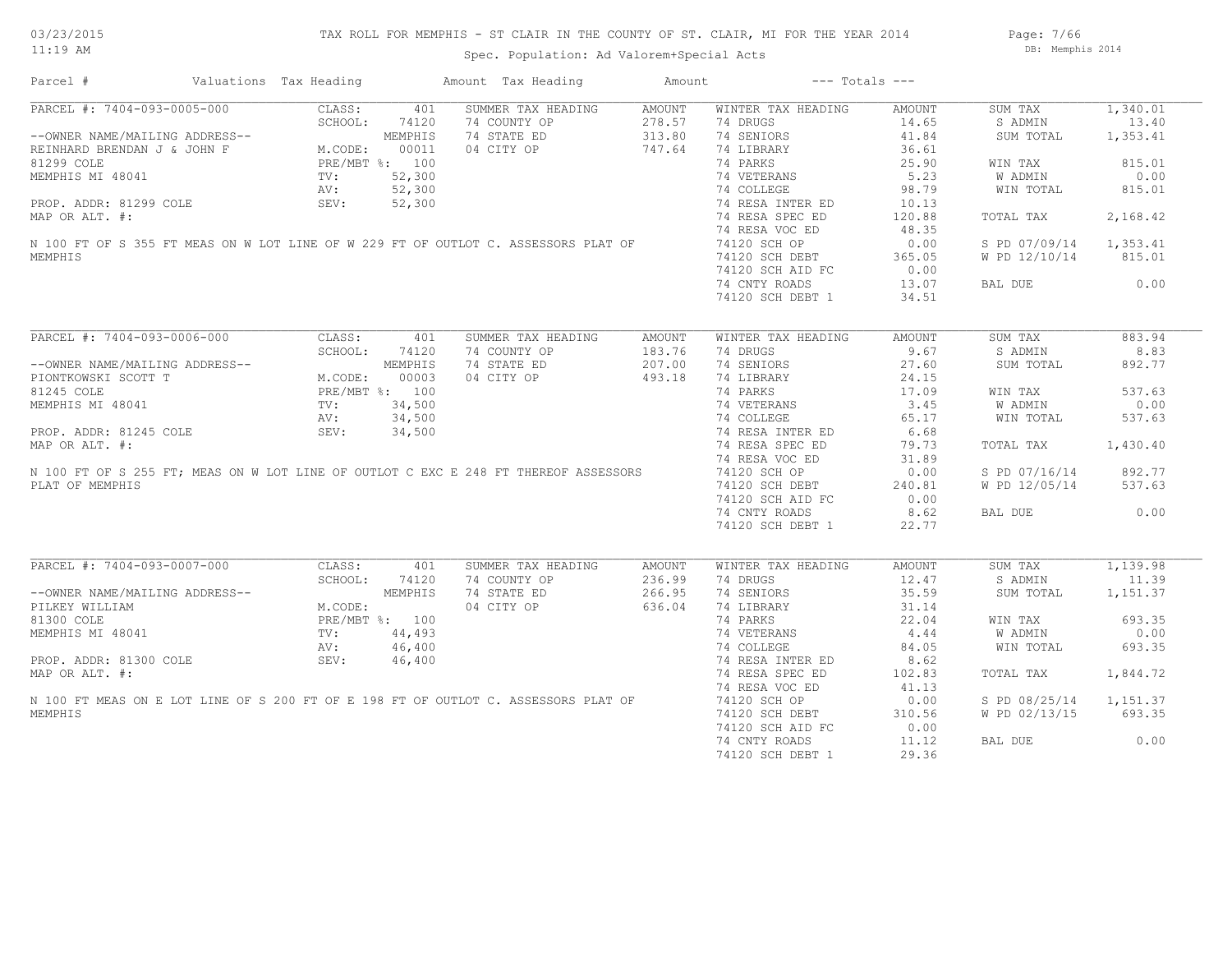# TAX ROLL FOR MEMPHIS - ST CLAIR IN THE COUNTY OF ST. CLAIR, MI FOR THE YEAR 2014

03/23/2015
11:19 AM

Spec. Population: Ad Valorem+Special Acts

DB: Memphis 2014

| Parcel # | Valuations | Tax Heading | Amount | Tax Heading | Amount | --- Totals --- | |
|---|---|---|---|---|---|---|---|

## PARCEL #: 7404-093-0005-000

| | | | | | | | |
|---|---|---|---|---|---|---|---|
| PARCEL #: 7404-093-0005-000 | CLASS: 401 | SUMMER TAX HEADING | AMOUNT | WINTER TAX HEADING | AMOUNT | SUM TAX | 1,340.01 |
| | SCHOOL: 74120 | 74 COUNTY OP | 278.57 | 74 DRUGS | 14.65 | S ADMIN | 13.40 |
| --OWNER NAME/MAILING ADDRESS-- | MEMPHIS | 74 STATE ED | 313.80 | 74 SENIORS | 41.84 | SUM TOTAL | 1,353.41 |
| REINHARD BRENDAN J & JOHN F | M.CODE: 00011 | 04 CITY OP | 747.64 | 74 LIBRARY | 36.61 | | |
| 81299 COLE | PRE/MBT %: 100 | | | 74 PARKS | 25.90 | WIN TAX | 815.01 |
| MEMPHIS MI 48041 | TV: 52,300 | | | 74 VETERANS | 5.23 | W ADMIN | 0.00 |
| | AV: 52,300 | | | 74 COLLEGE | 98.79 | WIN TOTAL | 815.01 |
| PROP. ADDR: 81299 COLE | SEV: 52,300 | | | 74 RESA INTER ED | 10.13 | | |
| MAP OR ALT. #: | | | | 74 RESA SPEC ED | 120.88 | TOTAL TAX | 2,168.42 |
| | | | | 74 RESA VOC ED | 48.35 | | |
| | | | | 74120 SCH OP | 0.00 | S PD 07/09/14 | 1,353.41 |
| | | | | 74120 SCH DEBT | 365.05 | W PD 12/10/14 | 815.01 |
| | | | | 74120 SCH AID FC | 0.00 | | |
| | | | | 74 CNTY ROADS | 13.07 | BAL DUE | 0.00 |
| | | | | 74120 SCH DEBT 1 | 34.51 | | |

N 100 FT OF S 355 FT MEAS ON W LOT LINE OF W 229 FT OF OUTLOT C. ASSESSORS PLAT OF MEMPHIS

## PARCEL #: 7404-093-0006-000

| | | | | | | | |
|---|---|---|---|---|---|---|---|
| PARCEL #: 7404-093-0006-000 | CLASS: 401 | SUMMER TAX HEADING | AMOUNT | WINTER TAX HEADING | AMOUNT | SUM TAX | 883.94 |
| | SCHOOL: 74120 | 74 COUNTY OP | 183.76 | 74 DRUGS | 9.67 | S ADMIN | 8.83 |
| --OWNER NAME/MAILING ADDRESS-- | MEMPHIS | 74 STATE ED | 207.00 | 74 SENIORS | 27.60 | SUM TOTAL | 892.77 |
| PIONTKOWSKI SCOTT T | M.CODE: 00003 | 04 CITY OP | 493.18 | 74 LIBRARY | 24.15 | | |
| 81245 COLE | PRE/MBT %: 100 | | | 74 PARKS | 17.09 | WIN TAX | 537.63 |
| MEMPHIS MI 48041 | TV: 34,500 | | | 74 VETERANS | 3.45 | W ADMIN | 0.00 |
| | AV: 34,500 | | | 74 COLLEGE | 65.17 | WIN TOTAL | 537.63 |
| PROP. ADDR: 81245 COLE | SEV: 34,500 | | | 74 RESA INTER ED | 6.68 | | |
| MAP OR ALT. #: | | | | 74 RESA SPEC ED | 79.73 | TOTAL TAX | 1,430.40 |
| | | | | 74 RESA VOC ED | 31.89 | | |
| | | | | 74120 SCH OP | 0.00 | S PD 07/16/14 | 892.77 |
| | | | | 74120 SCH DEBT | 240.81 | W PD 12/05/14 | 537.63 |
| | | | | 74120 SCH AID FC | 0.00 | | |
| | | | | 74 CNTY ROADS | 8.62 | BAL DUE | 0.00 |
| | | | | 74120 SCH DEBT 1 | 22.77 | | |

N 100 FT OF S 255 FT; MEAS ON W LOT LINE OF OUTLOT C EXC E 248 FT THEREOF ASSESSORS PLAT OF MEMPHIS

## PARCEL #: 7404-093-0007-000

| | | | | | | | |
|---|---|---|---|---|---|---|---|
| PARCEL #: 7404-093-0007-000 | CLASS: 401 | SUMMER TAX HEADING | AMOUNT | WINTER TAX HEADING | AMOUNT | SUM TAX | 1,139.98 |
| | SCHOOL: 74120 | 74 COUNTY OP | 236.99 | 74 DRUGS | 12.47 | S ADMIN | 11.39 |
| --OWNER NAME/MAILING ADDRESS-- | MEMPHIS | 74 STATE ED | 266.95 | 74 SENIORS | 35.59 | SUM TOTAL | 1,151.37 |
| PILKEY WILLIAM | M.CODE: | 04 CITY OP | 636.04 | 74 LIBRARY | 31.14 | | |
| 81300 COLE | PRE/MBT %: 100 | | | 74 PARKS | 22.04 | WIN TAX | 693.35 |
| MEMPHIS MI 48041 | TV: 44,493 | | | 74 VETERANS | 4.44 | W ADMIN | 0.00 |
| | AV: 46,400 | | | 74 COLLEGE | 84.05 | WIN TOTAL | 693.35 |
| PROP. ADDR: 81300 COLE | SEV: 46,400 | | | 74 RESA INTER ED | 8.62 | | |
| MAP OR ALT. #: | | | | 74 RESA SPEC ED | 102.83 | TOTAL TAX | 1,844.72 |
| | | | | 74 RESA VOC ED | 41.13 | | |
| | | | | 74120 SCH OP | 0.00 | S PD 08/25/14 | 1,151.37 |
| | | | | 74120 SCH DEBT | 310.56 | W PD 02/13/15 | 693.35 |
| | | | | 74120 SCH AID FC | 0.00 | | |
| | | | | 74 CNTY ROADS | 11.12 | BAL DUE | 0.00 |
| | | | | 74120 SCH DEBT 1 | 29.36 | | |

N 100 FT MEAS ON E LOT LINE OF S 200 FT OF E 198 FT OF OUTLOT C. ASSESSORS PLAT OF MEMPHIS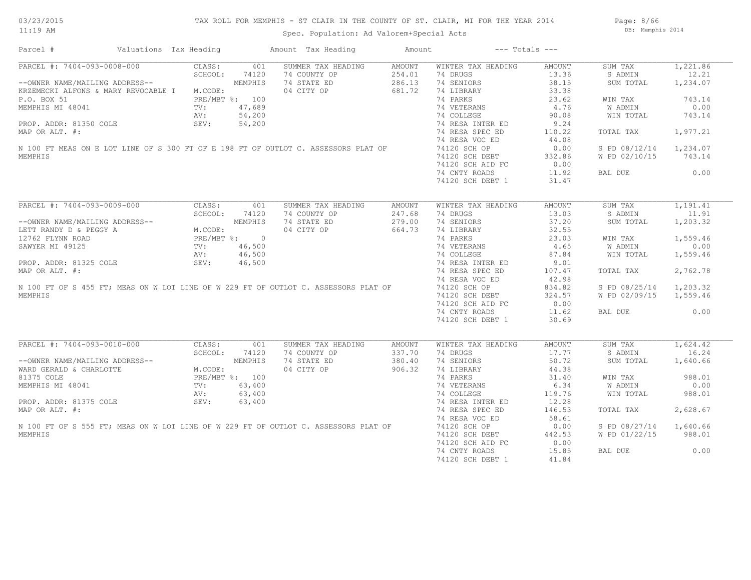TAX ROLL FOR MEMPHIS - ST CLAIR IN THE COUNTY OF ST. CLAIR, MI FOR THE YEAR 2014

Spec. Population: Ad Valorem+Special Acts

03/23/2015 11:19 AM

DB: Memphis 2014

| Parcel # | Valuations | Tax Heading | Amount | Tax Heading | Amount | --- Totals --- | |
|---|---|---|---|---|---|---|---|
| PARCEL #: 7404-093-0008-000 | CLASS: 401 | SUMMER TAX HEADING | AMOUNT | WINTER TAX HEADING | AMOUNT | SUM TAX | 1,221.86 |
| | SCHOOL: 74120 | 74 COUNTY OP | 254.01 | 74 DRUGS | 13.36 | S ADMIN | 12.21 |
| --OWNER NAME/MAILING ADDRESS-- | MEMPHIS | 74 STATE ED | 286.13 | 74 SENIORS | 38.15 | SUM TOTAL | 1,234.07 |
| KRZEMECKI ALFONS & MARY REVOCABLE T | M.CODE: | 04 CITY OP | 681.72 | 74 LIBRARY | 33.38 | | |
| P.O. BOX 51 | PRE/MBT %: 100 | | | 74 PARKS | 23.62 | WIN TAX | 743.14 |
| MEMPHIS MI 48041 | TV: 47,689 | | | 74 VETERANS | 4.76 | W ADMIN | 0.00 |
| | AV: 54,200 | | | 74 COLLEGE | 90.08 | WIN TOTAL | 743.14 |
| PROP. ADDR: 81350 COLE | SEV: 54,200 | | | 74 RESA INTER ED | 9.24 | | |
| MAP OR ALT. #: | | | | 74 RESA SPEC ED | 110.22 | TOTAL TAX | 1,977.21 |
| | | | | 74 RESA VOC ED | 44.08 | | |
| N 100 FT MEAS ON E LOT LINE OF S 300 FT OF E 198 FT OF OUTLOT C. ASSESSORS PLAT OF | | | | 74120 SCH OP | 0.00 | S PD 08/12/14 | 1,234.07 |
| MEMPHIS | | | | 74120 SCH DEBT | 332.86 | W PD 02/10/15 | 743.14 |
| | | | | 74120 SCH AID FC | 0.00 | | |
| | | | | 74 CNTY ROADS | 11.92 | BAL DUE | 0.00 |
| | | | | 74120 SCH DEBT 1 | 31.47 | | |
| PARCEL #: 7404-093-0009-000 | CLASS: 401 | SUMMER TAX HEADING | AMOUNT | WINTER TAX HEADING | AMOUNT | SUM TAX | 1,191.41 |
| | SCHOOL: 74120 | 74 COUNTY OP | 247.68 | 74 DRUGS | 13.03 | S ADMIN | 11.91 |
| --OWNER NAME/MAILING ADDRESS-- | MEMPHIS | 74 STATE ED | 279.00 | 74 SENIORS | 37.20 | SUM TOTAL | 1,203.32 |
| LETT RANDY D & PEGGY A | M.CODE: | 04 CITY OP | 664.73 | 74 LIBRARY | 32.55 | | |
| 12762 FLYNN ROAD | PRE/MBT %: 0 | | | 74 PARKS | 23.03 | WIN TAX | 1,559.46 |
| SAWYER MI 49125 | TV: 46,500 | | | 74 VETERANS | 4.65 | W ADMIN | 0.00 |
| | AV: 46,500 | | | 74 COLLEGE | 87.84 | WIN TOTAL | 1,559.46 |
| PROP. ADDR: 81325 COLE | SEV: 46,500 | | | 74 RESA INTER ED | 9.01 | | |
| MAP OR ALT. #: | | | | 74 RESA SPEC ED | 107.47 | TOTAL TAX | 2,762.78 |
| | | | | 74 RESA VOC ED | 42.98 | | |
| N 100 FT OF S 455 FT; MEAS ON W LOT LINE OF W 229 FT OF OUTLOT C. ASSESSORS PLAT OF | | | | 74120 SCH OP | 834.82 | S PD 08/25/14 | 1,203.32 |
| MEMPHIS | | | | 74120 SCH DEBT | 324.57 | W PD 02/09/15 | 1,559.46 |
| | | | | 74120 SCH AID FC | 0.00 | | |
| | | | | 74 CNTY ROADS | 11.62 | BAL DUE | 0.00 |
| | | | | 74120 SCH DEBT 1 | 30.69 | | |
| PARCEL #: 7404-093-0010-000 | CLASS: 401 | SUMMER TAX HEADING | AMOUNT | WINTER TAX HEADING | AMOUNT | SUM TAX | 1,624.42 |
| | SCHOOL: 74120 | 74 COUNTY OP | 337.70 | 74 DRUGS | 17.77 | S ADMIN | 16.24 |
| --OWNER NAME/MAILING ADDRESS-- | MEMPHIS | 74 STATE ED | 380.40 | 74 SENIORS | 50.72 | SUM TOTAL | 1,640.66 |
| WARD GERALD & CHARLOTTE | M.CODE: | 04 CITY OP | 906.32 | 74 LIBRARY | 44.38 | | |
| 81375 COLE | PRE/MBT %: 100 | | | 74 PARKS | 31.40 | WIN TAX | 988.01 |
| MEMPHIS MI 48041 | TV: 63,400 | | | 74 VETERANS | 6.34 | W ADMIN | 0.00 |
| | AV: 63,400 | | | 74 COLLEGE | 119.76 | WIN TOTAL | 988.01 |
| PROP. ADDR: 81375 COLE | SEV: 63,400 | | | 74 RESA INTER ED | 12.28 | | |
| MAP OR ALT. #: | | | | 74 RESA SPEC ED | 146.53 | TOTAL TAX | 2,628.67 |
| | | | | 74 RESA VOC ED | 58.61 | | |
| N 100 FT OF S 555 FT; MEAS ON W LOT LINE OF W 229 FT OF OUTLOT C. ASSESSORS PLAT OF | | | | 74120 SCH OP | 0.00 | S PD 08/27/14 | 1,640.66 |
| MEMPHIS | | | | 74120 SCH DEBT | 442.53 | W PD 01/22/15 | 988.01 |
| | | | | 74120 SCH AID FC | 0.00 | | |
| | | | | 74 CNTY ROADS | 15.85 | BAL DUE | 0.00 |
| | | | | 74120 SCH DEBT 1 | 41.84 | | |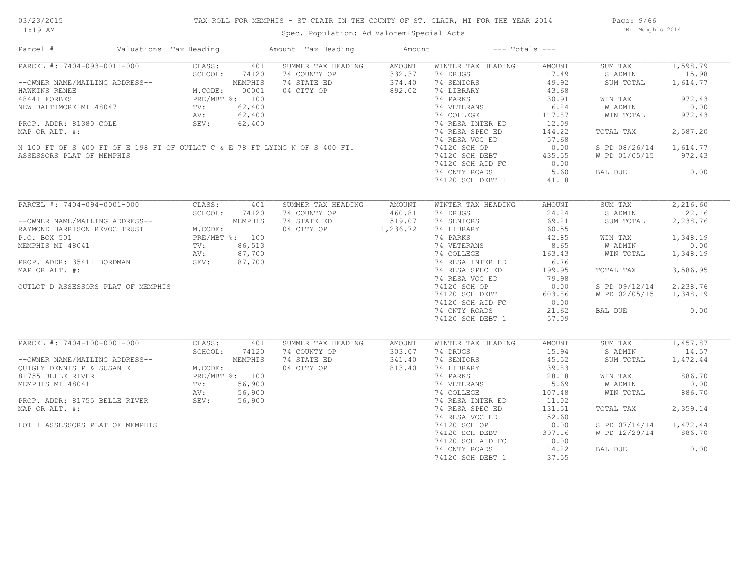# TAX ROLL FOR MEMPHIS - ST CLAIR IN THE COUNTY OF ST. CLAIR, MI FOR THE YEAR 2014

Spec. Population: Ad Valorem+Special Acts

| Parcel # | Valuations | Tax Heading | Amount | Tax Heading | Amount | --- Totals --- | |
|---|---|---|---|---|---|---|---|
| PARCEL #: 7404-093-0011-000 | CLASS: 401 | SUMMER TAX HEADING | AMOUNT | WINTER TAX HEADING | AMOUNT | SUM TAX | 1,598.79 |
| | SCHOOL: 74120 | 74 COUNTY OP | 332.37 | 74 DRUGS | 17.49 | S ADMIN | 15.98 |
| --OWNER NAME/MAILING ADDRESS-- | MEMPHIS | 74 STATE ED | 374.40 | 74 SENIORS | 49.92 | SUM TOTAL | 1,614.77 |
| HAWKINS RENEE | M.CODE: 00001 | 04 CITY OP | 892.02 | 74 LIBRARY | 43.68 | | |
| 48441 FORBES | PRE/MBT %: 100 | | | 74 PARKS | 30.91 | WIN TAX | 972.43 |
| NEW BALTIMORE MI 48047 | TV: 62,400 | | | 74 VETERANS | 6.24 | W ADMIN | 0.00 |
| | AV: 62,400 | | | 74 COLLEGE | 117.87 | WIN TOTAL | 972.43 |
| PROP. ADDR: 81380 COLE | SEV: 62,400 | | | 74 RESA INTER ED | 12.09 | | |
| MAP OR ALT. #: | | | | 74 RESA SPEC ED | 144.22 | TOTAL TAX | 2,587.20 |
| | | | | 74 RESA VOC ED | 57.68 | | |
| N 100 FT OF S 400 FT OF E 198 FT OF OUTLOT C & E 78 FT LYING N OF S 400 FT. | | | | 74120 SCH OP | 0.00 | S PD 08/26/14 | 1,614.77 |
| ASSESSORS PLAT OF MEMPHIS | | | | 74120 SCH DEBT | 435.55 | W PD 01/05/15 | 972.43 |
| | | | | 74120 SCH AID FC | 0.00 | | |
| | | | | 74 CNTY ROADS | 15.60 | BAL DUE | 0.00 |
| | | | | 74120 SCH DEBT 1 | 41.18 | | |
| PARCEL #: 7404-094-0001-000 | CLASS: 401 | SUMMER TAX HEADING | AMOUNT | WINTER TAX HEADING | AMOUNT | SUM TAX | 2,216.60 |
| | SCHOOL: 74120 | 74 COUNTY OP | 460.81 | 74 DRUGS | 24.24 | S ADMIN | 22.16 |
| --OWNER NAME/MAILING ADDRESS-- | MEMPHIS | 74 STATE ED | 519.07 | 74 SENIORS | 69.21 | SUM TOTAL | 2,238.76 |
| RAYMOND HARRISON REVOC TRUST | M.CODE: | 04 CITY OP | 1,236.72 | 74 LIBRARY | 60.55 | | |
| P.O. BOX 501 | PRE/MBT %: 100 | | | 74 PARKS | 42.85 | WIN TAX | 1,348.19 |
| MEMPHIS MI 48041 | TV: 86,513 | | | 74 VETERANS | 8.65 | W ADMIN | 0.00 |
| | AV: 87,700 | | | 74 COLLEGE | 163.43 | WIN TOTAL | 1,348.19 |
| PROP. ADDR: 35411 BORDMAN | SEV: 87,700 | | | 74 RESA INTER ED | 16.76 | | |
| MAP OR ALT. #: | | | | 74 RESA SPEC ED | 199.95 | TOTAL TAX | 3,586.95 |
| | | | | 74 RESA VOC ED | 79.98 | | |
| OUTLOT D ASSESSORS PLAT OF MEMPHIS | | | | 74120 SCH OP | 0.00 | S PD 09/12/14 | 2,238.76 |
| | | | | 74120 SCH DEBT | 603.86 | W PD 02/05/15 | 1,348.19 |
| | | | | 74120 SCH AID FC | 0.00 | | |
| | | | | 74 CNTY ROADS | 21.62 | BAL DUE | 0.00 |
| | | | | 74120 SCH DEBT 1 | 57.09 | | |
| PARCEL #: 7404-100-0001-000 | CLASS: 401 | SUMMER TAX HEADING | AMOUNT | WINTER TAX HEADING | AMOUNT | SUM TAX | 1,457.87 |
| | SCHOOL: 74120 | 74 COUNTY OP | 303.07 | 74 DRUGS | 15.94 | S ADMIN | 14.57 |
| --OWNER NAME/MAILING ADDRESS-- | MEMPHIS | 74 STATE ED | 341.40 | 74 SENIORS | 45.52 | SUM TOTAL | 1,472.44 |
| QUIGLY DENNIS P & SUSAN E | M.CODE: | 04 CITY OP | 813.40 | 74 LIBRARY | 39.83 | | |
| 81755 BELLE RIVER | PRE/MBT %: 100 | | | 74 PARKS | 28.18 | WIN TAX | 886.70 |
| MEMPHIS MI 48041 | TV: 56,900 | | | 74 VETERANS | 5.69 | W ADMIN | 0.00 |
| | AV: 56,900 | | | 74 COLLEGE | 107.48 | WIN TOTAL | 886.70 |
| PROP. ADDR: 81755 BELLE RIVER | SEV: 56,900 | | | 74 RESA INTER ED | 11.02 | | |
| MAP OR ALT. #: | | | | 74 RESA SPEC ED | 131.51 | TOTAL TAX | 2,359.14 |
| | | | | 74 RESA VOC ED | 52.60 | | |
| LOT 1 ASSESSORS PLAT OF MEMPHIS | | | | 74120 SCH OP | 0.00 | S PD 07/14/14 | 1,472.44 |
| | | | | 74120 SCH DEBT | 397.16 | W PD 12/29/14 | 886.70 |
| | | | | 74120 SCH AID FC | 0.00 | | |
| | | | | 74 CNTY ROADS | 14.22 | BAL DUE | 0.00 |
| | | | | 74120 SCH DEBT 1 | 37.55 | | |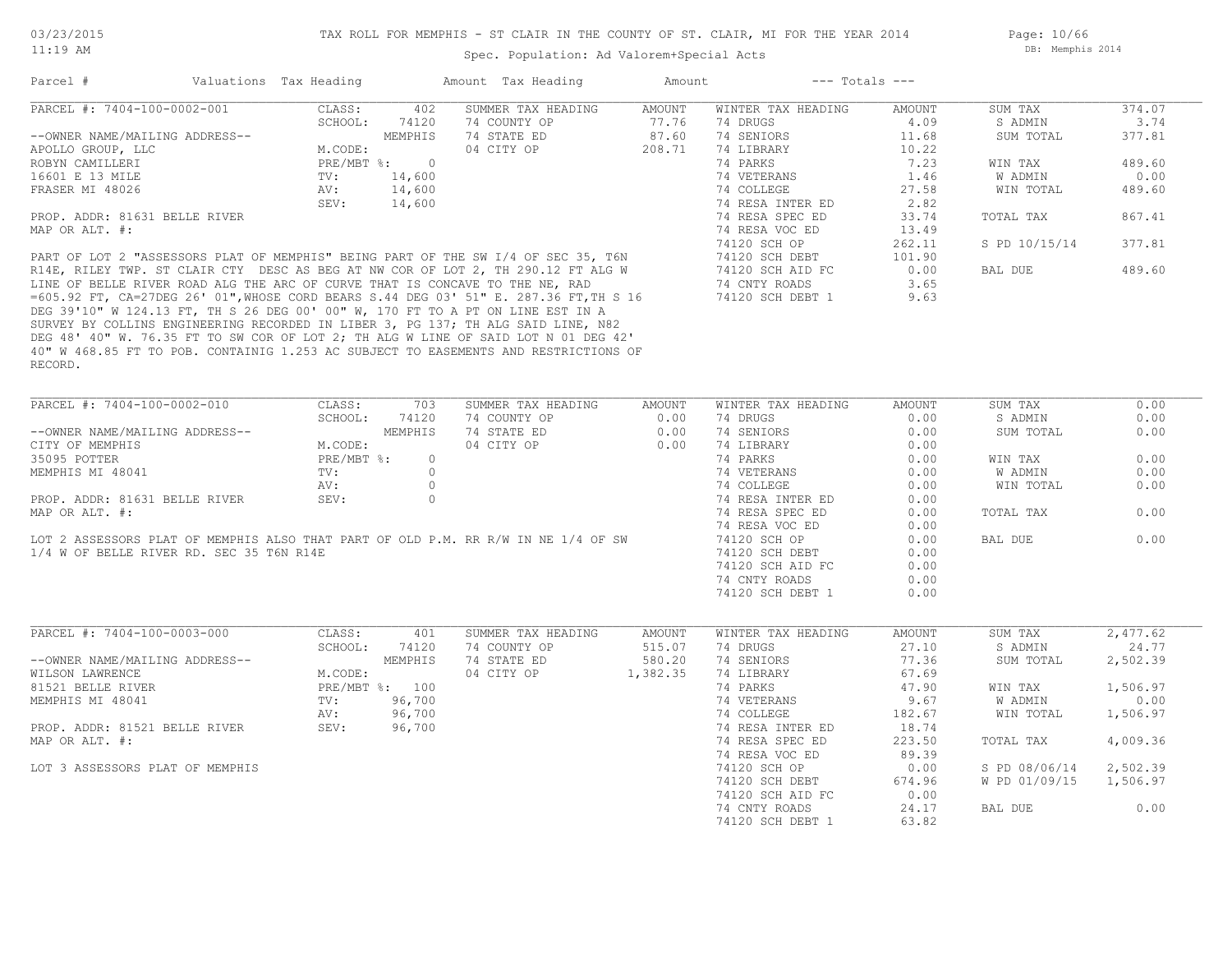# TAX ROLL FOR MEMPHIS - ST CLAIR IN THE COUNTY OF ST. CLAIR, MI FOR THE YEAR 2014

Spec. Population: Ad Valorem+Special Acts

| Parcel # | Valuations | Tax Heading | Amount | Tax Heading | Amount | --- Totals --- | |
|---|---|---|---|---|---|---|---|

## PARCEL #: 7404-100-0002-001

| | | | | | | | |
|---|---|---|---|---|---|---|---|
| --OWNER NAME/MAILING ADDRESS-- | CLASS: 402 | SUMMER TAX HEADING | AMOUNT | WINTER TAX HEADING | AMOUNT | SUM TAX | 374.07 |
| APOLLO GROUP, LLC | SCHOOL: 74120 | 74 COUNTY OP | 77.76 | 74 DRUGS | 4.09 | S ADMIN | 3.74 |
| ROBYN CAMILLERI | MEMPHIS | 74 STATE ED | 87.60 | 74 SENIORS | 11.68 | SUM TOTAL | 377.81 |
| 16601 E 13 MILE | M.CODE: | 04 CITY OP | 208.71 | 74 LIBRARY | 10.22 | | |
| FRASER MI 48026 | PRE/MBT %: 0 | | | 74 PARKS | 7.23 | WIN TAX | 489.60 |
| | TV: 14,600 | | | 74 VETERANS | 1.46 | W ADMIN | 0.00 |
| PROP. ADDR: 81631 BELLE RIVER | AV: 14,600 | | | 74 COLLEGE | 27.58 | WIN TOTAL | 489.60 |
| MAP OR ALT. #: | SEV: 14,600 | | | 74 RESA INTER ED | 2.82 | | |
| | | | | 74 RESA SPEC ED | 33.74 | TOTAL TAX | 867.41 |
| | | | | 74 RESA VOC ED | 13.49 | | |
| | | | | 74120 SCH OP | 262.11 | S PD 10/15/14 | 377.81 |
| | | | | 74120 SCH DEBT | 101.90 | | |
| | | | | 74120 SCH AID FC | 0.00 | BAL DUE | 489.60 |
| | | | | 74 CNTY ROADS | 3.65 | | |
| | | | | 74120 SCH DEBT 1 | 9.63 | | |

PART OF LOT 2 "ASSESSORS PLAT OF MEMPHIS" BEING PART OF THE SW I/4 OF SEC 35, T6N R14E, RILEY TWP. ST CLAIR CTY DESC AS BEG AT NW COR OF LOT 2, TH 290.12 FT ALG W LINE OF BELLE RIVER ROAD ALG THE ARC OF CURVE THAT IS CONCAVE TO THE NE, RAD =605.92 FT, CA=27DEG 26' 01",WHOSE CORD BEARS S.44 DEG 03' 51" E. 287.36 FT,TH S 16 DEG 39'10" W 124.13 FT, TH S 26 DEG 00' 00" W, 170 FT TO A PT ON LINE EST IN A SURVEY BY COLLINS ENGINEERING RECORDED IN LIBER 3, PG 137; TH ALG SAID LINE, N82 DEG 48' 40" W. 76.35 FT TO SW COR OF LOT 2; TH ALG W LINE OF SAID LOT N 01 DEG 42' 40" W 468.85 FT TO POB. CONTAINIG 1.253 AC SUBJECT TO EASEMENTS AND RESTRICTIONS OF RECORD.

## PARCEL #: 7404-100-0002-010

| | | | | | | | |
|---|---|---|---|---|---|---|---|
| --OWNER NAME/MAILING ADDRESS-- | CLASS: 703 | SUMMER TAX HEADING | AMOUNT | WINTER TAX HEADING | AMOUNT | SUM TAX | 0.00 |
| CITY OF MEMPHIS | SCHOOL: 74120 | 74 COUNTY OP | 0.00 | 74 DRUGS | 0.00 | S ADMIN | 0.00 |
| 35095 POTTER | MEMPHIS | 74 STATE ED | 0.00 | 74 SENIORS | 0.00 | SUM TOTAL | 0.00 |
| MEMPHIS MI 48041 | M.CODE: | 04 CITY OP | 0.00 | 74 LIBRARY | 0.00 | | |
| | PRE/MBT %: 0 | | | 74 PARKS | 0.00 | WIN TAX | 0.00 |
| PROP. ADDR: 81631 BELLE RIVER | TV: 0 | | | 74 VETERANS | 0.00 | W ADMIN | 0.00 |
| MAP OR ALT. #: | AV: 0 | | | 74 COLLEGE | 0.00 | WIN TOTAL | 0.00 |
| | SEV: 0 | | | 74 RESA INTER ED | 0.00 | | |
| | | | | 74 RESA SPEC ED | 0.00 | TOTAL TAX | 0.00 |
| | | | | 74 RESA VOC ED | 0.00 | | |
| | | | | 74120 SCH OP | 0.00 | BAL DUE | 0.00 |
| | | | | 74120 SCH DEBT | 0.00 | | |
| | | | | 74120 SCH AID FC | 0.00 | | |
| | | | | 74 CNTY ROADS | 0.00 | | |
| | | | | 74120 SCH DEBT 1 | 0.00 | | |

LOT 2 ASSESSORS PLAT OF MEMPHIS ALSO THAT PART OF OLD P.M. RR R/W IN NE 1/4 OF SW 1/4 W OF BELLE RIVER RD. SEC 35 T6N R14E

## PARCEL #: 7404-100-0003-000

| | | | | | | | |
|---|---|---|---|---|---|---|---|
| --OWNER NAME/MAILING ADDRESS-- | CLASS: 401 | SUMMER TAX HEADING | AMOUNT | WINTER TAX HEADING | AMOUNT | SUM TAX | 2,477.62 |
| WILSON LAWRENCE | SCHOOL: 74120 | 74 COUNTY OP | 515.07 | 74 DRUGS | 27.10 | S ADMIN | 24.77 |
| 81521 BELLE RIVER | MEMPHIS | 74 STATE ED | 580.20 | 74 SENIORS | 77.36 | SUM TOTAL | 2,502.39 |
| MEMPHIS MI 48041 | M.CODE: | 04 CITY OP | 1,382.35 | 74 LIBRARY | 67.69 | | |
| | PRE/MBT %: 100 | | | 74 PARKS | 47.90 | WIN TAX | 1,506.97 |
| PROP. ADDR: 81521 BELLE RIVER | TV: 96,700 | | | 74 VETERANS | 9.67 | W ADMIN | 0.00 |
| MAP OR ALT. #: | AV: 96,700 | | | 74 COLLEGE | 182.67 | WIN TOTAL | 1,506.97 |
| | SEV: 96,700 | | | 74 RESA INTER ED | 18.74 | | |
| | | | | 74 RESA SPEC ED | 223.50 | TOTAL TAX | 4,009.36 |
| | | | | 74 RESA VOC ED | 89.39 | | |
| | | | | 74120 SCH OP | 0.00 | S PD 08/06/14 | 2,502.39 |
| | | | | 74120 SCH DEBT | 674.96 | W PD 01/09/15 | 1,506.97 |
| | | | | 74120 SCH AID FC | 0.00 | | |
| | | | | 74 CNTY ROADS | 24.17 | BAL DUE | 0.00 |
| | | | | 74120 SCH DEBT 1 | 63.82 | | |

LOT 3 ASSESSORS PLAT OF MEMPHIS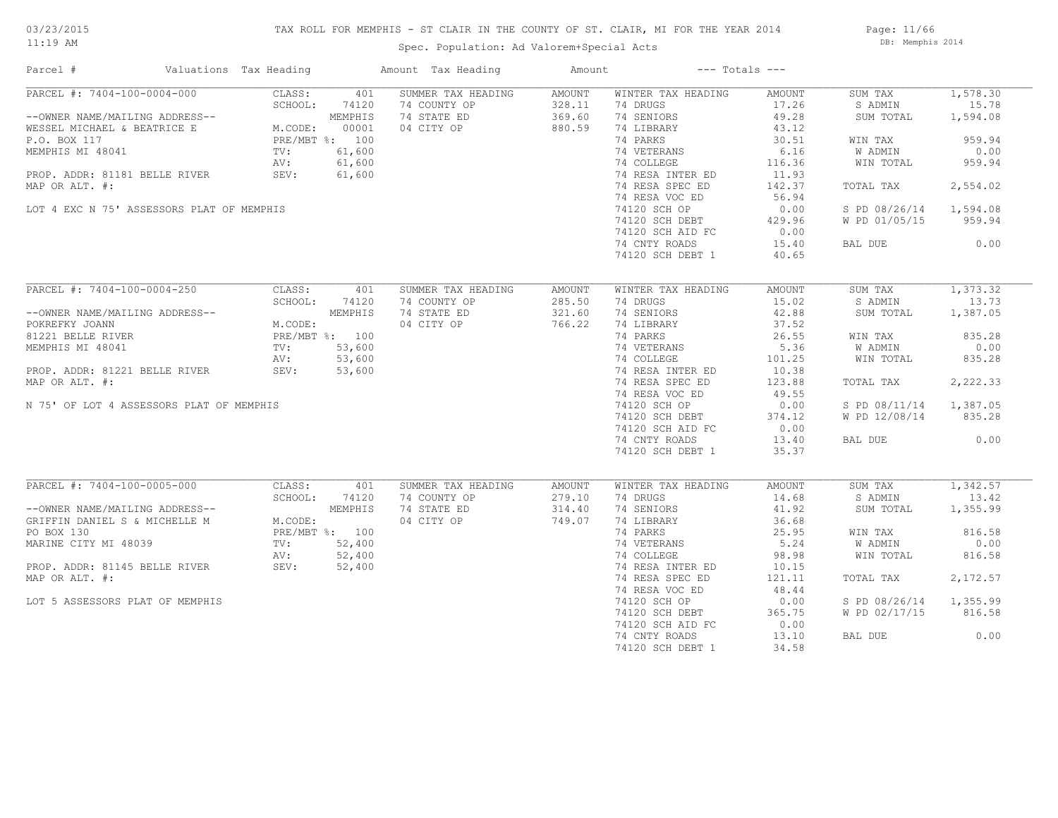TAX ROLL FOR MEMPHIS - ST CLAIR IN THE COUNTY OF ST. CLAIR, MI FOR THE YEAR 2014

Spec. Population: Ad Valorem+Special Acts

| Parcel # | Valuations | Tax Heading | Amount | Tax Heading | Amount | --- Totals --- | |
|---|---|---|---|---|---|---|---|
| PARCEL #: 7404-100-0004-000 | CLASS: 401 | SUMMER TAX HEADING | AMOUNT | WINTER TAX HEADING | AMOUNT | SUM TAX | 1,578.30 |
| | SCHOOL: 74120 | 74 COUNTY OP | 328.11 | 74 DRUGS | 17.26 | S ADMIN | 15.78 |
| --OWNER NAME/MAILING ADDRESS-- | MEMPHIS | 74 STATE ED | 369.60 | 74 SENIORS | 49.28 | SUM TOTAL | 1,594.08 |
| WESSEL MICHAEL & BEATRICE E | M.CODE: 00001 | 04 CITY OP | 880.59 | 74 LIBRARY | 43.12 | | |
| P.O. BOX 117 | PRE/MBT %: 100 | | | 74 PARKS | 30.51 | WIN TAX | 959.94 |
| MEMPHIS MI 48041 | TV: 61,600 | | | 74 VETERANS | 6.16 | W ADMIN | 0.00 |
| | AV: 61,600 | | | 74 COLLEGE | 116.36 | WIN TOTAL | 959.94 |
| PROP. ADDR: 81181 BELLE RIVER | SEV: 61,600 | | | 74 RESA INTER ED | 11.93 | | |
| MAP OR ALT. #: | | | | 74 RESA SPEC ED | 142.37 | TOTAL TAX | 2,554.02 |
| | | | | 74 RESA VOC ED | 56.94 | | |
| LOT 4 EXC N 75' ASSESSORS PLAT OF MEMPHIS | | | | 74120 SCH OP | 0.00 | S PD 08/26/14 | 1,594.08 |
| | | | | 74120 SCH DEBT | 429.96 | W PD 01/05/15 | 959.94 |
| | | | | 74120 SCH AID FC | 0.00 | | |
| | | | | 74 CNTY ROADS | 15.40 | BAL DUE | 0.00 |
| | | | | 74120 SCH DEBT 1 | 40.65 | | |

| Parcel # | Valuations | Tax Heading | Amount | Tax Heading | Amount | --- Totals --- | |
|---|---|---|---|---|---|---|---|
| PARCEL #: 7404-100-0004-250 | CLASS: 401 | SUMMER TAX HEADING | AMOUNT | WINTER TAX HEADING | AMOUNT | SUM TAX | 1,373.32 |
| | SCHOOL: 74120 | 74 COUNTY OP | 285.50 | 74 DRUGS | 15.02 | S ADMIN | 13.73 |
| --OWNER NAME/MAILING ADDRESS-- | MEMPHIS | 74 STATE ED | 321.60 | 74 SENIORS | 42.88 | SUM TOTAL | 1,387.05 |
| POKREFKY JOANN | M.CODE: | 04 CITY OP | 766.22 | 74 LIBRARY | 37.52 | | |
| 81221 BELLE RIVER | PRE/MBT %: 100 | | | 74 PARKS | 26.55 | WIN TAX | 835.28 |
| MEMPHIS MI 48041 | TV: 53,600 | | | 74 VETERANS | 5.36 | W ADMIN | 0.00 |
| | AV: 53,600 | | | 74 COLLEGE | 101.25 | WIN TOTAL | 835.28 |
| PROP. ADDR: 81221 BELLE RIVER | SEV: 53,600 | | | 74 RESA INTER ED | 10.38 | | |
| MAP OR ALT. #: | | | | 74 RESA SPEC ED | 123.88 | TOTAL TAX | 2,222.33 |
| | | | | 74 RESA VOC ED | 49.55 | | |
| N 75' OF LOT 4 ASSESSORS PLAT OF MEMPHIS | | | | 74120 SCH OP | 0.00 | S PD 08/11/14 | 1,387.05 |
| | | | | 74120 SCH DEBT | 374.12 | W PD 12/08/14 | 835.28 |
| | | | | 74120 SCH AID FC | 0.00 | | |
| | | | | 74 CNTY ROADS | 13.40 | BAL DUE | 0.00 |
| | | | | 74120 SCH DEBT 1 | 35.37 | | |

| Parcel # | Valuations | Tax Heading | Amount | Tax Heading | Amount | --- Totals --- | |
|---|---|---|---|---|---|---|---|
| PARCEL #: 7404-100-0005-000 | CLASS: 401 | SUMMER TAX HEADING | AMOUNT | WINTER TAX HEADING | AMOUNT | SUM TAX | 1,342.57 |
| | SCHOOL: 74120 | 74 COUNTY OP | 279.10 | 74 DRUGS | 14.68 | S ADMIN | 13.42 |
| --OWNER NAME/MAILING ADDRESS-- | MEMPHIS | 74 STATE ED | 314.40 | 74 SENIORS | 41.92 | SUM TOTAL | 1,355.99 |
| GRIFFIN DANIEL S & MICHELLE M | M.CODE: | 04 CITY OP | 749.07 | 74 LIBRARY | 36.68 | | |
| PO BOX 130 | PRE/MBT %: 100 | | | 74 PARKS | 25.95 | WIN TAX | 816.58 |
| MARINE CITY MI 48039 | TV: 52,400 | | | 74 VETERANS | 5.24 | W ADMIN | 0.00 |
| | AV: 52,400 | | | 74 COLLEGE | 98.98 | WIN TOTAL | 816.58 |
| PROP. ADDR: 81145 BELLE RIVER | SEV: 52,400 | | | 74 RESA INTER ED | 10.15 | | |
| MAP OR ALT. #: | | | | 74 RESA SPEC ED | 121.11 | TOTAL TAX | 2,172.57 |
| | | | | 74 RESA VOC ED | 48.44 | | |
| LOT 5 ASSESSORS PLAT OF MEMPHIS | | | | 74120 SCH OP | 0.00 | S PD 08/26/14 | 1,355.99 |
| | | | | 74120 SCH DEBT | 365.75 | W PD 02/17/15 | 816.58 |
| | | | | 74120 SCH AID FC | 0.00 | | |
| | | | | 74 CNTY ROADS | 13.10 | BAL DUE | 0.00 |
| | | | | 74120 SCH DEBT 1 | 34.58 | | |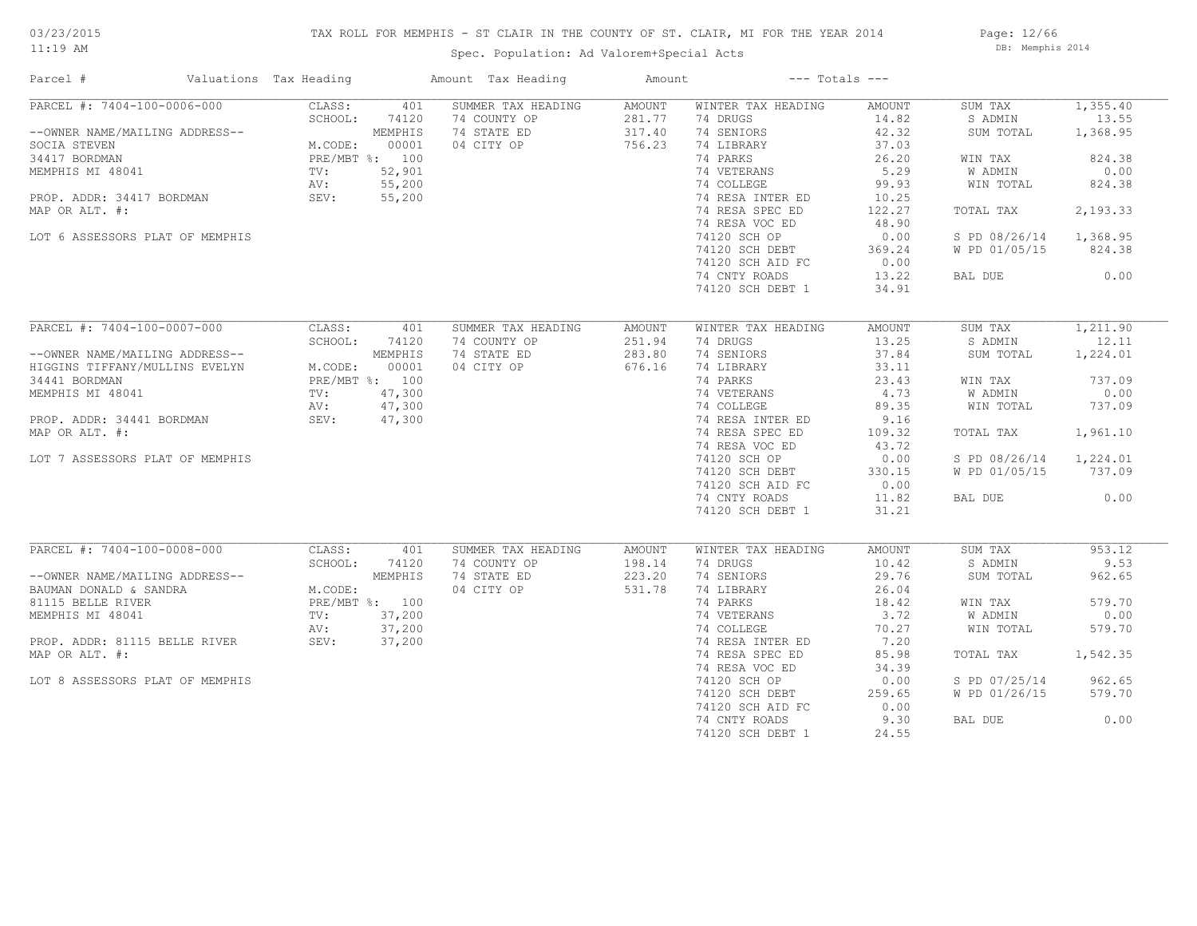# TAX ROLL FOR MEMPHIS - ST CLAIR IN THE COUNTY OF ST. CLAIR, MI FOR THE YEAR 2014

03/23/2015
11:19 AM

DB: Memphis 2014

Spec. Population: Ad Valorem+Special Acts

| Parcel # | Valuations | Tax Heading | Amount | Tax Heading | Amount | --- Totals --- | |
|---|---|---|---|---|---|---|---|
| PARCEL #: 7404-100-0006-000 | CLASS: 401 | SUMMER TAX HEADING | AMOUNT | WINTER TAX HEADING | AMOUNT | SUM TAX | 1,355.40 |
| | SCHOOL: 74120 | 74 COUNTY OP | 281.77 | 74 DRUGS | 14.82 | S ADMIN | 13.55 |
| --OWNER NAME/MAILING ADDRESS-- | MEMPHIS | 74 STATE ED | 317.40 | 74 SENIORS | 42.32 | SUM TOTAL | 1,368.95 |
| SOCIA STEVEN | M.CODE: 00001 | 04 CITY OP | 756.23 | 74 LIBRARY | 37.03 | | |
| 34417 BORDMAN | PRE/MBT %: 100 | | | 74 PARKS | 26.20 | WIN TAX | 824.38 |
| MEMPHIS MI 48041 | TV: 52,901 | | | 74 VETERANS | 5.29 | W ADMIN | 0.00 |
| | AV: 55,200 | | | 74 COLLEGE | 99.93 | WIN TOTAL | 824.38 |
| PROP. ADDR: 34417 BORDMAN | SEV: 55,200 | | | 74 RESA INTER ED | 10.25 | | |
| MAP OR ALT. #: | | | | 74 RESA SPEC ED | 122.27 | TOTAL TAX | 2,193.33 |
| | | | | 74 RESA VOC ED | 48.90 | | |
| LOT 6 ASSESSORS PLAT OF MEMPHIS | | | | 74120 SCH OP | 0.00 | S PD 08/26/14 | 1,368.95 |
| | | | | 74120 SCH DEBT | 369.24 | W PD 01/05/15 | 824.38 |
| | | | | 74120 SCH AID FC | 0.00 | | |
| | | | | 74 CNTY ROADS | 13.22 | BAL DUE | 0.00 |
| | | | | 74120 SCH DEBT 1 | 34.91 | | |
| PARCEL #: 7404-100-0007-000 | CLASS: 401 | SUMMER TAX HEADING | AMOUNT | WINTER TAX HEADING | AMOUNT | SUM TAX | 1,211.90 |
| | SCHOOL: 74120 | 74 COUNTY OP | 251.94 | 74 DRUGS | 13.25 | S ADMIN | 12.11 |
| --OWNER NAME/MAILING ADDRESS-- | MEMPHIS | 74 STATE ED | 283.80 | 74 SENIORS | 37.84 | SUM TOTAL | 1,224.01 |
| HIGGINS TIFFANY/MULLINS EVELYN | M.CODE: 00001 | 04 CITY OP | 676.16 | 74 LIBRARY | 33.11 | | |
| 34441 BORDMAN | PRE/MBT %: 100 | | | 74 PARKS | 23.43 | WIN TAX | 737.09 |
| MEMPHIS MI 48041 | TV: 47,300 | | | 74 VETERANS | 4.73 | W ADMIN | 0.00 |
| | AV: 47,300 | | | 74 COLLEGE | 89.35 | WIN TOTAL | 737.09 |
| PROP. ADDR: 34441 BORDMAN | SEV: 47,300 | | | 74 RESA INTER ED | 9.16 | | |
| MAP OR ALT. #: | | | | 74 RESA SPEC ED | 109.32 | TOTAL TAX | 1,961.10 |
| | | | | 74 RESA VOC ED | 43.72 | | |
| LOT 7 ASSESSORS PLAT OF MEMPHIS | | | | 74120 SCH OP | 0.00 | S PD 08/26/14 | 1,224.01 |
| | | | | 74120 SCH DEBT | 330.15 | W PD 01/05/15 | 737.09 |
| | | | | 74120 SCH AID FC | 0.00 | | |
| | | | | 74 CNTY ROADS | 11.82 | BAL DUE | 0.00 |
| | | | | 74120 SCH DEBT 1 | 31.21 | | |
| PARCEL #: 7404-100-0008-000 | CLASS: 401 | SUMMER TAX HEADING | AMOUNT | WINTER TAX HEADING | AMOUNT | SUM TAX | 953.12 |
| | SCHOOL: 74120 | 74 COUNTY OP | 198.14 | 74 DRUGS | 10.42 | S ADMIN | 9.53 |
| --OWNER NAME/MAILING ADDRESS-- | MEMPHIS | 74 STATE ED | 223.20 | 74 SENIORS | 29.76 | SUM TOTAL | 962.65 |
| BAUMAN DONALD & SANDRA | M.CODE: | 04 CITY OP | 531.78 | 74 LIBRARY | 26.04 | | |
| 81115 BELLE RIVER | PRE/MBT %: 100 | | | 74 PARKS | 18.42 | WIN TAX | 579.70 |
| MEMPHIS MI 48041 | TV: 37,200 | | | 74 VETERANS | 3.72 | W ADMIN | 0.00 |
| | AV: 37,200 | | | 74 COLLEGE | 70.27 | WIN TOTAL | 579.70 |
| PROP. ADDR: 81115 BELLE RIVER | SEV: 37,200 | | | 74 RESA INTER ED | 7.20 | | |
| MAP OR ALT. #: | | | | 74 RESA SPEC ED | 85.98 | TOTAL TAX | 1,542.35 |
| | | | | 74 RESA VOC ED | 34.39 | | |
| LOT 8 ASSESSORS PLAT OF MEMPHIS | | | | 74120 SCH OP | 0.00 | S PD 07/25/14 | 962.65 |
| | | | | 74120 SCH DEBT | 259.65 | W PD 01/26/15 | 579.70 |
| | | | | 74120 SCH AID FC | 0.00 | | |
| | | | | 74 CNTY ROADS | 9.30 | BAL DUE | 0.00 |
| | | | | 74120 SCH DEBT 1 | 24.55 | | |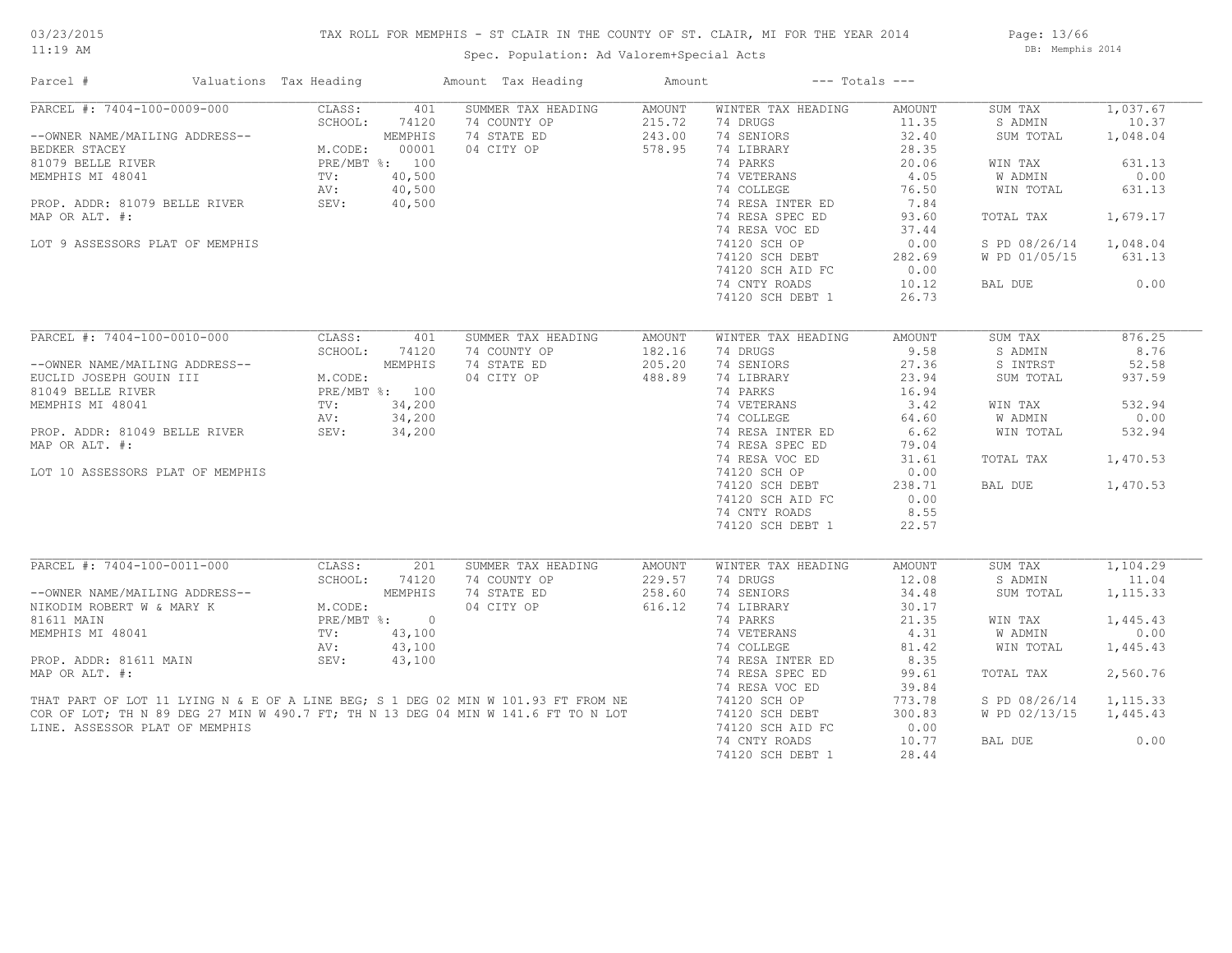# TAX ROLL FOR MEMPHIS - ST CLAIR IN THE COUNTY OF ST. CLAIR, MI FOR THE YEAR 2014

03/23/2015
11:19 AM

Spec. Population: Ad Valorem+Special Acts

DB: Memphis 2014

| Parcel # | Valuations | Tax Heading | Amount | Tax Heading | Amount | --- Totals --- | |
|---|---|---|---|---|---|---|---|
| PARCEL #: 7404-100-0009-000 | CLASS: 401 | SUMMER TAX HEADING | AMOUNT | WINTER TAX HEADING | AMOUNT | SUM TAX | 1,037.67 |
| | SCHOOL: 74120 | 74 COUNTY OP | 215.72 | 74 DRUGS | 11.35 | S ADMIN | 10.37 |
| --OWNER NAME/MAILING ADDRESS-- | MEMPHIS | 74 STATE ED | 243.00 | 74 SENIORS | 32.40 | SUM TOTAL | 1,048.04 |
| BEDKER STACEY | M.CODE: 00001 | 04 CITY OP | 578.95 | 74 LIBRARY | 28.35 | | |
| 81079 BELLE RIVER | PRE/MBT %: 100 | | | 74 PARKS | 20.06 | WIN TAX | 631.13 |
| MEMPHIS MI 48041 | TV: 40,500 | | | 74 VETERANS | 4.05 | W ADMIN | 0.00 |
| | AV: 40,500 | | | 74 COLLEGE | 76.50 | WIN TOTAL | 631.13 |
| PROP. ADDR: 81079 BELLE RIVER | SEV: 40,500 | | | 74 RESA INTER ED | 7.84 | | |
| MAP OR ALT. #: | | | | 74 RESA SPEC ED | 93.60 | TOTAL TAX | 1,679.17 |
| | | | | 74 RESA VOC ED | 37.44 | | |
| LOT 9 ASSESSORS PLAT OF MEMPHIS | | | | 74120 SCH OP | 0.00 | S PD 08/26/14 | 1,048.04 |
| | | | | 74120 SCH DEBT | 282.69 | W PD 01/05/15 | 631.13 |
| | | | | 74120 SCH AID FC | 0.00 | | |
| | | | | 74 CNTY ROADS | 10.12 | BAL DUE | 0.00 |
| | | | | 74120 SCH DEBT 1 | 26.73 | | |
| PARCEL #: 7404-100-0010-000 | CLASS: 401 | SUMMER TAX HEADING | AMOUNT | WINTER TAX HEADING | AMOUNT | SUM TAX | 876.25 |
| | SCHOOL: 74120 | 74 COUNTY OP | 182.16 | 74 DRUGS | 9.58 | S ADMIN | 8.76 |
| --OWNER NAME/MAILING ADDRESS-- | MEMPHIS | 74 STATE ED | 205.20 | 74 SENIORS | 27.36 | S INTRST | 52.58 |
| EUCLID JOSEPH GOUIN III | M.CODE: | 04 CITY OP | 488.89 | 74 LIBRARY | 23.94 | SUM TOTAL | 937.59 |
| 81049 BELLE RIVER | PRE/MBT %: 100 | | | 74 PARKS | 16.94 | | |
| MEMPHIS MI 48041 | TV: 34,200 | | | 74 VETERANS | 3.42 | WIN TAX | 532.94 |
| | AV: 34,200 | | | 74 COLLEGE | 64.60 | W ADMIN | 0.00 |
| PROP. ADDR: 81049 BELLE RIVER | SEV: 34,200 | | | 74 RESA INTER ED | 6.62 | WIN TOTAL | 532.94 |
| MAP OR ALT. #: | | | | 74 RESA SPEC ED | 79.04 | | |
| | | | | 74 RESA VOC ED | 31.61 | TOTAL TAX | 1,470.53 |
| LOT 10 ASSESSORS PLAT OF MEMPHIS | | | | 74120 SCH OP | 0.00 | | |
| | | | | 74120 SCH DEBT | 238.71 | BAL DUE | 1,470.53 |
| | | | | 74120 SCH AID FC | 0.00 | | |
| | | | | 74 CNTY ROADS | 8.55 | | |
| | | | | 74120 SCH DEBT 1 | 22.57 | | |
| PARCEL #: 7404-100-0011-000 | CLASS: 201 | SUMMER TAX HEADING | AMOUNT | WINTER TAX HEADING | AMOUNT | SUM TAX | 1,104.29 |
| | SCHOOL: 74120 | 74 COUNTY OP | 229.57 | 74 DRUGS | 12.08 | S ADMIN | 11.04 |
| --OWNER NAME/MAILING ADDRESS-- | MEMPHIS | 74 STATE ED | 258.60 | 74 SENIORS | 34.48 | SUM TOTAL | 1,115.33 |
| NIKODIM ROBERT W & MARY K | M.CODE: | 04 CITY OP | 616.12 | 74 LIBRARY | 30.17 | | |
| 81611 MAIN | PRE/MBT %: 0 | | | 74 PARKS | 21.35 | WIN TAX | 1,445.43 |
| MEMPHIS MI 48041 | TV: 43,100 | | | 74 VETERANS | 4.31 | W ADMIN | 0.00 |
| | AV: 43,100 | | | 74 COLLEGE | 81.42 | WIN TOTAL | 1,445.43 |
| PROP. ADDR: 81611 MAIN | SEV: 43,100 | | | 74 RESA INTER ED | 8.35 | | |
| MAP OR ALT. #: | | | | 74 RESA SPEC ED | 99.61 | TOTAL TAX | 2,560.76 |
| | | | | 74 RESA VOC ED | 39.84 | | |
| THAT PART OF LOT 11 LYING N & E OF A LINE BEG; S 1 DEG 02 MIN W 101.93 FT FROM NE | | | | 74120 SCH OP | 773.78 | S PD 08/26/14 | 1,115.33 |
| COR OF LOT; TH N 89 DEG 27 MIN W 490.7 FT; TH N 13 DEG 04 MIN W 141.6 FT TO N LOT | | | | 74120 SCH DEBT | 300.83 | W PD 02/13/15 | 1,445.43 |
| LINE. ASSESSOR PLAT OF MEMPHIS | | | | 74120 SCH AID FC | 0.00 | | |
| | | | | 74 CNTY ROADS | 10.77 | BAL DUE | 0.00 |
| | | | | 74120 SCH DEBT 1 | 28.44 | | |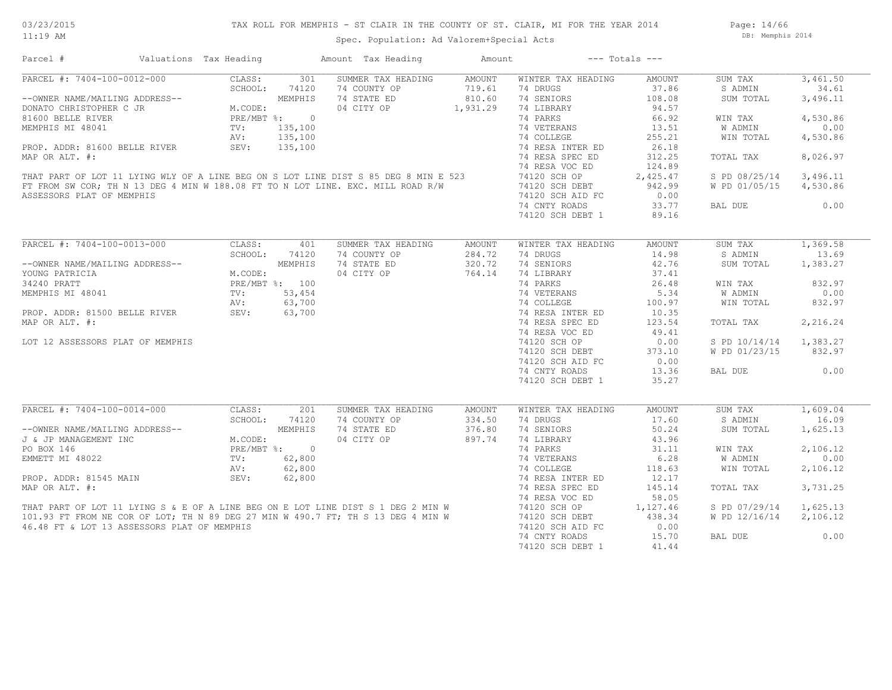# TAX ROLL FOR MEMPHIS - ST CLAIR IN THE COUNTY OF ST. CLAIR, MI FOR THE YEAR 2014

Spec. Population: Ad Valorem+Special Acts

| Parcel # | Valuations | Tax Heading | Amount | Tax Heading | Amount | --- Totals --- | |
|---|---|---|---|---|---|---|---|

## PARCEL #: 7404-100-0012-000

| | | | | | | | |
|---|---|---|---|---|---|---|---|
| CLASS: | 301 | SUMMER TAX HEADING | AMOUNT | WINTER TAX HEADING | AMOUNT | SUM TAX | 3,461.50 |
| SCHOOL: | 74120 | 74 COUNTY OP | 719.61 | 74 DRUGS | 37.86 | S ADMIN | 34.61 |
| | MEMPHIS | 74 STATE ED | 810.60 | 74 SENIORS | 108.08 | SUM TOTAL | 3,496.11 |
| M.CODE: | | 04 CITY OP | 1,931.29 | 74 LIBRARY | 94.57 | | |
| PRE/MBT %: | 0 | | | 74 PARKS | 66.92 | WIN TAX | 4,530.86 |
| TV: | 135,100 | | | 74 VETERANS | 13.51 | W ADMIN | 0.00 |
| AV: | 135,100 | | | 74 COLLEGE | 255.21 | WIN TOTAL | 4,530.86 |
| SEV: | 135,100 | | | 74 RESA INTER ED | 26.18 | | |
| | | | | 74 RESA SPEC ED | 312.25 | TOTAL TAX | 8,026.97 |
| | | | | 74 RESA VOC ED | 124.89 | | |
| | | | | 74120 SCH OP | 2,425.47 | S PD 08/25/14 | 3,496.11 |
| | | | | 74120 SCH DEBT | 942.99 | W PD 01/05/15 | 4,530.86 |
| | | | | 74120 SCH AID FC | 0.00 | | |
| | | | | 74 CNTY ROADS | 33.77 | BAL DUE | 0.00 |
| | | | | 74120 SCH DEBT 1 | 89.16 | | |

--OWNER NAME/MAILING ADDRESS--
DONATO CHRISTOPHER C JR
81600 BELLE RIVER
MEMPHIS MI 48041

PROP. ADDR: 81600 BELLE RIVER
MAP OR ALT. #:

THAT PART OF LOT 11 LYING WLY OF A LINE BEG ON S LOT LINE DIST S 85 DEG 8 MIN E 523 FT FROM SW COR; TH N 13 DEG 4 MIN W 188.08 FT TO N LOT LINE. EXC. MILL ROAD R/W ASSESSORS PLAT OF MEMPHIS

## PARCEL #: 7404-100-0013-000

| | | | | | | | |
|---|---|---|---|---|---|---|---|
| CLASS: | 401 | SUMMER TAX HEADING | AMOUNT | WINTER TAX HEADING | AMOUNT | SUM TAX | 1,369.58 |
| SCHOOL: | 74120 | 74 COUNTY OP | 284.72 | 74 DRUGS | 14.98 | S ADMIN | 13.69 |
| | MEMPHIS | 74 STATE ED | 320.72 | 74 SENIORS | 42.76 | SUM TOTAL | 1,383.27 |
| M.CODE: | | 04 CITY OP | 764.14 | 74 LIBRARY | 37.41 | | |
| PRE/MBT %: | 100 | | | 74 PARKS | 26.48 | WIN TAX | 832.97 |
| TV: | 53,454 | | | 74 VETERANS | 5.34 | W ADMIN | 0.00 |
| AV: | 63,700 | | | 74 COLLEGE | 100.97 | WIN TOTAL | 832.97 |
| SEV: | 63,700 | | | 74 RESA INTER ED | 10.35 | | |
| | | | | 74 RESA SPEC ED | 123.54 | TOTAL TAX | 2,216.24 |
| | | | | 74 RESA VOC ED | 49.41 | | |
| | | | | 74120 SCH OP | 0.00 | S PD 10/14/14 | 1,383.27 |
| | | | | 74120 SCH DEBT | 373.10 | W PD 01/23/15 | 832.97 |
| | | | | 74120 SCH AID FC | 0.00 | | |
| | | | | 74 CNTY ROADS | 13.36 | BAL DUE | 0.00 |
| | | | | 74120 SCH DEBT 1 | 35.27 | | |

--OWNER NAME/MAILING ADDRESS--
YOUNG PATRICIA
34240 PRATT
MEMPHIS MI 48041

PROP. ADDR: 81500 BELLE RIVER
MAP OR ALT. #:

LOT 12 ASSESSORS PLAT OF MEMPHIS

## PARCEL #: 7404-100-0014-000

| | | | | | | | |
|---|---|---|---|---|---|---|---|
| CLASS: | 201 | SUMMER TAX HEADING | AMOUNT | WINTER TAX HEADING | AMOUNT | SUM TAX | 1,609.04 |
| SCHOOL: | 74120 | 74 COUNTY OP | 334.50 | 74 DRUGS | 17.60 | S ADMIN | 16.09 |
| | MEMPHIS | 74 STATE ED | 376.80 | 74 SENIORS | 50.24 | SUM TOTAL | 1,625.13 |
| M.CODE: | | 04 CITY OP | 897.74 | 74 LIBRARY | 43.96 | | |
| PRE/MBT %: | 0 | | | 74 PARKS | 31.11 | WIN TAX | 2,106.12 |
| TV: | 62,800 | | | 74 VETERANS | 6.28 | W ADMIN | 0.00 |
| AV: | 62,800 | | | 74 COLLEGE | 118.63 | WIN TOTAL | 2,106.12 |
| SEV: | 62,800 | | | 74 RESA INTER ED | 12.17 | | |
| | | | | 74 RESA SPEC ED | 145.14 | TOTAL TAX | 3,731.25 |
| | | | | 74 RESA VOC ED | 58.05 | | |
| | | | | 74120 SCH OP | 1,127.46 | S PD 07/29/14 | 1,625.13 |
| | | | | 74120 SCH DEBT | 438.34 | W PD 12/16/14 | 2,106.12 |
| | | | | 74120 SCH AID FC | 0.00 | | |
| | | | | 74 CNTY ROADS | 15.70 | BAL DUE | 0.00 |
| | | | | 74120 SCH DEBT 1 | 41.44 | | |

--OWNER NAME/MAILING ADDRESS--
J & JP MANAGEMENT INC
PO BOX 146
EMMETT MI 48022

PROP. ADDR: 81545 MAIN
MAP OR ALT. #:

THAT PART OF LOT 11 LYING S & E OF A LINE BEG ON E LOT LINE DIST S 1 DEG 2 MIN W 101.93 FT FROM NE COR OF LOT; TH N 89 DEG 27 MIN W 490.7 FT; TH S 13 DEG 4 MIN W 46.48 FT & LOT 13 ASSESSORS PLAT OF MEMPHIS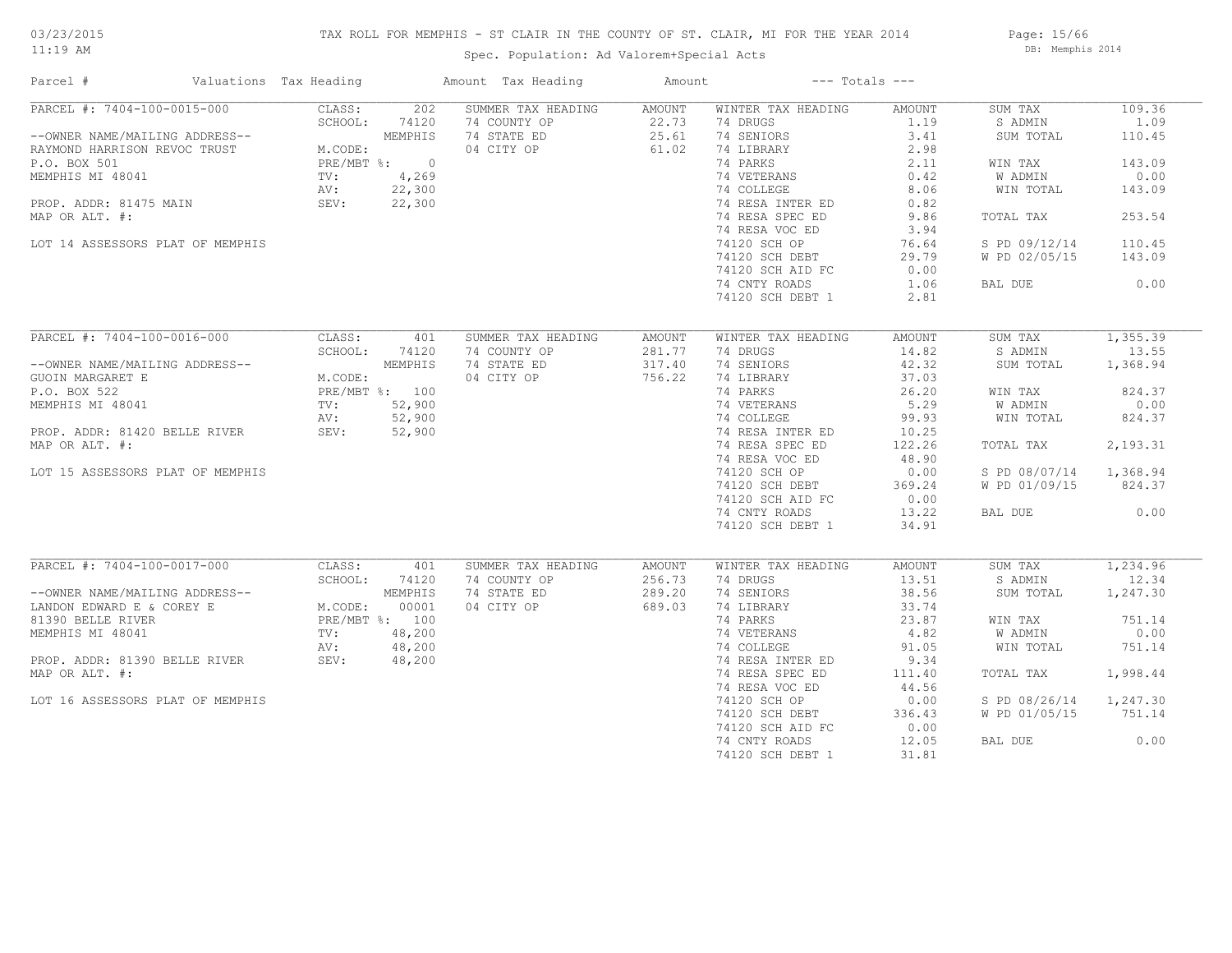# TAX ROLL FOR MEMPHIS - ST CLAIR IN THE COUNTY OF ST. CLAIR, MI FOR THE YEAR 2014

Spec. Population: Ad Valorem+Special Acts

03/23/2015
11:19 AM

DB: Memphis 2014

| Parcel # | Valuations | Tax Heading | Amount | Tax Heading | Amount | --- Totals --- | |
|---|---|---|---|---|---|---|---|
| PARCEL #: 7404-100-0015-000 | CLASS: 202 | SUMMER TAX HEADING | AMOUNT | WINTER TAX HEADING | AMOUNT | SUM TAX | 109.36 |
| | SCHOOL: 74120 | 74 COUNTY OP | 22.73 | 74 DRUGS | 1.19 | S ADMIN | 1.09 |
| --OWNER NAME/MAILING ADDRESS-- | MEMPHIS | 74 STATE ED | 25.61 | 74 SENIORS | 3.41 | SUM TOTAL | 110.45 |
| RAYMOND HARRISON REVOC TRUST | M.CODE: | 04 CITY OP | 61.02 | 74 LIBRARY | 2.98 | | |
| P.O. BOX 501 | PRE/MBT %: 0 | | | 74 PARKS | 2.11 | WIN TAX | 143.09 |
| MEMPHIS MI 48041 | TV: 4,269 | | | 74 VETERANS | 0.42 | W ADMIN | 0.00 |
| | AV: 22,300 | | | 74 COLLEGE | 8.06 | WIN TOTAL | 143.09 |
| PROP. ADDR: 81475 MAIN | SEV: 22,300 | | | 74 RESA INTER ED | 0.82 | | |
| MAP OR ALT. #: | | | | 74 RESA SPEC ED | 9.86 | TOTAL TAX | 253.54 |
| | | | | 74 RESA VOC ED | 3.94 | | |
| LOT 14 ASSESSORS PLAT OF MEMPHIS | | | | 74120 SCH OP | 76.64 | S PD 09/12/14 | 110.45 |
| | | | | 74120 SCH DEBT | 29.79 | W PD 02/05/15 | 143.09 |
| | | | | 74120 SCH AID FC | 0.00 | | |
| | | | | 74 CNTY ROADS | 1.06 | BAL DUE | 0.00 |
| | | | | 74120 SCH DEBT 1 | 2.81 | | |
| PARCEL #: 7404-100-0016-000 | CLASS: 401 | SUMMER TAX HEADING | AMOUNT | WINTER TAX HEADING | AMOUNT | SUM TAX | 1,355.39 |
| | SCHOOL: 74120 | 74 COUNTY OP | 281.77 | 74 DRUGS | 14.82 | S ADMIN | 13.55 |
| --OWNER NAME/MAILING ADDRESS-- | MEMPHIS | 74 STATE ED | 317.40 | 74 SENIORS | 42.32 | SUM TOTAL | 1,368.94 |
| GUOIN MARGARET E | M.CODE: | 04 CITY OP | 756.22 | 74 LIBRARY | 37.03 | | |
| P.O. BOX 522 | PRE/MBT %: 100 | | | 74 PARKS | 26.20 | WIN TAX | 824.37 |
| MEMPHIS MI 48041 | TV: 52,900 | | | 74 VETERANS | 5.29 | W ADMIN | 0.00 |
| | AV: 52,900 | | | 74 COLLEGE | 99.93 | WIN TOTAL | 824.37 |
| PROP. ADDR: 81420 BELLE RIVER | SEV: 52,900 | | | 74 RESA INTER ED | 10.25 | | |
| MAP OR ALT. #: | | | | 74 RESA SPEC ED | 122.26 | TOTAL TAX | 2,193.31 |
| | | | | 74 RESA VOC ED | 48.90 | | |
| LOT 15 ASSESSORS PLAT OF MEMPHIS | | | | 74120 SCH OP | 0.00 | S PD 08/07/14 | 1,368.94 |
| | | | | 74120 SCH DEBT | 369.24 | W PD 01/09/15 | 824.37 |
| | | | | 74120 SCH AID FC | 0.00 | | |
| | | | | 74 CNTY ROADS | 13.22 | BAL DUE | 0.00 |
| | | | | 74120 SCH DEBT 1 | 34.91 | | |
| PARCEL #: 7404-100-0017-000 | CLASS: 401 | SUMMER TAX HEADING | AMOUNT | WINTER TAX HEADING | AMOUNT | SUM TAX | 1,234.96 |
| | SCHOOL: 74120 | 74 COUNTY OP | 256.73 | 74 DRUGS | 13.51 | S ADMIN | 12.34 |
| --OWNER NAME/MAILING ADDRESS-- | MEMPHIS | 74 STATE ED | 289.20 | 74 SENIORS | 38.56 | SUM TOTAL | 1,247.30 |
| LANDON EDWARD E & COREY E | M.CODE: 00001 | 04 CITY OP | 689.03 | 74 LIBRARY | 33.74 | | |
| 81390 BELLE RIVER | PRE/MBT %: 100 | | | 74 PARKS | 23.87 | WIN TAX | 751.14 |
| MEMPHIS MI 48041 | TV: 48,200 | | | 74 VETERANS | 4.82 | W ADMIN | 0.00 |
| | AV: 48,200 | | | 74 COLLEGE | 91.05 | WIN TOTAL | 751.14 |
| PROP. ADDR: 81390 BELLE RIVER | SEV: 48,200 | | | 74 RESA INTER ED | 9.34 | | |
| MAP OR ALT. #: | | | | 74 RESA SPEC ED | 111.40 | TOTAL TAX | 1,998.44 |
| | | | | 74 RESA VOC ED | 44.56 | | |
| LOT 16 ASSESSORS PLAT OF MEMPHIS | | | | 74120 SCH OP | 0.00 | S PD 08/26/14 | 1,247.30 |
| | | | | 74120 SCH DEBT | 336.43 | W PD 01/05/15 | 751.14 |
| | | | | 74120 SCH AID FC | 0.00 | | |
| | | | | 74 CNTY ROADS | 12.05 | BAL DUE | 0.00 |
| | | | | 74120 SCH DEBT 1 | 31.81 | | |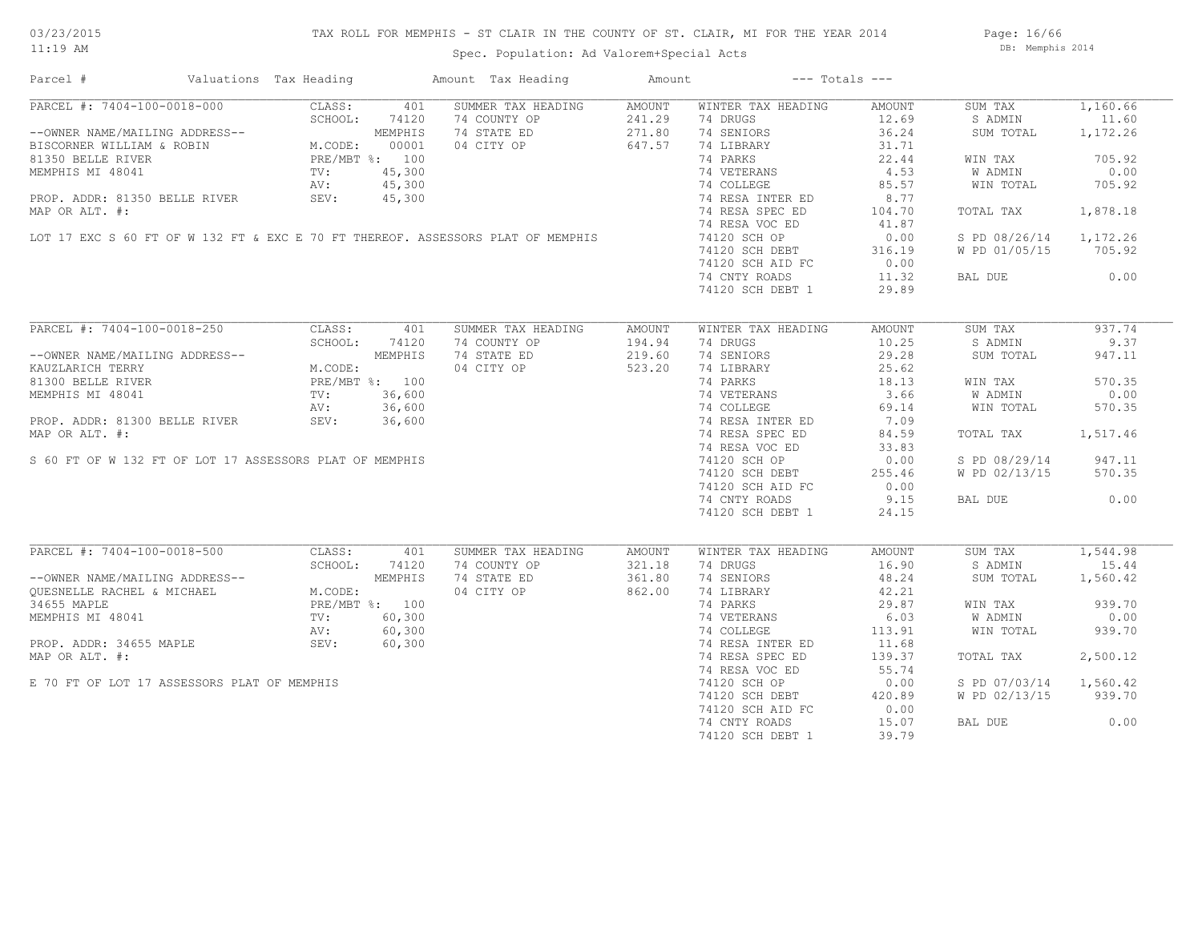# TAX ROLL FOR MEMPHIS - ST CLAIR IN THE COUNTY OF ST. CLAIR, MI FOR THE YEAR 2014

Spec. Population: Ad Valorem+Special Acts

03/23/2015 11:19 AM — DB: Memphis 2014

| Parcel # | Valuations | Tax Heading | Amount | Tax Heading | Amount | --- Totals --- | |
|---|---|---|---|---|---|---|---|

## PARCEL #: 7404-100-0018-000

| | | | | | | | |
|---|---|---|---|---|---|---|---|
| --OWNER NAME/MAILING ADDRESS-- | CLASS: 401 | SUMMER TAX HEADING | AMOUNT | WINTER TAX HEADING | AMOUNT | SUM TAX | 1,160.66 |
| BISCORNER WILLIAM & ROBIN | SCHOOL: 74120 | 74 COUNTY OP | 241.29 | 74 DRUGS | 12.69 | S ADMIN | 11.60 |
| 81350 BELLE RIVER | MEMPHIS | 74 STATE ED | 271.80 | 74 SENIORS | 36.24 | SUM TOTAL | 1,172.26 |
| MEMPHIS MI 48041 | M.CODE: 00001 | 04 CITY OP | 647.57 | 74 LIBRARY | 31.71 | | |
| | PRE/MBT %: 100 | | | 74 PARKS | 22.44 | WIN TAX | 705.92 |
| PROP. ADDR: 81350 BELLE RIVER | TV: 45,300 | | | 74 VETERANS | 4.53 | W ADMIN | 0.00 |
| MAP OR ALT. #: | AV: 45,300 | | | 74 COLLEGE | 85.57 | WIN TOTAL | 705.92 |
| | SEV: 45,300 | | | 74 RESA INTER ED | 8.77 | | |
| | | | | 74 RESA SPEC ED | 104.70 | TOTAL TAX | 1,878.18 |
| | | | | 74 RESA VOC ED | 41.87 | | |
| | | | | 74120 SCH OP | 0.00 | S PD 08/26/14 | 1,172.26 |
| | | | | 74120 SCH DEBT | 316.19 | W PD 01/05/15 | 705.92 |
| | | | | 74120 SCH AID FC | 0.00 | | |
| | | | | 74 CNTY ROADS | 11.32 | BAL DUE | 0.00 |
| | | | | 74120 SCH DEBT 1 | 29.89 | | |

LOT 17 EXC S 60 FT OF W 132 FT & EXC E 70 FT THEREOF. ASSESSORS PLAT OF MEMPHIS

## PARCEL #: 7404-100-0018-250

| | | | | | | | |
|---|---|---|---|---|---|---|---|
| --OWNER NAME/MAILING ADDRESS-- | CLASS: 401 | SUMMER TAX HEADING | AMOUNT | WINTER TAX HEADING | AMOUNT | SUM TAX | 937.74 |
| KAUZLARICH TERRY | SCHOOL: 74120 | 74 COUNTY OP | 194.94 | 74 DRUGS | 10.25 | S ADMIN | 9.37 |
| 81300 BELLE RIVER | MEMPHIS | 74 STATE ED | 219.60 | 74 SENIORS | 29.28 | SUM TOTAL | 947.11 |
| MEMPHIS MI 48041 | M.CODE: | 04 CITY OP | 523.20 | 74 LIBRARY | 25.62 | | |
| | PRE/MBT %: 100 | | | 74 PARKS | 18.13 | WIN TAX | 570.35 |
| PROP. ADDR: 81300 BELLE RIVER | TV: 36,600 | | | 74 VETERANS | 3.66 | W ADMIN | 0.00 |
| MAP OR ALT. #: | AV: 36,600 | | | 74 COLLEGE | 69.14 | WIN TOTAL | 570.35 |
| | SEV: 36,600 | | | 74 RESA INTER ED | 7.09 | | |
| | | | | 74 RESA SPEC ED | 84.59 | TOTAL TAX | 1,517.46 |
| | | | | 74 RESA VOC ED | 33.83 | | |
| | | | | 74120 SCH OP | 0.00 | S PD 08/29/14 | 947.11 |
| | | | | 74120 SCH DEBT | 255.46 | W PD 02/13/15 | 570.35 |
| | | | | 74120 SCH AID FC | 0.00 | | |
| | | | | 74 CNTY ROADS | 9.15 | BAL DUE | 0.00 |
| | | | | 74120 SCH DEBT 1 | 24.15 | | |

S 60 FT OF W 132 FT OF LOT 17 ASSESSORS PLAT OF MEMPHIS

## PARCEL #: 7404-100-0018-500

| | | | | | | | |
|---|---|---|---|---|---|---|---|
| --OWNER NAME/MAILING ADDRESS-- | CLASS: 401 | SUMMER TAX HEADING | AMOUNT | WINTER TAX HEADING | AMOUNT | SUM TAX | 1,544.98 |
| QUESNELLE RACHEL & MICHAEL | SCHOOL: 74120 | 74 COUNTY OP | 321.18 | 74 DRUGS | 16.90 | S ADMIN | 15.44 |
| 34655 MAPLE | MEMPHIS | 74 STATE ED | 361.80 | 74 SENIORS | 48.24 | SUM TOTAL | 1,560.42 |
| MEMPHIS MI 48041 | M.CODE: | 04 CITY OP | 862.00 | 74 LIBRARY | 42.21 | | |
| | PRE/MBT %: 100 | | | 74 PARKS | 29.87 | WIN TAX | 939.70 |
| PROP. ADDR: 34655 MAPLE | TV: 60,300 | | | 74 VETERANS | 6.03 | W ADMIN | 0.00 |
| MAP OR ALT. #: | AV: 60,300 | | | 74 COLLEGE | 113.91 | WIN TOTAL | 939.70 |
| | SEV: 60,300 | | | 74 RESA INTER ED | 11.68 | | |
| | | | | 74 RESA SPEC ED | 139.37 | TOTAL TAX | 2,500.12 |
| | | | | 74 RESA VOC ED | 55.74 | | |
| | | | | 74120 SCH OP | 0.00 | S PD 07/03/14 | 1,560.42 |
| | | | | 74120 SCH DEBT | 420.89 | W PD 02/13/15 | 939.70 |
| | | | | 74120 SCH AID FC | 0.00 | | |
| | | | | 74 CNTY ROADS | 15.07 | BAL DUE | 0.00 |
| | | | | 74120 SCH DEBT 1 | 39.79 | | |

E 70 FT OF LOT 17 ASSESSORS PLAT OF MEMPHIS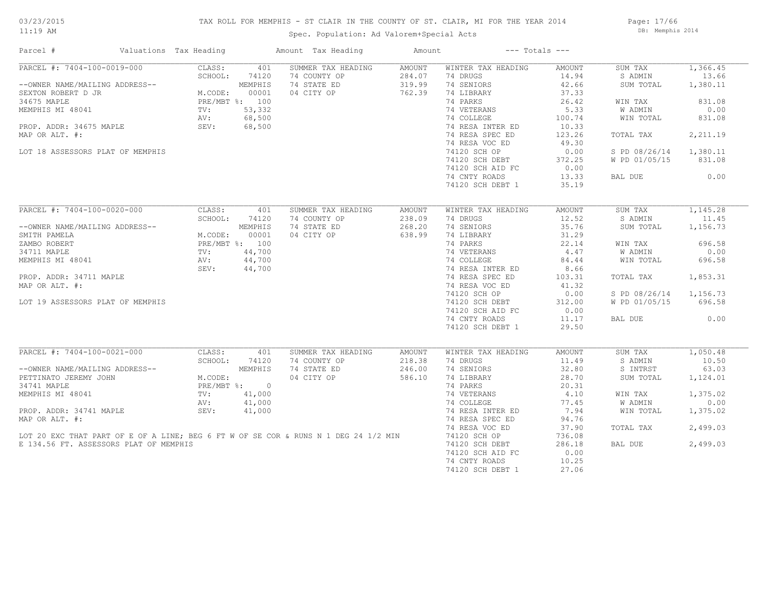# TAX ROLL FOR MEMPHIS - ST CLAIR IN THE COUNTY OF ST. CLAIR, MI FOR THE YEAR 2014

Spec. Population: Ad Valorem+Special Acts

| Parcel # | Valuations | Tax Heading | Amount | Tax Heading | Amount | --- Totals --- | | | |
|---|---|---|---|---|---|---|---|---|---|
| PARCEL #: 7404-100-0019-000 | CLASS: | 401 | SUMMER TAX HEADING | AMOUNT | WINTER TAX HEADING | AMOUNT | SUM TAX | 1,366.45 |
| | SCHOOL: | 74120 | 74 COUNTY OP | 284.07 | 74 DRUGS | 14.94 | S ADMIN | 13.66 |
| --OWNER NAME/MAILING ADDRESS-- | | MEMPHIS | 74 STATE ED | 319.99 | 74 SENIORS | 42.66 | SUM TOTAL | 1,380.11 |
| SEXTON ROBERT D JR | M.CODE: | 00001 | 04 CITY OP | 762.39 | 74 LIBRARY | 37.33 | | |
| 34675 MAPLE | PRE/MBT %: | 100 | | | 74 PARKS | 26.42 | WIN TAX | 831.08 |
| MEMPHIS MI 48041 | TV: | 53,332 | | | 74 VETERANS | 5.33 | W ADMIN | 0.00 |
| | AV: | 68,500 | | | 74 COLLEGE | 100.74 | WIN TOTAL | 831.08 |
| PROP. ADDR: 34675 MAPLE | SEV: | 68,500 | | | 74 RESA INTER ED | 10.33 | | |
| MAP OR ALT. #: | | | | | 74 RESA SPEC ED | 123.26 | TOTAL TAX | 2,211.19 |
| | | | | | 74 RESA VOC ED | 49.30 | | |
| LOT 18 ASSESSORS PLAT OF MEMPHIS | | | | | 74120 SCH OP | 0.00 | S PD 08/26/14 | 1,380.11 |
| | | | | | 74120 SCH DEBT | 372.25 | W PD 01/05/15 | 831.08 |
| | | | | | 74120 SCH AID FC | 0.00 | | |
| | | | | | 74 CNTY ROADS | 13.33 | BAL DUE | 0.00 |
| | | | | | 74120 SCH DEBT 1 | 35.19 | | |

| Parcel # | Valuations | Tax Heading | Amount | Tax Heading | Amount | --- Totals --- | | | |
|---|---|---|---|---|---|---|---|---|---|
| PARCEL #: 7404-100-0020-000 | CLASS: | 401 | SUMMER TAX HEADING | AMOUNT | WINTER TAX HEADING | AMOUNT | SUM TAX | 1,145.28 |
| | SCHOOL: | 74120 | 74 COUNTY OP | 238.09 | 74 DRUGS | 12.52 | S ADMIN | 11.45 |
| --OWNER NAME/MAILING ADDRESS-- | | MEMPHIS | 74 STATE ED | 268.20 | 74 SENIORS | 35.76 | SUM TOTAL | 1,156.73 |
| SMITH PAMELA | M.CODE: | 00001 | 04 CITY OP | 638.99 | 74 LIBRARY | 31.29 | | |
| ZAMBO ROBERT | PRE/MBT %: | 100 | | | 74 PARKS | 22.14 | WIN TAX | 696.58 |
| 34711 MAPLE | TV: | 44,700 | | | 74 VETERANS | 4.47 | W ADMIN | 0.00 |
| MEMPHIS MI 48041 | AV: | 44,700 | | | 74 COLLEGE | 84.44 | WIN TOTAL | 696.58 |
| | SEV: | 44,700 | | | 74 RESA INTER ED | 8.66 | | |
| PROP. ADDR: 34711 MAPLE | | | | | 74 RESA SPEC ED | 103.31 | TOTAL TAX | 1,853.31 |
| MAP OR ALT. #: | | | | | 74 RESA VOC ED | 41.32 | | |
| | | | | | 74120 SCH OP | 0.00 | S PD 08/26/14 | 1,156.73 |
| LOT 19 ASSESSORS PLAT OF MEMPHIS | | | | | 74120 SCH DEBT | 312.00 | W PD 01/05/15 | 696.58 |
| | | | | | 74120 SCH AID FC | 0.00 | | |
| | | | | | 74 CNTY ROADS | 11.17 | BAL DUE | 0.00 |
| | | | | | 74120 SCH DEBT 1 | 29.50 | | |

| Parcel # | Valuations | Tax Heading | Amount | Tax Heading | Amount | --- Totals --- | | | |
|---|---|---|---|---|---|---|---|---|---|
| PARCEL #: 7404-100-0021-000 | CLASS: | 401 | SUMMER TAX HEADING | AMOUNT | WINTER TAX HEADING | AMOUNT | SUM TAX | 1,050.48 |
| | SCHOOL: | 74120 | 74 COUNTY OP | 218.38 | 74 DRUGS | 11.49 | S ADMIN | 10.50 |
| --OWNER NAME/MAILING ADDRESS-- | | MEMPHIS | 74 STATE ED | 246.00 | 74 SENIORS | 32.80 | S INTRST | 63.03 |
| PETTINATO JEREMY JOHN | M.CODE: | | 04 CITY OP | 586.10 | 74 LIBRARY | 28.70 | SUM TOTAL | 1,124.01 |
| 34741 MAPLE | PRE/MBT %: | 0 | | | 74 PARKS | 20.31 | | |
| MEMPHIS MI 48041 | TV: | 41,000 | | | 74 VETERANS | 4.10 | WIN TAX | 1,375.02 |
| | AV: | 41,000 | | | 74 COLLEGE | 77.45 | W ADMIN | 0.00 |
| PROP. ADDR: 34741 MAPLE | SEV: | 41,000 | | | 74 RESA INTER ED | 7.94 | WIN TOTAL | 1,375.02 |
| MAP OR ALT. #: | | | | | 74 RESA SPEC ED | 94.76 | | |
| | | | | | 74 RESA VOC ED | 37.90 | TOTAL TAX | 2,499.03 |
| LOT 20 EXC THAT PART OF E OF A LINE; BEG 6 FT W OF SE COR & RUNS N 1 DEG 24 1/2 MIN | | | | | 74120 SCH OP | 736.08 | | |
| E 134.56 FT. ASSESSORS PLAT OF MEMPHIS | | | | | 74120 SCH DEBT | 286.18 | BAL DUE | 2,499.03 |
| | | | | | 74120 SCH AID FC | 0.00 | | |
| | | | | | 74 CNTY ROADS | 10.25 | | |
| | | | | | 74120 SCH DEBT 1 | 27.06 | | |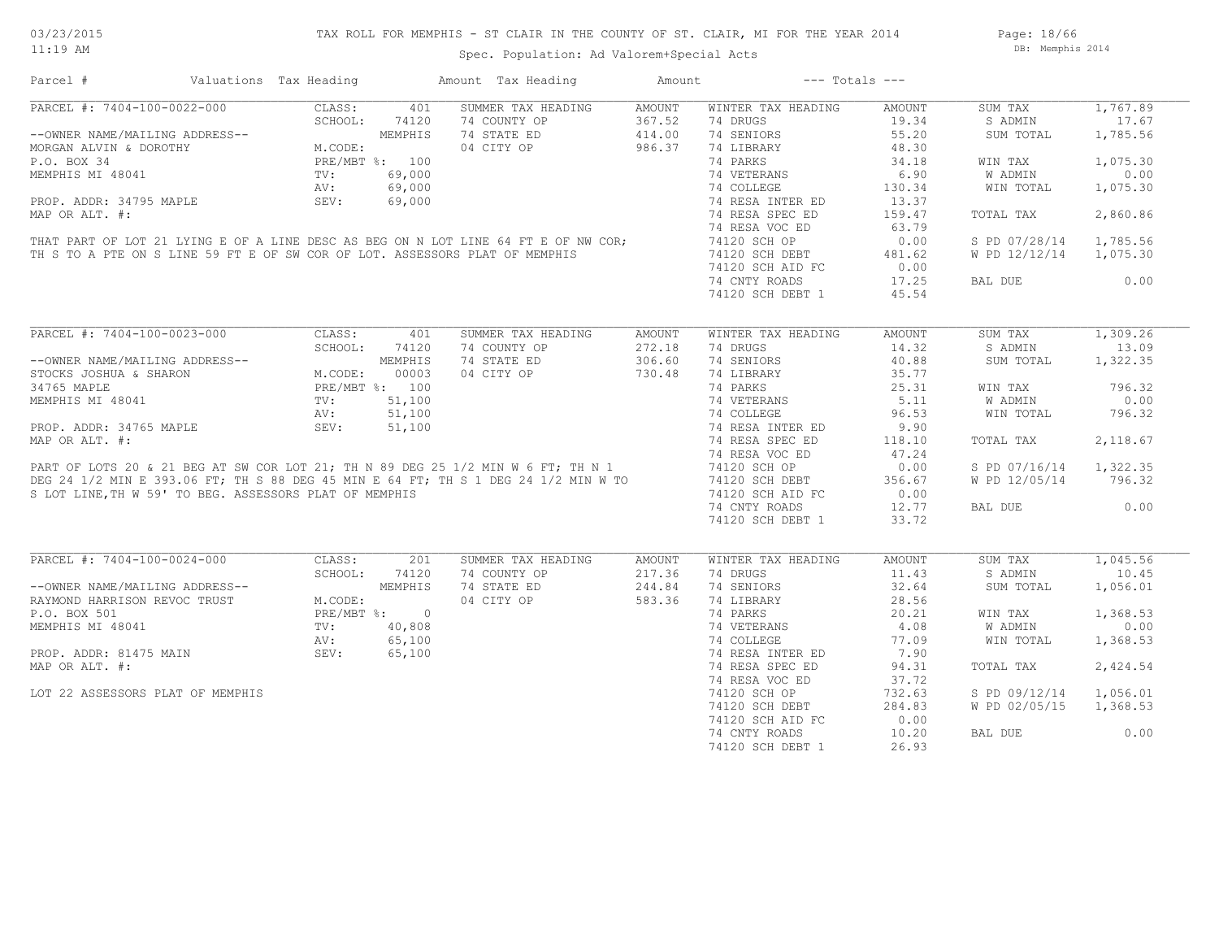# TAX ROLL FOR MEMPHIS - ST CLAIR IN THE COUNTY OF ST. CLAIR, MI FOR THE YEAR 2014

Spec. Population: Ad Valorem+Special Acts

03/23/2015 11:19 AM — DB: Memphis 2014

| Parcel # | Valuations | Tax Heading | Amount | Tax Heading | Amount | --- Totals --- | |
|---|---|---|---|---|---|---|---|

## PARCEL #: 7404-100-0022-000

| | | | | | | | |
|---|---|---|---|---|---|---|---|
| --OWNER NAME/MAILING ADDRESS-- | CLASS: 401 | SUMMER TAX HEADING | AMOUNT | WINTER TAX HEADING | AMOUNT | SUM TAX | 1,767.89 |
| MORGAN ALVIN & DOROTHY | SCHOOL: 74120 | 74 COUNTY OP | 367.52 | 74 DRUGS | 19.34 | S ADMIN | 17.67 |
| P.O. BOX 34 | MEMPHIS | 74 STATE ED | 414.00 | 74 SENIORS | 55.20 | SUM TOTAL | 1,785.56 |
| MEMPHIS MI 48041 | M.CODE: | 04 CITY OP | 986.37 | 74 LIBRARY | 48.30 | | |
| | PRE/MBT %: 100 | | | 74 PARKS | 34.18 | WIN TAX | 1,075.30 |
| PROP. ADDR: 34795 MAPLE | TV: 69,000 | | | 74 VETERANS | 6.90 | W ADMIN | 0.00 |
| MAP OR ALT. #: | AV: 69,000 | | | 74 COLLEGE | 130.34 | WIN TOTAL | 1,075.30 |
| | SEV: 69,000 | | | 74 RESA INTER ED | 13.37 | | |
| | | | | 74 RESA SPEC ED | 159.47 | TOTAL TAX | 2,860.86 |
| | | | | 74 RESA VOC ED | 63.79 | | |
| | | | | 74120 SCH OP | 0.00 | S PD 07/28/14 | 1,785.56 |
| | | | | 74120 SCH DEBT | 481.62 | W PD 12/12/14 | 1,075.30 |
| | | | | 74120 SCH AID FC | 0.00 | | |
| | | | | 74 CNTY ROADS | 17.25 | BAL DUE | 0.00 |
| | | | | 74120 SCH DEBT 1 | 45.54 | | |

THAT PART OF LOT 21 LYING E OF A LINE DESC AS BEG ON N LOT LINE 64 FT E OF NW COR; TH S TO A PTE ON S LINE 59 FT E OF SW COR OF LOT. ASSESSORS PLAT OF MEMPHIS

## PARCEL #: 7404-100-0023-000

| | | | | | | | |
|---|---|---|---|---|---|---|---|
| --OWNER NAME/MAILING ADDRESS-- | CLASS: 401 | SUMMER TAX HEADING | AMOUNT | WINTER TAX HEADING | AMOUNT | SUM TAX | 1,309.26 |
| STOCKS JOSHUA & SHARON | SCHOOL: 74120 | 74 COUNTY OP | 272.18 | 74 DRUGS | 14.32 | S ADMIN | 13.09 |
| 34765 MAPLE | MEMPHIS | 74 STATE ED | 306.60 | 74 SENIORS | 40.88 | SUM TOTAL | 1,322.35 |
| MEMPHIS MI 48041 | M.CODE: 00003 | 04 CITY OP | 730.48 | 74 LIBRARY | 35.77 | | |
| | PRE/MBT %: 100 | | | 74 PARKS | 25.31 | WIN TAX | 796.32 |
| PROP. ADDR: 34765 MAPLE | TV: 51,100 | | | 74 VETERANS | 5.11 | W ADMIN | 0.00 |
| MAP OR ALT. #: | AV: 51,100 | | | 74 COLLEGE | 96.53 | WIN TOTAL | 796.32 |
| | SEV: 51,100 | | | 74 RESA INTER ED | 9.90 | | |
| | | | | 74 RESA SPEC ED | 118.10 | TOTAL TAX | 2,118.67 |
| | | | | 74 RESA VOC ED | 47.24 | | |
| | | | | 74120 SCH OP | 0.00 | S PD 07/16/14 | 1,322.35 |
| | | | | 74120 SCH DEBT | 356.67 | W PD 12/05/14 | 796.32 |
| | | | | 74120 SCH AID FC | 0.00 | | |
| | | | | 74 CNTY ROADS | 12.77 | BAL DUE | 0.00 |
| | | | | 74120 SCH DEBT 1 | 33.72 | | |

PART OF LOTS 20 & 21 BEG AT SW COR LOT 21; TH N 89 DEG 25 1/2 MIN W 6 FT; TH N 1 DEG 24 1/2 MIN E 393.06 FT; TH S 88 DEG 45 MIN E 64 FT; TH S 1 DEG 24 1/2 MIN W TO S LOT LINE,TH W 59' TO BEG. ASSESSORS PLAT OF MEMPHIS

## PARCEL #: 7404-100-0024-000

| | | | | | | | |
|---|---|---|---|---|---|---|---|
| --OWNER NAME/MAILING ADDRESS-- | CLASS: 201 | SUMMER TAX HEADING | AMOUNT | WINTER TAX HEADING | AMOUNT | SUM TAX | 1,045.56 |
| RAYMOND HARRISON REVOC TRUST | SCHOOL: 74120 | 74 COUNTY OP | 217.36 | 74 DRUGS | 11.43 | S ADMIN | 10.45 |
| P.O. BOX 501 | MEMPHIS | 74 STATE ED | 244.84 | 74 SENIORS | 32.64 | SUM TOTAL | 1,056.01 |
| MEMPHIS MI 48041 | M.CODE: | 04 CITY OP | 583.36 | 74 LIBRARY | 28.56 | | |
| | PRE/MBT %: 0 | | | 74 PARKS | 20.21 | WIN TAX | 1,368.53 |
| PROP. ADDR: 81475 MAIN | TV: 40,808 | | | 74 VETERANS | 4.08 | W ADMIN | 0.00 |
| MAP OR ALT. #: | AV: 65,100 | | | 74 COLLEGE | 77.09 | WIN TOTAL | 1,368.53 |
| | SEV: 65,100 | | | 74 RESA INTER ED | 7.90 | | |
| | | | | 74 RESA SPEC ED | 94.31 | TOTAL TAX | 2,424.54 |
| | | | | 74 RESA VOC ED | 37.72 | | |
| | | | | 74120 SCH OP | 732.63 | S PD 09/12/14 | 1,056.01 |
| | | | | 74120 SCH DEBT | 284.83 | W PD 02/05/15 | 1,368.53 |
| | | | | 74120 SCH AID FC | 0.00 | | |
| | | | | 74 CNTY ROADS | 10.20 | BAL DUE | 0.00 |
| | | | | 74120 SCH DEBT 1 | 26.93 | | |

LOT 22 ASSESSORS PLAT OF MEMPHIS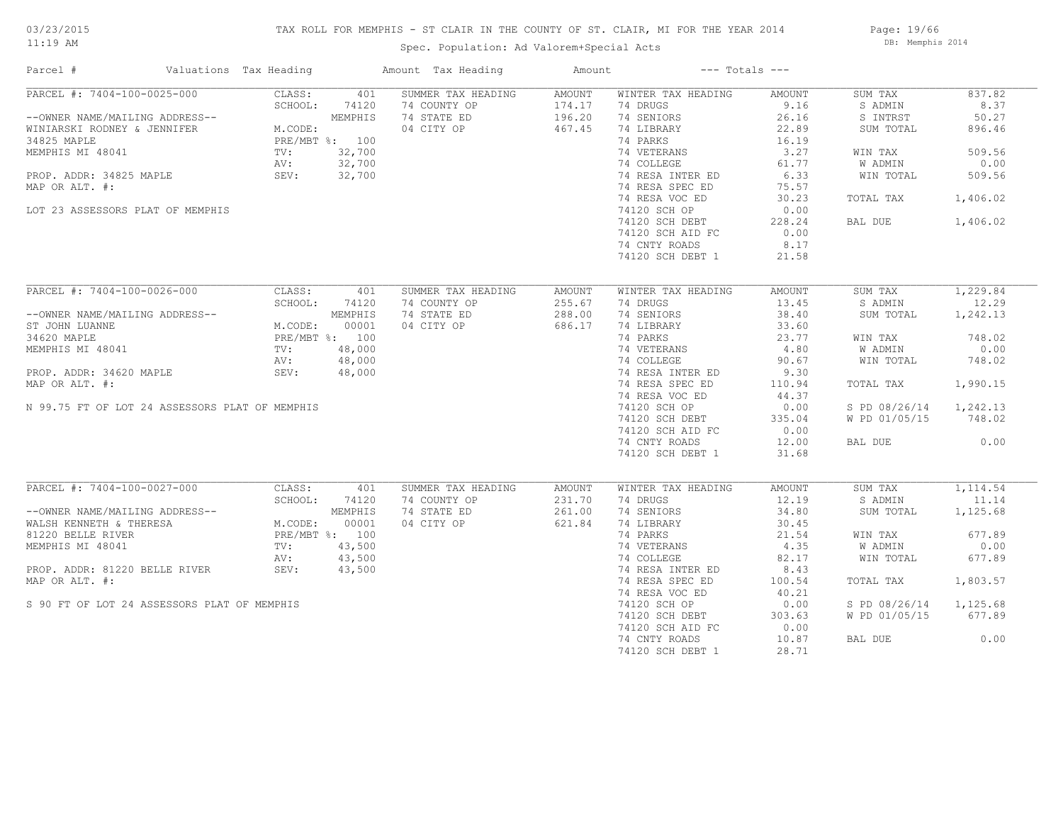# TAX ROLL FOR MEMPHIS - ST CLAIR IN THE COUNTY OF ST. CLAIR, MI FOR THE YEAR 2014

Spec. Population: Ad Valorem+Special Acts

03/23/2015 11:19 AM — DB: Memphis 2014

| Parcel # | Valuations | Tax Heading | Amount | Tax Heading | Amount | --- Totals --- | |
|---|---|---|---|---|---|---|---|
| PARCEL #: 7404-100-0025-000 | CLASS: 401 | SUMMER TAX HEADING | AMOUNT | WINTER TAX HEADING | AMOUNT | SUM TAX | 837.82 |
| | SCHOOL: 74120 | 74 COUNTY OP | 174.17 | 74 DRUGS | 9.16 | S ADMIN | 8.37 |
| --OWNER NAME/MAILING ADDRESS-- | MEMPHIS | 74 STATE ED | 196.20 | 74 SENIORS | 26.16 | S INTRST | 50.27 |
| WINIARSKI RODNEY & JENNIFER | M.CODE: | 04 CITY OP | 467.45 | 74 LIBRARY | 22.89 | SUM TOTAL | 896.46 |
| 34825 MAPLE | PRE/MBT %: 100 | | | 74 PARKS | 16.19 | | |
| MEMPHIS MI 48041 | TV: 32,700 | | | 74 VETERANS | 3.27 | WIN TAX | 509.56 |
| | AV: 32,700 | | | 74 COLLEGE | 61.77 | W ADMIN | 0.00 |
| PROP. ADDR: 34825 MAPLE | SEV: 32,700 | | | 74 RESA INTER ED | 6.33 | WIN TOTAL | 509.56 |
| MAP OR ALT. #: | | | | 74 RESA SPEC ED | 75.57 | | |
| | | | | 74 RESA VOC ED | 30.23 | TOTAL TAX | 1,406.02 |
| LOT 23 ASSESSORS PLAT OF MEMPHIS | | | | 74120 SCH OP | 0.00 | | |
| | | | | 74120 SCH DEBT | 228.24 | BAL DUE | 1,406.02 |
| | | | | 74120 SCH AID FC | 0.00 | | |
| | | | | 74 CNTY ROADS | 8.17 | | |
| | | | | 74120 SCH DEBT 1 | 21.58 | | |
| PARCEL #: 7404-100-0026-000 | CLASS: 401 | SUMMER TAX HEADING | AMOUNT | WINTER TAX HEADING | AMOUNT | SUM TAX | 1,229.84 |
| | SCHOOL: 74120 | 74 COUNTY OP | 255.67 | 74 DRUGS | 13.45 | S ADMIN | 12.29 |
| --OWNER NAME/MAILING ADDRESS-- | MEMPHIS | 74 STATE ED | 288.00 | 74 SENIORS | 38.40 | SUM TOTAL | 1,242.13 |
| ST JOHN LUANNE | M.CODE: 00001 | 04 CITY OP | 686.17 | 74 LIBRARY | 33.60 | | |
| 34620 MAPLE | PRE/MBT %: 100 | | | 74 PARKS | 23.77 | WIN TAX | 748.02 |
| MEMPHIS MI 48041 | TV: 48,000 | | | 74 VETERANS | 4.80 | W ADMIN | 0.00 |
| | AV: 48,000 | | | 74 COLLEGE | 90.67 | WIN TOTAL | 748.02 |
| PROP. ADDR: 34620 MAPLE | SEV: 48,000 | | | 74 RESA INTER ED | 9.30 | | |
| MAP OR ALT. #: | | | | 74 RESA SPEC ED | 110.94 | TOTAL TAX | 1,990.15 |
| | | | | 74 RESA VOC ED | 44.37 | | |
| N 99.75 FT OF LOT 24 ASSESSORS PLAT OF MEMPHIS | | | | 74120 SCH OP | 0.00 | S PD 08/26/14 | 1,242.13 |
| | | | | 74120 SCH DEBT | 335.04 | W PD 01/05/15 | 748.02 |
| | | | | 74120 SCH AID FC | 0.00 | | |
| | | | | 74 CNTY ROADS | 12.00 | BAL DUE | 0.00 |
| | | | | 74120 SCH DEBT 1 | 31.68 | | |
| PARCEL #: 7404-100-0027-000 | CLASS: 401 | SUMMER TAX HEADING | AMOUNT | WINTER TAX HEADING | AMOUNT | SUM TAX | 1,114.54 |
| | SCHOOL: 74120 | 74 COUNTY OP | 231.70 | 74 DRUGS | 12.19 | S ADMIN | 11.14 |
| --OWNER NAME/MAILING ADDRESS-- | MEMPHIS | 74 STATE ED | 261.00 | 74 SENIORS | 34.80 | SUM TOTAL | 1,125.68 |
| WALSH KENNETH & THERESA | M.CODE: 00001 | 04 CITY OP | 621.84 | 74 LIBRARY | 30.45 | | |
| 81220 BELLE RIVER | PRE/MBT %: 100 | | | 74 PARKS | 21.54 | WIN TAX | 677.89 |
| MEMPHIS MI 48041 | TV: 43,500 | | | 74 VETERANS | 4.35 | W ADMIN | 0.00 |
| | AV: 43,500 | | | 74 COLLEGE | 82.17 | WIN TOTAL | 677.89 |
| PROP. ADDR: 81220 BELLE RIVER | SEV: 43,500 | | | 74 RESA INTER ED | 8.43 | | |
| MAP OR ALT. #: | | | | 74 RESA SPEC ED | 100.54 | TOTAL TAX | 1,803.57 |
| | | | | 74 RESA VOC ED | 40.21 | | |
| S 90 FT OF LOT 24 ASSESSORS PLAT OF MEMPHIS | | | | 74120 SCH OP | 0.00 | S PD 08/26/14 | 1,125.68 |
| | | | | 74120 SCH DEBT | 303.63 | W PD 01/05/15 | 677.89 |
| | | | | 74120 SCH AID FC | 0.00 | | |
| | | | | 74 CNTY ROADS | 10.87 | BAL DUE | 0.00 |
| | | | | 74120 SCH DEBT 1 | 28.71 | | |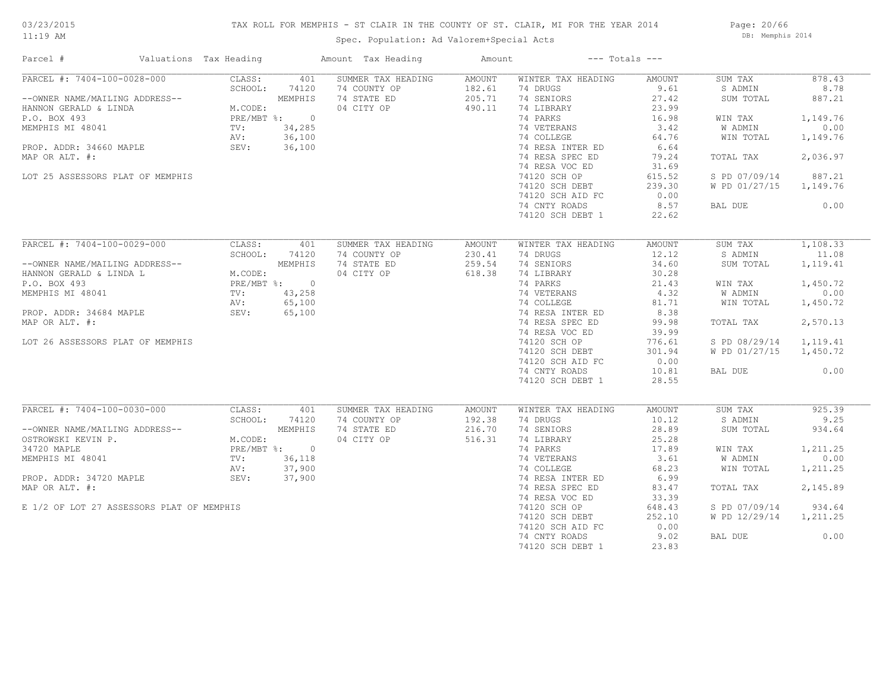# TAX ROLL FOR MEMPHIS - ST CLAIR IN THE COUNTY OF ST. CLAIR, MI FOR THE YEAR 2014

03/23/2015 11:19 AM

DB: Memphis 2014

Spec. Population: Ad Valorem+Special Acts

| Parcel # | Valuations | Tax Heading | Amount | Tax Heading | Amount | --- Totals --- | |
|---|---|---|---|---|---|---|---|
| PARCEL #: 7404-100-0028-000 | CLASS: 401 | SUMMER TAX HEADING | AMOUNT | WINTER TAX HEADING | AMOUNT | SUM TAX | 878.43 |
| | SCHOOL: 74120 | 74 COUNTY OP | 182.61 | 74 DRUGS | 9.61 | S ADMIN | 8.78 |
| --OWNER NAME/MAILING ADDRESS-- | MEMPHIS | 74 STATE ED | 205.71 | 74 SENIORS | 27.42 | SUM TOTAL | 887.21 |
| HANNON GERALD & LINDA | M.CODE: | 04 CITY OP | 490.11 | 74 LIBRARY | 23.99 | | |
| P.O. BOX 493 | PRE/MBT %: 0 | | | 74 PARKS | 16.98 | WIN TAX | 1,149.76 |
| MEMPHIS MI 48041 | TV: 34,285 | | | 74 VETERANS | 3.42 | W ADMIN | 0.00 |
| | AV: 36,100 | | | 74 COLLEGE | 64.76 | WIN TOTAL | 1,149.76 |
| PROP. ADDR: 34660 MAPLE | SEV: 36,100 | | | 74 RESA INTER ED | 6.64 | | |
| MAP OR ALT. #: | | | | 74 RESA SPEC ED | 79.24 | TOTAL TAX | 2,036.97 |
| | | | | 74 RESA VOC ED | 31.69 | | |
| LOT 25 ASSESSORS PLAT OF MEMPHIS | | | | 74120 SCH OP | 615.52 | S PD 07/09/14 | 887.21 |
| | | | | 74120 SCH DEBT | 239.30 | W PD 01/27/15 | 1,149.76 |
| | | | | 74120 SCH AID FC | 0.00 | | |
| | | | | 74 CNTY ROADS | 8.57 | BAL DUE | 0.00 |
| | | | | 74120 SCH DEBT 1 | 22.62 | | |

| Parcel # | Valuations | Tax Heading | Amount | Tax Heading | Amount | --- Totals --- | |
|---|---|---|---|---|---|---|---|
| PARCEL #: 7404-100-0029-000 | CLASS: 401 | SUMMER TAX HEADING | AMOUNT | WINTER TAX HEADING | AMOUNT | SUM TAX | 1,108.33 |
| | SCHOOL: 74120 | 74 COUNTY OP | 230.41 | 74 DRUGS | 12.12 | S ADMIN | 11.08 |
| --OWNER NAME/MAILING ADDRESS-- | MEMPHIS | 74 STATE ED | 259.54 | 74 SENIORS | 34.60 | SUM TOTAL | 1,119.41 |
| HANNON GERALD & LINDA L | M.CODE: | 04 CITY OP | 618.38 | 74 LIBRARY | 30.28 | | |
| P.O. BOX 493 | PRE/MBT %: 0 | | | 74 PARKS | 21.43 | WIN TAX | 1,450.72 |
| MEMPHIS MI 48041 | TV: 43,258 | | | 74 VETERANS | 4.32 | W ADMIN | 0.00 |
| | AV: 65,100 | | | 74 COLLEGE | 81.71 | WIN TOTAL | 1,450.72 |
| PROP. ADDR: 34684 MAPLE | SEV: 65,100 | | | 74 RESA INTER ED | 8.38 | | |
| MAP OR ALT. #: | | | | 74 RESA SPEC ED | 99.98 | TOTAL TAX | 2,570.13 |
| | | | | 74 RESA VOC ED | 39.99 | | |
| LOT 26 ASSESSORS PLAT OF MEMPHIS | | | | 74120 SCH OP | 776.61 | S PD 08/29/14 | 1,119.41 |
| | | | | 74120 SCH DEBT | 301.94 | W PD 01/27/15 | 1,450.72 |
| | | | | 74120 SCH AID FC | 0.00 | | |
| | | | | 74 CNTY ROADS | 10.81 | BAL DUE | 0.00 |
| | | | | 74120 SCH DEBT 1 | 28.55 | | |

| Parcel # | Valuations | Tax Heading | Amount | Tax Heading | Amount | --- Totals --- | |
|---|---|---|---|---|---|---|---|
| PARCEL #: 7404-100-0030-000 | CLASS: 401 | SUMMER TAX HEADING | AMOUNT | WINTER TAX HEADING | AMOUNT | SUM TAX | 925.39 |
| | SCHOOL: 74120 | 74 COUNTY OP | 192.38 | 74 DRUGS | 10.12 | S ADMIN | 9.25 |
| --OWNER NAME/MAILING ADDRESS-- | MEMPHIS | 74 STATE ED | 216.70 | 74 SENIORS | 28.89 | SUM TOTAL | 934.64 |
| OSTROWSKI KEVIN P. | M.CODE: | 04 CITY OP | 516.31 | 74 LIBRARY | 25.28 | | |
| 34720 MAPLE | PRE/MBT %: 0 | | | 74 PARKS | 17.89 | WIN TAX | 1,211.25 |
| MEMPHIS MI 48041 | TV: 36,118 | | | 74 VETERANS | 3.61 | W ADMIN | 0.00 |
| | AV: 37,900 | | | 74 COLLEGE | 68.23 | WIN TOTAL | 1,211.25 |
| PROP. ADDR: 34720 MAPLE | SEV: 37,900 | | | 74 RESA INTER ED | 6.99 | | |
| MAP OR ALT. #: | | | | 74 RESA SPEC ED | 83.47 | TOTAL TAX | 2,145.89 |
| | | | | 74 RESA VOC ED | 33.39 | | |
| E 1/2 OF LOT 27 ASSESSORS PLAT OF MEMPHIS | | | | 74120 SCH OP | 648.43 | S PD 07/09/14 | 934.64 |
| | | | | 74120 SCH DEBT | 252.10 | W PD 12/29/14 | 1,211.25 |
| | | | | 74120 SCH AID FC | 0.00 | | |
| | | | | 74 CNTY ROADS | 9.02 | BAL DUE | 0.00 |
| | | | | 74120 SCH DEBT 1 | 23.83 | | |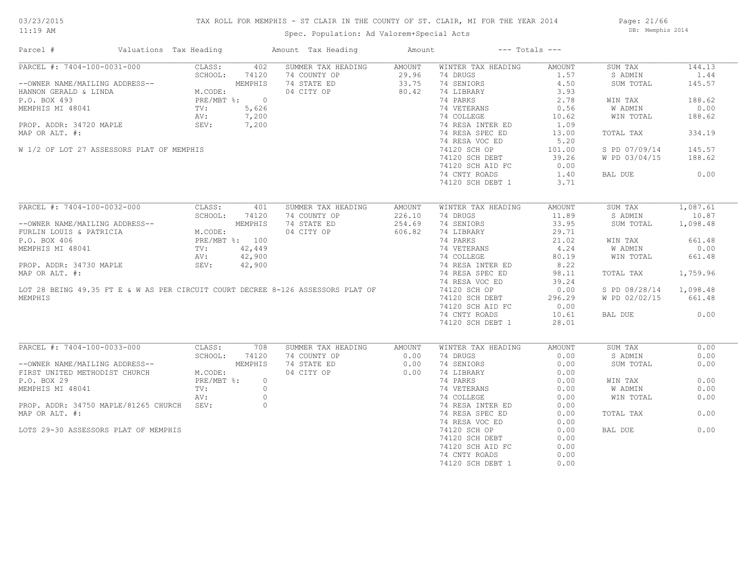# TAX ROLL FOR MEMPHIS - ST CLAIR IN THE COUNTY OF ST. CLAIR, MI FOR THE YEAR 2014

03/23/2015
11:19 AM

Spec. Population: Ad Valorem+Special Acts

DB: Memphis 2014

| Parcel # | Valuations | Tax Heading | Amount | Tax Heading | Amount | --- Totals --- | |
|---|---|---|---|---|---|---|---|

## PARCEL #: 7404-100-0031-000

| | | | | | | | |
|---|---|---|---|---|---|---|---|
| PARCEL #: 7404-100-0031-000 | CLASS: 402 | SUMMER TAX HEADING | AMOUNT | WINTER TAX HEADING | AMOUNT | SUM TAX | 144.13 |
| | SCHOOL: 74120 | 74 COUNTY OP | 29.96 | 74 DRUGS | 1.57 | S ADMIN | 1.44 |
| --OWNER NAME/MAILING ADDRESS-- | MEMPHIS | 74 STATE ED | 33.75 | 74 SENIORS | 4.50 | SUM TOTAL | 145.57 |
| HANNON GERALD & LINDA | M.CODE: | 04 CITY OP | 80.42 | 74 LIBRARY | 3.93 | | |
| P.O. BOX 493 | PRE/MBT %: 0 | | | 74 PARKS | 2.78 | WIN TAX | 188.62 |
| MEMPHIS MI 48041 | TV: 5,626 | | | 74 VETERANS | 0.56 | W ADMIN | 0.00 |
| | AV: 7,200 | | | 74 COLLEGE | 10.62 | WIN TOTAL | 188.62 |
| PROP. ADDR: 34720 MAPLE | SEV: 7,200 | | | 74 RESA INTER ED | 1.09 | | |
| MAP OR ALT. #: | | | | 74 RESA SPEC ED | 13.00 | TOTAL TAX | 334.19 |
| | | | | 74 RESA VOC ED | 5.20 | | |
| W 1/2 OF LOT 27 ASSESSORS PLAT OF MEMPHIS | | | | 74120 SCH OP | 101.00 | S PD 07/09/14 | 145.57 |
| | | | | 74120 SCH DEBT | 39.26 | W PD 03/04/15 | 188.62 |
| | | | | 74120 SCH AID FC | 0.00 | | |
| | | | | 74 CNTY ROADS | 1.40 | BAL DUE | 0.00 |
| | | | | 74120 SCH DEBT 1 | 3.71 | | |

## PARCEL #: 7404-100-0032-000

| | | | | | | | |
|---|---|---|---|---|---|---|---|
| PARCEL #: 7404-100-0032-000 | CLASS: 401 | SUMMER TAX HEADING | AMOUNT | WINTER TAX HEADING | AMOUNT | SUM TAX | 1,087.61 |
| | SCHOOL: 74120 | 74 COUNTY OP | 226.10 | 74 DRUGS | 11.89 | S ADMIN | 10.87 |
| --OWNER NAME/MAILING ADDRESS-- | MEMPHIS | 74 STATE ED | 254.69 | 74 SENIORS | 33.95 | SUM TOTAL | 1,098.48 |
| FURLIN LOUIS & PATRICIA | M.CODE: | 04 CITY OP | 606.82 | 74 LIBRARY | 29.71 | | |
| P.O. BOX 406 | PRE/MBT %: 100 | | | 74 PARKS | 21.02 | WIN TAX | 661.48 |
| MEMPHIS MI 48041 | TV: 42,449 | | | 74 VETERANS | 4.24 | W ADMIN | 0.00 |
| | AV: 42,900 | | | 74 COLLEGE | 80.19 | WIN TOTAL | 661.48 |
| PROP. ADDR: 34730 MAPLE | SEV: 42,900 | | | 74 RESA INTER ED | 8.22 | | |
| MAP OR ALT. #: | | | | 74 RESA SPEC ED | 98.11 | TOTAL TAX | 1,759.96 |
| | | | | 74 RESA VOC ED | 39.24 | | |
| LOT 28 BEING 49.35 FT E & W AS PER CIRCUIT COURT DECREE 8-126 ASSESSORS PLAT OF MEMPHIS | | | | 74120 SCH OP | 0.00 | S PD 08/28/14 | 1,098.48 |
| | | | | 74120 SCH DEBT | 296.29 | W PD 02/02/15 | 661.48 |
| | | | | 74120 SCH AID FC | 0.00 | | |
| | | | | 74 CNTY ROADS | 10.61 | BAL DUE | 0.00 |
| | | | | 74120 SCH DEBT 1 | 28.01 | | |

## PARCEL #: 7404-100-0033-000

| | | | | | | | |
|---|---|---|---|---|---|---|---|
| PARCEL #: 7404-100-0033-000 | CLASS: 708 | SUMMER TAX HEADING | AMOUNT | WINTER TAX HEADING | AMOUNT | SUM TAX | 0.00 |
| | SCHOOL: 74120 | 74 COUNTY OP | 0.00 | 74 DRUGS | 0.00 | S ADMIN | 0.00 |
| --OWNER NAME/MAILING ADDRESS-- | MEMPHIS | 74 STATE ED | 0.00 | 74 SENIORS | 0.00 | SUM TOTAL | 0.00 |
| FIRST UNITED METHODIST CHURCH | M.CODE: | 04 CITY OP | 0.00 | 74 LIBRARY | 0.00 | | |
| P.O. BOX 29 | PRE/MBT %: 0 | | | 74 PARKS | 0.00 | WIN TAX | 0.00 |
| MEMPHIS MI 48041 | TV: 0 | | | 74 VETERANS | 0.00 | W ADMIN | 0.00 |
| | AV: 0 | | | 74 COLLEGE | 0.00 | WIN TOTAL | 0.00 |
| PROP. ADDR: 34750 MAPLE/81265 CHURCH | SEV: 0 | | | 74 RESA INTER ED | 0.00 | | |
| MAP OR ALT. #: | | | | 74 RESA SPEC ED | 0.00 | TOTAL TAX | 0.00 |
| | | | | 74 RESA VOC ED | 0.00 | | |
| LOTS 29-30 ASSESSORS PLAT OF MEMPHIS | | | | 74120 SCH OP | 0.00 | BAL DUE | 0.00 |
| | | | | 74120 SCH DEBT | 0.00 | | |
| | | | | 74120 SCH AID FC | 0.00 | | |
| | | | | 74 CNTY ROADS | 0.00 | | |
| | | | | 74120 SCH DEBT 1 | 0.00 | | |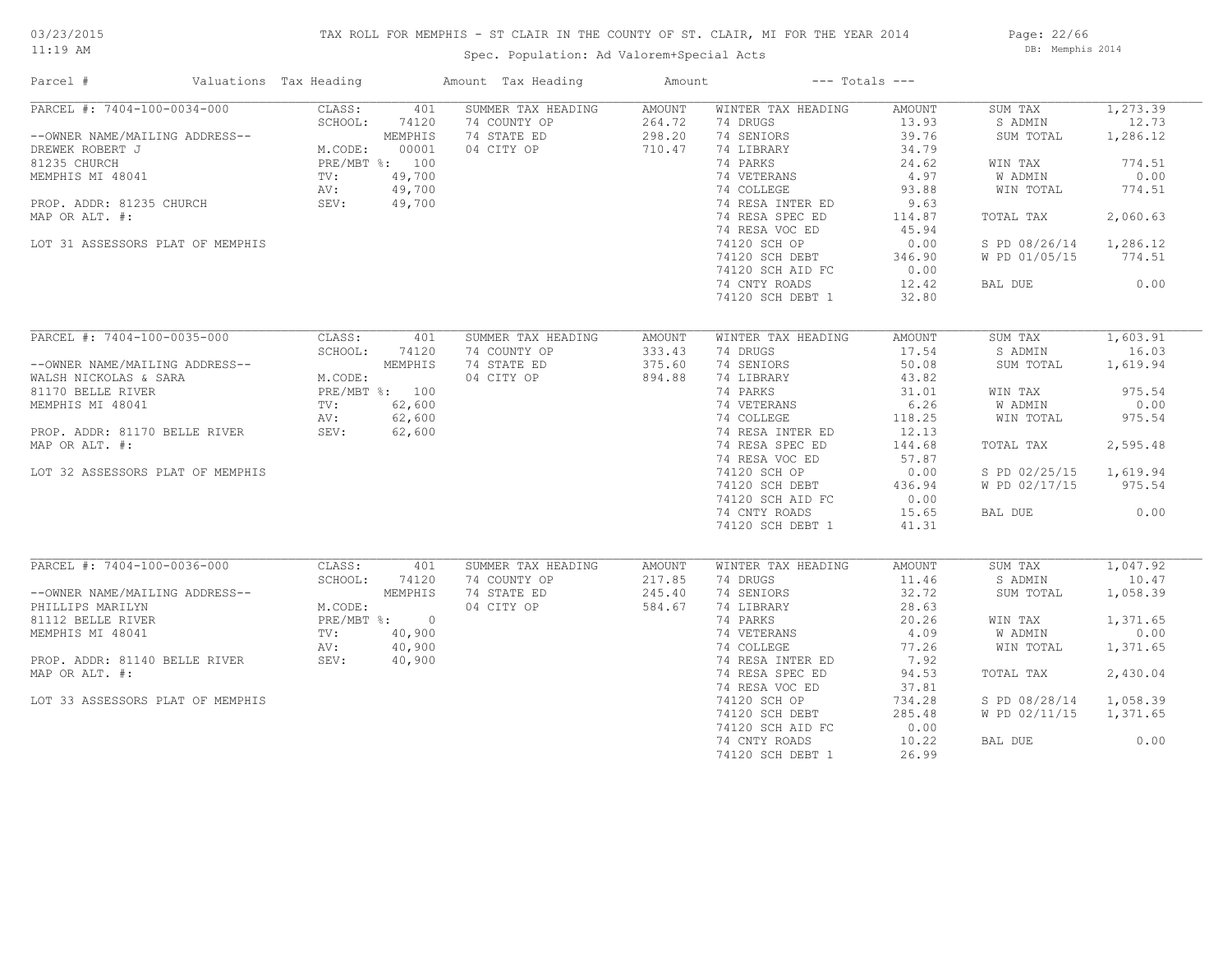# TAX ROLL FOR MEMPHIS - ST CLAIR IN THE COUNTY OF ST. CLAIR, MI FOR THE YEAR 2014

Spec. Population: Ad Valorem+Special Acts

03/23/2015 11:19 AM — DB: Memphis 2014

| Parcel # | Valuations | Tax Heading | Amount | Tax Heading | Amount | --- Totals --- | |
|---|---|---|---|---|---|---|---|
| PARCEL #: 7404-100-0034-000 | CLASS: 401 | SUMMER TAX HEADING | AMOUNT | WINTER TAX HEADING | AMOUNT | SUM TAX | 1,273.39 |
| | SCHOOL: 74120 | 74 COUNTY OP | 264.72 | 74 DRUGS | 13.93 | S ADMIN | 12.73 |
| --OWNER NAME/MAILING ADDRESS-- | MEMPHIS | 74 STATE ED | 298.20 | 74 SENIORS | 39.76 | SUM TOTAL | 1,286.12 |
| DREWEK ROBERT J | M.CODE: 00001 | 04 CITY OP | 710.47 | 74 LIBRARY | 34.79 | | |
| 81235 CHURCH | PRE/MBT %: 100 | | | 74 PARKS | 24.62 | WIN TAX | 774.51 |
| MEMPHIS MI 48041 | TV: 49,700 | | | 74 VETERANS | 4.97 | W ADMIN | 0.00 |
| | AV: 49,700 | | | 74 COLLEGE | 93.88 | WIN TOTAL | 774.51 |
| PROP. ADDR: 81235 CHURCH | SEV: 49,700 | | | 74 RESA INTER ED | 9.63 | | |
| MAP OR ALT. #: | | | | 74 RESA SPEC ED | 114.87 | TOTAL TAX | 2,060.63 |
| | | | | 74 RESA VOC ED | 45.94 | | |
| LOT 31 ASSESSORS PLAT OF MEMPHIS | | | | 74120 SCH OP | 0.00 | S PD 08/26/14 | 1,286.12 |
| | | | | 74120 SCH DEBT | 346.90 | W PD 01/05/15 | 774.51 |
| | | | | 74120 SCH AID FC | 0.00 | | |
| | | | | 74 CNTY ROADS | 12.42 | BAL DUE | 0.00 |
| | | | | 74120 SCH DEBT 1 | 32.80 | | |
| PARCEL #: 7404-100-0035-000 | CLASS: 401 | SUMMER TAX HEADING | AMOUNT | WINTER TAX HEADING | AMOUNT | SUM TAX | 1,603.91 |
| | SCHOOL: 74120 | 74 COUNTY OP | 333.43 | 74 DRUGS | 17.54 | S ADMIN | 16.03 |
| --OWNER NAME/MAILING ADDRESS-- | MEMPHIS | 74 STATE ED | 375.60 | 74 SENIORS | 50.08 | SUM TOTAL | 1,619.94 |
| WALSH NICKOLAS & SARA | M.CODE: | 04 CITY OP | 894.88 | 74 LIBRARY | 43.82 | | |
| 81170 BELLE RIVER | PRE/MBT %: 100 | | | 74 PARKS | 31.01 | WIN TAX | 975.54 |
| MEMPHIS MI 48041 | TV: 62,600 | | | 74 VETERANS | 6.26 | W ADMIN | 0.00 |
| | AV: 62,600 | | | 74 COLLEGE | 118.25 | WIN TOTAL | 975.54 |
| PROP. ADDR: 81170 BELLE RIVER | SEV: 62,600 | | | 74 RESA INTER ED | 12.13 | | |
| MAP OR ALT. #: | | | | 74 RESA SPEC ED | 144.68 | TOTAL TAX | 2,595.48 |
| | | | | 74 RESA VOC ED | 57.87 | | |
| LOT 32 ASSESSORS PLAT OF MEMPHIS | | | | 74120 SCH OP | 0.00 | S PD 02/25/15 | 1,619.94 |
| | | | | 74120 SCH DEBT | 436.94 | W PD 02/17/15 | 975.54 |
| | | | | 74120 SCH AID FC | 0.00 | | |
| | | | | 74 CNTY ROADS | 15.65 | BAL DUE | 0.00 |
| | | | | 74120 SCH DEBT 1 | 41.31 | | |
| PARCEL #: 7404-100-0036-000 | CLASS: 401 | SUMMER TAX HEADING | AMOUNT | WINTER TAX HEADING | AMOUNT | SUM TAX | 1,047.92 |
| | SCHOOL: 74120 | 74 COUNTY OP | 217.85 | 74 DRUGS | 11.46 | S ADMIN | 10.47 |
| --OWNER NAME/MAILING ADDRESS-- | MEMPHIS | 74 STATE ED | 245.40 | 74 SENIORS | 32.72 | SUM TOTAL | 1,058.39 |
| PHILLIPS MARILYN | M.CODE: | 04 CITY OP | 584.67 | 74 LIBRARY | 28.63 | | |
| 81112 BELLE RIVER | PRE/MBT %: 0 | | | 74 PARKS | 20.26 | WIN TAX | 1,371.65 |
| MEMPHIS MI 48041 | TV: 40,900 | | | 74 VETERANS | 4.09 | W ADMIN | 0.00 |
| | AV: 40,900 | | | 74 COLLEGE | 77.26 | WIN TOTAL | 1,371.65 |
| PROP. ADDR: 81140 BELLE RIVER | SEV: 40,900 | | | 74 RESA INTER ED | 7.92 | | |
| MAP OR ALT. #: | | | | 74 RESA SPEC ED | 94.53 | TOTAL TAX | 2,430.04 |
| | | | | 74 RESA VOC ED | 37.81 | | |
| LOT 33 ASSESSORS PLAT OF MEMPHIS | | | | 74120 SCH OP | 734.28 | S PD 08/28/14 | 1,058.39 |
| | | | | 74120 SCH DEBT | 285.48 | W PD 02/11/15 | 1,371.65 |
| | | | | 74120 SCH AID FC | 0.00 | | |
| | | | | 74 CNTY ROADS | 10.22 | BAL DUE | 0.00 |
| | | | | 74120 SCH DEBT 1 | 26.99 | | |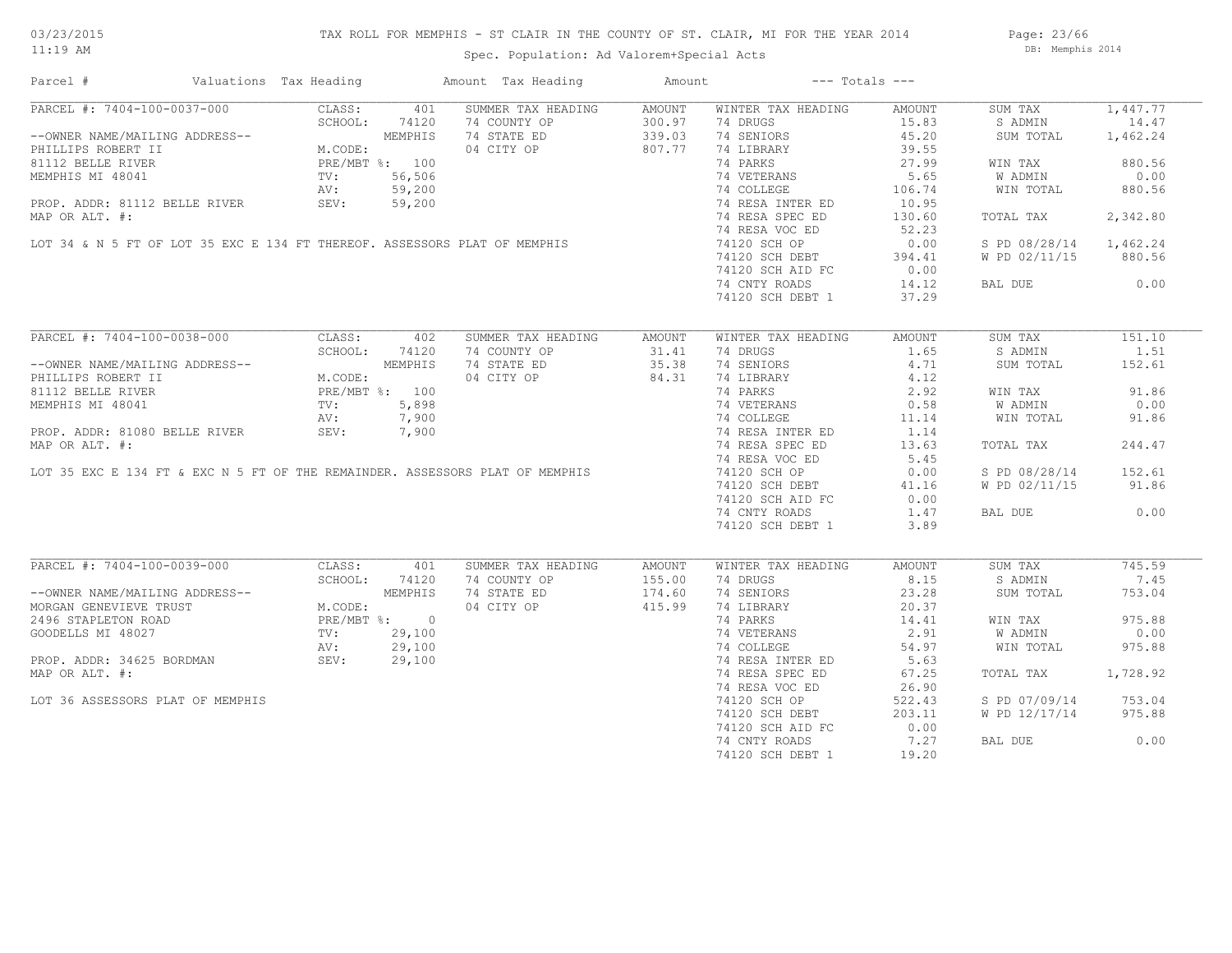# TAX ROLL FOR MEMPHIS - ST CLAIR IN THE COUNTY OF ST. CLAIR, MI FOR THE YEAR 2014

Spec. Population: Ad Valorem+Special Acts

03/23/2015
11:19 AM

DB: Memphis 2014

| Parcel # | Valuations | Tax Heading | Amount | Tax Heading | Amount | --- Totals --- | |
|---|---|---|---|---|---|---|---|
| PARCEL #: 7404-100-0037-000 | CLASS: 401 | SUMMER TAX HEADING | AMOUNT | WINTER TAX HEADING | AMOUNT | SUM TAX | 1,447.77 |
| | SCHOOL: 74120 | 74 COUNTY OP | 300.97 | 74 DRUGS | 15.83 | S ADMIN | 14.47 |
| --OWNER NAME/MAILING ADDRESS-- | MEMPHIS | 74 STATE ED | 339.03 | 74 SENIORS | 45.20 | SUM TOTAL | 1,462.24 |
| PHILLIPS ROBERT II | M.CODE: | 04 CITY OP | 807.77 | 74 LIBRARY | 39.55 | | |
| 81112 BELLE RIVER | PRE/MBT %: 100 | | | 74 PARKS | 27.99 | WIN TAX | 880.56 |
| MEMPHIS MI 48041 | TV: 56,506 | | | 74 VETERANS | 5.65 | W ADMIN | 0.00 |
| | AV: 59,200 | | | 74 COLLEGE | 106.74 | WIN TOTAL | 880.56 |
| PROP. ADDR: 81112 BELLE RIVER | SEV: 59,200 | | | 74 RESA INTER ED | 10.95 | | |
| MAP OR ALT. #: | | | | 74 RESA SPEC ED | 130.60 | TOTAL TAX | 2,342.80 |
| | | | | 74 RESA VOC ED | 52.23 | | |
| LOT 34 & N 5 FT OF LOT 35 EXC E 134 FT THEREOF. ASSESSORS PLAT OF MEMPHIS | | | | 74120 SCH OP | 0.00 | S PD 08/28/14 | 1,462.24 |
| | | | | 74120 SCH DEBT | 394.41 | W PD 02/11/15 | 880.56 |
| | | | | 74120 SCH AID FC | 0.00 | | |
| | | | | 74 CNTY ROADS | 14.12 | BAL DUE | 0.00 |
| | | | | 74120 SCH DEBT 1 | 37.29 | | |
| PARCEL #: 7404-100-0038-000 | CLASS: 402 | SUMMER TAX HEADING | AMOUNT | WINTER TAX HEADING | AMOUNT | SUM TAX | 151.10 |
| | SCHOOL: 74120 | 74 COUNTY OP | 31.41 | 74 DRUGS | 1.65 | S ADMIN | 1.51 |
| --OWNER NAME/MAILING ADDRESS-- | MEMPHIS | 74 STATE ED | 35.38 | 74 SENIORS | 4.71 | SUM TOTAL | 152.61 |
| PHILLIPS ROBERT II | M.CODE: | 04 CITY OP | 84.31 | 74 LIBRARY | 4.12 | | |
| 81112 BELLE RIVER | PRE/MBT %: 100 | | | 74 PARKS | 2.92 | WIN TAX | 91.86 |
| MEMPHIS MI 48041 | TV: 5,898 | | | 74 VETERANS | 0.58 | W ADMIN | 0.00 |
| | AV: 7,900 | | | 74 COLLEGE | 11.14 | WIN TOTAL | 91.86 |
| PROP. ADDR: 81080 BELLE RIVER | SEV: 7,900 | | | 74 RESA INTER ED | 1.14 | | |
| MAP OR ALT. #: | | | | 74 RESA SPEC ED | 13.63 | TOTAL TAX | 244.47 |
| | | | | 74 RESA VOC ED | 5.45 | | |
| LOT 35 EXC E 134 FT & EXC N 5 FT OF THE REMAINDER. ASSESSORS PLAT OF MEMPHIS | | | | 74120 SCH OP | 0.00 | S PD 08/28/14 | 152.61 |
| | | | | 74120 SCH DEBT | 41.16 | W PD 02/11/15 | 91.86 |
| | | | | 74120 SCH AID FC | 0.00 | | |
| | | | | 74 CNTY ROADS | 1.47 | BAL DUE | 0.00 |
| | | | | 74120 SCH DEBT 1 | 3.89 | | |
| PARCEL #: 7404-100-0039-000 | CLASS: 401 | SUMMER TAX HEADING | AMOUNT | WINTER TAX HEADING | AMOUNT | SUM TAX | 745.59 |
| | SCHOOL: 74120 | 74 COUNTY OP | 155.00 | 74 DRUGS | 8.15 | S ADMIN | 7.45 |
| --OWNER NAME/MAILING ADDRESS-- | MEMPHIS | 74 STATE ED | 174.60 | 74 SENIORS | 23.28 | SUM TOTAL | 753.04 |
| MORGAN GENEVIEVE TRUST | M.CODE: | 04 CITY OP | 415.99 | 74 LIBRARY | 20.37 | | |
| 2496 STAPLETON ROAD | PRE/MBT %: 0 | | | 74 PARKS | 14.41 | WIN TAX | 975.88 |
| GOODELLS MI 48027 | TV: 29,100 | | | 74 VETERANS | 2.91 | W ADMIN | 0.00 |
| | AV: 29,100 | | | 74 COLLEGE | 54.97 | WIN TOTAL | 975.88 |
| PROP. ADDR: 34625 BORDMAN | SEV: 29,100 | | | 74 RESA INTER ED | 5.63 | | |
| MAP OR ALT. #: | | | | 74 RESA SPEC ED | 67.25 | TOTAL TAX | 1,728.92 |
| | | | | 74 RESA VOC ED | 26.90 | | |
| LOT 36 ASSESSORS PLAT OF MEMPHIS | | | | 74120 SCH OP | 522.43 | S PD 07/09/14 | 753.04 |
| | | | | 74120 SCH DEBT | 203.11 | W PD 12/17/14 | 975.88 |
| | | | | 74120 SCH AID FC | 0.00 | | |
| | | | | 74 CNTY ROADS | 7.27 | BAL DUE | 0.00 |
| | | | | 74120 SCH DEBT 1 | 19.20 | | |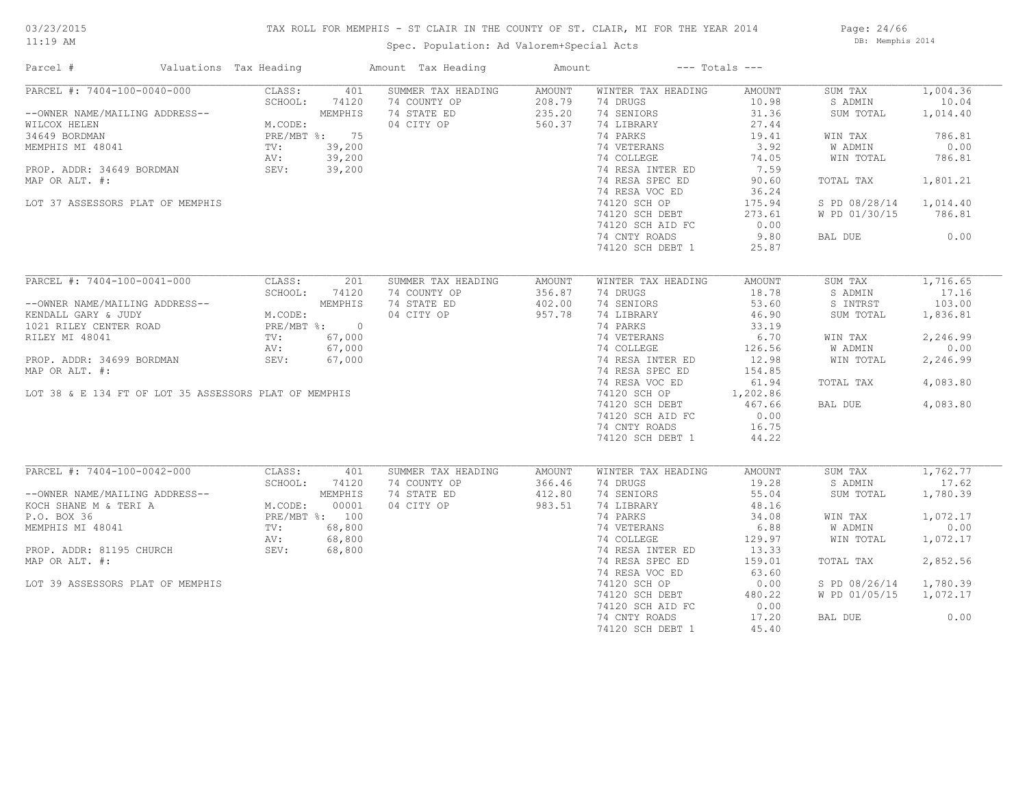# TAX ROLL FOR MEMPHIS - ST CLAIR IN THE COUNTY OF ST. CLAIR, MI FOR THE YEAR 2014

03/23/2015
11:19 AM

Spec. Population: Ad Valorem+Special Acts

DB: Memphis 2014

| Parcel # | Valuations | Tax Heading | Amount | Tax Heading | Amount | --- Totals --- | |
|---|---|---|---|---|---|---|---|
| PARCEL #: 7404-100-0040-000 | CLASS: 401 | SUMMER TAX HEADING | AMOUNT | WINTER TAX HEADING | AMOUNT | SUM TAX | 1,004.36 |
| | SCHOOL: 74120 | 74 COUNTY OP | 208.79 | 74 DRUGS | 10.98 | S ADMIN | 10.04 |
| --OWNER NAME/MAILING ADDRESS-- | MEMPHIS | 74 STATE ED | 235.20 | 74 SENIORS | 31.36 | SUM TOTAL | 1,014.40 |
| WILCOX HELEN | M.CODE: | 04 CITY OP | 560.37 | 74 LIBRARY | 27.44 | | |
| 34649 BORDMAN | PRE/MBT %: 75 | | | 74 PARKS | 19.41 | WIN TAX | 786.81 |
| MEMPHIS MI 48041 | TV: 39,200 | | | 74 VETERANS | 3.92 | W ADMIN | 0.00 |
| | AV: 39,200 | | | 74 COLLEGE | 74.05 | WIN TOTAL | 786.81 |
| PROP. ADDR: 34649 BORDMAN | SEV: 39,200 | | | 74 RESA INTER ED | 7.59 | | |
| MAP OR ALT. #: | | | | 74 RESA SPEC ED | 90.60 | TOTAL TAX | 1,801.21 |
| | | | | 74 RESA VOC ED | 36.24 | | |
| LOT 37 ASSESSORS PLAT OF MEMPHIS | | | | 74120 SCH OP | 175.94 | S PD 08/28/14 | 1,014.40 |
| | | | | 74120 SCH DEBT | 273.61 | W PD 01/30/15 | 786.81 |
| | | | | 74120 SCH AID FC | 0.00 | | |
| | | | | 74 CNTY ROADS | 9.80 | BAL DUE | 0.00 |
| | | | | 74120 SCH DEBT 1 | 25.87 | | |
| PARCEL #: 7404-100-0041-000 | CLASS: 201 | SUMMER TAX HEADING | AMOUNT | WINTER TAX HEADING | AMOUNT | SUM TAX | 1,716.65 |
| | SCHOOL: 74120 | 74 COUNTY OP | 356.87 | 74 DRUGS | 18.78 | S ADMIN | 17.16 |
| --OWNER NAME/MAILING ADDRESS-- | MEMPHIS | 74 STATE ED | 402.00 | 74 SENIORS | 53.60 | S INTRST | 103.00 |
| KENDALL GARY & JUDY | M.CODE: | 04 CITY OP | 957.78 | 74 LIBRARY | 46.90 | SUM TOTAL | 1,836.81 |
| 1021 RILEY CENTER ROAD | PRE/MBT %: 0 | | | 74 PARKS | 33.19 | | |
| RILEY MI 48041 | TV: 67,000 | | | 74 VETERANS | 6.70 | WIN TAX | 2,246.99 |
| | AV: 67,000 | | | 74 COLLEGE | 126.56 | W ADMIN | 0.00 |
| PROP. ADDR: 34699 BORDMAN | SEV: 67,000 | | | 74 RESA INTER ED | 12.98 | WIN TOTAL | 2,246.99 |
| MAP OR ALT. #: | | | | 74 RESA SPEC ED | 154.85 | | |
| | | | | 74 RESA VOC ED | 61.94 | TOTAL TAX | 4,083.80 |
| LOT 38 & E 134 FT OF LOT 35 ASSESSORS PLAT OF MEMPHIS | | | | 74120 SCH OP | 1,202.86 | | |
| | | | | 74120 SCH DEBT | 467.66 | BAL DUE | 4,083.80 |
| | | | | 74120 SCH AID FC | 0.00 | | |
| | | | | 74 CNTY ROADS | 16.75 | | |
| | | | | 74120 SCH DEBT 1 | 44.22 | | |
| PARCEL #: 7404-100-0042-000 | CLASS: 401 | SUMMER TAX HEADING | AMOUNT | WINTER TAX HEADING | AMOUNT | SUM TAX | 1,762.77 |
| | SCHOOL: 74120 | 74 COUNTY OP | 366.46 | 74 DRUGS | 19.28 | S ADMIN | 17.62 |
| --OWNER NAME/MAILING ADDRESS-- | MEMPHIS | 74 STATE ED | 412.80 | 74 SENIORS | 55.04 | SUM TOTAL | 1,780.39 |
| KOCH SHANE M & TERI A | M.CODE: 00001 | 04 CITY OP | 983.51 | 74 LIBRARY | 48.16 | | |
| P.O. BOX 36 | PRE/MBT %: 100 | | | 74 PARKS | 34.08 | WIN TAX | 1,072.17 |
| MEMPHIS MI 48041 | TV: 68,800 | | | 74 VETERANS | 6.88 | W ADMIN | 0.00 |
| | AV: 68,800 | | | 74 COLLEGE | 129.97 | WIN TOTAL | 1,072.17 |
| PROP. ADDR: 81195 CHURCH | SEV: 68,800 | | | 74 RESA INTER ED | 13.33 | | |
| MAP OR ALT. #: | | | | 74 RESA SPEC ED | 159.01 | TOTAL TAX | 2,852.56 |
| | | | | 74 RESA VOC ED | 63.60 | | |
| LOT 39 ASSESSORS PLAT OF MEMPHIS | | | | 74120 SCH OP | 0.00 | S PD 08/26/14 | 1,780.39 |
| | | | | 74120 SCH DEBT | 480.22 | W PD 01/05/15 | 1,072.17 |
| | | | | 74120 SCH AID FC | 0.00 | | |
| | | | | 74 CNTY ROADS | 17.20 | BAL DUE | 0.00 |
| | | | | 74120 SCH DEBT 1 | 45.40 | | |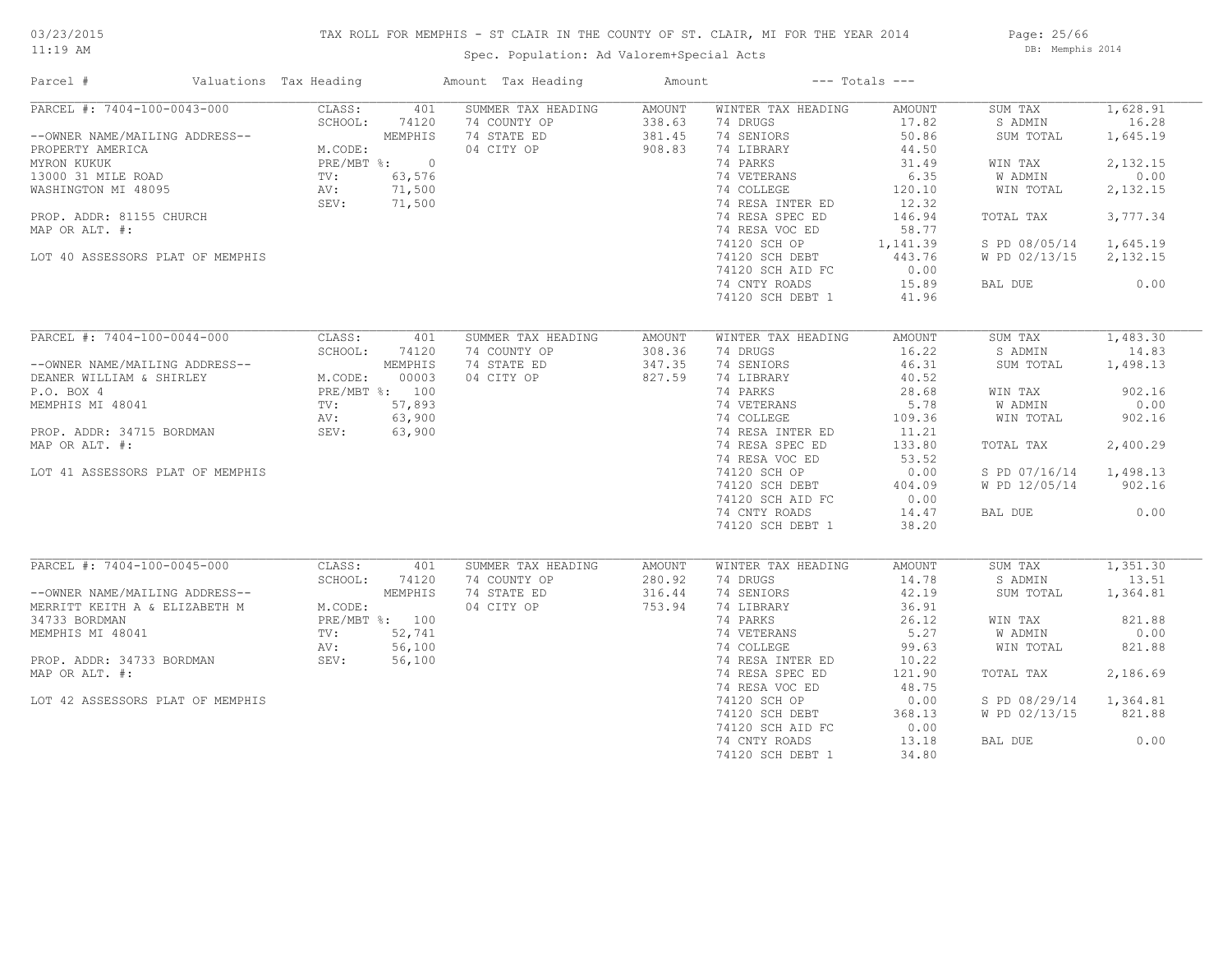# TAX ROLL FOR MEMPHIS - ST CLAIR IN THE COUNTY OF ST. CLAIR, MI FOR THE YEAR 2014

Spec. Population: Ad Valorem+Special Acts

03/23/2015 11:19 AM — DB: Memphis 2014

| Parcel # | Valuations | Tax Heading | Amount | Tax Heading | Amount | --- Totals --- | |
|---|---|---|---|---|---|---|---|
| PARCEL #: 7404-100-0043-000 | CLASS: 401 | SUMMER TAX HEADING | AMOUNT | WINTER TAX HEADING | AMOUNT | SUM TAX | 1,628.91 |
| | SCHOOL: 74120 | 74 COUNTY OP | 338.63 | 74 DRUGS | 17.82 | S ADMIN | 16.28 |
| --OWNER NAME/MAILING ADDRESS-- | MEMPHIS | 74 STATE ED | 381.45 | 74 SENIORS | 50.86 | SUM TOTAL | 1,645.19 |
| PROPERTY AMERICA | M.CODE: | 04 CITY OP | 908.83 | 74 LIBRARY | 44.50 | | |
| MYRON KUKUK | PRE/MBT %: 0 | | | 74 PARKS | 31.49 | WIN TAX | 2,132.15 |
| 13000 31 MILE ROAD | TV: 63,576 | | | 74 VETERANS | 6.35 | W ADMIN | 0.00 |
| WASHINGTON MI 48095 | AV: 71,500 | | | 74 COLLEGE | 120.10 | WIN TOTAL | 2,132.15 |
| | SEV: 71,500 | | | 74 RESA INTER ED | 12.32 | | |
| PROP. ADDR: 81155 CHURCH | | | | 74 RESA SPEC ED | 146.94 | TOTAL TAX | 3,777.34 |
| MAP OR ALT. #: | | | | 74 RESA VOC ED | 58.77 | | |
| | | | | 74120 SCH OP | 1,141.39 | S PD 08/05/14 | 1,645.19 |
| LOT 40 ASSESSORS PLAT OF MEMPHIS | | | | 74120 SCH DEBT | 443.76 | W PD 02/13/15 | 2,132.15 |
| | | | | 74120 SCH AID FC | 0.00 | | |
| | | | | 74 CNTY ROADS | 15.89 | BAL DUE | 0.00 |
| | | | | 74120 SCH DEBT 1 | 41.96 | | |
| PARCEL #: 7404-100-0044-000 | CLASS: 401 | SUMMER TAX HEADING | AMOUNT | WINTER TAX HEADING | AMOUNT | SUM TAX | 1,483.30 |
| | SCHOOL: 74120 | 74 COUNTY OP | 308.36 | 74 DRUGS | 16.22 | S ADMIN | 14.83 |
| --OWNER NAME/MAILING ADDRESS-- | MEMPHIS | 74 STATE ED | 347.35 | 74 SENIORS | 46.31 | SUM TOTAL | 1,498.13 |
| DEANER WILLIAM & SHIRLEY | M.CODE: 00003 | 04 CITY OP | 827.59 | 74 LIBRARY | 40.52 | | |
| P.O. BOX 4 | PRE/MBT %: 100 | | | 74 PARKS | 28.68 | WIN TAX | 902.16 |
| MEMPHIS MI 48041 | TV: 57,893 | | | 74 VETERANS | 5.78 | W ADMIN | 0.00 |
| | AV: 63,900 | | | 74 COLLEGE | 109.36 | WIN TOTAL | 902.16 |
| PROP. ADDR: 34715 BORDMAN | SEV: 63,900 | | | 74 RESA INTER ED | 11.21 | | |
| MAP OR ALT. #: | | | | 74 RESA SPEC ED | 133.80 | TOTAL TAX | 2,400.29 |
| | | | | 74 RESA VOC ED | 53.52 | | |
| LOT 41 ASSESSORS PLAT OF MEMPHIS | | | | 74120 SCH OP | 0.00 | S PD 07/16/14 | 1,498.13 |
| | | | | 74120 SCH DEBT | 404.09 | W PD 12/05/14 | 902.16 |
| | | | | 74120 SCH AID FC | 0.00 | | |
| | | | | 74 CNTY ROADS | 14.47 | BAL DUE | 0.00 |
| | | | | 74120 SCH DEBT 1 | 38.20 | | |
| PARCEL #: 7404-100-0045-000 | CLASS: 401 | SUMMER TAX HEADING | AMOUNT | WINTER TAX HEADING | AMOUNT | SUM TAX | 1,351.30 |
| | SCHOOL: 74120 | 74 COUNTY OP | 280.92 | 74 DRUGS | 14.78 | S ADMIN | 13.51 |
| --OWNER NAME/MAILING ADDRESS-- | MEMPHIS | 74 STATE ED | 316.44 | 74 SENIORS | 42.19 | SUM TOTAL | 1,364.81 |
| MERRITT KEITH A & ELIZABETH M | M.CODE: | 04 CITY OP | 753.94 | 74 LIBRARY | 36.91 | | |
| 34733 BORDMAN | PRE/MBT %: 100 | | | 74 PARKS | 26.12 | WIN TAX | 821.88 |
| MEMPHIS MI 48041 | TV: 52,741 | | | 74 VETERANS | 5.27 | W ADMIN | 0.00 |
| | AV: 56,100 | | | 74 COLLEGE | 99.63 | WIN TOTAL | 821.88 |
| PROP. ADDR: 34733 BORDMAN | SEV: 56,100 | | | 74 RESA INTER ED | 10.22 | | |
| MAP OR ALT. #: | | | | 74 RESA SPEC ED | 121.90 | TOTAL TAX | 2,186.69 |
| | | | | 74 RESA VOC ED | 48.75 | | |
| LOT 42 ASSESSORS PLAT OF MEMPHIS | | | | 74120 SCH OP | 0.00 | S PD 08/29/14 | 1,364.81 |
| | | | | 74120 SCH DEBT | 368.13 | W PD 02/13/15 | 821.88 |
| | | | | 74120 SCH AID FC | 0.00 | | |
| | | | | 74 CNTY ROADS | 13.18 | BAL DUE | 0.00 |
| | | | | 74120 SCH DEBT 1 | 34.80 | | |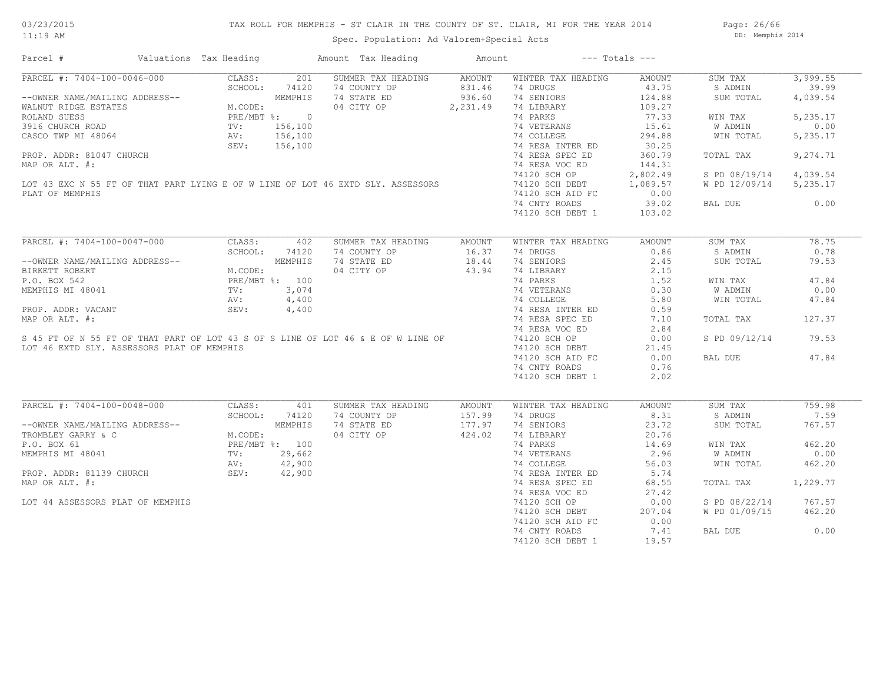# TAX ROLL FOR MEMPHIS - ST CLAIR IN THE COUNTY OF ST. CLAIR, MI FOR THE YEAR 2014

Spec. Population: Ad Valorem+Special Acts

03/23/2015 11:19 AM — DB: Memphis 2014

| Parcel # | Valuations | Tax Heading | Amount | Tax Heading | Amount | --- Totals --- | |
|---|---|---|---|---|---|---|---|

## PARCEL #: 7404-100-0046-000

--OWNER NAME/MAILING ADDRESS--
WALNUT RIDGE ESTATES
ROLAND SUESS
3916 CHURCH ROAD
CASCO TWP MI 48064

PROP. ADDR: 81047 CHURCH
MAP OR ALT. #:

LOT 43 EXC N 55 FT OF THAT PART LYING E OF W LINE OF LOT 46 EXTD SLY. ASSESSORS PLAT OF MEMPHIS

| Valuations | | Summer Tax Heading | Amount | Winter Tax Heading | Amount | Totals | |
|---|---|---|---|---|---|---|---|
| CLASS: | 201 | 74 COUNTY OP | 831.46 | 74 DRUGS | 43.75 | SUM TAX | 3,999.55 |
| SCHOOL: | 74120 | 74 STATE ED | 936.60 | 74 SENIORS | 124.88 | S ADMIN | 39.99 |
| | MEMPHIS | 04 CITY OP | 2,231.49 | 74 LIBRARY | 109.27 | SUM TOTAL | 4,039.54 |
| M.CODE: | | | | 74 PARKS | 77.33 | WIN TAX | 5,235.17 |
| PRE/MBT %: | 0 | | | 74 VETERANS | 15.61 | W ADMIN | 0.00 |
| TV: | 156,100 | | | 74 COLLEGE | 294.88 | WIN TOTAL | 5,235.17 |
| AV: | 156,100 | | | 74 RESA INTER ED | 30.25 | | |
| SEV: | 156,100 | | | 74 RESA SPEC ED | 360.79 | TOTAL TAX | 9,274.71 |
| | | | | 74 RESA VOC ED | 144.31 | | |
| | | | | 74120 SCH OP | 2,802.49 | S PD 08/19/14 | 4,039.54 |
| | | | | 74120 SCH DEBT | 1,089.57 | W PD 12/09/14 | 5,235.17 |
| | | | | 74120 SCH AID FC | 0.00 | | |
| | | | | 74 CNTY ROADS | 39.02 | BAL DUE | 0.00 |
| | | | | 74120 SCH DEBT 1 | 103.02 | | |

## PARCEL #: 7404-100-0047-000

--OWNER NAME/MAILING ADDRESS--
BIRKETT ROBERT
P.O. BOX 542
MEMPHIS MI 48041

PROP. ADDR: VACANT
MAP OR ALT. #:

S 45 FT OF N 55 FT OF THAT PART OF LOT 43 S OF S LINE OF LOT 46 & E OF W LINE OF LOT 46 EXTD SLY. ASSESSORS PLAT OF MEMPHIS

| Valuations | | Summer Tax Heading | Amount | Winter Tax Heading | Amount | Totals | |
|---|---|---|---|---|---|---|---|
| CLASS: | 402 | 74 COUNTY OP | 16.37 | 74 DRUGS | 0.86 | SUM TAX | 78.75 |
| SCHOOL: | 74120 | 74 STATE ED | 18.44 | 74 SENIORS | 2.45 | S ADMIN | 0.78 |
| | MEMPHIS | 04 CITY OP | 43.94 | 74 LIBRARY | 2.15 | SUM TOTAL | 79.53 |
| M.CODE: | | | | 74 PARKS | 1.52 | WIN TAX | 47.84 |
| PRE/MBT %: | 100 | | | 74 VETERANS | 0.30 | W ADMIN | 0.00 |
| TV: | 3,074 | | | 74 COLLEGE | 5.80 | WIN TOTAL | 47.84 |
| AV: | 4,400 | | | 74 RESA INTER ED | 0.59 | | |
| SEV: | 4,400 | | | 74 RESA SPEC ED | 7.10 | TOTAL TAX | 127.37 |
| | | | | 74 RESA VOC ED | 2.84 | | |
| | | | | 74120 SCH OP | 0.00 | S PD 09/12/14 | 79.53 |
| | | | | 74120 SCH DEBT | 21.45 | | |
| | | | | 74120 SCH AID FC | 0.00 | BAL DUE | 47.84 |
| | | | | 74 CNTY ROADS | 0.76 | | |
| | | | | 74120 SCH DEBT 1 | 2.02 | | |

## PARCEL #: 7404-100-0048-000

--OWNER NAME/MAILING ADDRESS--
TROMBLEY GARRY & C
P.O. BOX 61
MEMPHIS MI 48041

PROP. ADDR: 81139 CHURCH
MAP OR ALT. #:

LOT 44 ASSESSORS PLAT OF MEMPHIS

| Valuations | | Summer Tax Heading | Amount | Winter Tax Heading | Amount | Totals | |
|---|---|---|---|---|---|---|---|
| CLASS: | 401 | 74 COUNTY OP | 157.99 | 74 DRUGS | 8.31 | SUM TAX | 759.98 |
| SCHOOL: | 74120 | 74 STATE ED | 177.97 | 74 SENIORS | 23.72 | S ADMIN | 7.59 |
| | MEMPHIS | 04 CITY OP | 424.02 | 74 LIBRARY | 20.76 | SUM TOTAL | 767.57 |
| M.CODE: | | | | 74 PARKS | 14.69 | WIN TAX | 462.20 |
| PRE/MBT %: | 100 | | | 74 VETERANS | 2.96 | W ADMIN | 0.00 |
| TV: | 29,662 | | | 74 COLLEGE | 56.03 | WIN TOTAL | 462.20 |
| AV: | 42,900 | | | 74 RESA INTER ED | 5.74 | | |
| SEV: | 42,900 | | | 74 RESA SPEC ED | 68.55 | TOTAL TAX | 1,229.77 |
| | | | | 74 RESA VOC ED | 27.42 | | |
| | | | | 74120 SCH OP | 0.00 | S PD 08/22/14 | 767.57 |
| | | | | 74120 SCH DEBT | 207.04 | W PD 01/09/15 | 462.20 |
| | | | | 74120 SCH AID FC | 0.00 | | |
| | | | | 74 CNTY ROADS | 7.41 | BAL DUE | 0.00 |
| | | | | 74120 SCH DEBT 1 | 19.57 | | |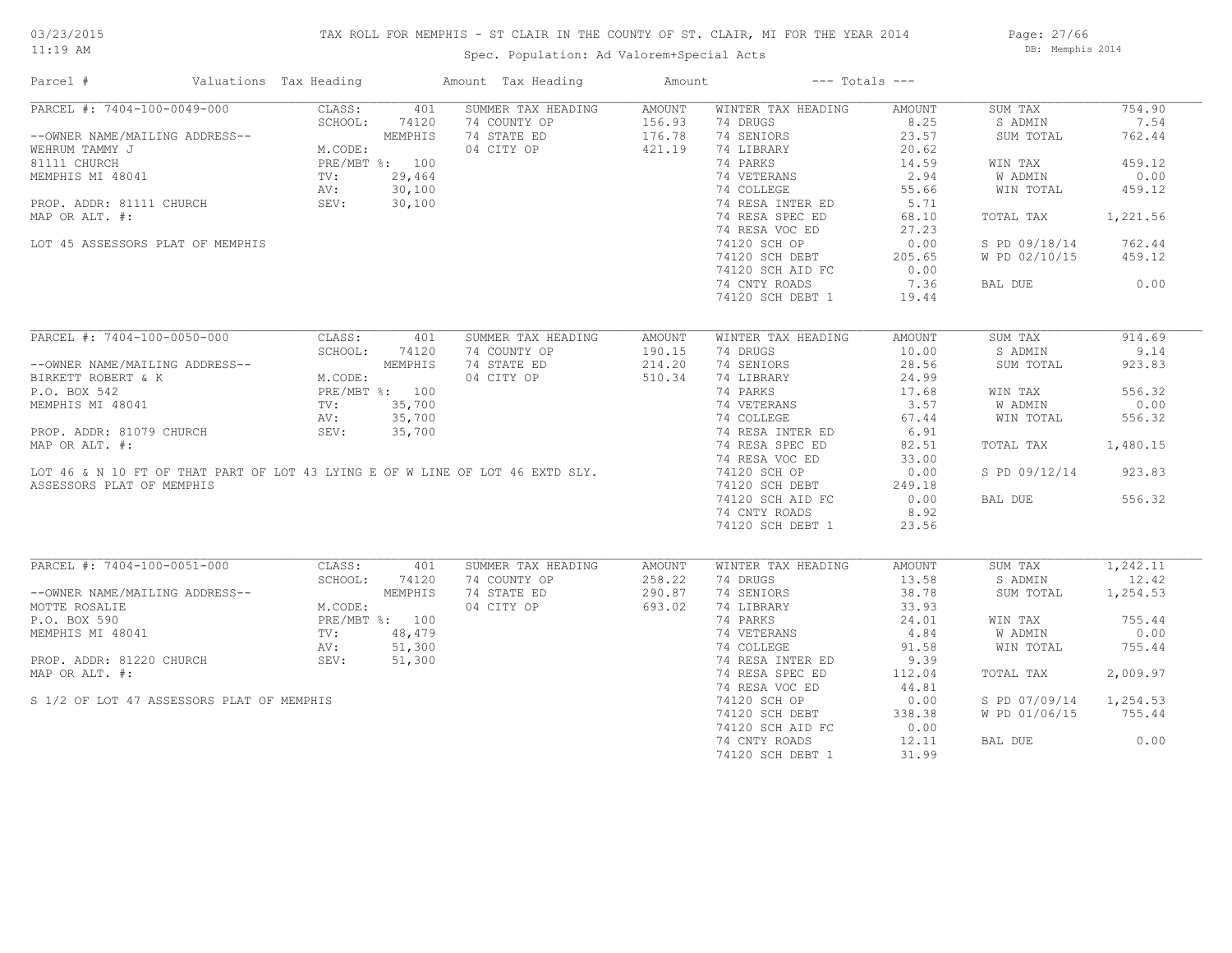# TAX ROLL FOR MEMPHIS - ST CLAIR IN THE COUNTY OF ST. CLAIR, MI FOR THE YEAR 2014

Spec. Population: Ad Valorem+Special Acts

03/23/2015 11:19 AM — DB: Memphis 2014

| Parcel # | Valuations | Tax Heading | Amount | Tax Heading | Amount | --- Totals --- | |
|---|---|---|---|---|---|---|---|

## PARCEL #: 7404-100-0049-000

| Field | Value | SUMMER TAX HEADING | AMOUNT | WINTER TAX HEADING | AMOUNT | Totals | |
|---|---|---|---|---|---|---|---|
| CLASS: | 401 | 74 COUNTY OP | 156.93 | 74 DRUGS | 8.25 | SUM TAX | 754.90 |
| SCHOOL: | 74120 | 74 STATE ED | 176.78 | 74 SENIORS | 23.57 | S ADMIN | 7.54 |
| | MEMPHIS | 04 CITY OP | 421.19 | 74 LIBRARY | 20.62 | SUM TOTAL | 762.44 |
| M.CODE: | | | | 74 PARKS | 14.59 | | |
| PRE/MBT %: | 100 | | | 74 VETERANS | 2.94 | WIN TAX | 459.12 |
| TV: | 29,464 | | | 74 COLLEGE | 55.66 | W ADMIN | 0.00 |
| AV: | 30,100 | | | 74 RESA INTER ED | 5.71 | WIN TOTAL | 459.12 |
| SEV: | 30,100 | | | 74 RESA SPEC ED | 68.10 | | |
| | | | | 74 RESA VOC ED | 27.23 | TOTAL TAX | 1,221.56 |
| | | | | 74120 SCH OP | 0.00 | | |
| | | | | 74120 SCH DEBT | 205.65 | S PD 09/18/14 | 762.44 |
| | | | | 74120 SCH AID FC | 0.00 | W PD 02/10/15 | 459.12 |
| | | | | 74 CNTY ROADS | 7.36 | | |
| | | | | 74120 SCH DEBT 1 | 19.44 | BAL DUE | 0.00 |

--OWNER NAME/MAILING ADDRESS--
WEHRUM TAMMY J
81111 CHURCH
MEMPHIS MI 48041

PROP. ADDR: 81111 CHURCH
MAP OR ALT. #:

LOT 45 ASSESSORS PLAT OF MEMPHIS

## PARCEL #: 7404-100-0050-000

| Field | Value | SUMMER TAX HEADING | AMOUNT | WINTER TAX HEADING | AMOUNT | Totals | |
|---|---|---|---|---|---|---|---|
| CLASS: | 401 | 74 COUNTY OP | 190.15 | 74 DRUGS | 10.00 | SUM TAX | 914.69 |
| SCHOOL: | 74120 | 74 STATE ED | 214.20 | 74 SENIORS | 28.56 | S ADMIN | 9.14 |
| | MEMPHIS | 04 CITY OP | 510.34 | 74 LIBRARY | 24.99 | SUM TOTAL | 923.83 |
| M.CODE: | | | | 74 PARKS | 17.68 | | |
| PRE/MBT %: | 100 | | | 74 VETERANS | 3.57 | WIN TAX | 556.32 |
| TV: | 35,700 | | | 74 COLLEGE | 67.44 | W ADMIN | 0.00 |
| AV: | 35,700 | | | 74 RESA INTER ED | 6.91 | WIN TOTAL | 556.32 |
| SEV: | 35,700 | | | 74 RESA SPEC ED | 82.51 | | |
| | | | | 74 RESA VOC ED | 33.00 | TOTAL TAX | 1,480.15 |
| | | | | 74120 SCH OP | 0.00 | | |
| | | | | 74120 SCH DEBT | 249.18 | S PD 09/12/14 | 923.83 |
| | | | | 74120 SCH AID FC | 0.00 | | |
| | | | | 74 CNTY ROADS | 8.92 | BAL DUE | 556.32 |
| | | | | 74120 SCH DEBT 1 | 23.56 | | |

--OWNER NAME/MAILING ADDRESS--
BIRKETT ROBERT & K
P.O. BOX 542
MEMPHIS MI 48041

PROP. ADDR: 81079 CHURCH
MAP OR ALT. #:

LOT 46 & N 10 FT OF THAT PART OF LOT 43 LYING E OF W LINE OF LOT 46 EXTD SLY. ASSESSORS PLAT OF MEMPHIS

## PARCEL #: 7404-100-0051-000

| Field | Value | SUMMER TAX HEADING | AMOUNT | WINTER TAX HEADING | AMOUNT | Totals | |
|---|---|---|---|---|---|---|---|
| CLASS: | 401 | 74 COUNTY OP | 258.22 | 74 DRUGS | 13.58 | SUM TAX | 1,242.11 |
| SCHOOL: | 74120 | 74 STATE ED | 290.87 | 74 SENIORS | 38.78 | S ADMIN | 12.42 |
| | MEMPHIS | 04 CITY OP | 693.02 | 74 LIBRARY | 33.93 | SUM TOTAL | 1,254.53 |
| M.CODE: | | | | 74 PARKS | 24.01 | | |
| PRE/MBT %: | 100 | | | 74 VETERANS | 4.84 | WIN TAX | 755.44 |
| TV: | 48,479 | | | 74 COLLEGE | 91.58 | W ADMIN | 0.00 |
| AV: | 51,300 | | | 74 RESA INTER ED | 9.39 | WIN TOTAL | 755.44 |
| SEV: | 51,300 | | | 74 RESA SPEC ED | 112.04 | | |
| | | | | 74 RESA VOC ED | 44.81 | TOTAL TAX | 2,009.97 |
| | | | | 74120 SCH OP | 0.00 | | |
| | | | | 74120 SCH DEBT | 338.38 | S PD 07/09/14 | 1,254.53 |
| | | | | 74120 SCH AID FC | 0.00 | W PD 01/06/15 | 755.44 |
| | | | | 74 CNTY ROADS | 12.11 | | |
| | | | | 74120 SCH DEBT 1 | 31.99 | BAL DUE | 0.00 |

--OWNER NAME/MAILING ADDRESS--
MOTTE ROSALIE
P.O. BOX 590
MEMPHIS MI 48041

PROP. ADDR: 81220 CHURCH
MAP OR ALT. #:

S 1/2 OF LOT 47 ASSESSORS PLAT OF MEMPHIS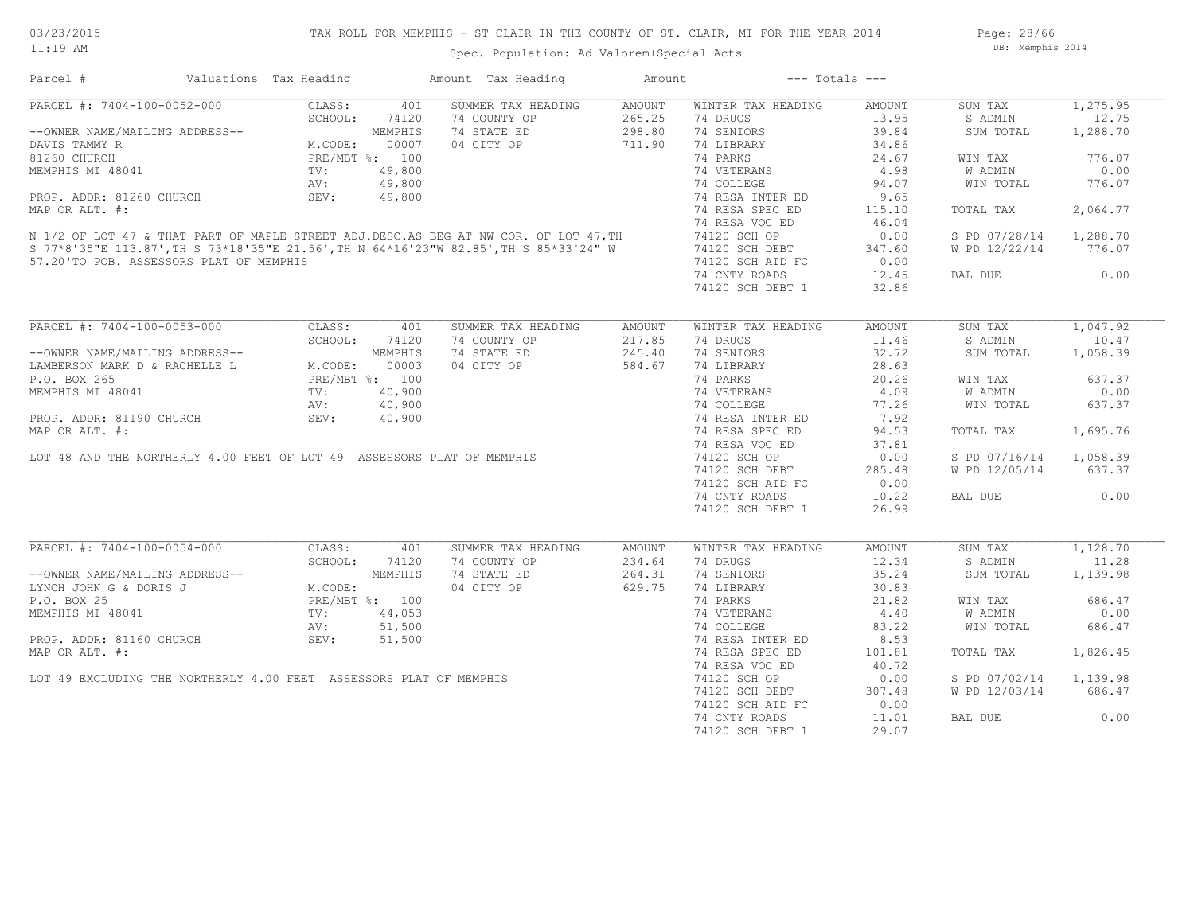# TAX ROLL FOR MEMPHIS - ST CLAIR IN THE COUNTY OF ST. CLAIR, MI FOR THE YEAR 2014

Spec. Population: Ad Valorem+Special Acts

03/23/2015 11:19 AM — DB: Memphis 2014

| Parcel # | Valuations | Tax Heading | Amount | Tax Heading | Amount | --- Totals --- | |
|---|---|---|---|---|---|---|---|

## PARCEL #: 7404-100-0052-000

| Field | Value |
|---|---|
| CLASS: | 401 |
| SCHOOL: | 74120 |
| | MEMPHIS |
| M.CODE: | 00007 |
| PRE/MBT %: | 100 |
| TV: | 49,800 |
| AV: | 49,800 |
| SEV: | 49,800 |

--OWNER NAME/MAILING ADDRESS--
DAVIS TAMMY R
81260 CHURCH
MEMPHIS MI 48041

PROP. ADDR: 81260 CHURCH
MAP OR ALT. #:

N 1/2 OF LOT 47 & THAT PART OF MAPLE STREET ADJ.DESC.AS BEG AT NW COR. OF LOT 47,TH S 77*8'35"E 113.87',TH S 73*18'35"E 21.56',TH N 64*16'23"W 82.85',TH S 85*33'24" W 57.20'TO POB. ASSESSORS PLAT OF MEMPHIS

| SUMMER TAX HEADING | AMOUNT |
|---|---|
| 74 COUNTY OP | 265.25 |
| 74 STATE ED | 298.80 |
| 04 CITY OP | 711.90 |

| WINTER TAX HEADING | AMOUNT |
|---|---|
| 74 DRUGS | 13.95 |
| 74 SENIORS | 39.84 |
| 74 LIBRARY | 34.86 |
| 74 PARKS | 24.67 |
| 74 VETERANS | 4.98 |
| 74 COLLEGE | 94.07 |
| 74 RESA INTER ED | 9.65 |
| 74 RESA SPEC ED | 115.10 |
| 74 RESA VOC ED | 46.04 |
| 74120 SCH OP | 0.00 |
| 74120 SCH DEBT | 347.60 |
| 74120 SCH AID FC | 0.00 |
| 74 CNTY ROADS | 12.45 |
| 74120 SCH DEBT 1 | 32.86 |

| Totals | |
|---|---|
| SUM TAX | 1,275.95 |
| S ADMIN | 12.75 |
| SUM TOTAL | 1,288.70 |
| WIN TAX | 776.07 |
| W ADMIN | 0.00 |
| WIN TOTAL | 776.07 |
| TOTAL TAX | 2,064.77 |
| S PD 07/28/14 | 1,288.70 |
| W PD 12/22/14 | 776.07 |
| BAL DUE | 0.00 |

## PARCEL #: 7404-100-0053-000

| Field | Value |
|---|---|
| CLASS: | 401 |
| SCHOOL: | 74120 |
| | MEMPHIS |
| M.CODE: | 00003 |
| PRE/MBT %: | 100 |
| TV: | 40,900 |
| AV: | 40,900 |
| SEV: | 40,900 |

--OWNER NAME/MAILING ADDRESS--
LAMBERSON MARK D & RACHELLE L
P.O. BOX 265
MEMPHIS MI 48041

PROP. ADDR: 81190 CHURCH
MAP OR ALT. #:

LOT 48 AND THE NORTHERLY 4.00 FEET OF LOT 49 ASSESSORS PLAT OF MEMPHIS

| SUMMER TAX HEADING | AMOUNT |
|---|---|
| 74 COUNTY OP | 217.85 |
| 74 STATE ED | 245.40 |
| 04 CITY OP | 584.67 |

| WINTER TAX HEADING | AMOUNT |
|---|---|
| 74 DRUGS | 11.46 |
| 74 SENIORS | 32.72 |
| 74 LIBRARY | 28.63 |
| 74 PARKS | 20.26 |
| 74 VETERANS | 4.09 |
| 74 COLLEGE | 77.26 |
| 74 RESA INTER ED | 7.92 |
| 74 RESA SPEC ED | 94.53 |
| 74 RESA VOC ED | 37.81 |
| 74120 SCH OP | 0.00 |
| 74120 SCH DEBT | 285.48 |
| 74120 SCH AID FC | 0.00 |
| 74 CNTY ROADS | 10.22 |
| 74120 SCH DEBT 1 | 26.99 |

| Totals | |
|---|---|
| SUM TAX | 1,047.92 |
| S ADMIN | 10.47 |
| SUM TOTAL | 1,058.39 |
| WIN TAX | 637.37 |
| W ADMIN | 0.00 |
| WIN TOTAL | 637.37 |
| TOTAL TAX | 1,695.76 |
| S PD 07/16/14 | 1,058.39 |
| W PD 12/05/14 | 637.37 |
| BAL DUE | 0.00 |

## PARCEL #: 7404-100-0054-000

| Field | Value |
|---|---|
| CLASS: | 401 |
| SCHOOL: | 74120 |
| | MEMPHIS |
| M.CODE: | |
| PRE/MBT %: | 100 |
| TV: | 44,053 |
| AV: | 51,500 |
| SEV: | 51,500 |

--OWNER NAME/MAILING ADDRESS--
LYNCH JOHN G & DORIS J
P.O. BOX 25
MEMPHIS MI 48041

PROP. ADDR: 81160 CHURCH
MAP OR ALT. #:

LOT 49 EXCLUDING THE NORTHERLY 4.00 FEET ASSESSORS PLAT OF MEMPHIS

| SUMMER TAX HEADING | AMOUNT |
|---|---|
| 74 COUNTY OP | 234.64 |
| 74 STATE ED | 264.31 |
| 04 CITY OP | 629.75 |

| WINTER TAX HEADING | AMOUNT |
|---|---|
| 74 DRUGS | 12.34 |
| 74 SENIORS | 35.24 |
| 74 LIBRARY | 30.83 |
| 74 PARKS | 21.82 |
| 74 VETERANS | 4.40 |
| 74 COLLEGE | 83.22 |
| 74 RESA INTER ED | 8.53 |
| 74 RESA SPEC ED | 101.81 |
| 74 RESA VOC ED | 40.72 |
| 74120 SCH OP | 0.00 |
| 74120 SCH DEBT | 307.48 |
| 74120 SCH AID FC | 0.00 |
| 74 CNTY ROADS | 11.01 |
| 74120 SCH DEBT 1 | 29.07 |

| Totals | |
|---|---|
| SUM TAX | 1,128.70 |
| S ADMIN | 11.28 |
| SUM TOTAL | 1,139.98 |
| WIN TAX | 686.47 |
| W ADMIN | 0.00 |
| WIN TOTAL | 686.47 |
| TOTAL TAX | 1,826.45 |
| S PD 07/02/14 | 1,139.98 |
| W PD 12/03/14 | 686.47 |
| BAL DUE | 0.00 |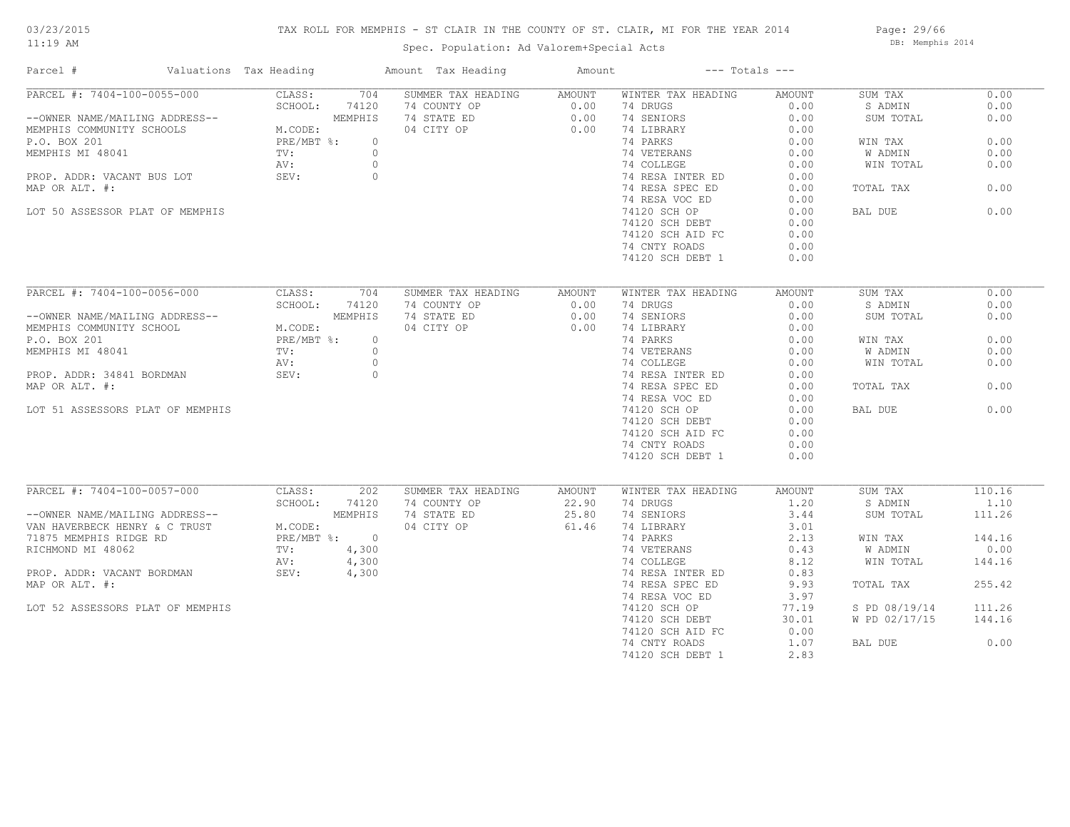# TAX ROLL FOR MEMPHIS - ST CLAIR IN THE COUNTY OF ST. CLAIR, MI FOR THE YEAR 2014

Spec. Population: Ad Valorem+Special Acts

03/23/2015 11:19 AM — DB: Memphis 2014

| Parcel # | Valuations | Tax Heading | Amount | Tax Heading | Amount | --- Totals --- | |
|---|---|---|---|---|---|---|---|
| PARCEL #: 7404-100-0055-000 | CLASS: 704 | SUMMER TAX HEADING | AMOUNT | WINTER TAX HEADING | AMOUNT | SUM TAX | 0.00 |
| | SCHOOL: 74120 | 74 COUNTY OP | 0.00 | 74 DRUGS | 0.00 | S ADMIN | 0.00 |
| --OWNER NAME/MAILING ADDRESS-- | MEMPHIS | 74 STATE ED | 0.00 | 74 SENIORS | 0.00 | SUM TOTAL | 0.00 |
| MEMPHIS COMMUNITY SCHOOLS | M.CODE: | 04 CITY OP | 0.00 | 74 LIBRARY | 0.00 | | |
| P.O. BOX 201 | PRE/MBT %: 0 | | | 74 PARKS | 0.00 | WIN TAX | 0.00 |
| MEMPHIS MI 48041 | TV: 0 | | | 74 VETERANS | 0.00 | W ADMIN | 0.00 |
| | AV: 0 | | | 74 COLLEGE | 0.00 | WIN TOTAL | 0.00 |
| PROP. ADDR: VACANT BUS LOT | SEV: 0 | | | 74 RESA INTER ED | 0.00 | | |
| MAP OR ALT. #: | | | | 74 RESA SPEC ED | 0.00 | TOTAL TAX | 0.00 |
| | | | | 74 RESA VOC ED | 0.00 | | |
| LOT 50 ASSESSOR PLAT OF MEMPHIS | | | | 74120 SCH OP | 0.00 | BAL DUE | 0.00 |
| | | | | 74120 SCH DEBT | 0.00 | | |
| | | | | 74120 SCH AID FC | 0.00 | | |
| | | | | 74 CNTY ROADS | 0.00 | | |
| | | | | 74120 SCH DEBT 1 | 0.00 | | |
| PARCEL #: 7404-100-0056-000 | CLASS: 704 | SUMMER TAX HEADING | AMOUNT | WINTER TAX HEADING | AMOUNT | SUM TAX | 0.00 |
| | SCHOOL: 74120 | 74 COUNTY OP | 0.00 | 74 DRUGS | 0.00 | S ADMIN | 0.00 |
| --OWNER NAME/MAILING ADDRESS-- | MEMPHIS | 74 STATE ED | 0.00 | 74 SENIORS | 0.00 | SUM TOTAL | 0.00 |
| MEMPHIS COMMUNITY SCHOOL | M.CODE: | 04 CITY OP | 0.00 | 74 LIBRARY | 0.00 | | |
| P.O. BOX 201 | PRE/MBT %: 0 | | | 74 PARKS | 0.00 | WIN TAX | 0.00 |
| MEMPHIS MI 48041 | TV: 0 | | | 74 VETERANS | 0.00 | W ADMIN | 0.00 |
| | AV: 0 | | | 74 COLLEGE | 0.00 | WIN TOTAL | 0.00 |
| PROP. ADDR: 34841 BORDMAN | SEV: 0 | | | 74 RESA INTER ED | 0.00 | | |
| MAP OR ALT. #: | | | | 74 RESA SPEC ED | 0.00 | TOTAL TAX | 0.00 |
| | | | | 74 RESA VOC ED | 0.00 | | |
| LOT 51 ASSESSORS PLAT OF MEMPHIS | | | | 74120 SCH OP | 0.00 | BAL DUE | 0.00 |
| | | | | 74120 SCH DEBT | 0.00 | | |
| | | | | 74120 SCH AID FC | 0.00 | | |
| | | | | 74 CNTY ROADS | 0.00 | | |
| | | | | 74120 SCH DEBT 1 | 0.00 | | |
| PARCEL #: 7404-100-0057-000 | CLASS: 202 | SUMMER TAX HEADING | AMOUNT | WINTER TAX HEADING | AMOUNT | SUM TAX | 110.16 |
| | SCHOOL: 74120 | 74 COUNTY OP | 22.90 | 74 DRUGS | 1.20 | S ADMIN | 1.10 |
| --OWNER NAME/MAILING ADDRESS-- | MEMPHIS | 74 STATE ED | 25.80 | 74 SENIORS | 3.44 | SUM TOTAL | 111.26 |
| VAN HAVERBECK HENRY & C TRUST | M.CODE: | 04 CITY OP | 61.46 | 74 LIBRARY | 3.01 | | |
| 71875 MEMPHIS RIDGE RD | PRE/MBT %: 0 | | | 74 PARKS | 2.13 | WIN TAX | 144.16 |
| RICHMOND MI 48062 | TV: 4,300 | | | 74 VETERANS | 0.43 | W ADMIN | 0.00 |
| | AV: 4,300 | | | 74 COLLEGE | 8.12 | WIN TOTAL | 144.16 |
| PROP. ADDR: VACANT BORDMAN | SEV: 4,300 | | | 74 RESA INTER ED | 0.83 | | |
| MAP OR ALT. #: | | | | 74 RESA SPEC ED | 9.93 | TOTAL TAX | 255.42 |
| | | | | 74 RESA VOC ED | 3.97 | | |
| LOT 52 ASSESSORS PLAT OF MEMPHIS | | | | 74120 SCH OP | 77.19 | S PD 08/19/14 | 111.26 |
| | | | | 74120 SCH DEBT | 30.01 | W PD 02/17/15 | 144.16 |
| | | | | 74120 SCH AID FC | 0.00 | | |
| | | | | 74 CNTY ROADS | 1.07 | BAL DUE | 0.00 |
| | | | | 74120 SCH DEBT 1 | 2.83 | | |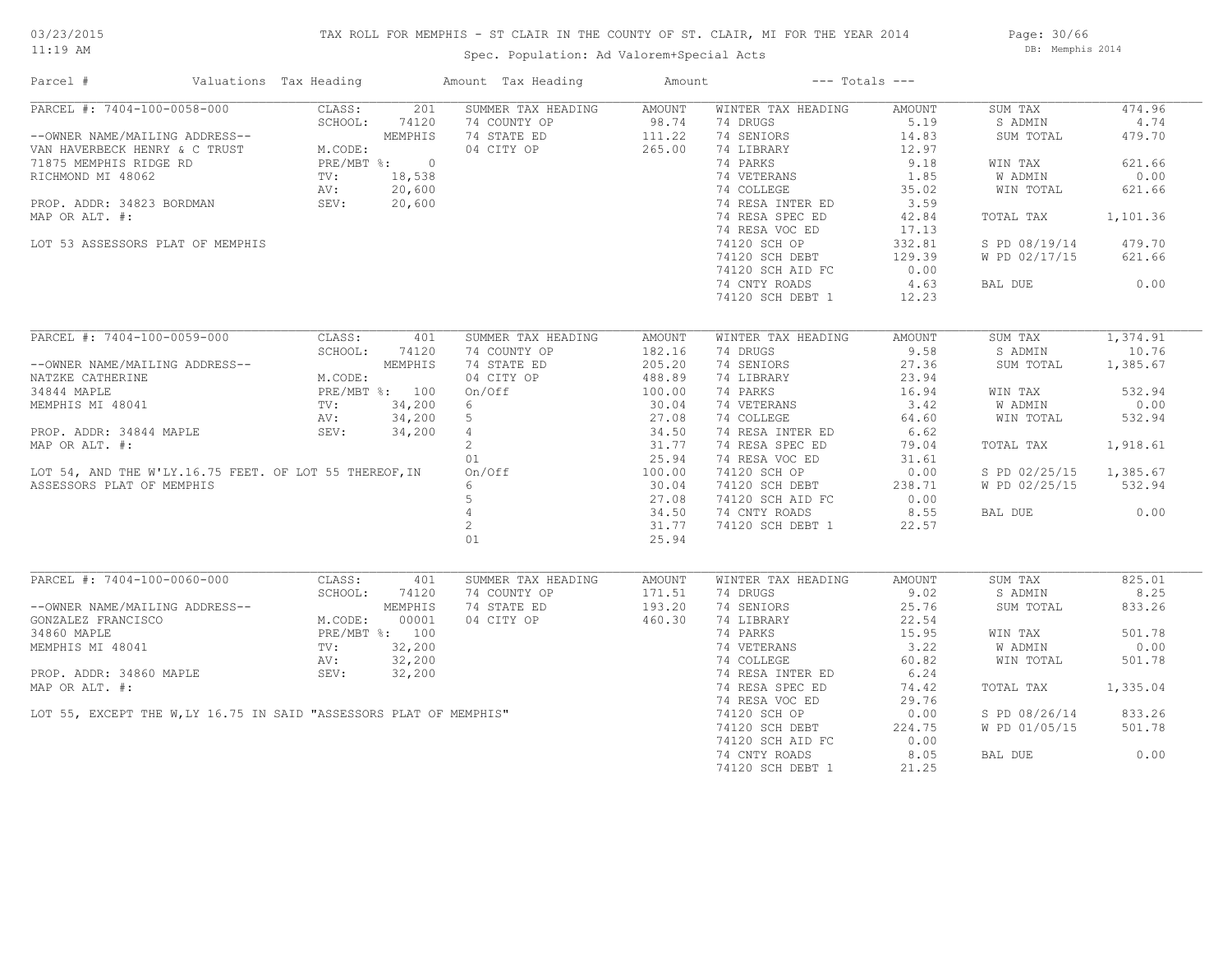# TAX ROLL FOR MEMPHIS - ST CLAIR IN THE COUNTY OF ST. CLAIR, MI FOR THE YEAR 2014

Spec. Population: Ad Valorem+Special Acts

DB: Memphis 2014

03/23/2015
11:19 AM

| Parcel # | Valuations | Tax Heading | Amount | Tax Heading | Amount | --- Totals --- | |
|---|---|---|---|---|---|---|---|
| PARCEL #: 7404-100-0058-000 | CLASS: 201 | SUMMER TAX HEADING | AMOUNT | WINTER TAX HEADING | AMOUNT | SUM TAX | 474.96 |
| | SCHOOL: 74120 | 74 COUNTY OP | 98.74 | 74 DRUGS | 5.19 | S ADMIN | 4.74 |
| --OWNER NAME/MAILING ADDRESS-- | MEMPHIS | 74 STATE ED | 111.22 | 74 SENIORS | 14.83 | SUM TOTAL | 479.70 |
| VAN HAVERBECK HENRY & C TRUST | M.CODE: | 04 CITY OP | 265.00 | 74 LIBRARY | 12.97 | | |
| 71875 MEMPHIS RIDGE RD | PRE/MBT %: 0 | | | 74 PARKS | 9.18 | WIN TAX | 621.66 |
| RICHMOND MI 48062 | TV: 18,538 | | | 74 VETERANS | 1.85 | W ADMIN | 0.00 |
| | AV: 20,600 | | | 74 COLLEGE | 35.02 | WIN TOTAL | 621.66 |
| PROP. ADDR: 34823 BORDMAN | SEV: 20,600 | | | 74 RESA INTER ED | 3.59 | | |
| MAP OR ALT. #: | | | | 74 RESA SPEC ED | 42.84 | TOTAL TAX | 1,101.36 |
| | | | | 74 RESA VOC ED | 17.13 | | |
| LOT 53 ASSESSORS PLAT OF MEMPHIS | | | | 74120 SCH OP | 332.81 | S PD 08/19/14 | 479.70 |
| | | | | 74120 SCH DEBT | 129.39 | W PD 02/17/15 | 621.66 |
| | | | | 74120 SCH AID FC | 0.00 | | |
| | | | | 74 CNTY ROADS | 4.63 | BAL DUE | 0.00 |
| | | | | 74120 SCH DEBT 1 | 12.23 | | |

| Parcel # | Valuations | Tax Heading | Amount | Tax Heading | Amount | --- Totals --- | |
|---|---|---|---|---|---|---|---|
| PARCEL #: 7404-100-0059-000 | CLASS: 401 | SUMMER TAX HEADING | AMOUNT | WINTER TAX HEADING | AMOUNT | SUM TAX | 1,374.91 |
| | SCHOOL: 74120 | 74 COUNTY OP | 182.16 | 74 DRUGS | 9.58 | S ADMIN | 10.76 |
| --OWNER NAME/MAILING ADDRESS-- | MEMPHIS | 74 STATE ED | 205.20 | 74 SENIORS | 27.36 | SUM TOTAL | 1,385.67 |
| NATZKE CATHERINE | M.CODE: | 04 CITY OP | 488.89 | 74 LIBRARY | 23.94 | | |
| 34844 MAPLE | PRE/MBT %: 100 | On/Off | 100.00 | 74 PARKS | 16.94 | WIN TAX | 532.94 |
| MEMPHIS MI 48041 | TV: 34,200 | 6 | 30.04 | 74 VETERANS | 3.42 | W ADMIN | 0.00 |
| | AV: 34,200 | 5 | 27.08 | 74 COLLEGE | 64.60 | WIN TOTAL | 532.94 |
| PROP. ADDR: 34844 MAPLE | SEV: 34,200 | 4 | 34.50 | 74 RESA INTER ED | 6.62 | | |
| MAP OR ALT. #: | | 2 | 31.77 | 74 RESA SPEC ED | 79.04 | TOTAL TAX | 1,918.61 |
| | | 01 | 25.94 | 74 RESA VOC ED | 31.61 | | |
| LOT 54, AND THE W'LY.16.75 FEET. OF LOT 55 THEREOF,IN | | On/Off | 100.00 | 74120 SCH OP | 0.00 | S PD 02/25/15 | 1,385.67 |
| ASSESSORS PLAT OF MEMPHIS | | 6 | 30.04 | 74120 SCH DEBT | 238.71 | W PD 02/25/15 | 532.94 |
| | | 5 | 27.08 | 74120 SCH AID FC | 0.00 | | |
| | | 4 | 34.50 | 74 CNTY ROADS | 8.55 | BAL DUE | 0.00 |
| | | 2 | 31.77 | 74120 SCH DEBT 1 | 22.57 | | |
| | | 01 | 25.94 | | | | |

| Parcel # | Valuations | Tax Heading | Amount | Tax Heading | Amount | --- Totals --- | |
|---|---|---|---|---|---|---|---|
| PARCEL #: 7404-100-0060-000 | CLASS: 401 | SUMMER TAX HEADING | AMOUNT | WINTER TAX HEADING | AMOUNT | SUM TAX | 825.01 |
| | SCHOOL: 74120 | 74 COUNTY OP | 171.51 | 74 DRUGS | 9.02 | S ADMIN | 8.25 |
| --OWNER NAME/MAILING ADDRESS-- | MEMPHIS | 74 STATE ED | 193.20 | 74 SENIORS | 25.76 | SUM TOTAL | 833.26 |
| GONZALEZ FRANCISCO | M.CODE: 00001 | 04 CITY OP | 460.30 | 74 LIBRARY | 22.54 | | |
| 34860 MAPLE | PRE/MBT %: 100 | | | 74 PARKS | 15.95 | WIN TAX | 501.78 |
| MEMPHIS MI 48041 | TV: 32,200 | | | 74 VETERANS | 3.22 | W ADMIN | 0.00 |
| | AV: 32,200 | | | 74 COLLEGE | 60.82 | WIN TOTAL | 501.78 |
| PROP. ADDR: 34860 MAPLE | SEV: 32,200 | | | 74 RESA INTER ED | 6.24 | | |
| MAP OR ALT. #: | | | | 74 RESA SPEC ED | 74.42 | TOTAL TAX | 1,335.04 |
| | | | | 74 RESA VOC ED | 29.76 | | |
| LOT 55, EXCEPT THE W,LY 16.75 IN SAID "ASSESSORS PLAT OF MEMPHIS" | | | | 74120 SCH OP | 0.00 | S PD 08/26/14 | 833.26 |
| | | | | 74120 SCH DEBT | 224.75 | W PD 01/05/15 | 501.78 |
| | | | | 74120 SCH AID FC | 0.00 | | |
| | | | | 74 CNTY ROADS | 8.05 | BAL DUE | 0.00 |
| | | | | 74120 SCH DEBT 1 | 21.25 | | |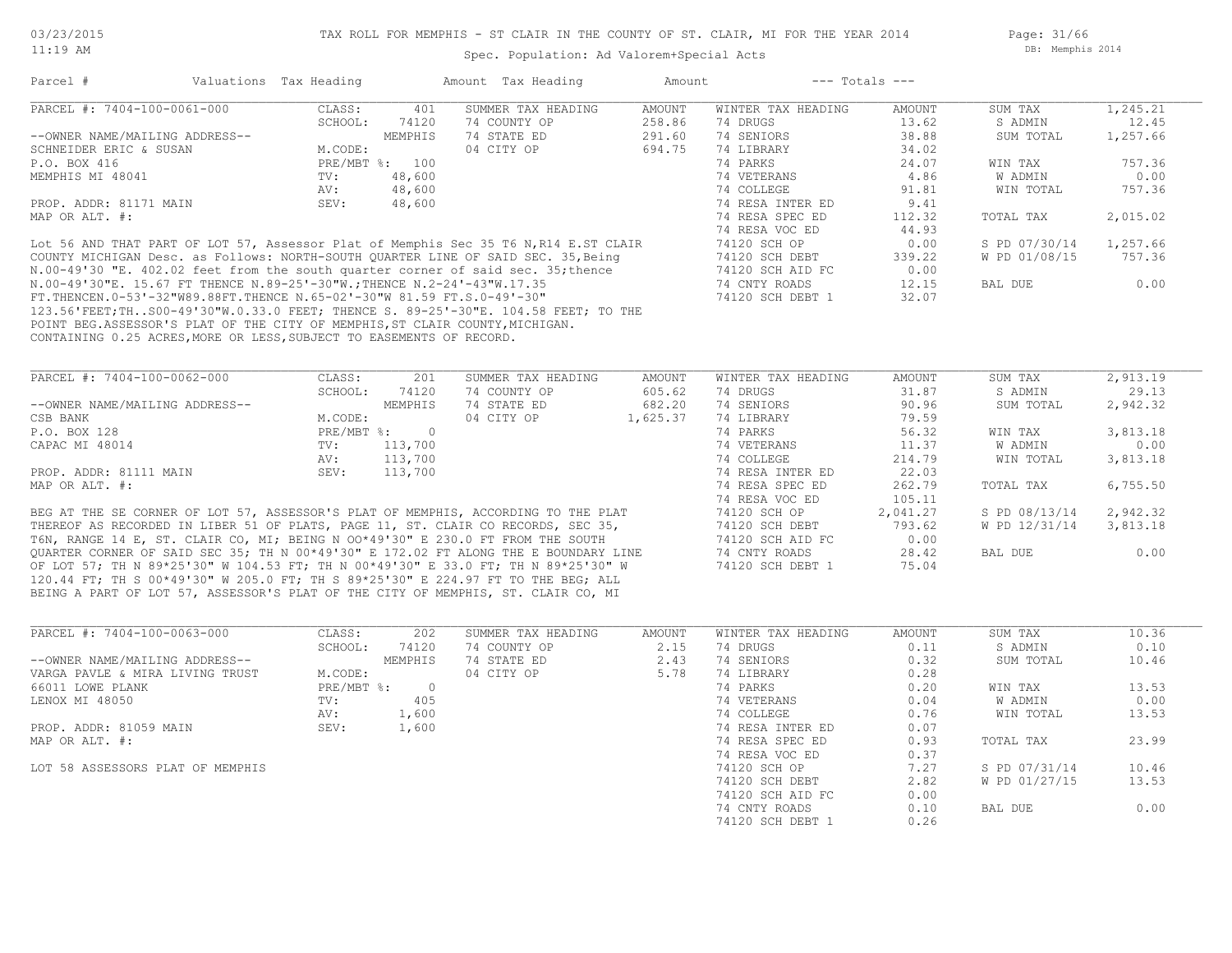TAX ROLL FOR MEMPHIS - ST CLAIR IN THE COUNTY OF ST. CLAIR, MI FOR THE YEAR 2014

Spec. Population: Ad Valorem+Special Acts

03/23/2015 11:19 AM — DB: Memphis 2014

| Parcel # | Valuations | Tax Heading | Amount | Tax Heading | Amount | --- Totals --- | |
|---|---|---|---|---|---|---|---|

## PARCEL #: 7404-100-0061-000

| | | | | | | | |
|---|---|---|---|---|---|---|---|
| --OWNER NAME/MAILING ADDRESS-- | CLASS: 401 | SUMMER TAX HEADING | AMOUNT | WINTER TAX HEADING | AMOUNT | SUM TAX | 1,245.21 |
| SCHNEIDER ERIC & SUSAN | SCHOOL: 74120 | 74 COUNTY OP | 258.86 | 74 DRUGS | 13.62 | S ADMIN | 12.45 |
| P.O. BOX 416 | MEMPHIS | 74 STATE ED | 291.60 | 74 SENIORS | 38.88 | SUM TOTAL | 1,257.66 |
| MEMPHIS MI 48041 | M.CODE: | 04 CITY OP | 694.75 | 74 LIBRARY | 34.02 | | |
| PROP. ADDR: 81171 MAIN | PRE/MBT %: 100 | | | 74 PARKS | 24.07 | WIN TAX | 757.36 |
| MAP OR ALT. #: | TV: 48,600 | | | 74 VETERANS | 4.86 | W ADMIN | 0.00 |
| | AV: 48,600 | | | 74 COLLEGE | 91.81 | WIN TOTAL | 757.36 |
| | SEV: 48,600 | | | 74 RESA INTER ED | 9.41 | | |
| | | | | 74 RESA SPEC ED | 112.32 | TOTAL TAX | 2,015.02 |
| | | | | 74 RESA VOC ED | 44.93 | | |
| | | | | 74120 SCH OP | 0.00 | S PD 07/30/14 | 1,257.66 |
| | | | | 74120 SCH DEBT | 339.22 | W PD 01/08/15 | 757.36 |
| | | | | 74120 SCH AID FC | 0.00 | | |
| | | | | 74 CNTY ROADS | 12.15 | BAL DUE | 0.00 |
| | | | | 74120 SCH DEBT 1 | 32.07 | | |

Lot 56 AND THAT PART OF LOT 57, Assessor Plat of Memphis Sec 35 T6 N,R14 E.ST CLAIR COUNTY MICHIGAN Desc. as Follows: NORTH-SOUTH QUARTER LINE OF SAID SEC. 35,Being N.00-49'30 "E. 402.02 feet from the south quarter corner of said sec. 35;thence N.00-49'30"E. 15.67 FT THENCE N.89-25'-30"W.;THENCE N.2-24'-43"W.17.35 FT.THENCEN.0-53'-32"W89.88FT.THENCE N.65-02'-30"W 81.59 FT.S.0-49'-30" 123.56'FEET;TH..S00-49'30"W.0.33.0 FEET; THENCE S. 89-25'-30"E. 104.58 FEET; TO THE POINT BEG.ASSESSOR'S PLAT OF THE CITY OF MEMPHIS,ST CLAIR COUNTY,MICHIGAN. CONTAINING 0.25 ACRES,MORE OR LESS,SUBJECT TO EASEMENTS OF RECORD.

## PARCEL #: 7404-100-0062-000

| | | | | | | | |
|---|---|---|---|---|---|---|---|
| --OWNER NAME/MAILING ADDRESS-- | CLASS: 201 | SUMMER TAX HEADING | AMOUNT | WINTER TAX HEADING | AMOUNT | SUM TAX | 2,913.19 |
| CSB BANK | SCHOOL: 74120 | 74 COUNTY OP | 605.62 | 74 DRUGS | 31.87 | S ADMIN | 29.13 |
| P.O. BOX 128 | MEMPHIS | 74 STATE ED | 682.20 | 74 SENIORS | 90.96 | SUM TOTAL | 2,942.32 |
| CAPAC MI 48014 | M.CODE: | 04 CITY OP | 1,625.37 | 74 LIBRARY | 79.59 | | |
| PROP. ADDR: 81111 MAIN | PRE/MBT %: 0 | | | 74 PARKS | 56.32 | WIN TAX | 3,813.18 |
| MAP OR ALT. #: | TV: 113,700 | | | 74 VETERANS | 11.37 | W ADMIN | 0.00 |
| | AV: 113,700 | | | 74 COLLEGE | 214.79 | WIN TOTAL | 3,813.18 |
| | SEV: 113,700 | | | 74 RESA INTER ED | 22.03 | | |
| | | | | 74 RESA SPEC ED | 262.79 | TOTAL TAX | 6,755.50 |
| | | | | 74 RESA VOC ED | 105.11 | | |
| | | | | 74120 SCH OP | 2,041.27 | S PD 08/13/14 | 2,942.32 |
| | | | | 74120 SCH DEBT | 793.62 | W PD 12/31/14 | 3,813.18 |
| | | | | 74120 SCH AID FC | 0.00 | | |
| | | | | 74 CNTY ROADS | 28.42 | BAL DUE | 0.00 |
| | | | | 74120 SCH DEBT 1 | 75.04 | | |

BEG AT THE SE CORNER OF LOT 57, ASSESSOR'S PLAT OF MEMPHIS, ACCORDING TO THE PLAT THEREOF AS RECORDED IN LIBER 51 OF PLATS, PAGE 11, ST. CLAIR CO RECORDS, SEC 35, T6N, RANGE 14 E, ST. CLAIR CO, MI; BEING N OO*49'30" E 230.0 FT FROM THE SOUTH QUARTER CORNER OF SAID SEC 35; TH N 00*49'30" E 172.02 FT ALONG THE E BOUNDARY LINE OF LOT 57; TH N 89*25'30" W 104.53 FT; TH N 00*49'30" E 33.0 FT; TH N 89*25'30" W 120.44 FT; TH S 00*49'30" W 205.0 FT; TH S 89*25'30" E 224.97 FT TO THE BEG; ALL BEING A PART OF LOT 57, ASSESSOR'S PLAT OF THE CITY OF MEMPHIS, ST. CLAIR CO, MI

## PARCEL #: 7404-100-0063-000

| | | | | | | | |
|---|---|---|---|---|---|---|---|
| --OWNER NAME/MAILING ADDRESS-- | CLASS: 202 | SUMMER TAX HEADING | AMOUNT | WINTER TAX HEADING | AMOUNT | SUM TAX | 10.36 |
| VARGA PAVLE & MIRA LIVING TRUST | SCHOOL: 74120 | 74 COUNTY OP | 2.15 | 74 DRUGS | 0.11 | S ADMIN | 0.10 |
| 66011 LOWE PLANK | MEMPHIS | 74 STATE ED | 2.43 | 74 SENIORS | 0.32 | SUM TOTAL | 10.46 |
| LENOX MI 48050 | M.CODE: | 04 CITY OP | 5.78 | 74 LIBRARY | 0.28 | | |
| PROP. ADDR: 81059 MAIN | PRE/MBT %: 0 | | | 74 PARKS | 0.20 | WIN TAX | 13.53 |
| MAP OR ALT. #: | TV: 405 | | | 74 VETERANS | 0.04 | W ADMIN | 0.00 |
| | AV: 1,600 | | | 74 COLLEGE | 0.76 | WIN TOTAL | 13.53 |
| | SEV: 1,600 | | | 74 RESA INTER ED | 0.07 | | |
| | | | | 74 RESA SPEC ED | 0.93 | TOTAL TAX | 23.99 |
| | | | | 74 RESA VOC ED | 0.37 | | |
| | | | | 74120 SCH OP | 7.27 | S PD 07/31/14 | 10.46 |
| | | | | 74120 SCH DEBT | 2.82 | W PD 01/27/15 | 13.53 |
| | | | | 74120 SCH AID FC | 0.00 | | |
| | | | | 74 CNTY ROADS | 0.10 | BAL DUE | 0.00 |
| | | | | 74120 SCH DEBT 1 | 0.26 | | |

LOT 58 ASSESSORS PLAT OF MEMPHIS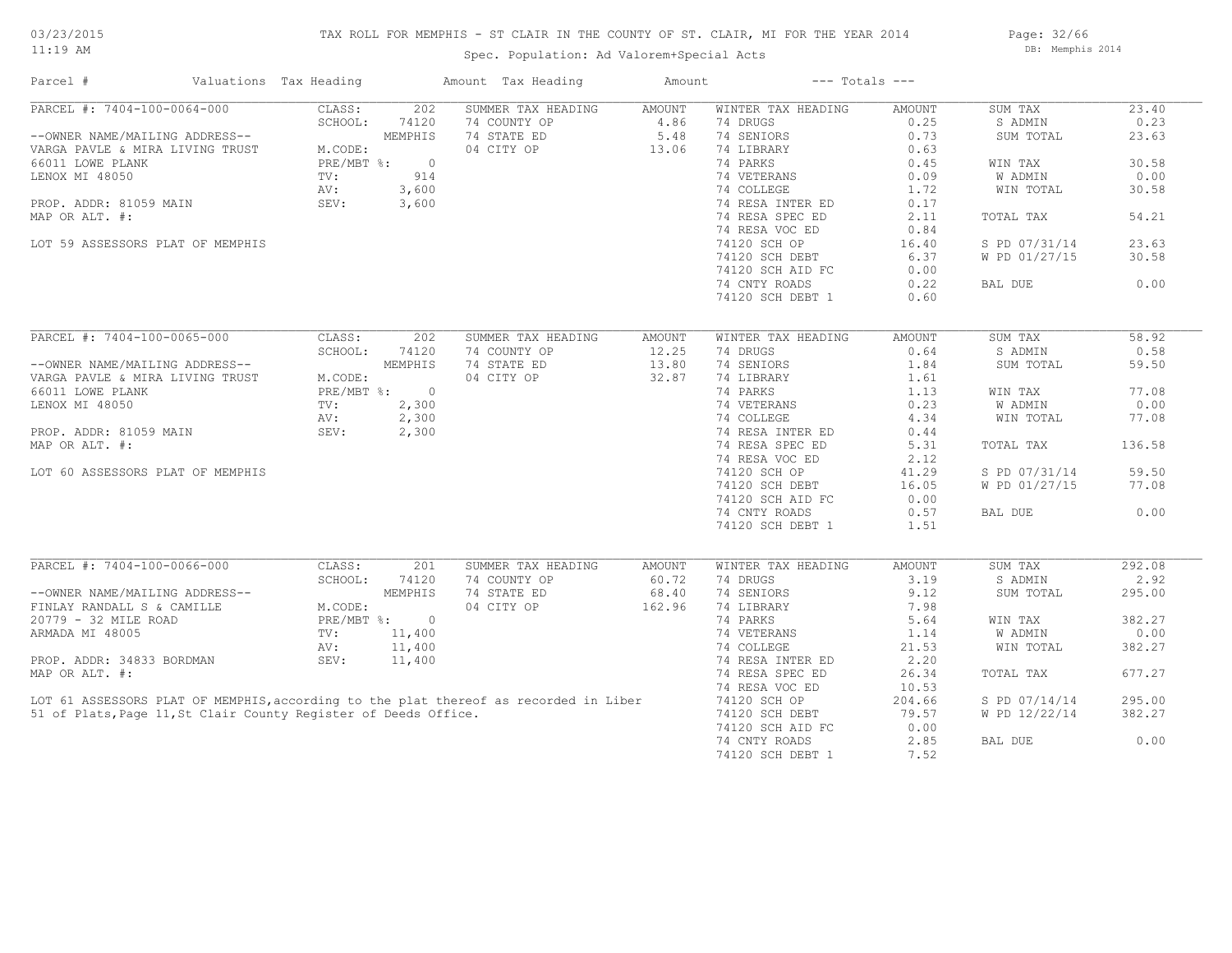# TAX ROLL FOR MEMPHIS - ST CLAIR IN THE COUNTY OF ST. CLAIR, MI FOR THE YEAR 2014

03/23/2015
11:19 AM

Spec. Population: Ad Valorem+Special Acts

DB: Memphis 2014

| Parcel # | Valuations | Tax Heading | Amount | Tax Heading | Amount | --- Totals --- | |
|---|---|---|---|---|---|---|---|
| PARCEL #: 7404-100-0064-000 | CLASS: 202 | SUMMER TAX HEADING | AMOUNT | WINTER TAX HEADING | AMOUNT | SUM TAX | 23.40 |
| | SCHOOL: 74120 | 74 COUNTY OP | 4.86 | 74 DRUGS | 0.25 | S ADMIN | 0.23 |
| --OWNER NAME/MAILING ADDRESS-- | MEMPHIS | 74 STATE ED | 5.48 | 74 SENIORS | 0.73 | SUM TOTAL | 23.63 |
| VARGA PAVLE & MIRA LIVING TRUST | M.CODE: | 04 CITY OP | 13.06 | 74 LIBRARY | 0.63 | | |
| 66011 LOWE PLANK | PRE/MBT %: 0 | | | 74 PARKS | 0.45 | WIN TAX | 30.58 |
| LENOX MI 48050 | TV: 914 | | | 74 VETERANS | 0.09 | W ADMIN | 0.00 |
| | AV: 3,600 | | | 74 COLLEGE | 1.72 | WIN TOTAL | 30.58 |
| PROP. ADDR: 81059 MAIN | SEV: 3,600 | | | 74 RESA INTER ED | 0.17 | | |
| MAP OR ALT. #: | | | | 74 RESA SPEC ED | 2.11 | TOTAL TAX | 54.21 |
| | | | | 74 RESA VOC ED | 0.84 | | |
| LOT 59 ASSESSORS PLAT OF MEMPHIS | | | | 74120 SCH OP | 16.40 | S PD 07/31/14 | 23.63 |
| | | | | 74120 SCH DEBT | 6.37 | W PD 01/27/15 | 30.58 |
| | | | | 74120 SCH AID FC | 0.00 | | |
| | | | | 74 CNTY ROADS | 0.22 | BAL DUE | 0.00 |
| | | | | 74120 SCH DEBT 1 | 0.60 | | |
| PARCEL #: 7404-100-0065-000 | CLASS: 202 | SUMMER TAX HEADING | AMOUNT | WINTER TAX HEADING | AMOUNT | SUM TAX | 58.92 |
| | SCHOOL: 74120 | 74 COUNTY OP | 12.25 | 74 DRUGS | 0.64 | S ADMIN | 0.58 |
| --OWNER NAME/MAILING ADDRESS-- | MEMPHIS | 74 STATE ED | 13.80 | 74 SENIORS | 1.84 | SUM TOTAL | 59.50 |
| VARGA PAVLE & MIRA LIVING TRUST | M.CODE: | 04 CITY OP | 32.87 | 74 LIBRARY | 1.61 | | |
| 66011 LOWE PLANK | PRE/MBT %: 0 | | | 74 PARKS | 1.13 | WIN TAX | 77.08 |
| LENOX MI 48050 | TV: 2,300 | | | 74 VETERANS | 0.23 | W ADMIN | 0.00 |
| | AV: 2,300 | | | 74 COLLEGE | 4.34 | WIN TOTAL | 77.08 |
| PROP. ADDR: 81059 MAIN | SEV: 2,300 | | | 74 RESA INTER ED | 0.44 | | |
| MAP OR ALT. #: | | | | 74 RESA SPEC ED | 5.31 | TOTAL TAX | 136.58 |
| | | | | 74 RESA VOC ED | 2.12 | | |
| LOT 60 ASSESSORS PLAT OF MEMPHIS | | | | 74120 SCH OP | 41.29 | S PD 07/31/14 | 59.50 |
| | | | | 74120 SCH DEBT | 16.05 | W PD 01/27/15 | 77.08 |
| | | | | 74120 SCH AID FC | 0.00 | | |
| | | | | 74 CNTY ROADS | 0.57 | BAL DUE | 0.00 |
| | | | | 74120 SCH DEBT 1 | 1.51 | | |
| PARCEL #: 7404-100-0066-000 | CLASS: 201 | SUMMER TAX HEADING | AMOUNT | WINTER TAX HEADING | AMOUNT | SUM TAX | 292.08 |
| | SCHOOL: 74120 | 74 COUNTY OP | 60.72 | 74 DRUGS | 3.19 | S ADMIN | 2.92 |
| --OWNER NAME/MAILING ADDRESS-- | MEMPHIS | 74 STATE ED | 68.40 | 74 SENIORS | 9.12 | SUM TOTAL | 295.00 |
| FINLAY RANDALL S & CAMILLE | M.CODE: | 04 CITY OP | 162.96 | 74 LIBRARY | 7.98 | | |
| 20779 - 32 MILE ROAD | PRE/MBT %: 0 | | | 74 PARKS | 5.64 | WIN TAX | 382.27 |
| ARMADA MI 48005 | TV: 11,400 | | | 74 VETERANS | 1.14 | W ADMIN | 0.00 |
| | AV: 11,400 | | | 74 COLLEGE | 21.53 | WIN TOTAL | 382.27 |
| PROP. ADDR: 34833 BORDMAN | SEV: 11,400 | | | 74 RESA INTER ED | 2.20 | | |
| MAP OR ALT. #: | | | | 74 RESA SPEC ED | 26.34 | TOTAL TAX | 677.27 |
| | | | | 74 RESA VOC ED | 10.53 | | |
| LOT 61 ASSESSORS PLAT OF MEMPHIS,according to the plat thereof as recorded in Liber 51 of Plats,Page 11,St Clair County Register of Deeds Office. | | | | 74120 SCH OP | 204.66 | S PD 07/14/14 | 295.00 |
| | | | | 74120 SCH DEBT | 79.57 | W PD 12/22/14 | 382.27 |
| | | | | 74120 SCH AID FC | 0.00 | | |
| | | | | 74 CNTY ROADS | 2.85 | BAL DUE | 0.00 |
| | | | | 74120 SCH DEBT 1 | 7.52 | | |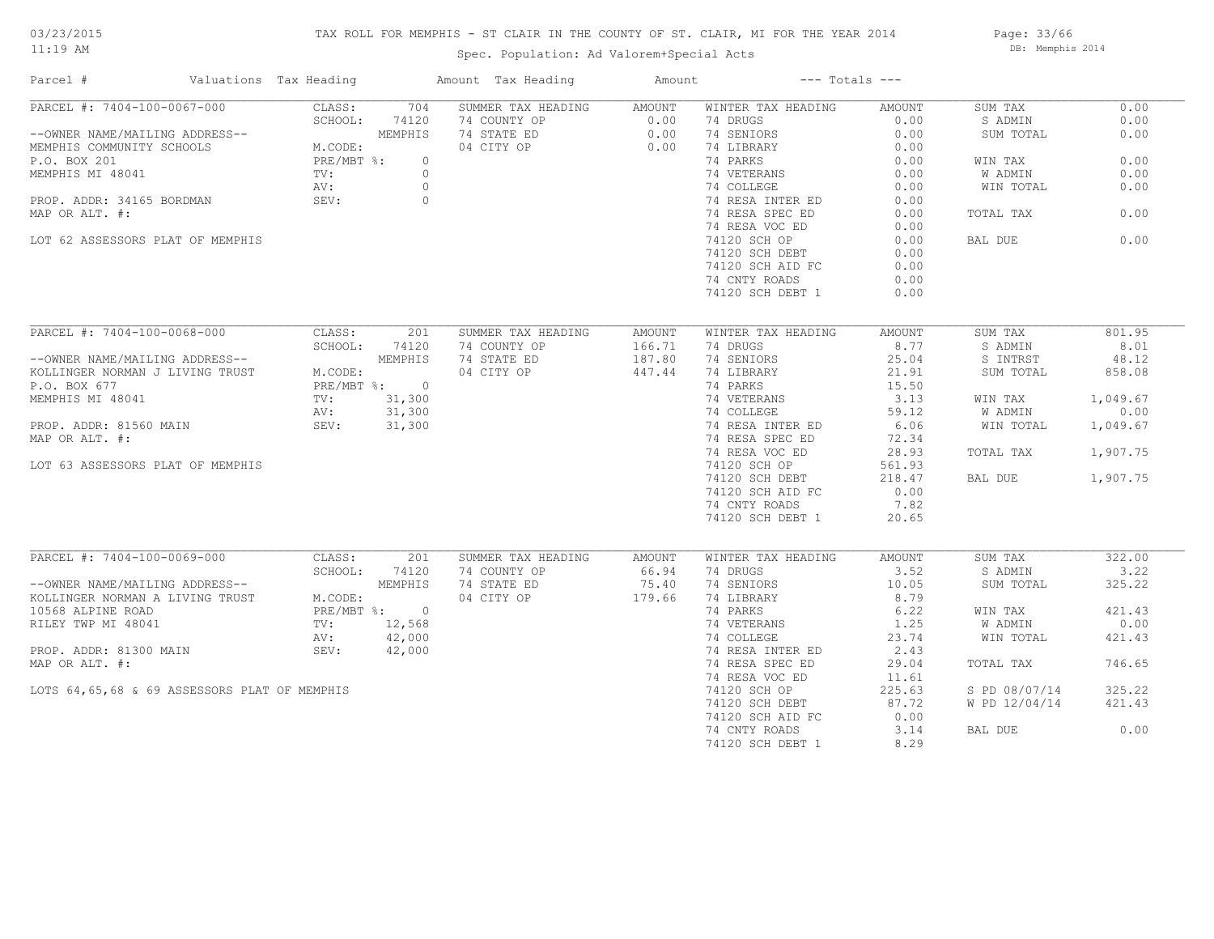# TAX ROLL FOR MEMPHIS - ST CLAIR IN THE COUNTY OF ST. CLAIR, MI FOR THE YEAR 2014

Spec. Population: Ad Valorem+Special Acts

03/23/2015 11:19 AM — DB: Memphis 2014

| Parcel # | Valuations | Tax Heading | Amount | Tax Heading | Amount | --- Totals --- | |
|---|---|---|---|---|---|---|---|
| PARCEL #: 7404-100-0067-000 | CLASS: 704 | SUMMER TAX HEADING | AMOUNT | WINTER TAX HEADING | AMOUNT | SUM TAX | 0.00 |
| | SCHOOL: 74120 | 74 COUNTY OP | 0.00 | 74 DRUGS | 0.00 | S ADMIN | 0.00 |
| --OWNER NAME/MAILING ADDRESS-- | MEMPHIS | 74 STATE ED | 0.00 | 74 SENIORS | 0.00 | SUM TOTAL | 0.00 |
| MEMPHIS COMMUNITY SCHOOLS | M.CODE: | 04 CITY OP | 0.00 | 74 LIBRARY | 0.00 | | |
| P.O. BOX 201 | PRE/MBT %: 0 | | | 74 PARKS | 0.00 | WIN TAX | 0.00 |
| MEMPHIS MI 48041 | TV: 0 | | | 74 VETERANS | 0.00 | W ADMIN | 0.00 |
| | AV: 0 | | | 74 COLLEGE | 0.00 | WIN TOTAL | 0.00 |
| PROP. ADDR: 34165 BORDMAN | SEV: 0 | | | 74 RESA INTER ED | 0.00 | | |
| MAP OR ALT. #: | | | | 74 RESA SPEC ED | 0.00 | TOTAL TAX | 0.00 |
| | | | | 74 RESA VOC ED | 0.00 | | |
| LOT 62 ASSESSORS PLAT OF MEMPHIS | | | | 74120 SCH OP | 0.00 | BAL DUE | 0.00 |
| | | | | 74120 SCH DEBT | 0.00 | | |
| | | | | 74120 SCH AID FC | 0.00 | | |
| | | | | 74 CNTY ROADS | 0.00 | | |
| | | | | 74120 SCH DEBT 1 | 0.00 | | |

| Parcel # | Valuations | Tax Heading | Amount | Tax Heading | Amount | --- Totals --- | |
|---|---|---|---|---|---|---|---|
| PARCEL #: 7404-100-0068-000 | CLASS: 201 | SUMMER TAX HEADING | AMOUNT | WINTER TAX HEADING | AMOUNT | SUM TAX | 801.95 |
| | SCHOOL: 74120 | 74 COUNTY OP | 166.71 | 74 DRUGS | 8.77 | S ADMIN | 8.01 |
| --OWNER NAME/MAILING ADDRESS-- | MEMPHIS | 74 STATE ED | 187.80 | 74 SENIORS | 25.04 | S INTRST | 48.12 |
| KOLLINGER NORMAN J LIVING TRUST | M.CODE: | 04 CITY OP | 447.44 | 74 LIBRARY | 21.91 | SUM TOTAL | 858.08 |
| P.O. BOX 677 | PRE/MBT %: 0 | | | 74 PARKS | 15.50 | | |
| MEMPHIS MI 48041 | TV: 31,300 | | | 74 VETERANS | 3.13 | WIN TAX | 1,049.67 |
| | AV: 31,300 | | | 74 COLLEGE | 59.12 | W ADMIN | 0.00 |
| PROP. ADDR: 81560 MAIN | SEV: 31,300 | | | 74 RESA INTER ED | 6.06 | WIN TOTAL | 1,049.67 |
| MAP OR ALT. #: | | | | 74 RESA SPEC ED | 72.34 | | |
| | | | | 74 RESA VOC ED | 28.93 | TOTAL TAX | 1,907.75 |
| LOT 63 ASSESSORS PLAT OF MEMPHIS | | | | 74120 SCH OP | 561.93 | | |
| | | | | 74120 SCH DEBT | 218.47 | BAL DUE | 1,907.75 |
| | | | | 74120 SCH AID FC | 0.00 | | |
| | | | | 74 CNTY ROADS | 7.82 | | |
| | | | | 74120 SCH DEBT 1 | 20.65 | | |

| Parcel # | Valuations | Tax Heading | Amount | Tax Heading | Amount | --- Totals --- | |
|---|---|---|---|---|---|---|---|
| PARCEL #: 7404-100-0069-000 | CLASS: 201 | SUMMER TAX HEADING | AMOUNT | WINTER TAX HEADING | AMOUNT | SUM TAX | 322.00 |
| | SCHOOL: 74120 | 74 COUNTY OP | 66.94 | 74 DRUGS | 3.52 | S ADMIN | 3.22 |
| --OWNER NAME/MAILING ADDRESS-- | MEMPHIS | 74 STATE ED | 75.40 | 74 SENIORS | 10.05 | SUM TOTAL | 325.22 |
| KOLLINGER NORMAN A LIVING TRUST | M.CODE: | 04 CITY OP | 179.66 | 74 LIBRARY | 8.79 | | |
| 10568 ALPINE ROAD | PRE/MBT %: 0 | | | 74 PARKS | 6.22 | WIN TAX | 421.43 |
| RILEY TWP MI 48041 | TV: 12,568 | | | 74 VETERANS | 1.25 | W ADMIN | 0.00 |
| | AV: 42,000 | | | 74 COLLEGE | 23.74 | WIN TOTAL | 421.43 |
| PROP. ADDR: 81300 MAIN | SEV: 42,000 | | | 74 RESA INTER ED | 2.43 | | |
| MAP OR ALT. #: | | | | 74 RESA SPEC ED | 29.04 | TOTAL TAX | 746.65 |
| | | | | 74 RESA VOC ED | 11.61 | | |
| LOTS 64,65,68 & 69 ASSESSORS PLAT OF MEMPHIS | | | | 74120 SCH OP | 225.63 | S PD 08/07/14 | 325.22 |
| | | | | 74120 SCH DEBT | 87.72 | W PD 12/04/14 | 421.43 |
| | | | | 74120 SCH AID FC | 0.00 | | |
| | | | | 74 CNTY ROADS | 3.14 | BAL DUE | 0.00 |
| | | | | 74120 SCH DEBT 1 | 8.29 | | |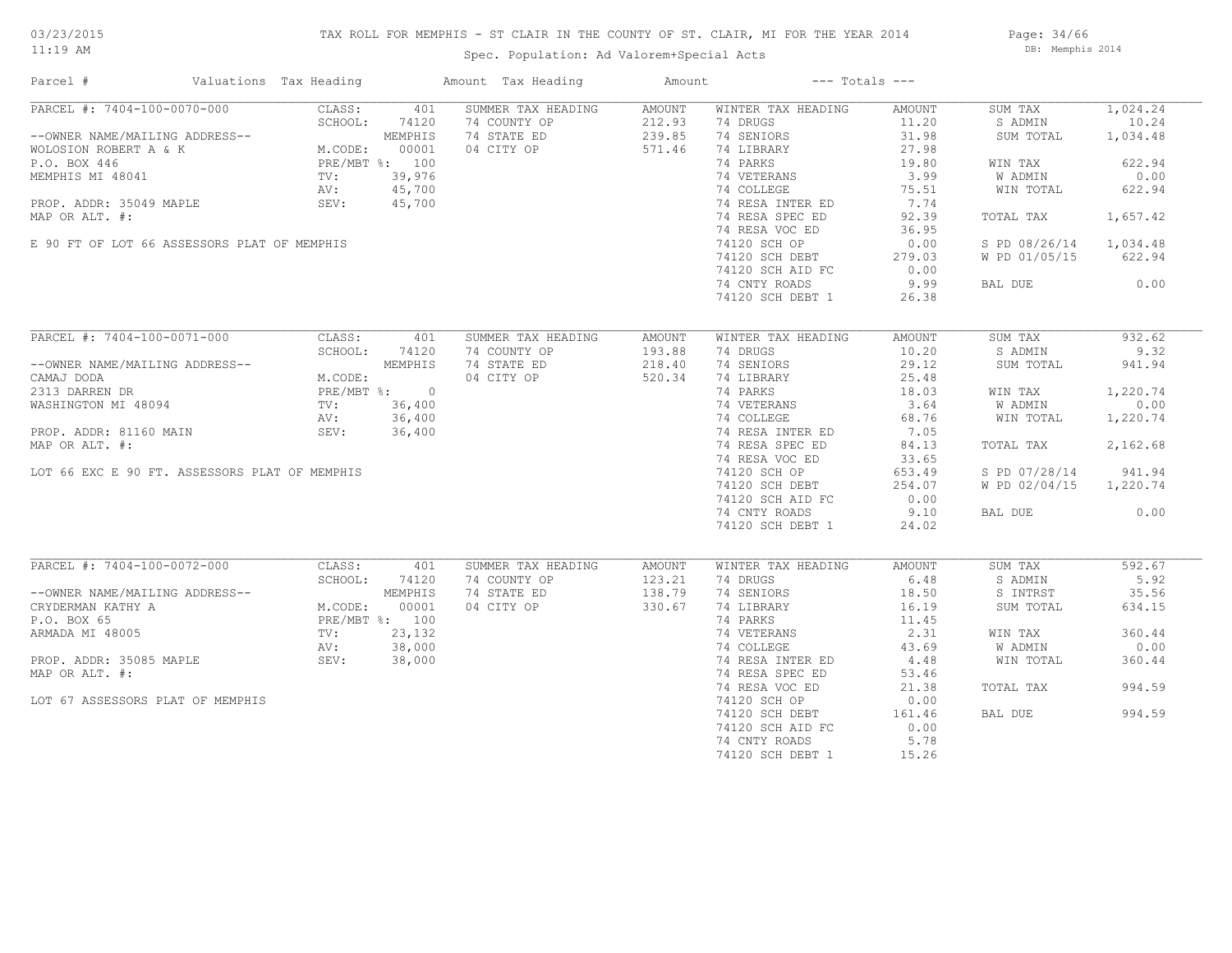# TAX ROLL FOR MEMPHIS - ST CLAIR IN THE COUNTY OF ST. CLAIR, MI FOR THE YEAR 2014

Spec. Population: Ad Valorem+Special Acts

03/23/2015 11:19 AM — DB: Memphis 2014

| Parcel # | Valuations | Tax Heading | Amount | Tax Heading | Amount | --- Totals --- | |
|---|---|---|---|---|---|---|---|
| PARCEL #: 7404-100-0070-000 | CLASS: 401 | SUMMER TAX HEADING | AMOUNT | WINTER TAX HEADING | AMOUNT | SUM TAX | 1,024.24 |
| | SCHOOL: 74120 | 74 COUNTY OP | 212.93 | 74 DRUGS | 11.20 | S ADMIN | 10.24 |
| --OWNER NAME/MAILING ADDRESS-- | MEMPHIS | 74 STATE ED | 239.85 | 74 SENIORS | 31.98 | SUM TOTAL | 1,034.48 |
| WOLOSION ROBERT A & K | M.CODE: 00001 | 04 CITY OP | 571.46 | 74 LIBRARY | 27.98 | | |
| P.O. BOX 446 | PRE/MBT %: 100 | | | 74 PARKS | 19.80 | WIN TAX | 622.94 |
| MEMPHIS MI 48041 | TV: 39,976 | | | 74 VETERANS | 3.99 | W ADMIN | 0.00 |
| | AV: 45,700 | | | 74 COLLEGE | 75.51 | WIN TOTAL | 622.94 |
| PROP. ADDR: 35049 MAPLE | SEV: 45,700 | | | 74 RESA INTER ED | 7.74 | | |
| MAP OR ALT. #: | | | | 74 RESA SPEC ED | 92.39 | TOTAL TAX | 1,657.42 |
| | | | | 74 RESA VOC ED | 36.95 | | |
| E 90 FT OF LOT 66 ASSESSORS PLAT OF MEMPHIS | | | | 74120 SCH OP | 0.00 | S PD 08/26/14 | 1,034.48 |
| | | | | 74120 SCH DEBT | 279.03 | W PD 01/05/15 | 622.94 |
| | | | | 74120 SCH AID FC | 0.00 | | |
| | | | | 74 CNTY ROADS | 9.99 | BAL DUE | 0.00 |
| | | | | 74120 SCH DEBT 1 | 26.38 | | |
| PARCEL #: 7404-100-0071-000 | CLASS: 401 | SUMMER TAX HEADING | AMOUNT | WINTER TAX HEADING | AMOUNT | SUM TAX | 932.62 |
| | SCHOOL: 74120 | 74 COUNTY OP | 193.88 | 74 DRUGS | 10.20 | S ADMIN | 9.32 |
| --OWNER NAME/MAILING ADDRESS-- | MEMPHIS | 74 STATE ED | 218.40 | 74 SENIORS | 29.12 | SUM TOTAL | 941.94 |
| CAMAJ DODA | M.CODE: | 04 CITY OP | 520.34 | 74 LIBRARY | 25.48 | | |
| 2313 DARREN DR | PRE/MBT %: 0 | | | 74 PARKS | 18.03 | WIN TAX | 1,220.74 |
| WASHINGTON MI 48094 | TV: 36,400 | | | 74 VETERANS | 3.64 | W ADMIN | 0.00 |
| | AV: 36,400 | | | 74 COLLEGE | 68.76 | WIN TOTAL | 1,220.74 |
| PROP. ADDR: 81160 MAIN | SEV: 36,400 | | | 74 RESA INTER ED | 7.05 | | |
| MAP OR ALT. #: | | | | 74 RESA SPEC ED | 84.13 | TOTAL TAX | 2,162.68 |
| | | | | 74 RESA VOC ED | 33.65 | | |
| LOT 66 EXC E 90 FT. ASSESSORS PLAT OF MEMPHIS | | | | 74120 SCH OP | 653.49 | S PD 07/28/14 | 941.94 |
| | | | | 74120 SCH DEBT | 254.07 | W PD 02/04/15 | 1,220.74 |
| | | | | 74120 SCH AID FC | 0.00 | | |
| | | | | 74 CNTY ROADS | 9.10 | BAL DUE | 0.00 |
| | | | | 74120 SCH DEBT 1 | 24.02 | | |
| PARCEL #: 7404-100-0072-000 | CLASS: 401 | SUMMER TAX HEADING | AMOUNT | WINTER TAX HEADING | AMOUNT | SUM TAX | 592.67 |
| | SCHOOL: 74120 | 74 COUNTY OP | 123.21 | 74 DRUGS | 6.48 | S ADMIN | 5.92 |
| --OWNER NAME/MAILING ADDRESS-- | MEMPHIS | 74 STATE ED | 138.79 | 74 SENIORS | 18.50 | S INTRST | 35.56 |
| CRYDERMAN KATHY A | M.CODE: 00001 | 04 CITY OP | 330.67 | 74 LIBRARY | 16.19 | SUM TOTAL | 634.15 |
| P.O. BOX 65 | PRE/MBT %: 100 | | | 74 PARKS | 11.45 | | |
| ARMADA MI 48005 | TV: 23,132 | | | 74 VETERANS | 2.31 | WIN TAX | 360.44 |
| | AV: 38,000 | | | 74 COLLEGE | 43.69 | W ADMIN | 0.00 |
| PROP. ADDR: 35085 MAPLE | SEV: 38,000 | | | 74 RESA INTER ED | 4.48 | WIN TOTAL | 360.44 |
| MAP OR ALT. #: | | | | 74 RESA SPEC ED | 53.46 | | |
| | | | | 74 RESA VOC ED | 21.38 | TOTAL TAX | 994.59 |
| LOT 67 ASSESSORS PLAT OF MEMPHIS | | | | 74120 SCH OP | 0.00 | | |
| | | | | 74120 SCH DEBT | 161.46 | BAL DUE | 994.59 |
| | | | | 74120 SCH AID FC | 0.00 | | |
| | | | | 74 CNTY ROADS | 5.78 | | |
| | | | | 74120 SCH DEBT 1 | 15.26 | | |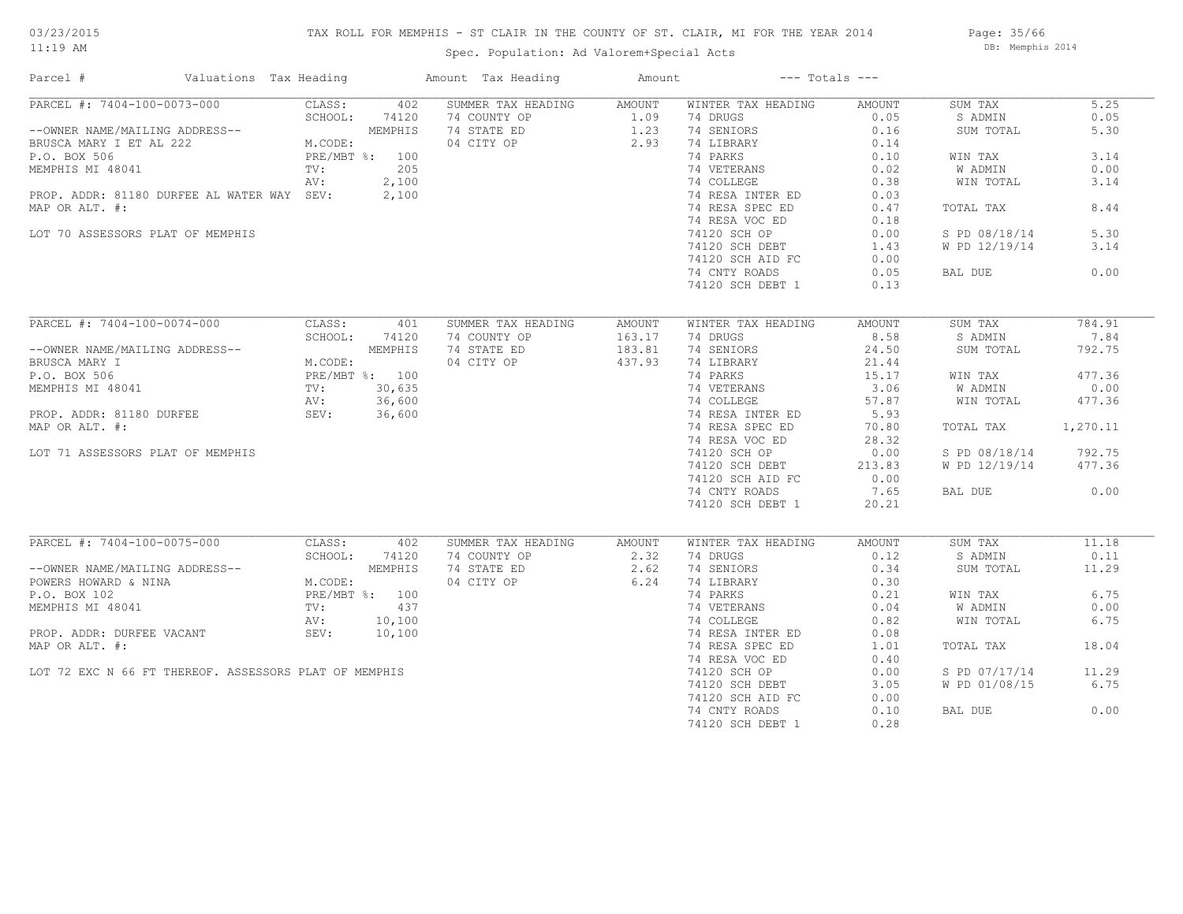# TAX ROLL FOR MEMPHIS - ST CLAIR IN THE COUNTY OF ST. CLAIR, MI FOR THE YEAR 2014

03/23/2015
11:19 AM

Spec. Population: Ad Valorem+Special Acts

DB: Memphis 2014

| Parcel # | Valuations | Tax Heading | Amount | Tax Heading | Amount | --- Totals --- | |
|---|---|---|---|---|---|---|---|
| PARCEL #: 7404-100-0073-000 | CLASS: 402 | SUMMER TAX HEADING | AMOUNT | WINTER TAX HEADING | AMOUNT | SUM TAX | 5.25 |
| | SCHOOL: 74120 | 74 COUNTY OP | 1.09 | 74 DRUGS | 0.05 | S ADMIN | 0.05 |
| --OWNER NAME/MAILING ADDRESS-- | MEMPHIS | 74 STATE ED | 1.23 | 74 SENIORS | 0.16 | SUM TOTAL | 5.30 |
| BRUSCA MARY I ET AL 222 | M.CODE: | 04 CITY OP | 2.93 | 74 LIBRARY | 0.14 | | |
| P.O. BOX 506 | PRE/MBT %: 100 | | | 74 PARKS | 0.10 | WIN TAX | 3.14 |
| MEMPHIS MI 48041 | TV: 205 | | | 74 VETERANS | 0.02 | W ADMIN | 0.00 |
| | AV: 2,100 | | | 74 COLLEGE | 0.38 | WIN TOTAL | 3.14 |
| PROP. ADDR: 81180 DURFEE AL WATER WAY | SEV: 2,100 | | | 74 RESA INTER ED | 0.03 | | |
| MAP OR ALT. #: | | | | 74 RESA SPEC ED | 0.47 | TOTAL TAX | 8.44 |
| | | | | 74 RESA VOC ED | 0.18 | | |
| LOT 70 ASSESSORS PLAT OF MEMPHIS | | | | 74120 SCH OP | 0.00 | S PD 08/18/14 | 5.30 |
| | | | | 74120 SCH DEBT | 1.43 | W PD 12/19/14 | 3.14 |
| | | | | 74120 SCH AID FC | 0.00 | | |
| | | | | 74 CNTY ROADS | 0.05 | BAL DUE | 0.00 |
| | | | | 74120 SCH DEBT 1 | 0.13 | | |
| PARCEL #: 7404-100-0074-000 | CLASS: 401 | SUMMER TAX HEADING | AMOUNT | WINTER TAX HEADING | AMOUNT | SUM TAX | 784.91 |
| | SCHOOL: 74120 | 74 COUNTY OP | 163.17 | 74 DRUGS | 8.58 | S ADMIN | 7.84 |
| --OWNER NAME/MAILING ADDRESS-- | MEMPHIS | 74 STATE ED | 183.81 | 74 SENIORS | 24.50 | SUM TOTAL | 792.75 |
| BRUSCA MARY I | M.CODE: | 04 CITY OP | 437.93 | 74 LIBRARY | 21.44 | | |
| P.O. BOX 506 | PRE/MBT %: 100 | | | 74 PARKS | 15.17 | WIN TAX | 477.36 |
| MEMPHIS MI 48041 | TV: 30,635 | | | 74 VETERANS | 3.06 | W ADMIN | 0.00 |
| | AV: 36,600 | | | 74 COLLEGE | 57.87 | WIN TOTAL | 477.36 |
| PROP. ADDR: 81180 DURFEE | SEV: 36,600 | | | 74 RESA INTER ED | 5.93 | | |
| MAP OR ALT. #: | | | | 74 RESA SPEC ED | 70.80 | TOTAL TAX | 1,270.11 |
| | | | | 74 RESA VOC ED | 28.32 | | |
| LOT 71 ASSESSORS PLAT OF MEMPHIS | | | | 74120 SCH OP | 0.00 | S PD 08/18/14 | 792.75 |
| | | | | 74120 SCH DEBT | 213.83 | W PD 12/19/14 | 477.36 |
| | | | | 74120 SCH AID FC | 0.00 | | |
| | | | | 74 CNTY ROADS | 7.65 | BAL DUE | 0.00 |
| | | | | 74120 SCH DEBT 1 | 20.21 | | |
| PARCEL #: 7404-100-0075-000 | CLASS: 402 | SUMMER TAX HEADING | AMOUNT | WINTER TAX HEADING | AMOUNT | SUM TAX | 11.18 |
| | SCHOOL: 74120 | 74 COUNTY OP | 2.32 | 74 DRUGS | 0.12 | S ADMIN | 0.11 |
| --OWNER NAME/MAILING ADDRESS-- | MEMPHIS | 74 STATE ED | 2.62 | 74 SENIORS | 0.34 | SUM TOTAL | 11.29 |
| POWERS HOWARD & NINA | M.CODE: | 04 CITY OP | 6.24 | 74 LIBRARY | 0.30 | | |
| P.O. BOX 102 | PRE/MBT %: 100 | | | 74 PARKS | 0.21 | WIN TAX | 6.75 |
| MEMPHIS MI 48041 | TV: 437 | | | 74 VETERANS | 0.04 | W ADMIN | 0.00 |
| | AV: 10,100 | | | 74 COLLEGE | 0.82 | WIN TOTAL | 6.75 |
| PROP. ADDR: DURFEE VACANT | SEV: 10,100 | | | 74 RESA INTER ED | 0.08 | | |
| MAP OR ALT. #: | | | | 74 RESA SPEC ED | 1.01 | TOTAL TAX | 18.04 |
| | | | | 74 RESA VOC ED | 0.40 | | |
| LOT 72 EXC N 66 FT THEREOF. ASSESSORS PLAT OF MEMPHIS | | | | 74120 SCH OP | 0.00 | S PD 07/17/14 | 11.29 |
| | | | | 74120 SCH DEBT | 3.05 | W PD 01/08/15 | 6.75 |
| | | | | 74120 SCH AID FC | 0.00 | | |
| | | | | 74 CNTY ROADS | 0.10 | BAL DUE | 0.00 |
| | | | | 74120 SCH DEBT 1 | 0.28 | | |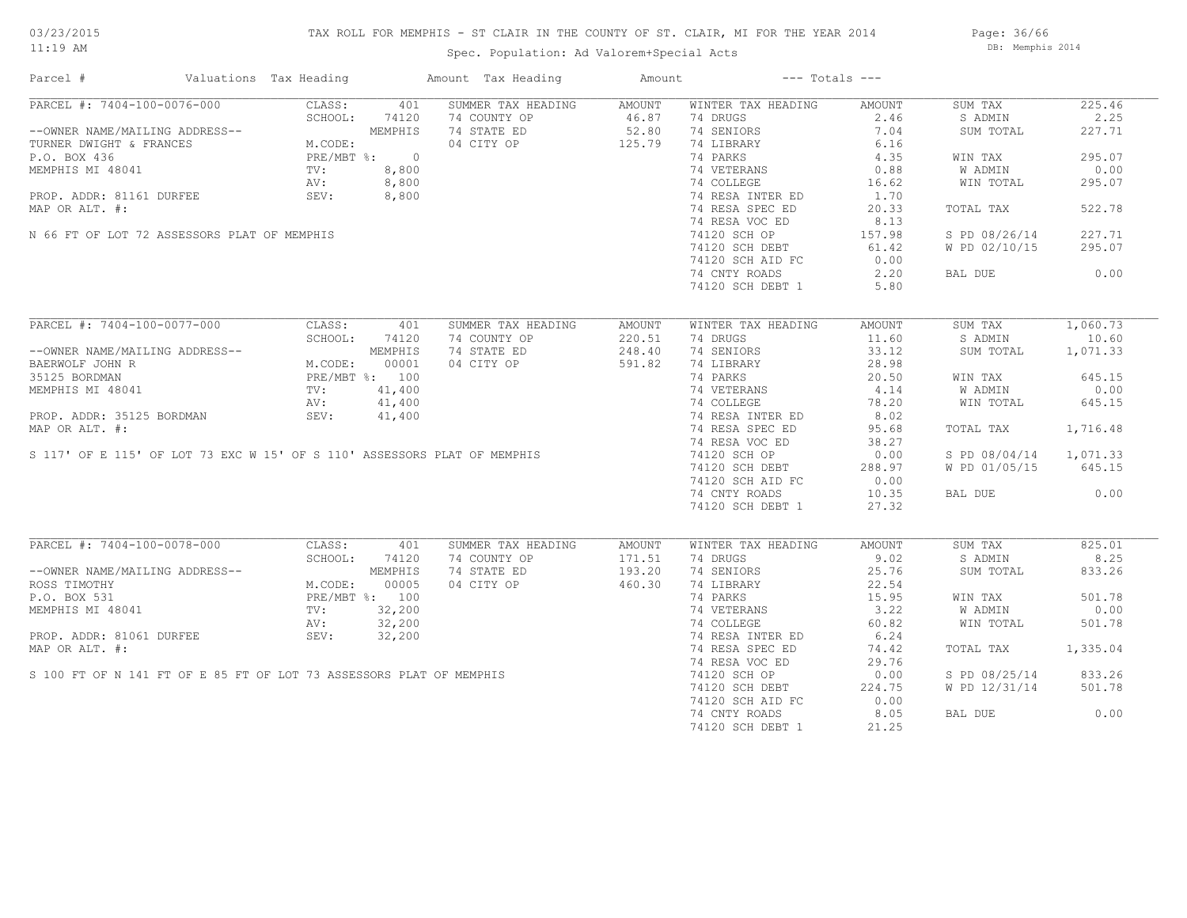TAX ROLL FOR MEMPHIS - ST CLAIR IN THE COUNTY OF ST. CLAIR, MI FOR THE YEAR 2014

Spec. Population: Ad Valorem+Special Acts

| Parcel # | Valuations | Tax Heading | Amount | Tax Heading | Amount | --- Totals --- | |
|---|---|---|---|---|---|---|---|
| PARCEL #: 7404-100-0076-000 | CLASS: 401 | SUMMER TAX HEADING | AMOUNT | WINTER TAX HEADING | AMOUNT | SUM TAX | 225.46 |
| | SCHOOL: 74120 | 74 COUNTY OP | 46.87 | 74 DRUGS | 2.46 | S ADMIN | 2.25 |
| --OWNER NAME/MAILING ADDRESS-- | MEMPHIS | 74 STATE ED | 52.80 | 74 SENIORS | 7.04 | SUM TOTAL | 227.71 |
| TURNER DWIGHT & FRANCES | M.CODE: | 04 CITY OP | 125.79 | 74 LIBRARY | 6.16 | | |
| P.O. BOX 436 | PRE/MBT %: 0 | | | 74 PARKS | 4.35 | WIN TAX | 295.07 |
| MEMPHIS MI 48041 | TV: 8,800 | | | 74 VETERANS | 0.88 | W ADMIN | 0.00 |
| | AV: 8,800 | | | 74 COLLEGE | 16.62 | WIN TOTAL | 295.07 |
| PROP. ADDR: 81161 DURFEE | SEV: 8,800 | | | 74 RESA INTER ED | 1.70 | | |
| MAP OR ALT. #: | | | | 74 RESA SPEC ED | 20.33 | TOTAL TAX | 522.78 |
| | | | | 74 RESA VOC ED | 8.13 | | |
| N 66 FT OF LOT 72 ASSESSORS PLAT OF MEMPHIS | | | | 74120 SCH OP | 157.98 | S PD 08/26/14 | 227.71 |
| | | | | 74120 SCH DEBT | 61.42 | W PD 02/10/15 | 295.07 |
| | | | | 74120 SCH AID FC | 0.00 | | |
| | | | | 74 CNTY ROADS | 2.20 | BAL DUE | 0.00 |
| | | | | 74120 SCH DEBT 1 | 5.80 | | |

| Parcel # | Valuations | Tax Heading | Amount | Tax Heading | Amount | --- Totals --- | |
|---|---|---|---|---|---|---|---|
| PARCEL #: 7404-100-0077-000 | CLASS: 401 | SUMMER TAX HEADING | AMOUNT | WINTER TAX HEADING | AMOUNT | SUM TAX | 1,060.73 |
| | SCHOOL: 74120 | 74 COUNTY OP | 220.51 | 74 DRUGS | 11.60 | S ADMIN | 10.60 |
| --OWNER NAME/MAILING ADDRESS-- | MEMPHIS | 74 STATE ED | 248.40 | 74 SENIORS | 33.12 | SUM TOTAL | 1,071.33 |
| BAERWOLF JOHN R | M.CODE: 00001 | 04 CITY OP | 591.82 | 74 LIBRARY | 28.98 | | |
| 35125 BORDMAN | PRE/MBT %: 100 | | | 74 PARKS | 20.50 | WIN TAX | 645.15 |
| MEMPHIS MI 48041 | TV: 41,400 | | | 74 VETERANS | 4.14 | W ADMIN | 0.00 |
| | AV: 41,400 | | | 74 COLLEGE | 78.20 | WIN TOTAL | 645.15 |
| PROP. ADDR: 35125 BORDMAN | SEV: 41,400 | | | 74 RESA INTER ED | 8.02 | | |
| MAP OR ALT. #: | | | | 74 RESA SPEC ED | 95.68 | TOTAL TAX | 1,716.48 |
| | | | | 74 RESA VOC ED | 38.27 | | |
| S 117' OF E 115' OF LOT 73 EXC W 15' OF S 110' ASSESSORS PLAT OF MEMPHIS | | | | 74120 SCH OP | 0.00 | S PD 08/04/14 | 1,071.33 |
| | | | | 74120 SCH DEBT | 288.97 | W PD 01/05/15 | 645.15 |
| | | | | 74120 SCH AID FC | 0.00 | | |
| | | | | 74 CNTY ROADS | 10.35 | BAL DUE | 0.00 |
| | | | | 74120 SCH DEBT 1 | 27.32 | | |

| Parcel # | Valuations | Tax Heading | Amount | Tax Heading | Amount | --- Totals --- | |
|---|---|---|---|---|---|---|---|
| PARCEL #: 7404-100-0078-000 | CLASS: 401 | SUMMER TAX HEADING | AMOUNT | WINTER TAX HEADING | AMOUNT | SUM TAX | 825.01 |
| | SCHOOL: 74120 | 74 COUNTY OP | 171.51 | 74 DRUGS | 9.02 | S ADMIN | 8.25 |
| --OWNER NAME/MAILING ADDRESS-- | MEMPHIS | 74 STATE ED | 193.20 | 74 SENIORS | 25.76 | SUM TOTAL | 833.26 |
| ROSS TIMOTHY | M.CODE: 00005 | 04 CITY OP | 460.30 | 74 LIBRARY | 22.54 | | |
| P.O. BOX 531 | PRE/MBT %: 100 | | | 74 PARKS | 15.95 | WIN TAX | 501.78 |
| MEMPHIS MI 48041 | TV: 32,200 | | | 74 VETERANS | 3.22 | W ADMIN | 0.00 |
| | AV: 32,200 | | | 74 COLLEGE | 60.82 | WIN TOTAL | 501.78 |
| PROP. ADDR: 81061 DURFEE | SEV: 32,200 | | | 74 RESA INTER ED | 6.24 | | |
| MAP OR ALT. #: | | | | 74 RESA SPEC ED | 74.42 | TOTAL TAX | 1,335.04 |
| | | | | 74 RESA VOC ED | 29.76 | | |
| S 100 FT OF N 141 FT OF E 85 FT OF LOT 73 ASSESSORS PLAT OF MEMPHIS | | | | 74120 SCH OP | 0.00 | S PD 08/25/14 | 833.26 |
| | | | | 74120 SCH DEBT | 224.75 | W PD 12/31/14 | 501.78 |
| | | | | 74120 SCH AID FC | 0.00 | | |
| | | | | 74 CNTY ROADS | 8.05 | BAL DUE | 0.00 |
| | | | | 74120 SCH DEBT 1 | 21.25 | | |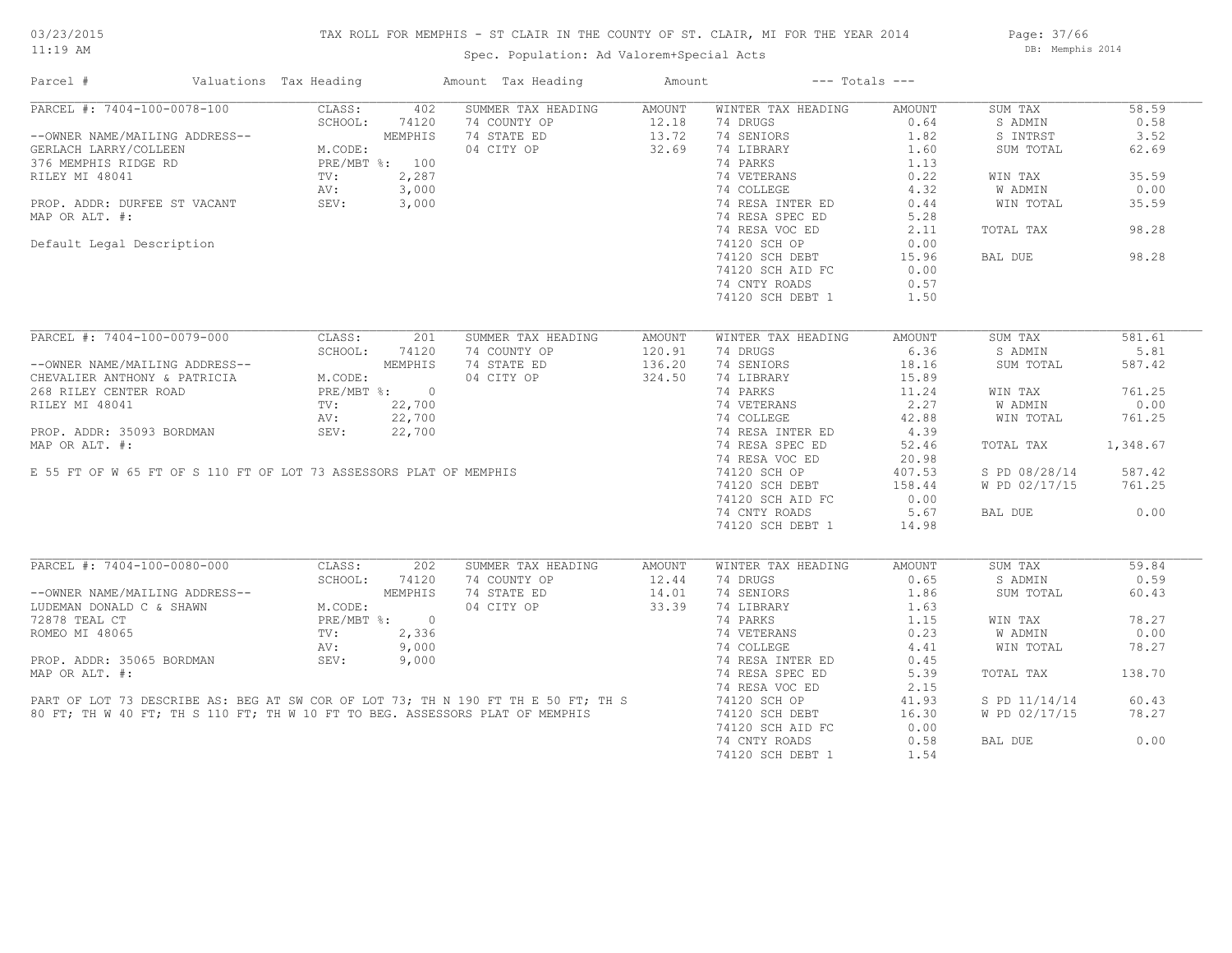# TAX ROLL FOR MEMPHIS - ST CLAIR IN THE COUNTY OF ST. CLAIR, MI FOR THE YEAR 2014

03/23/2015
11:19 AM

Spec. Population: Ad Valorem+Special Acts

DB: Memphis 2014

| Parcel # | Valuations | Tax Heading | Amount | Tax Heading | Amount | --- Totals --- | |
|---|---|---|---|---|---|---|---|

---

**PARCEL #: 7404-100-0078-100**

--OWNER NAME/MAILING ADDRESS--
GERLACH LARRY/COLLEEN
376 MEMPHIS RIDGE RD
RILEY MI 48041

PROP. ADDR: DURFEE ST VACANT
MAP OR ALT. #:

Default Legal Description

| Valuations | | Summer Tax Heading | Amount | Winter Tax Heading | Amount | Totals | |
|---|---|---|---|---|---|---|---|
| CLASS: | 402 | 74 COUNTY OP | 12.18 | 74 DRUGS | 0.64 | SUM TAX | 58.59 |
| SCHOOL: | 74120 | 74 STATE ED | 13.72 | 74 SENIORS | 1.82 | S ADMIN | 0.58 |
| | MEMPHIS | 04 CITY OP | 32.69 | 74 LIBRARY | 1.60 | S INTRST | 3.52 |
| M.CODE: | | | | 74 PARKS | 1.13 | SUM TOTAL | 62.69 |
| PRE/MBT %: | 100 | | | 74 VETERANS | 0.22 | WIN TAX | 35.59 |
| TV: | 2,287 | | | 74 COLLEGE | 4.32 | W ADMIN | 0.00 |
| AV: | 3,000 | | | 74 RESA INTER ED | 0.44 | WIN TOTAL | 35.59 |
| SEV: | 3,000 | | | 74 RESA SPEC ED | 5.28 | TOTAL TAX | 98.28 |
| | | | | 74 RESA VOC ED | 2.11 | BAL DUE | 98.28 |
| | | | | 74120 SCH OP | 0.00 | | |
| | | | | 74120 SCH DEBT | 15.96 | | |
| | | | | 74120 SCH AID FC | 0.00 | | |
| | | | | 74 CNTY ROADS | 0.57 | | |
| | | | | 74120 SCH DEBT 1 | 1.50 | | |

---

**PARCEL #: 7404-100-0079-000**

--OWNER NAME/MAILING ADDRESS--
CHEVALIER ANTHONY & PATRICIA
268 RILEY CENTER ROAD
RILEY MI 48041

PROP. ADDR: 35093 BORDMAN
MAP OR ALT. #:

E 55 FT OF W 65 FT OF S 110 FT OF LOT 73 ASSESSORS PLAT OF MEMPHIS

| Valuations | | Summer Tax Heading | Amount | Winter Tax Heading | Amount | Totals | |
|---|---|---|---|---|---|---|---|
| CLASS: | 201 | 74 COUNTY OP | 120.91 | 74 DRUGS | 6.36 | SUM TAX | 581.61 |
| SCHOOL: | 74120 | 74 STATE ED | 136.20 | 74 SENIORS | 18.16 | S ADMIN | 5.81 |
| | MEMPHIS | 04 CITY OP | 324.50 | 74 LIBRARY | 15.89 | SUM TOTAL | 587.42 |
| M.CODE: | | | | 74 PARKS | 11.24 | WIN TAX | 761.25 |
| PRE/MBT %: | 0 | | | 74 VETERANS | 2.27 | W ADMIN | 0.00 |
| TV: | 22,700 | | | 74 COLLEGE | 42.88 | WIN TOTAL | 761.25 |
| AV: | 22,700 | | | 74 RESA INTER ED | 4.39 | TOTAL TAX | 1,348.67 |
| SEV: | 22,700 | | | 74 RESA SPEC ED | 52.46 | S PD 08/28/14 | 587.42 |
| | | | | 74 RESA VOC ED | 20.98 | W PD 02/17/15 | 761.25 |
| | | | | 74120 SCH OP | 407.53 | BAL DUE | 0.00 |
| | | | | 74120 SCH DEBT | 158.44 | | |
| | | | | 74120 SCH AID FC | 0.00 | | |
| | | | | 74 CNTY ROADS | 5.67 | | |
| | | | | 74120 SCH DEBT 1 | 14.98 | | |

---

**PARCEL #: 7404-100-0080-000**

--OWNER NAME/MAILING ADDRESS--
LUDEMAN DONALD C & SHAWN
72878 TEAL CT
ROMEO MI 48065

PROP. ADDR: 35065 BORDMAN
MAP OR ALT. #:

PART OF LOT 73 DESCRIBE AS: BEG AT SW COR OF LOT 73; TH N 190 FT TH E 50 FT; TH S 80 FT; TH W 40 FT; TH S 110 FT; TH W 10 FT TO BEG. ASSESSORS PLAT OF MEMPHIS

| Valuations | | Summer Tax Heading | Amount | Winter Tax Heading | Amount | Totals | |
|---|---|---|---|---|---|---|---|
| CLASS: | 202 | 74 COUNTY OP | 12.44 | 74 DRUGS | 0.65 | SUM TAX | 59.84 |
| SCHOOL: | 74120 | 74 STATE ED | 14.01 | 74 SENIORS | 1.86 | S ADMIN | 0.59 |
| | MEMPHIS | 04 CITY OP | 33.39 | 74 LIBRARY | 1.63 | SUM TOTAL | 60.43 |
| M.CODE: | | | | 74 PARKS | 1.15 | WIN TAX | 78.27 |
| PRE/MBT %: | 0 | | | 74 VETERANS | 0.23 | W ADMIN | 0.00 |
| TV: | 2,336 | | | 74 COLLEGE | 4.41 | WIN TOTAL | 78.27 |
| AV: | 9,000 | | | 74 RESA INTER ED | 0.45 | TOTAL TAX | 138.70 |
| SEV: | 9,000 | | | 74 RESA SPEC ED | 5.39 | S PD 11/14/14 | 60.43 |
| | | | | 74 RESA VOC ED | 2.15 | W PD 02/17/15 | 78.27 |
| | | | | 74120 SCH OP | 41.93 | BAL DUE | 0.00 |
| | | | | 74120 SCH DEBT | 16.30 | | |
| | | | | 74120 SCH AID FC | 0.00 | | |
| | | | | 74 CNTY ROADS | 0.58 | | |
| | | | | 74120 SCH DEBT 1 | 1.54 | | |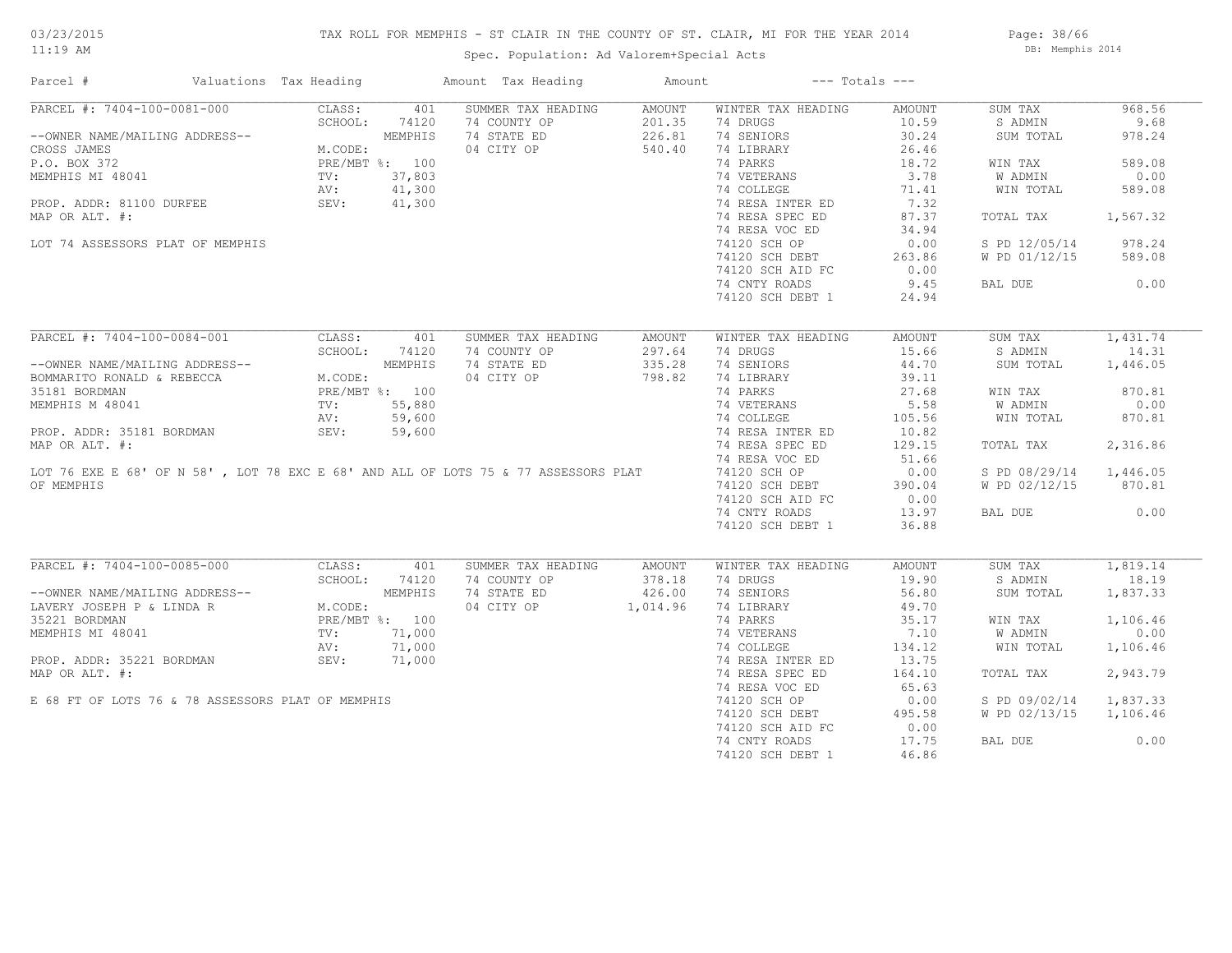TAX ROLL FOR MEMPHIS - ST CLAIR IN THE COUNTY OF ST. CLAIR, MI FOR THE YEAR 2014

Spec. Population: Ad Valorem+Special Acts

03/23/2015
11:19 AM

DB: Memphis 2014

| Parcel # | Valuations | Tax Heading | Amount | Tax Heading | Amount | --- Totals --- | |
|---|---|---|---|---|---|---|---|

## PARCEL #: 7404-100-0081-000

| Field | Value | Summer Tax Heading | Amount | Winter Tax Heading | Amount | Totals | Amount |
|---|---|---|---|---|---|---|---|
| CLASS: | 401 | SUMMER TAX HEADING | AMOUNT | WINTER TAX HEADING | AMOUNT | SUM TAX | 968.56 |
| SCHOOL: | 74120 | 74 COUNTY OP | 201.35 | 74 DRUGS | 10.59 | S ADMIN | 9.68 |
| | MEMPHIS | 74 STATE ED | 226.81 | 74 SENIORS | 30.24 | SUM TOTAL | 978.24 |
| M.CODE: | | 04 CITY OP | 540.40 | 74 LIBRARY | 26.46 | | |
| PRE/MBT %: | 100 | | | 74 PARKS | 18.72 | WIN TAX | 589.08 |
| TV: | 37,803 | | | 74 VETERANS | 3.78 | W ADMIN | 0.00 |
| AV: | 41,300 | | | 74 COLLEGE | 71.41 | WIN TOTAL | 589.08 |
| SEV: | 41,300 | | | 74 RESA INTER ED | 7.32 | | |
| | | | | 74 RESA SPEC ED | 87.37 | TOTAL TAX | 1,567.32 |
| | | | | 74 RESA VOC ED | 34.94 | | |
| | | | | 74120 SCH OP | 0.00 | S PD 12/05/14 | 978.24 |
| | | | | 74120 SCH DEBT | 263.86 | W PD 01/12/15 | 589.08 |
| | | | | 74120 SCH AID FC | 0.00 | | |
| | | | | 74 CNTY ROADS | 9.45 | BAL DUE | 0.00 |
| | | | | 74120 SCH DEBT 1 | 24.94 | | |

--OWNER NAME/MAILING ADDRESS--
CROSS JAMES
P.O. BOX 372
MEMPHIS MI 48041

PROP. ADDR: 81100 DURFEE
MAP OR ALT. #:

LOT 74 ASSESSORS PLAT OF MEMPHIS

## PARCEL #: 7404-100-0084-001

| Field | Value | Summer Tax Heading | Amount | Winter Tax Heading | Amount | Totals | Amount |
|---|---|---|---|---|---|---|---|
| CLASS: | 401 | SUMMER TAX HEADING | AMOUNT | WINTER TAX HEADING | AMOUNT | SUM TAX | 1,431.74 |
| SCHOOL: | 74120 | 74 COUNTY OP | 297.64 | 74 DRUGS | 15.66 | S ADMIN | 14.31 |
| | MEMPHIS | 74 STATE ED | 335.28 | 74 SENIORS | 44.70 | SUM TOTAL | 1,446.05 |
| M.CODE: | | 04 CITY OP | 798.82 | 74 LIBRARY | 39.11 | | |
| PRE/MBT %: | 100 | | | 74 PARKS | 27.68 | WIN TAX | 870.81 |
| TV: | 55,880 | | | 74 VETERANS | 5.58 | W ADMIN | 0.00 |
| AV: | 59,600 | | | 74 COLLEGE | 105.56 | WIN TOTAL | 870.81 |
| SEV: | 59,600 | | | 74 RESA INTER ED | 10.82 | | |
| | | | | 74 RESA SPEC ED | 129.15 | TOTAL TAX | 2,316.86 |
| | | | | 74 RESA VOC ED | 51.66 | | |
| | | | | 74120 SCH OP | 0.00 | S PD 08/29/14 | 1,446.05 |
| | | | | 74120 SCH DEBT | 390.04 | W PD 02/12/15 | 870.81 |
| | | | | 74120 SCH AID FC | 0.00 | | |
| | | | | 74 CNTY ROADS | 13.97 | BAL DUE | 0.00 |
| | | | | 74120 SCH DEBT 1 | 36.88 | | |

--OWNER NAME/MAILING ADDRESS--
BOMMARITO RONALD & REBECCA
35181 BORDMAN
MEMPHIS M 48041

PROP. ADDR: 35181 BORDMAN
MAP OR ALT. #:

LOT 76 EXE E 68' OF N 58' , LOT 78 EXC E 68' AND ALL OF LOTS 75 & 77 ASSESSORS PLAT OF MEMPHIS

## PARCEL #: 7404-100-0085-000

| Field | Value | Summer Tax Heading | Amount | Winter Tax Heading | Amount | Totals | Amount |
|---|---|---|---|---|---|---|---|
| CLASS: | 401 | SUMMER TAX HEADING | AMOUNT | WINTER TAX HEADING | AMOUNT | SUM TAX | 1,819.14 |
| SCHOOL: | 74120 | 74 COUNTY OP | 378.18 | 74 DRUGS | 19.90 | S ADMIN | 18.19 |
| | MEMPHIS | 74 STATE ED | 426.00 | 74 SENIORS | 56.80 | SUM TOTAL | 1,837.33 |
| M.CODE: | | 04 CITY OP | 1,014.96 | 74 LIBRARY | 49.70 | | |
| PRE/MBT %: | 100 | | | 74 PARKS | 35.17 | WIN TAX | 1,106.46 |
| TV: | 71,000 | | | 74 VETERANS | 7.10 | W ADMIN | 0.00 |
| AV: | 71,000 | | | 74 COLLEGE | 134.12 | WIN TOTAL | 1,106.46 |
| SEV: | 71,000 | | | 74 RESA INTER ED | 13.75 | | |
| | | | | 74 RESA SPEC ED | 164.10 | TOTAL TAX | 2,943.79 |
| | | | | 74 RESA VOC ED | 65.63 | | |
| | | | | 74120 SCH OP | 0.00 | S PD 09/02/14 | 1,837.33 |
| | | | | 74120 SCH DEBT | 495.58 | W PD 02/13/15 | 1,106.46 |
| | | | | 74120 SCH AID FC | 0.00 | | |
| | | | | 74 CNTY ROADS | 17.75 | BAL DUE | 0.00 |
| | | | | 74120 SCH DEBT 1 | 46.86 | | |

--OWNER NAME/MAILING ADDRESS--
LAVERY JOSEPH P & LINDA R
35221 BORDMAN
MEMPHIS MI 48041

PROP. ADDR: 35221 BORDMAN
MAP OR ALT. #:

E 68 FT OF LOTS 76 & 78 ASSESSORS PLAT OF MEMPHIS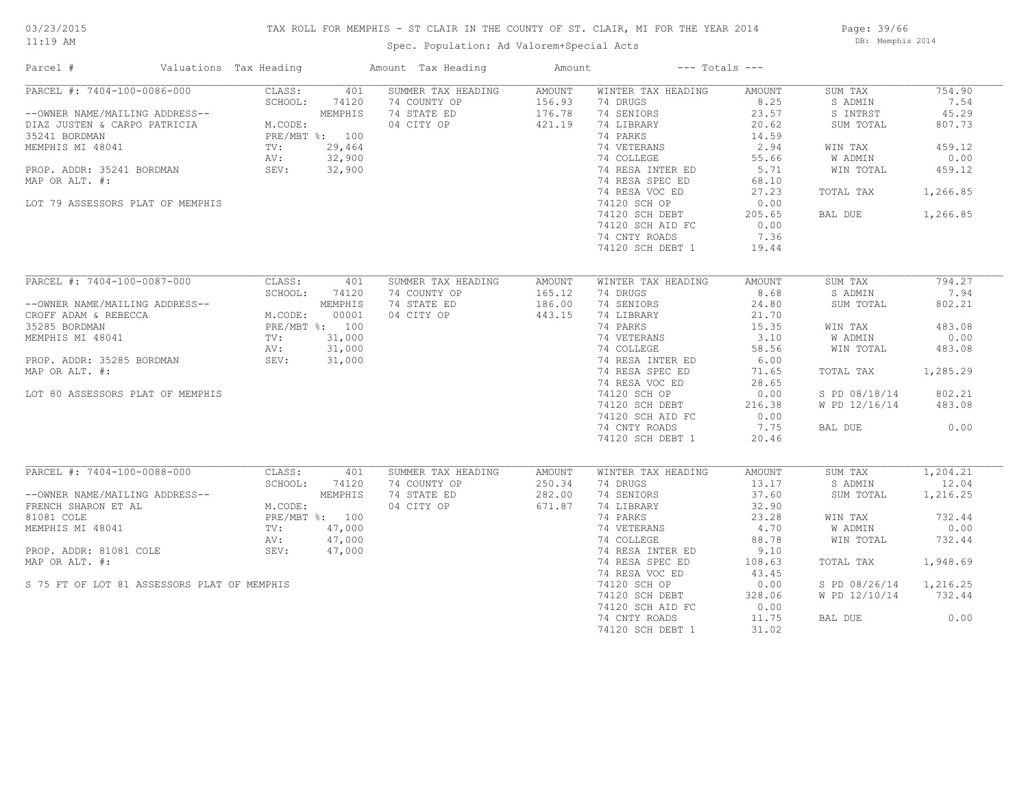# TAX ROLL FOR MEMPHIS - ST CLAIR IN THE COUNTY OF ST. CLAIR, MI FOR THE YEAR 2014

Spec. Population: Ad Valorem+Special Acts

03/23/2015 11:19 AM — DB: Memphis 2014

| Parcel # | Valuations | Tax Heading | Amount | Tax Heading | Amount | --- Totals --- | |
|---|---|---|---|---|---|---|---|
| PARCEL #: 7404-100-0086-000 | CLASS: 401 | SUMMER TAX HEADING | AMOUNT | WINTER TAX HEADING | AMOUNT | SUM TAX | 754.90 |
| | SCHOOL: 74120 | 74 COUNTY OP | 156.93 | 74 DRUGS | 8.25 | S ADMIN | 7.54 |
| --OWNER NAME/MAILING ADDRESS-- | MEMPHIS | 74 STATE ED | 176.78 | 74 SENIORS | 23.57 | S INTRST | 45.29 |
| DIAZ JUSTEN & CARPO PATRICIA | M.CODE: | 04 CITY OP | 421.19 | 74 LIBRARY | 20.62 | SUM TOTAL | 807.73 |
| 35241 BORDMAN | PRE/MBT %: 100 | | | 74 PARKS | 14.59 | | |
| MEMPHIS MI 48041 | TV: 29,464 | | | 74 VETERANS | 2.94 | WIN TAX | 459.12 |
| | AV: 32,900 | | | 74 COLLEGE | 55.66 | W ADMIN | 0.00 |
| PROP. ADDR: 35241 BORDMAN | SEV: 32,900 | | | 74 RESA INTER ED | 5.71 | WIN TOTAL | 459.12 |
| MAP OR ALT. #: | | | | 74 RESA SPEC ED | 68.10 | | |
| | | | | 74 RESA VOC ED | 27.23 | TOTAL TAX | 1,266.85 |
| LOT 79 ASSESSORS PLAT OF MEMPHIS | | | | 74120 SCH OP | 0.00 | | |
| | | | | 74120 SCH DEBT | 205.65 | BAL DUE | 1,266.85 |
| | | | | 74120 SCH AID FC | 0.00 | | |
| | | | | 74 CNTY ROADS | 7.36 | | |
| | | | | 74120 SCH DEBT 1 | 19.44 | | |
| PARCEL #: 7404-100-0087-000 | CLASS: 401 | SUMMER TAX HEADING | AMOUNT | WINTER TAX HEADING | AMOUNT | SUM TAX | 794.27 |
| | SCHOOL: 74120 | 74 COUNTY OP | 165.12 | 74 DRUGS | 8.68 | S ADMIN | 7.94 |
| --OWNER NAME/MAILING ADDRESS-- | MEMPHIS | 74 STATE ED | 186.00 | 74 SENIORS | 24.80 | SUM TOTAL | 802.21 |
| CROFF ADAM & REBECCA | M.CODE: 00001 | 04 CITY OP | 443.15 | 74 LIBRARY | 21.70 | | |
| 35285 BORDMAN | PRE/MBT %: 100 | | | 74 PARKS | 15.35 | WIN TAX | 483.08 |
| MEMPHIS MI 48041 | TV: 31,000 | | | 74 VETERANS | 3.10 | W ADMIN | 0.00 |
| | AV: 31,000 | | | 74 COLLEGE | 58.56 | WIN TOTAL | 483.08 |
| PROP. ADDR: 35285 BORDMAN | SEV: 31,000 | | | 74 RESA INTER ED | 6.00 | | |
| MAP OR ALT. #: | | | | 74 RESA SPEC ED | 71.65 | TOTAL TAX | 1,285.29 |
| | | | | 74 RESA VOC ED | 28.65 | | |
| LOT 80 ASSESSORS PLAT OF MEMPHIS | | | | 74120 SCH OP | 0.00 | S PD 08/18/14 | 802.21 |
| | | | | 74120 SCH DEBT | 216.38 | W PD 12/16/14 | 483.08 |
| | | | | 74120 SCH AID FC | 0.00 | | |
| | | | | 74 CNTY ROADS | 7.75 | BAL DUE | 0.00 |
| | | | | 74120 SCH DEBT 1 | 20.46 | | |
| PARCEL #: 7404-100-0088-000 | CLASS: 401 | SUMMER TAX HEADING | AMOUNT | WINTER TAX HEADING | AMOUNT | SUM TAX | 1,204.21 |
| | SCHOOL: 74120 | 74 COUNTY OP | 250.34 | 74 DRUGS | 13.17 | S ADMIN | 12.04 |
| --OWNER NAME/MAILING ADDRESS-- | MEMPHIS | 74 STATE ED | 282.00 | 74 SENIORS | 37.60 | SUM TOTAL | 1,216.25 |
| FRENCH SHARON ET AL | M.CODE: | 04 CITY OP | 671.87 | 74 LIBRARY | 32.90 | | |
| 81081 COLE | PRE/MBT %: 100 | | | 74 PARKS | 23.28 | WIN TAX | 732.44 |
| MEMPHIS MI 48041 | TV: 47,000 | | | 74 VETERANS | 4.70 | W ADMIN | 0.00 |
| | AV: 47,000 | | | 74 COLLEGE | 88.78 | WIN TOTAL | 732.44 |
| PROP. ADDR: 81081 COLE | SEV: 47,000 | | | 74 RESA INTER ED | 9.10 | | |
| MAP OR ALT. #: | | | | 74 RESA SPEC ED | 108.63 | TOTAL TAX | 1,948.69 |
| | | | | 74 RESA VOC ED | 43.45 | | |
| S 75 FT OF LOT 81 ASSESSORS PLAT OF MEMPHIS | | | | 74120 SCH OP | 0.00 | S PD 08/26/14 | 1,216.25 |
| | | | | 74120 SCH DEBT | 328.06 | W PD 12/10/14 | 732.44 |
| | | | | 74120 SCH AID FC | 0.00 | | |
| | | | | 74 CNTY ROADS | 11.75 | BAL DUE | 0.00 |
| | | | | 74120 SCH DEBT 1 | 31.02 | | |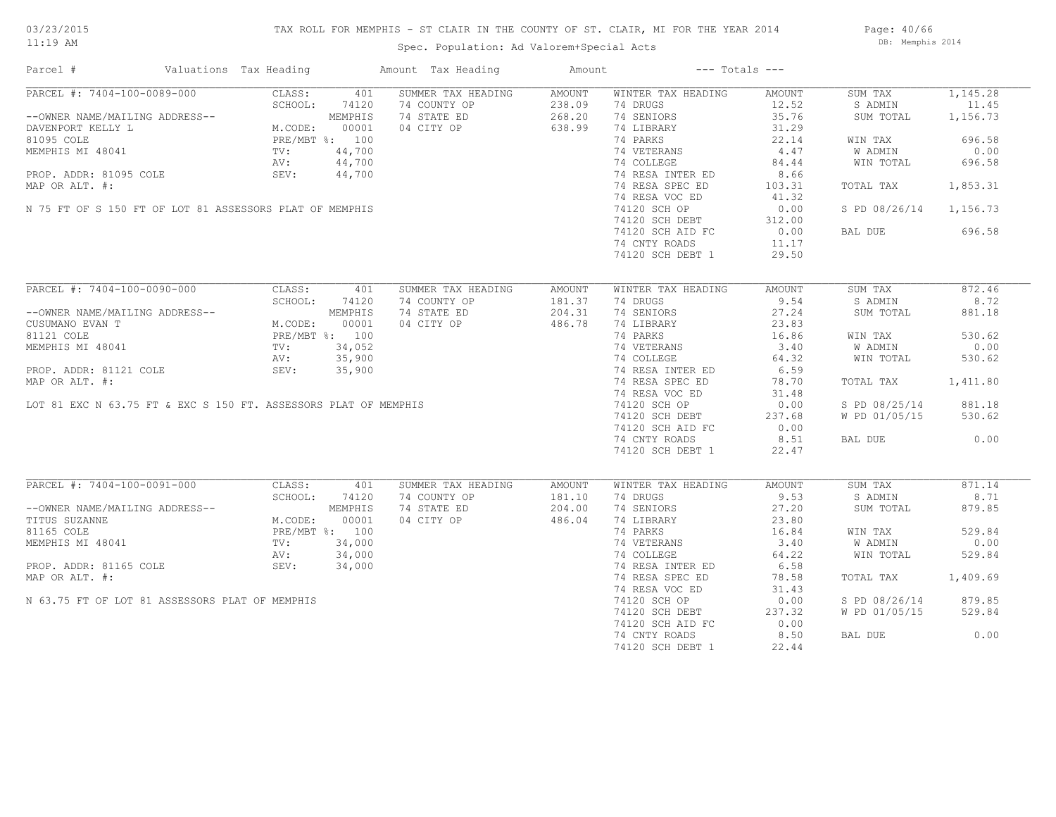# TAX ROLL FOR MEMPHIS - ST CLAIR IN THE COUNTY OF ST. CLAIR, MI FOR THE YEAR 2014

Spec. Population: Ad Valorem+Special Acts

03/23/2015 11:19 AM — DB: Memphis 2014

| Parcel # | Valuations | Tax Heading | Amount | Tax Heading | Amount | --- Totals --- | |
|---|---|---|---|---|---|---|---|
| PARCEL #: 7404-100-0089-000 | CLASS: 401 | SUMMER TAX HEADING | AMOUNT | WINTER TAX HEADING | AMOUNT | SUM TAX | 1,145.28 |
| | SCHOOL: 74120 | 74 COUNTY OP | 238.09 | 74 DRUGS | 12.52 | S ADMIN | 11.45 |
| --OWNER NAME/MAILING ADDRESS-- | MEMPHIS | 74 STATE ED | 268.20 | 74 SENIORS | 35.76 | SUM TOTAL | 1,156.73 |
| DAVENPORT KELLY L | M.CODE: 00001 | 04 CITY OP | 638.99 | 74 LIBRARY | 31.29 | | |
| 81095 COLE | PRE/MBT %: 100 | | | 74 PARKS | 22.14 | WIN TAX | 696.58 |
| MEMPHIS MI 48041 | TV: 44,700 | | | 74 VETERANS | 4.47 | W ADMIN | 0.00 |
| | AV: 44,700 | | | 74 COLLEGE | 84.44 | WIN TOTAL | 696.58 |
| PROP. ADDR: 81095 COLE | SEV: 44,700 | | | 74 RESA INTER ED | 8.66 | | |
| MAP OR ALT. #: | | | | 74 RESA SPEC ED | 103.31 | TOTAL TAX | 1,853.31 |
| | | | | 74 RESA VOC ED | 41.32 | | |
| N 75 FT OF S 150 FT OF LOT 81 ASSESSORS PLAT OF MEMPHIS | | | | 74120 SCH OP | 0.00 | S PD 08/26/14 | 1,156.73 |
| | | | | 74120 SCH DEBT | 312.00 | | |
| | | | | 74120 SCH AID FC | 0.00 | BAL DUE | 696.58 |
| | | | | 74 CNTY ROADS | 11.17 | | |
| | | | | 74120 SCH DEBT 1 | 29.50 | | |
| PARCEL #: 7404-100-0090-000 | CLASS: 401 | SUMMER TAX HEADING | AMOUNT | WINTER TAX HEADING | AMOUNT | SUM TAX | 872.46 |
| | SCHOOL: 74120 | 74 COUNTY OP | 181.37 | 74 DRUGS | 9.54 | S ADMIN | 8.72 |
| --OWNER NAME/MAILING ADDRESS-- | MEMPHIS | 74 STATE ED | 204.31 | 74 SENIORS | 27.24 | SUM TOTAL | 881.18 |
| CUSUMANO EVAN T | M.CODE: 00001 | 04 CITY OP | 486.78 | 74 LIBRARY | 23.83 | | |
| 81121 COLE | PRE/MBT %: 100 | | | 74 PARKS | 16.86 | WIN TAX | 530.62 |
| MEMPHIS MI 48041 | TV: 34,052 | | | 74 VETERANS | 3.40 | W ADMIN | 0.00 |
| | AV: 35,900 | | | 74 COLLEGE | 64.32 | WIN TOTAL | 530.62 |
| PROP. ADDR: 81121 COLE | SEV: 35,900 | | | 74 RESA INTER ED | 6.59 | | |
| MAP OR ALT. #: | | | | 74 RESA SPEC ED | 78.70 | TOTAL TAX | 1,411.80 |
| | | | | 74 RESA VOC ED | 31.48 | | |
| LOT 81 EXC N 63.75 FT & EXC S 150 FT. ASSESSORS PLAT OF MEMPHIS | | | | 74120 SCH OP | 0.00 | S PD 08/25/14 | 881.18 |
| | | | | 74120 SCH DEBT | 237.68 | W PD 01/05/15 | 530.62 |
| | | | | 74120 SCH AID FC | 0.00 | | |
| | | | | 74 CNTY ROADS | 8.51 | BAL DUE | 0.00 |
| | | | | 74120 SCH DEBT 1 | 22.47 | | |
| PARCEL #: 7404-100-0091-000 | CLASS: 401 | SUMMER TAX HEADING | AMOUNT | WINTER TAX HEADING | AMOUNT | SUM TAX | 871.14 |
| | SCHOOL: 74120 | 74 COUNTY OP | 181.10 | 74 DRUGS | 9.53 | S ADMIN | 8.71 |
| --OWNER NAME/MAILING ADDRESS-- | MEMPHIS | 74 STATE ED | 204.00 | 74 SENIORS | 27.20 | SUM TOTAL | 879.85 |
| TITUS SUZANNE | M.CODE: 00001 | 04 CITY OP | 486.04 | 74 LIBRARY | 23.80 | | |
| 81165 COLE | PRE/MBT %: 100 | | | 74 PARKS | 16.84 | WIN TAX | 529.84 |
| MEMPHIS MI 48041 | TV: 34,000 | | | 74 VETERANS | 3.40 | W ADMIN | 0.00 |
| | AV: 34,000 | | | 74 COLLEGE | 64.22 | WIN TOTAL | 529.84 |
| PROP. ADDR: 81165 COLE | SEV: 34,000 | | | 74 RESA INTER ED | 6.58 | | |
| MAP OR ALT. #: | | | | 74 RESA SPEC ED | 78.58 | TOTAL TAX | 1,409.69 |
| | | | | 74 RESA VOC ED | 31.43 | | |
| N 63.75 FT OF LOT 81 ASSESSORS PLAT OF MEMPHIS | | | | 74120 SCH OP | 0.00 | S PD 08/26/14 | 879.85 |
| | | | | 74120 SCH DEBT | 237.32 | W PD 01/05/15 | 529.84 |
| | | | | 74120 SCH AID FC | 0.00 | | |
| | | | | 74 CNTY ROADS | 8.50 | BAL DUE | 0.00 |
| | | | | 74120 SCH DEBT 1 | 22.44 | | |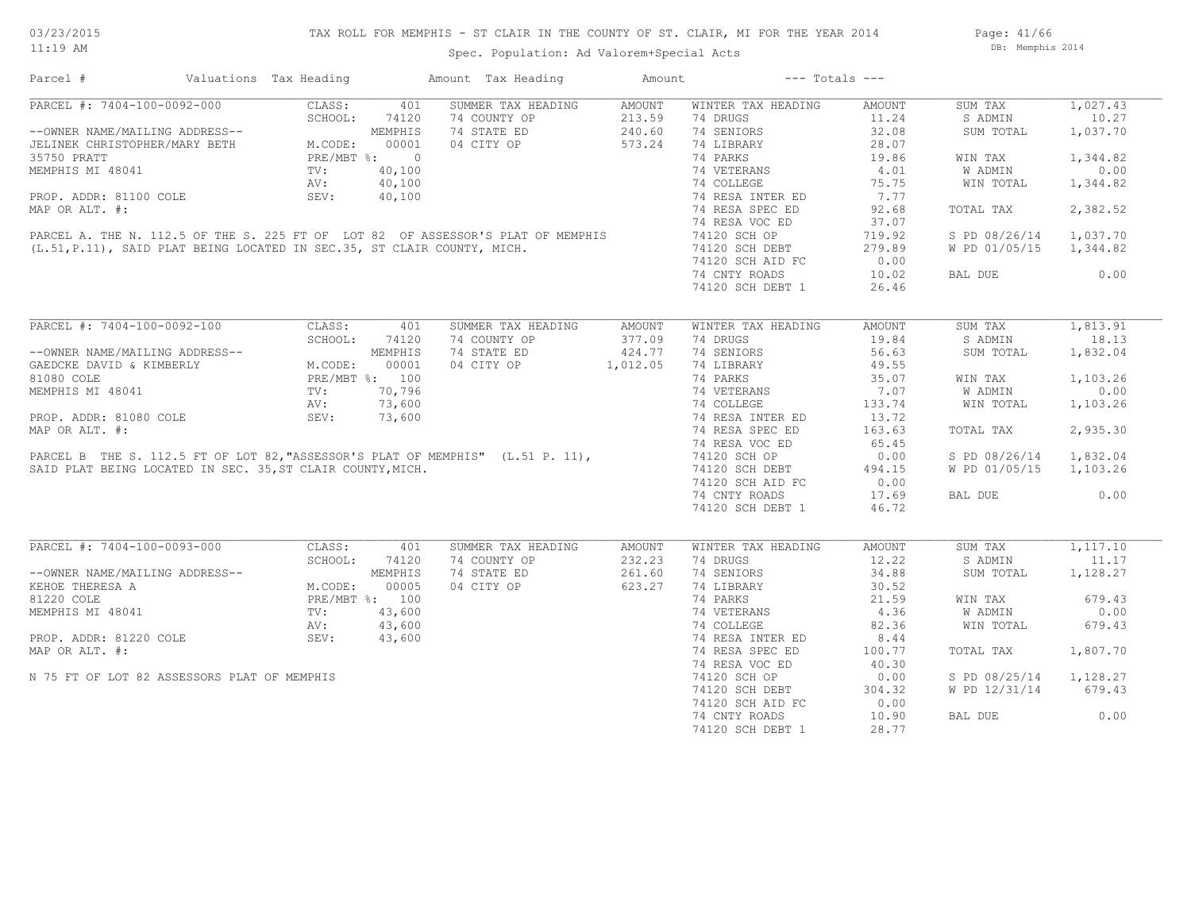# TAX ROLL FOR MEMPHIS - ST CLAIR IN THE COUNTY OF ST. CLAIR, MI FOR THE YEAR 2014

Spec. Population: Ad Valorem+Special Acts

03/23/2015
11:19 AM

DB: Memphis 2014

| Parcel # | Valuations | Tax Heading | Amount | Tax Heading | Amount | --- Totals --- | |
|---|---|---|---|---|---|---|---|

## PARCEL #: 7404-100-0092-000

| | | | | | | | |
|---|---|---|---|---|---|---|---|
| CLASS: | 401 | SUMMER TAX HEADING | AMOUNT | WINTER TAX HEADING | AMOUNT | SUM TAX | 1,027.43 |
| SCHOOL: | 74120 | 74 COUNTY OP | 213.59 | 74 DRUGS | 11.24 | S ADMIN | 10.27 |
| | MEMPHIS | 74 STATE ED | 240.60 | 74 SENIORS | 32.08 | SUM TOTAL | 1,037.70 |
| M.CODE: | 00001 | 04 CITY OP | 573.24 | 74 LIBRARY | 28.07 | | |
| PRE/MBT %: | 0 | | | 74 PARKS | 19.86 | WIN TAX | 1,344.82 |
| TV: | 40,100 | | | 74 VETERANS | 4.01 | W ADMIN | 0.00 |
| AV: | 40,100 | | | 74 COLLEGE | 75.75 | WIN TOTAL | 1,344.82 |
| SEV: | 40,100 | | | 74 RESA INTER ED | 7.77 | | |
| | | | | 74 RESA SPEC ED | 92.68 | TOTAL TAX | 2,382.52 |
| | | | | 74 RESA VOC ED | 37.07 | | |
| | | | | 74120 SCH OP | 719.92 | S PD 08/26/14 | 1,037.70 |
| | | | | 74120 SCH DEBT | 279.89 | W PD 01/05/15 | 1,344.82 |
| | | | | 74120 SCH AID FC | 0.00 | | |
| | | | | 74 CNTY ROADS | 10.02 | BAL DUE | 0.00 |
| | | | | 74120 SCH DEBT 1 | 26.46 | | |

--OWNER NAME/MAILING ADDRESS--
JELINEK CHRISTOPHER/MARY BETH
35750 PRATT
MEMPHIS MI 48041

PROP. ADDR: 81100 COLE
MAP OR ALT. #:

PARCEL A. THE N. 112.5 OF THE S. 225 FT OF LOT 82 OF ASSESSOR'S PLAT OF MEMPHIS (L.51,P.11), SAID PLAT BEING LOCATED IN SEC.35, ST CLAIR COUNTY, MICH.

## PARCEL #: 7404-100-0092-100

| | | | | | | | |
|---|---|---|---|---|---|---|---|
| CLASS: | 401 | SUMMER TAX HEADING | AMOUNT | WINTER TAX HEADING | AMOUNT | SUM TAX | 1,813.91 |
| SCHOOL: | 74120 | 74 COUNTY OP | 377.09 | 74 DRUGS | 19.84 | S ADMIN | 18.13 |
| | MEMPHIS | 74 STATE ED | 424.77 | 74 SENIORS | 56.63 | SUM TOTAL | 1,832.04 |
| M.CODE: | 00001 | 04 CITY OP | 1,012.05 | 74 LIBRARY | 49.55 | | |
| PRE/MBT %: | 100 | | | 74 PARKS | 35.07 | WIN TAX | 1,103.26 |
| TV: | 70,796 | | | 74 VETERANS | 7.07 | W ADMIN | 0.00 |
| AV: | 73,600 | | | 74 COLLEGE | 133.74 | WIN TOTAL | 1,103.26 |
| SEV: | 73,600 | | | 74 RESA INTER ED | 13.72 | | |
| | | | | 74 RESA SPEC ED | 163.63 | TOTAL TAX | 2,935.30 |
| | | | | 74 RESA VOC ED | 65.45 | | |
| | | | | 74120 SCH OP | 0.00 | S PD 08/26/14 | 1,832.04 |
| | | | | 74120 SCH DEBT | 494.15 | W PD 01/05/15 | 1,103.26 |
| | | | | 74120 SCH AID FC | 0.00 | | |
| | | | | 74 CNTY ROADS | 17.69 | BAL DUE | 0.00 |
| | | | | 74120 SCH DEBT 1 | 46.72 | | |

--OWNER NAME/MAILING ADDRESS--
GAEDCKE DAVID & KIMBERLY
81080 COLE
MEMPHIS MI 48041

PROP. ADDR: 81080 COLE
MAP OR ALT. #:

PARCEL B THE S. 112.5 FT OF LOT 82,"ASSESSOR'S PLAT OF MEMPHIS" (L.51 P. 11), SAID PLAT BEING LOCATED IN SEC. 35,ST CLAIR COUNTY,MICH.

## PARCEL #: 7404-100-0093-000

| | | | | | | | |
|---|---|---|---|---|---|---|---|
| CLASS: | 401 | SUMMER TAX HEADING | AMOUNT | WINTER TAX HEADING | AMOUNT | SUM TAX | 1,117.10 |
| SCHOOL: | 74120 | 74 COUNTY OP | 232.23 | 74 DRUGS | 12.22 | S ADMIN | 11.17 |
| | MEMPHIS | 74 STATE ED | 261.60 | 74 SENIORS | 34.88 | SUM TOTAL | 1,128.27 |
| M.CODE: | 00005 | 04 CITY OP | 623.27 | 74 LIBRARY | 30.52 | | |
| PRE/MBT %: | 100 | | | 74 PARKS | 21.59 | WIN TAX | 679.43 |
| TV: | 43,600 | | | 74 VETERANS | 4.36 | W ADMIN | 0.00 |
| AV: | 43,600 | | | 74 COLLEGE | 82.36 | WIN TOTAL | 679.43 |
| SEV: | 43,600 | | | 74 RESA INTER ED | 8.44 | | |
| | | | | 74 RESA SPEC ED | 100.77 | TOTAL TAX | 1,807.70 |
| | | | | 74 RESA VOC ED | 40.30 | | |
| | | | | 74120 SCH OP | 0.00 | S PD 08/25/14 | 1,128.27 |
| | | | | 74120 SCH DEBT | 304.32 | W PD 12/31/14 | 679.43 |
| | | | | 74120 SCH AID FC | 0.00 | | |
| | | | | 74 CNTY ROADS | 10.90 | BAL DUE | 0.00 |
| | | | | 74120 SCH DEBT 1 | 28.77 | | |

--OWNER NAME/MAILING ADDRESS--
KEHOE THERESA A
81220 COLE
MEMPHIS MI 48041

PROP. ADDR: 81220 COLE
MAP OR ALT. #:

N 75 FT OF LOT 82 ASSESSORS PLAT OF MEMPHIS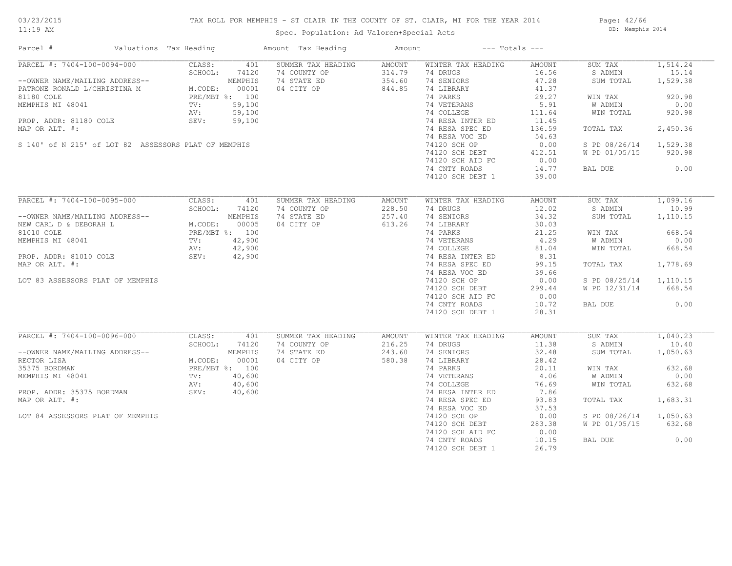# TAX ROLL FOR MEMPHIS - ST CLAIR IN THE COUNTY OF ST. CLAIR, MI FOR THE YEAR 2014

Spec. Population: Ad Valorem+Special Acts

03/23/2015 11:19 AM — DB: Memphis 2014

| Parcel # | Valuations | Tax Heading | Amount | Tax Heading | Amount | --- Totals --- | |
|---|---|---|---|---|---|---|---|
| **PARCEL #: 7404-100-0094-000** | CLASS: 401 | SUMMER TAX HEADING | AMOUNT | WINTER TAX HEADING | AMOUNT | SUM TAX | 1,514.24 |
| | SCHOOL: 74120 | 74 COUNTY OP | 314.79 | 74 DRUGS | 16.56 | S ADMIN | 15.14 |
| --OWNER NAME/MAILING ADDRESS-- | MEMPHIS | 74 STATE ED | 354.60 | 74 SENIORS | 47.28 | SUM TOTAL | 1,529.38 |
| PATRONE RONALD L/CHRISTINA M | M.CODE: 00001 | 04 CITY OP | 844.85 | 74 LIBRARY | 41.37 | | |
| 81180 COLE | PRE/MBT %: 100 | | | 74 PARKS | 29.27 | WIN TAX | 920.98 |
| MEMPHIS MI 48041 | TV: 59,100 | | | 74 VETERANS | 5.91 | W ADMIN | 0.00 |
| | AV: 59,100 | | | 74 COLLEGE | 111.64 | WIN TOTAL | 920.98 |
| PROP. ADDR: 81180 COLE | SEV: 59,100 | | | 74 RESA INTER ED | 11.45 | | |
| MAP OR ALT. #: | | | | 74 RESA SPEC ED | 136.59 | TOTAL TAX | 2,450.36 |
| | | | | 74 RESA VOC ED | 54.63 | | |
| S 140' of N 215' of LOT 82 ASSESSORS PLAT OF MEMPHIS | | | | 74120 SCH OP | 0.00 | S PD 08/26/14 | 1,529.38 |
| | | | | 74120 SCH DEBT | 412.51 | W PD 01/05/15 | 920.98 |
| | | | | 74120 SCH AID FC | 0.00 | | |
| | | | | 74 CNTY ROADS | 14.77 | BAL DUE | 0.00 |
| | | | | 74120 SCH DEBT 1 | 39.00 | | |
| **PARCEL #: 7404-100-0095-000** | CLASS: 401 | SUMMER TAX HEADING | AMOUNT | WINTER TAX HEADING | AMOUNT | SUM TAX | 1,099.16 |
| | SCHOOL: 74120 | 74 COUNTY OP | 228.50 | 74 DRUGS | 12.02 | S ADMIN | 10.99 |
| --OWNER NAME/MAILING ADDRESS-- | MEMPHIS | 74 STATE ED | 257.40 | 74 SENIORS | 34.32 | SUM TOTAL | 1,110.15 |
| NEW CARL D & DEBORAH L | M.CODE: 00005 | 04 CITY OP | 613.26 | 74 LIBRARY | 30.03 | | |
| 81010 COLE | PRE/MBT %: 100 | | | 74 PARKS | 21.25 | WIN TAX | 668.54 |
| MEMPHIS MI 48041 | TV: 42,900 | | | 74 VETERANS | 4.29 | W ADMIN | 0.00 |
| | AV: 42,900 | | | 74 COLLEGE | 81.04 | WIN TOTAL | 668.54 |
| PROP. ADDR: 81010 COLE | SEV: 42,900 | | | 74 RESA INTER ED | 8.31 | | |
| MAP OR ALT. #: | | | | 74 RESA SPEC ED | 99.15 | TOTAL TAX | 1,778.69 |
| | | | | 74 RESA VOC ED | 39.66 | | |
| LOT 83 ASSESSORS PLAT OF MEMPHIS | | | | 74120 SCH OP | 0.00 | S PD 08/25/14 | 1,110.15 |
| | | | | 74120 SCH DEBT | 299.44 | W PD 12/31/14 | 668.54 |
| | | | | 74120 SCH AID FC | 0.00 | | |
| | | | | 74 CNTY ROADS | 10.72 | BAL DUE | 0.00 |
| | | | | 74120 SCH DEBT 1 | 28.31 | | |
| **PARCEL #: 7404-100-0096-000** | CLASS: 401 | SUMMER TAX HEADING | AMOUNT | WINTER TAX HEADING | AMOUNT | SUM TAX | 1,040.23 |
| | SCHOOL: 74120 | 74 COUNTY OP | 216.25 | 74 DRUGS | 11.38 | S ADMIN | 10.40 |
| --OWNER NAME/MAILING ADDRESS-- | MEMPHIS | 74 STATE ED | 243.60 | 74 SENIORS | 32.48 | SUM TOTAL | 1,050.63 |
| RECTOR LISA | M.CODE: 00001 | 04 CITY OP | 580.38 | 74 LIBRARY | 28.42 | | |
| 35375 BORDMAN | PRE/MBT %: 100 | | | 74 PARKS | 20.11 | WIN TAX | 632.68 |
| MEMPHIS MI 48041 | TV: 40,600 | | | 74 VETERANS | 4.06 | W ADMIN | 0.00 |
| | AV: 40,600 | | | 74 COLLEGE | 76.69 | WIN TOTAL | 632.68 |
| PROP. ADDR: 35375 BORDMAN | SEV: 40,600 | | | 74 RESA INTER ED | 7.86 | | |
| MAP OR ALT. #: | | | | 74 RESA SPEC ED | 93.83 | TOTAL TAX | 1,683.31 |
| | | | | 74 RESA VOC ED | 37.53 | | |
| LOT 84 ASSESSORS PLAT OF MEMPHIS | | | | 74120 SCH OP | 0.00 | S PD 08/26/14 | 1,050.63 |
| | | | | 74120 SCH DEBT | 283.38 | W PD 01/05/15 | 632.68 |
| | | | | 74120 SCH AID FC | 0.00 | | |
| | | | | 74 CNTY ROADS | 10.15 | BAL DUE | 0.00 |
| | | | | 74120 SCH DEBT 1 | 26.79 | | |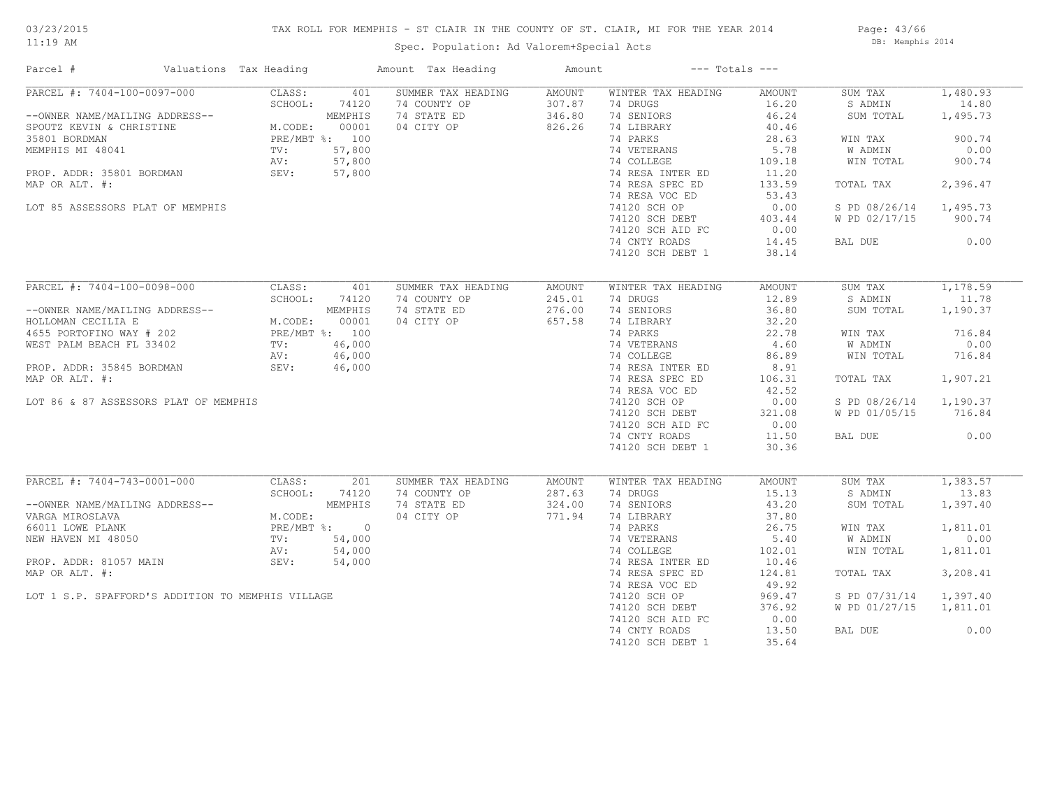TAX ROLL FOR MEMPHIS - ST CLAIR IN THE COUNTY OF ST. CLAIR, MI FOR THE YEAR 2014

Spec. Population: Ad Valorem+Special Acts

03/23/2015
11:19 AM

DB: Memphis 2014

| Parcel # | Valuations | Tax Heading | Amount | Tax Heading | Amount | --- Totals --- | |
|---|---|---|---|---|---|---|---|
| PARCEL #: 7404-100-0097-000 | CLASS: 401 | SUMMER TAX HEADING | AMOUNT | WINTER TAX HEADING | AMOUNT | SUM TAX | 1,480.93 |
| | SCHOOL: 74120 | 74 COUNTY OP | 307.87 | 74 DRUGS | 16.20 | S ADMIN | 14.80 |
| --OWNER NAME/MAILING ADDRESS-- | MEMPHIS | 74 STATE ED | 346.80 | 74 SENIORS | 46.24 | SUM TOTAL | 1,495.73 |
| SPOUTZ KEVIN & CHRISTINE | M.CODE: 00001 | 04 CITY OP | 826.26 | 74 LIBRARY | 40.46 | | |
| 35801 BORDMAN | PRE/MBT %: 100 | | | 74 PARKS | 28.63 | WIN TAX | 900.74 |
| MEMPHIS MI 48041 | TV: 57,800 | | | 74 VETERANS | 5.78 | W ADMIN | 0.00 |
| | AV: 57,800 | | | 74 COLLEGE | 109.18 | WIN TOTAL | 900.74 |
| PROP. ADDR: 35801 BORDMAN | SEV: 57,800 | | | 74 RESA INTER ED | 11.20 | | |
| MAP OR ALT. #: | | | | 74 RESA SPEC ED | 133.59 | TOTAL TAX | 2,396.47 |
| | | | | 74 RESA VOC ED | 53.43 | | |
| LOT 85 ASSESSORS PLAT OF MEMPHIS | | | | 74120 SCH OP | 0.00 | S PD 08/26/14 | 1,495.73 |
| | | | | 74120 SCH DEBT | 403.44 | W PD 02/17/15 | 900.74 |
| | | | | 74120 SCH AID FC | 0.00 | | |
| | | | | 74 CNTY ROADS | 14.45 | BAL DUE | 0.00 |
| | | | | 74120 SCH DEBT 1 | 38.14 | | |
| PARCEL #: 7404-100-0098-000 | CLASS: 401 | SUMMER TAX HEADING | AMOUNT | WINTER TAX HEADING | AMOUNT | SUM TAX | 1,178.59 |
| | SCHOOL: 74120 | 74 COUNTY OP | 245.01 | 74 DRUGS | 12.89 | S ADMIN | 11.78 |
| --OWNER NAME/MAILING ADDRESS-- | MEMPHIS | 74 STATE ED | 276.00 | 74 SENIORS | 36.80 | SUM TOTAL | 1,190.37 |
| HOLLOMAN CECILIA E | M.CODE: 00001 | 04 CITY OP | 657.58 | 74 LIBRARY | 32.20 | | |
| 4655 PORTOFINO WAY # 202 | PRE/MBT %: 100 | | | 74 PARKS | 22.78 | WIN TAX | 716.84 |
| WEST PALM BEACH FL 33402 | TV: 46,000 | | | 74 VETERANS | 4.60 | W ADMIN | 0.00 |
| | AV: 46,000 | | | 74 COLLEGE | 86.89 | WIN TOTAL | 716.84 |
| PROP. ADDR: 35845 BORDMAN | SEV: 46,000 | | | 74 RESA INTER ED | 8.91 | | |
| MAP OR ALT. #: | | | | 74 RESA SPEC ED | 106.31 | TOTAL TAX | 1,907.21 |
| | | | | 74 RESA VOC ED | 42.52 | | |
| LOT 86 & 87 ASSESSORS PLAT OF MEMPHIS | | | | 74120 SCH OP | 0.00 | S PD 08/26/14 | 1,190.37 |
| | | | | 74120 SCH DEBT | 321.08 | W PD 01/05/15 | 716.84 |
| | | | | 74120 SCH AID FC | 0.00 | | |
| | | | | 74 CNTY ROADS | 11.50 | BAL DUE | 0.00 |
| | | | | 74120 SCH DEBT 1 | 30.36 | | |
| PARCEL #: 7404-743-0001-000 | CLASS: 201 | SUMMER TAX HEADING | AMOUNT | WINTER TAX HEADING | AMOUNT | SUM TAX | 1,383.57 |
| | SCHOOL: 74120 | 74 COUNTY OP | 287.63 | 74 DRUGS | 15.13 | S ADMIN | 13.83 |
| --OWNER NAME/MAILING ADDRESS-- | MEMPHIS | 74 STATE ED | 324.00 | 74 SENIORS | 43.20 | SUM TOTAL | 1,397.40 |
| VARGA MIROSLAVA | M.CODE: | 04 CITY OP | 771.94 | 74 LIBRARY | 37.80 | | |
| 66011 LOWE PLANK | PRE/MBT %: 0 | | | 74 PARKS | 26.75 | WIN TAX | 1,811.01 |
| NEW HAVEN MI 48050 | TV: 54,000 | | | 74 VETERANS | 5.40 | W ADMIN | 0.00 |
| | AV: 54,000 | | | 74 COLLEGE | 102.01 | WIN TOTAL | 1,811.01 |
| PROP. ADDR: 81057 MAIN | SEV: 54,000 | | | 74 RESA INTER ED | 10.46 | | |
| MAP OR ALT. #: | | | | 74 RESA SPEC ED | 124.81 | TOTAL TAX | 3,208.41 |
| | | | | 74 RESA VOC ED | 49.92 | | |
| LOT 1 S.P. SPAFFORD'S ADDITION TO MEMPHIS VILLAGE | | | | 74120 SCH OP | 969.47 | S PD 07/31/14 | 1,397.40 |
| | | | | 74120 SCH DEBT | 376.92 | W PD 01/27/15 | 1,811.01 |
| | | | | 74120 SCH AID FC | 0.00 | | |
| | | | | 74 CNTY ROADS | 13.50 | BAL DUE | 0.00 |
| | | | | 74120 SCH DEBT 1 | 35.64 | | |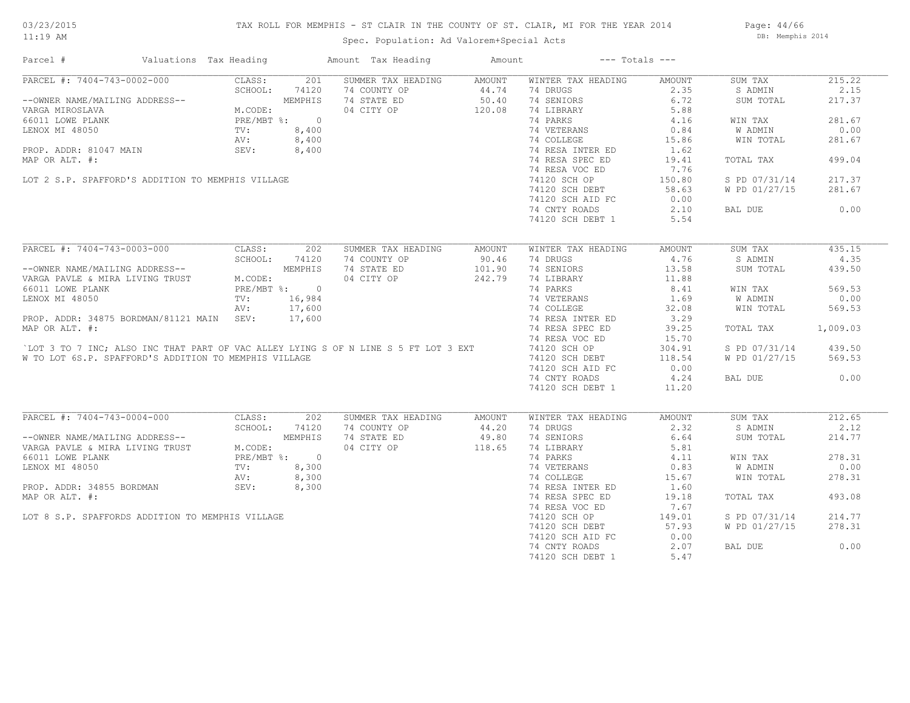# TAX ROLL FOR MEMPHIS - ST CLAIR IN THE COUNTY OF ST. CLAIR, MI FOR THE YEAR 2014

Spec. Population: Ad Valorem+Special Acts

03/23/2015
11:19 AM

DB: Memphis 2014

| Parcel # | Valuations | Tax Heading | Amount | Tax Heading | Amount | --- Totals --- | |
|---|---|---|---|---|---|---|---|
| PARCEL #: 7404-743-0002-000 | CLASS: 201 | SUMMER TAX HEADING | AMOUNT | WINTER TAX HEADING | AMOUNT | SUM TAX | 215.22 |
| | SCHOOL: 74120 | 74 COUNTY OP | 44.74 | 74 DRUGS | 2.35 | S ADMIN | 2.15 |
| --OWNER NAME/MAILING ADDRESS-- | MEMPHIS | 74 STATE ED | 50.40 | 74 SENIORS | 6.72 | SUM TOTAL | 217.37 |
| VARGA MIROSLAVA | M.CODE: | 04 CITY OP | 120.08 | 74 LIBRARY | 5.88 | | |
| 66011 LOWE PLANK | PRE/MBT %: 0 | | | 74 PARKS | 4.16 | WIN TAX | 281.67 |
| LENOX MI 48050 | TV: 8,400 | | | 74 VETERANS | 0.84 | W ADMIN | 0.00 |
| | AV: 8,400 | | | 74 COLLEGE | 15.86 | WIN TOTAL | 281.67 |
| PROP. ADDR: 81047 MAIN | SEV: 8,400 | | | 74 RESA INTER ED | 1.62 | | |
| MAP OR ALT. #: | | | | 74 RESA SPEC ED | 19.41 | TOTAL TAX | 499.04 |
| | | | | 74 RESA VOC ED | 7.76 | | |
| LOT 2 S.P. SPAFFORD'S ADDITION TO MEMPHIS VILLAGE | | | | 74120 SCH OP | 150.80 | S PD 07/31/14 | 217.37 |
| | | | | 74120 SCH DEBT | 58.63 | W PD 01/27/15 | 281.67 |
| | | | | 74120 SCH AID FC | 0.00 | | |
| | | | | 74 CNTY ROADS | 2.10 | BAL DUE | 0.00 |
| | | | | 74120 SCH DEBT 1 | 5.54 | | |
| PARCEL #: 7404-743-0003-000 | CLASS: 202 | SUMMER TAX HEADING | AMOUNT | WINTER TAX HEADING | AMOUNT | SUM TAX | 435.15 |
| | SCHOOL: 74120 | 74 COUNTY OP | 90.46 | 74 DRUGS | 4.76 | S ADMIN | 4.35 |
| --OWNER NAME/MAILING ADDRESS-- | MEMPHIS | 74 STATE ED | 101.90 | 74 SENIORS | 13.58 | SUM TOTAL | 439.50 |
| VARGA PAVLE & MIRA LIVING TRUST | M.CODE: | 04 CITY OP | 242.79 | 74 LIBRARY | 11.88 | | |
| 66011 LOWE PLANK | PRE/MBT %: 0 | | | 74 PARKS | 8.41 | WIN TAX | 569.53 |
| LENOX MI 48050 | TV: 16,984 | | | 74 VETERANS | 1.69 | W ADMIN | 0.00 |
| | AV: 17,600 | | | 74 COLLEGE | 32.08 | WIN TOTAL | 569.53 |
| PROP. ADDR: 34875 BORDMAN/81121 MAIN | SEV: 17,600 | | | 74 RESA INTER ED | 3.29 | | |
| MAP OR ALT. #: | | | | 74 RESA SPEC ED | 39.25 | TOTAL TAX | 1,009.03 |
| | | | | 74 RESA VOC ED | 15.70 | | |
| `LOT 3 TO 7 INC; ALSO INC THAT PART OF VAC ALLEY LYING S OF N LINE S 5 FT LOT 3 EXT | | | | 74120 SCH OP | 304.91 | S PD 07/31/14 | 439.50 |
| W TO LOT 6S.P. SPAFFORD'S ADDITION TO MEMPHIS VILLAGE | | | | 74120 SCH DEBT | 118.54 | W PD 01/27/15 | 569.53 |
| | | | | 74120 SCH AID FC | 0.00 | | |
| | | | | 74 CNTY ROADS | 4.24 | BAL DUE | 0.00 |
| | | | | 74120 SCH DEBT 1 | 11.20 | | |
| PARCEL #: 7404-743-0004-000 | CLASS: 202 | SUMMER TAX HEADING | AMOUNT | WINTER TAX HEADING | AMOUNT | SUM TAX | 212.65 |
| | SCHOOL: 74120 | 74 COUNTY OP | 44.20 | 74 DRUGS | 2.32 | S ADMIN | 2.12 |
| --OWNER NAME/MAILING ADDRESS-- | MEMPHIS | 74 STATE ED | 49.80 | 74 SENIORS | 6.64 | SUM TOTAL | 214.77 |
| VARGA PAVLE & MIRA LIVING TRUST | M.CODE: | 04 CITY OP | 118.65 | 74 LIBRARY | 5.81 | | |
| 66011 LOWE PLANK | PRE/MBT %: 0 | | | 74 PARKS | 4.11 | WIN TAX | 278.31 |
| LENOX MI 48050 | TV: 8,300 | | | 74 VETERANS | 0.83 | W ADMIN | 0.00 |
| | AV: 8,300 | | | 74 COLLEGE | 15.67 | WIN TOTAL | 278.31 |
| PROP. ADDR: 34855 BORDMAN | SEV: 8,300 | | | 74 RESA INTER ED | 1.60 | | |
| MAP OR ALT. #: | | | | 74 RESA SPEC ED | 19.18 | TOTAL TAX | 493.08 |
| | | | | 74 RESA VOC ED | 7.67 | | |
| LOT 8 S.P. SPAFFORDS ADDITION TO MEMPHIS VILLAGE | | | | 74120 SCH OP | 149.01 | S PD 07/31/14 | 214.77 |
| | | | | 74120 SCH DEBT | 57.93 | W PD 01/27/15 | 278.31 |
| | | | | 74120 SCH AID FC | 0.00 | | |
| | | | | 74 CNTY ROADS | 2.07 | BAL DUE | 0.00 |
| | | | | 74120 SCH DEBT 1 | 5.47 | | |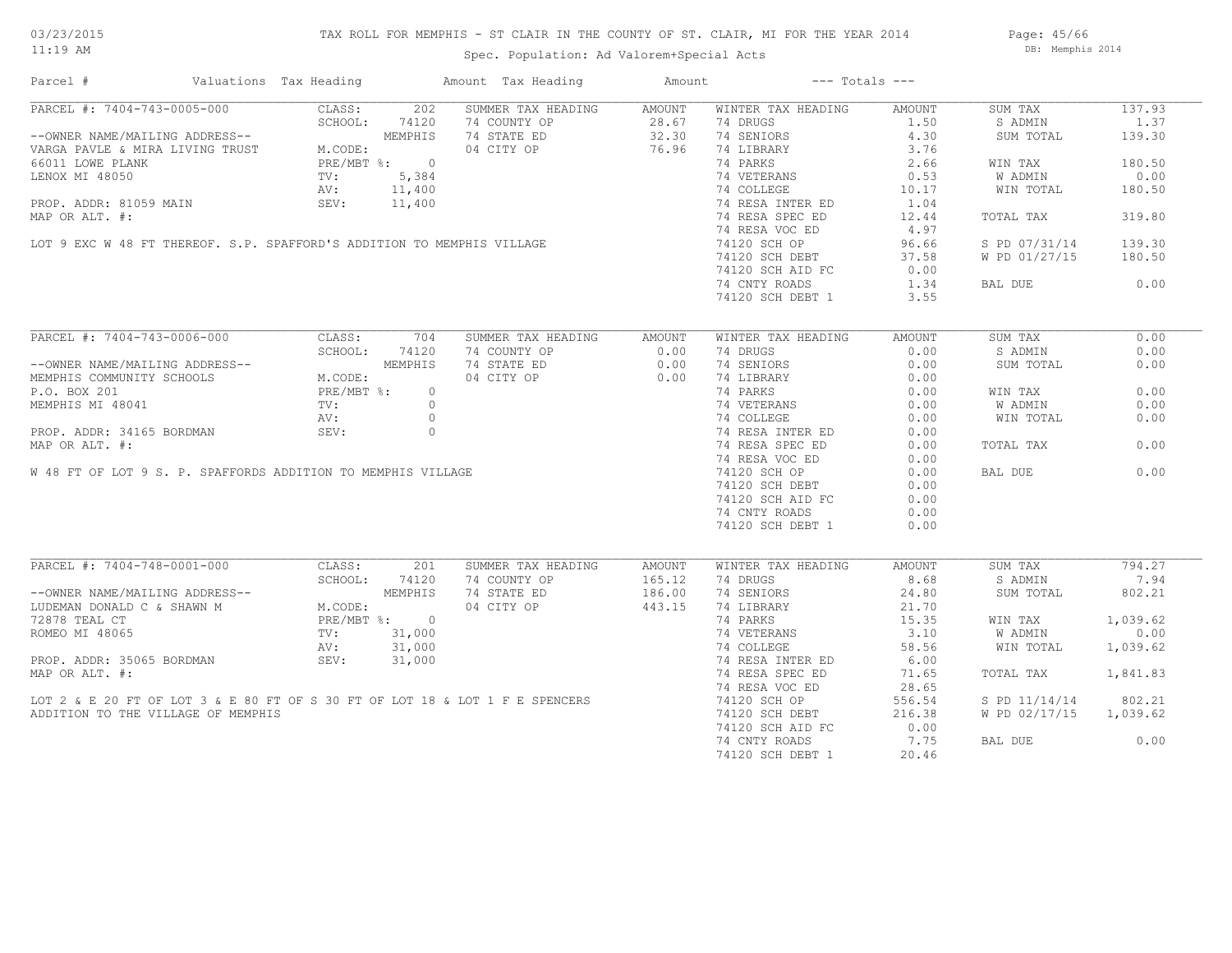# TAX ROLL FOR MEMPHIS - ST CLAIR IN THE COUNTY OF ST. CLAIR, MI FOR THE YEAR 2014

Spec. Population: Ad Valorem+Special Acts

03/23/2015 11:19 AM — DB: Memphis 2014

| Parcel # | Valuations | Tax Heading | Amount | Tax Heading | Amount | --- Totals --- | |
|---|---|---|---|---|---|---|---|
| PARCEL #: 7404-743-0005-000 | CLASS: 202 | SUMMER TAX HEADING | AMOUNT | WINTER TAX HEADING | AMOUNT | SUM TAX | 137.93 |
| | SCHOOL: 74120 | 74 COUNTY OP | 28.67 | 74 DRUGS | 1.50 | S ADMIN | 1.37 |
| --OWNER NAME/MAILING ADDRESS-- | MEMPHIS | 74 STATE ED | 32.30 | 74 SENIORS | 4.30 | SUM TOTAL | 139.30 |
| VARGA PAVLE & MIRA LIVING TRUST | M.CODE: | 04 CITY OP | 76.96 | 74 LIBRARY | 3.76 | | |
| 66011 LOWE PLANK | PRE/MBT %: 0 | | | 74 PARKS | 2.66 | WIN TAX | 180.50 |
| LENOX MI 48050 | TV: 5,384 | | | 74 VETERANS | 0.53 | W ADMIN | 0.00 |
| | AV: 11,400 | | | 74 COLLEGE | 10.17 | WIN TOTAL | 180.50 |
| PROP. ADDR: 81059 MAIN | SEV: 11,400 | | | 74 RESA INTER ED | 1.04 | | |
| MAP OR ALT. #: | | | | 74 RESA SPEC ED | 12.44 | TOTAL TAX | 319.80 |
| | | | | 74 RESA VOC ED | 4.97 | | |
| LOT 9 EXC W 48 FT THEREOF. S.P. SPAFFORD'S ADDITION TO MEMPHIS VILLAGE | | | | 74120 SCH OP | 96.66 | S PD 07/31/14 | 139.30 |
| | | | | 74120 SCH DEBT | 37.58 | W PD 01/27/15 | 180.50 |
| | | | | 74120 SCH AID FC | 0.00 | | |
| | | | | 74 CNTY ROADS | 1.34 | BAL DUE | 0.00 |
| | | | | 74120 SCH DEBT 1 | 3.55 | | |

| Parcel # | Valuations | Tax Heading | Amount | Tax Heading | Amount | --- Totals --- | |
|---|---|---|---|---|---|---|---|
| PARCEL #: 7404-743-0006-000 | CLASS: 704 | SUMMER TAX HEADING | AMOUNT | WINTER TAX HEADING | AMOUNT | SUM TAX | 0.00 |
| | SCHOOL: 74120 | 74 COUNTY OP | 0.00 | 74 DRUGS | 0.00 | S ADMIN | 0.00 |
| --OWNER NAME/MAILING ADDRESS-- | MEMPHIS | 74 STATE ED | 0.00 | 74 SENIORS | 0.00 | SUM TOTAL | 0.00 |
| MEMPHIS COMMUNITY SCHOOLS | M.CODE: | 04 CITY OP | 0.00 | 74 LIBRARY | 0.00 | | |
| P.O. BOX 201 | PRE/MBT %: 0 | | | 74 PARKS | 0.00 | WIN TAX | 0.00 |
| MEMPHIS MI 48041 | TV: 0 | | | 74 VETERANS | 0.00 | W ADMIN | 0.00 |
| | AV: 0 | | | 74 COLLEGE | 0.00 | WIN TOTAL | 0.00 |
| PROP. ADDR: 34165 BORDMAN | SEV: 0 | | | 74 RESA INTER ED | 0.00 | | |
| MAP OR ALT. #: | | | | 74 RESA SPEC ED | 0.00 | TOTAL TAX | 0.00 |
| | | | | 74 RESA VOC ED | 0.00 | | |
| W 48 FT OF LOT 9 S. P. SPAFFORDS ADDITION TO MEMPHIS VILLAGE | | | | 74120 SCH OP | 0.00 | BAL DUE | 0.00 |
| | | | | 74120 SCH DEBT | 0.00 | | |
| | | | | 74120 SCH AID FC | 0.00 | | |
| | | | | 74 CNTY ROADS | 0.00 | | |
| | | | | 74120 SCH DEBT 1 | 0.00 | | |

| Parcel # | Valuations | Tax Heading | Amount | Tax Heading | Amount | --- Totals --- | |
|---|---|---|---|---|---|---|---|
| PARCEL #: 7404-748-0001-000 | CLASS: 201 | SUMMER TAX HEADING | AMOUNT | WINTER TAX HEADING | AMOUNT | SUM TAX | 794.27 |
| | SCHOOL: 74120 | 74 COUNTY OP | 165.12 | 74 DRUGS | 8.68 | S ADMIN | 7.94 |
| --OWNER NAME/MAILING ADDRESS-- | MEMPHIS | 74 STATE ED | 186.00 | 74 SENIORS | 24.80 | SUM TOTAL | 802.21 |
| LUDEMAN DONALD C & SHAWN M | M.CODE: | 04 CITY OP | 443.15 | 74 LIBRARY | 21.70 | | |
| 72878 TEAL CT | PRE/MBT %: 0 | | | 74 PARKS | 15.35 | WIN TAX | 1,039.62 |
| ROMEO MI 48065 | TV: 31,000 | | | 74 VETERANS | 3.10 | W ADMIN | 0.00 |
| | AV: 31,000 | | | 74 COLLEGE | 58.56 | WIN TOTAL | 1,039.62 |
| PROP. ADDR: 35065 BORDMAN | SEV: 31,000 | | | 74 RESA INTER ED | 6.00 | | |
| MAP OR ALT. #: | | | | 74 RESA SPEC ED | 71.65 | TOTAL TAX | 1,841.83 |
| | | | | 74 RESA VOC ED | 28.65 | | |
| LOT 2 & E 20 FT OF LOT 3 & E 80 FT OF S 30 FT OF LOT 18 & LOT 1 F E SPENCERS | | | | 74120 SCH OP | 556.54 | S PD 11/14/14 | 802.21 |
| ADDITION TO THE VILLAGE OF MEMPHIS | | | | 74120 SCH DEBT | 216.38 | W PD 02/17/15 | 1,039.62 |
| | | | | 74120 SCH AID FC | 0.00 | | |
| | | | | 74 CNTY ROADS | 7.75 | BAL DUE | 0.00 |
| | | | | 74120 SCH DEBT 1 | 20.46 | | |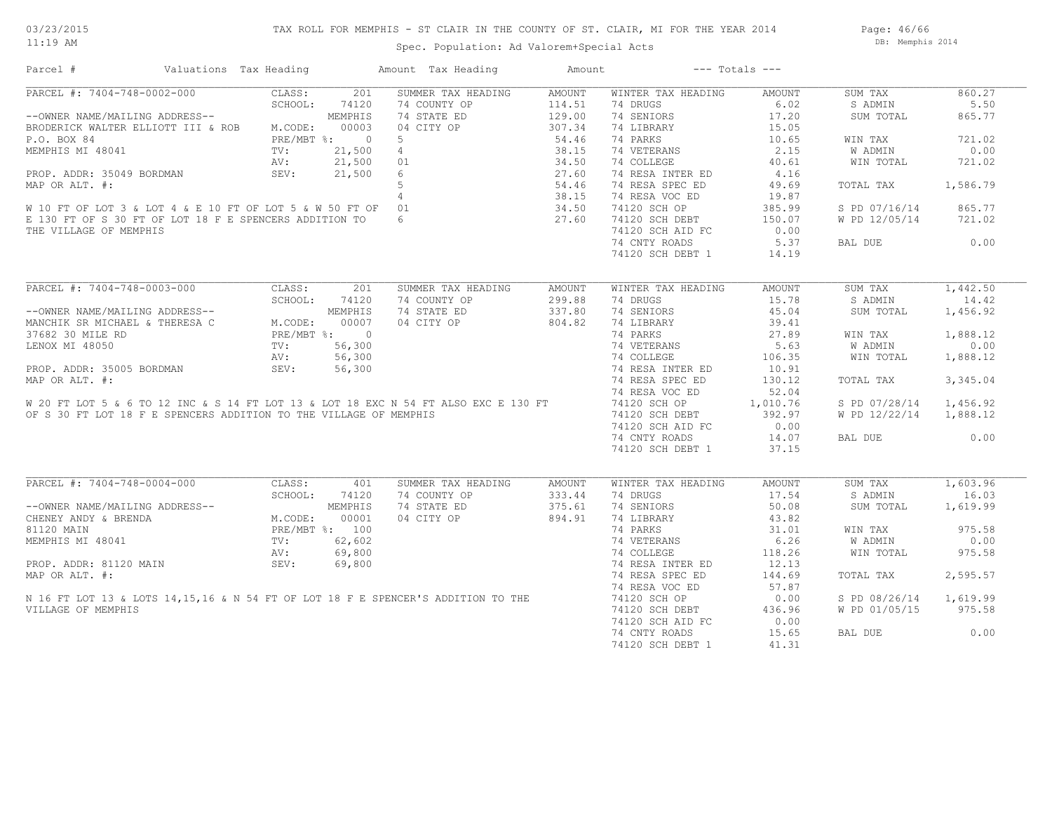# TAX ROLL FOR MEMPHIS - ST CLAIR IN THE COUNTY OF ST. CLAIR, MI FOR THE YEAR 2014

03/23/2015
11:19 AM

Spec. Population: Ad Valorem+Special Acts

DB: Memphis 2014

| Parcel # | Valuations | Tax Heading | Amount | Tax Heading | Amount | --- Totals --- | |
|---|---|---|---|---|---|---|---|

## PARCEL #: 7404-748-0002-000

| | | SUMMER TAX HEADING | AMOUNT | WINTER TAX HEADING | AMOUNT | | |
|---|---|---|---|---|---|---|---|
| CLASS: | 201 | 74 COUNTY OP | 114.51 | 74 DRUGS | 6.02 | SUM TAX | 860.27 |
| SCHOOL: | 74120 | 74 STATE ED | 129.00 | 74 SENIORS | 17.20 | S ADMIN | 5.50 |
| | MEMPHIS | 04 CITY OP | 307.34 | 74 LIBRARY | 15.05 | SUM TOTAL | 865.77 |
| M.CODE: | 00003 | 5 | 54.46 | 74 PARKS | 10.65 | | |
| PRE/MBT %: | 0 | 4 | 38.15 | 74 VETERANS | 2.15 | WIN TAX | 721.02 |
| TV: | 21,500 | 01 | 34.50 | 74 COLLEGE | 40.61 | W ADMIN | 0.00 |
| AV: | 21,500 | 6 | 27.60 | 74 RESA INTER ED | 4.16 | WIN TOTAL | 721.02 |
| SEV: | 21,500 | 5 | 54.46 | 74 RESA SPEC ED | 49.69 | | |
| | | 4 | 38.15 | 74 RESA VOC ED | 19.87 | TOTAL TAX | 1,586.79 |
| | | 01 | 34.50 | 74120 SCH OP | 385.99 | | |
| | | 6 | 27.60 | 74120 SCH DEBT | 150.07 | S PD 07/16/14 | 865.77 |
| | | | | 74120 SCH AID FC | 0.00 | W PD 12/05/14 | 721.02 |
| | | | | 74 CNTY ROADS | 5.37 | | |
| | | | | 74120 SCH DEBT 1 | 14.19 | BAL DUE | 0.00 |

--OWNER NAME/MAILING ADDRESS--
BRODERICK WALTER ELLIOTT III & ROB
P.O. BOX 84
MEMPHIS MI 48041

PROP. ADDR: 35049 BORDMAN
MAP OR ALT. #:

W 10 FT OF LOT 3 & LOT 4 & E 10 FT OF LOT 5 & W 50 FT OF E 130 FT OF S 30 FT OF LOT 18 F E SPENCERS ADDITION TO THE VILLAGE OF MEMPHIS

## PARCEL #: 7404-748-0003-000

| | | SUMMER TAX HEADING | AMOUNT | WINTER TAX HEADING | AMOUNT | | |
|---|---|---|---|---|---|---|---|
| CLASS: | 201 | 74 COUNTY OP | 299.88 | 74 DRUGS | 15.78 | SUM TAX | 1,442.50 |
| SCHOOL: | 74120 | 74 STATE ED | 337.80 | 74 SENIORS | 45.04 | S ADMIN | 14.42 |
| | MEMPHIS | 04 CITY OP | 804.82 | 74 LIBRARY | 39.41 | SUM TOTAL | 1,456.92 |
| M.CODE: | 00007 | | | 74 PARKS | 27.89 | | |
| PRE/MBT %: | 0 | | | 74 VETERANS | 5.63 | WIN TAX | 1,888.12 |
| TV: | 56,300 | | | 74 COLLEGE | 106.35 | W ADMIN | 0.00 |
| AV: | 56,300 | | | 74 RESA INTER ED | 10.91 | WIN TOTAL | 1,888.12 |
| SEV: | 56,300 | | | 74 RESA SPEC ED | 130.12 | | |
| | | | | 74 RESA VOC ED | 52.04 | TOTAL TAX | 3,345.04 |
| | | | | 74120 SCH OP | 1,010.76 | | |
| | | | | 74120 SCH DEBT | 392.97 | S PD 07/28/14 | 1,456.92 |
| | | | | 74120 SCH AID FC | 0.00 | W PD 12/22/14 | 1,888.12 |
| | | | | 74 CNTY ROADS | 14.07 | | |
| | | | | 74120 SCH DEBT 1 | 37.15 | BAL DUE | 0.00 |

--OWNER NAME/MAILING ADDRESS--
MANCHIK SR MICHAEL & THERESA C
37682 30 MILE RD
LENOX MI 48050

PROP. ADDR: 35005 BORDMAN
MAP OR ALT. #:

W 20 FT LOT 5 & 6 TO 12 INC & S 14 FT LOT 13 & LOT 18 EXC N 54 FT ALSO EXC E 130 FT OF S 30 FT LOT 18 F E SPENCERS ADDITION TO THE VILLAGE OF MEMPHIS

## PARCEL #: 7404-748-0004-000

| | | SUMMER TAX HEADING | AMOUNT | WINTER TAX HEADING | AMOUNT | | |
|---|---|---|---|---|---|---|---|
| CLASS: | 401 | 74 COUNTY OP | 333.44 | 74 DRUGS | 17.54 | SUM TAX | 1,603.96 |
| SCHOOL: | 74120 | 74 STATE ED | 375.61 | 74 SENIORS | 50.08 | S ADMIN | 16.03 |
| | MEMPHIS | 04 CITY OP | 894.91 | 74 LIBRARY | 43.82 | SUM TOTAL | 1,619.99 |
| M.CODE: | 00001 | | | 74 PARKS | 31.01 | | |
| PRE/MBT %: | 100 | | | 74 VETERANS | 6.26 | WIN TAX | 975.58 |
| TV: | 62,602 | | | 74 COLLEGE | 118.26 | W ADMIN | 0.00 |
| AV: | 69,800 | | | 74 RESA INTER ED | 12.13 | WIN TOTAL | 975.58 |
| SEV: | 69,800 | | | 74 RESA SPEC ED | 144.69 | | |
| | | | | 74 RESA VOC ED | 57.87 | TOTAL TAX | 2,595.57 |
| | | | | 74120 SCH OP | 0.00 | | |
| | | | | 74120 SCH DEBT | 436.96 | S PD 08/26/14 | 1,619.99 |
| | | | | 74120 SCH AID FC | 0.00 | W PD 01/05/15 | 975.58 |
| | | | | 74 CNTY ROADS | 15.65 | | |
| | | | | 74120 SCH DEBT 1 | 41.31 | BAL DUE | 0.00 |

--OWNER NAME/MAILING ADDRESS--
CHENEY ANDY & BRENDA
81120 MAIN
MEMPHIS MI 48041

PROP. ADDR: 81120 MAIN
MAP OR ALT. #:

N 16 FT LOT 13 & LOTS 14,15,16 & N 54 FT OF LOT 18 F E SPENCER'S ADDITION TO THE VILLAGE OF MEMPHIS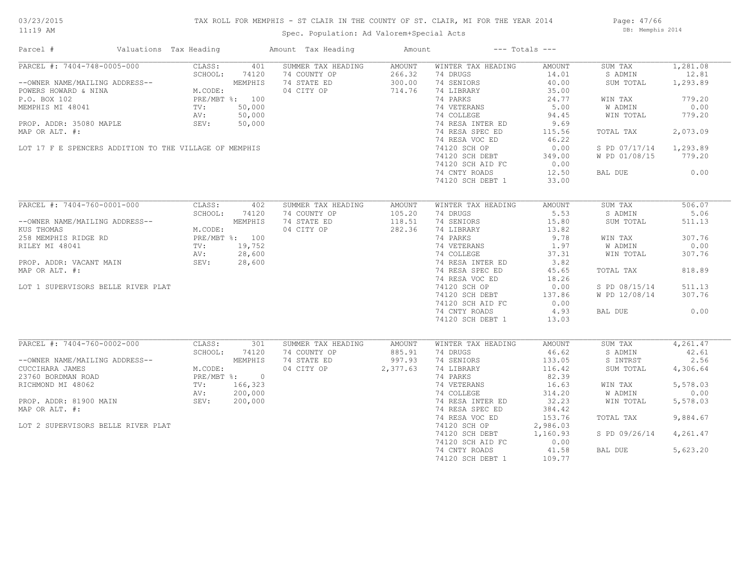# TAX ROLL FOR MEMPHIS - ST CLAIR IN THE COUNTY OF ST. CLAIR, MI FOR THE YEAR 2014

Spec. Population: Ad Valorem+Special Acts

03/23/2015 11:19 AM — DB: Memphis 2014

| Parcel # | Valuations | Tax Heading | Amount | Tax Heading | Amount | --- Totals --- | |
|---|---|---|---|---|---|---|---|
| PARCEL #: 7404-748-0005-000 | CLASS: 401 | SUMMER TAX HEADING | AMOUNT | WINTER TAX HEADING | AMOUNT | SUM TAX | 1,281.08 |
| | SCHOOL: 74120 | 74 COUNTY OP | 266.32 | 74 DRUGS | 14.01 | S ADMIN | 12.81 |
| --OWNER NAME/MAILING ADDRESS-- | MEMPHIS | 74 STATE ED | 300.00 | 74 SENIORS | 40.00 | SUM TOTAL | 1,293.89 |
| POWERS HOWARD & NINA | M.CODE: | 04 CITY OP | 714.76 | 74 LIBRARY | 35.00 | | |
| P.O. BOX 102 | PRE/MBT %: 100 | | | 74 PARKS | 24.77 | WIN TAX | 779.20 |
| MEMPHIS MI 48041 | TV: 50,000 | | | 74 VETERANS | 5.00 | W ADMIN | 0.00 |
| | AV: 50,000 | | | 74 COLLEGE | 94.45 | WIN TOTAL | 779.20 |
| PROP. ADDR: 35080 MAPLE | SEV: 50,000 | | | 74 RESA INTER ED | 9.69 | | |
| MAP OR ALT. #: | | | | 74 RESA SPEC ED | 115.56 | TOTAL TAX | 2,073.09 |
| | | | | 74 RESA VOC ED | 46.22 | | |
| LOT 17 F E SPENCERS ADDITION TO THE VILLAGE OF MEMPHIS | | | | 74120 SCH OP | 0.00 | S PD 07/17/14 | 1,293.89 |
| | | | | 74120 SCH DEBT | 349.00 | W PD 01/08/15 | 779.20 |
| | | | | 74120 SCH AID FC | 0.00 | | |
| | | | | 74 CNTY ROADS | 12.50 | BAL DUE | 0.00 |
| | | | | 74120 SCH DEBT 1 | 33.00 | | |
| PARCEL #: 7404-760-0001-000 | CLASS: 402 | SUMMER TAX HEADING | AMOUNT | WINTER TAX HEADING | AMOUNT | SUM TAX | 506.07 |
| | SCHOOL: 74120 | 74 COUNTY OP | 105.20 | 74 DRUGS | 5.53 | S ADMIN | 5.06 |
| --OWNER NAME/MAILING ADDRESS-- | MEMPHIS | 74 STATE ED | 118.51 | 74 SENIORS | 15.80 | SUM TOTAL | 511.13 |
| KUS THOMAS | M.CODE: | 04 CITY OP | 282.36 | 74 LIBRARY | 13.82 | | |
| 258 MEMPHIS RIDGE RD | PRE/MBT %: 100 | | | 74 PARKS | 9.78 | WIN TAX | 307.76 |
| RILEY MI 48041 | TV: 19,752 | | | 74 VETERANS | 1.97 | W ADMIN | 0.00 |
| | AV: 28,600 | | | 74 COLLEGE | 37.31 | WIN TOTAL | 307.76 |
| PROP. ADDR: VACANT MAIN | SEV: 28,600 | | | 74 RESA INTER ED | 3.82 | | |
| MAP OR ALT. #: | | | | 74 RESA SPEC ED | 45.65 | TOTAL TAX | 818.89 |
| | | | | 74 RESA VOC ED | 18.26 | | |
| LOT 1 SUPERVISORS BELLE RIVER PLAT | | | | 74120 SCH OP | 0.00 | S PD 08/15/14 | 511.13 |
| | | | | 74120 SCH DEBT | 137.86 | W PD 12/08/14 | 307.76 |
| | | | | 74120 SCH AID FC | 0.00 | | |
| | | | | 74 CNTY ROADS | 4.93 | BAL DUE | 0.00 |
| | | | | 74120 SCH DEBT 1 | 13.03 | | |
| PARCEL #: 7404-760-0002-000 | CLASS: 301 | SUMMER TAX HEADING | AMOUNT | WINTER TAX HEADING | AMOUNT | SUM TAX | 4,261.47 |
| | SCHOOL: 74120 | 74 COUNTY OP | 885.91 | 74 DRUGS | 46.62 | S ADMIN | 42.61 |
| --OWNER NAME/MAILING ADDRESS-- | MEMPHIS | 74 STATE ED | 997.93 | 74 SENIORS | 133.05 | S INTRST | 2.56 |
| CUCCIHARA JAMES | M.CODE: | 04 CITY OP | 2,377.63 | 74 LIBRARY | 116.42 | SUM TOTAL | 4,306.64 |
| 23760 BORDMAN ROAD | PRE/MBT %: 0 | | | 74 PARKS | 82.39 | | |
| RICHMOND MI 48062 | TV: 166,323 | | | 74 VETERANS | 16.63 | WIN TAX | 5,578.03 |
| | AV: 200,000 | | | 74 COLLEGE | 314.20 | W ADMIN | 0.00 |
| PROP. ADDR: 81900 MAIN | SEV: 200,000 | | | 74 RESA INTER ED | 32.23 | WIN TOTAL | 5,578.03 |
| MAP OR ALT. #: | | | | 74 RESA SPEC ED | 384.42 | | |
| | | | | 74 RESA VOC ED | 153.76 | TOTAL TAX | 9,884.67 |
| LOT 2 SUPERVISORS BELLE RIVER PLAT | | | | 74120 SCH OP | 2,986.03 | | |
| | | | | 74120 SCH DEBT | 1,160.93 | S PD 09/26/14 | 4,261.47 |
| | | | | 74120 SCH AID FC | 0.00 | | |
| | | | | 74 CNTY ROADS | 41.58 | BAL DUE | 5,623.20 |
| | | | | 74120 SCH DEBT 1 | 109.77 | | |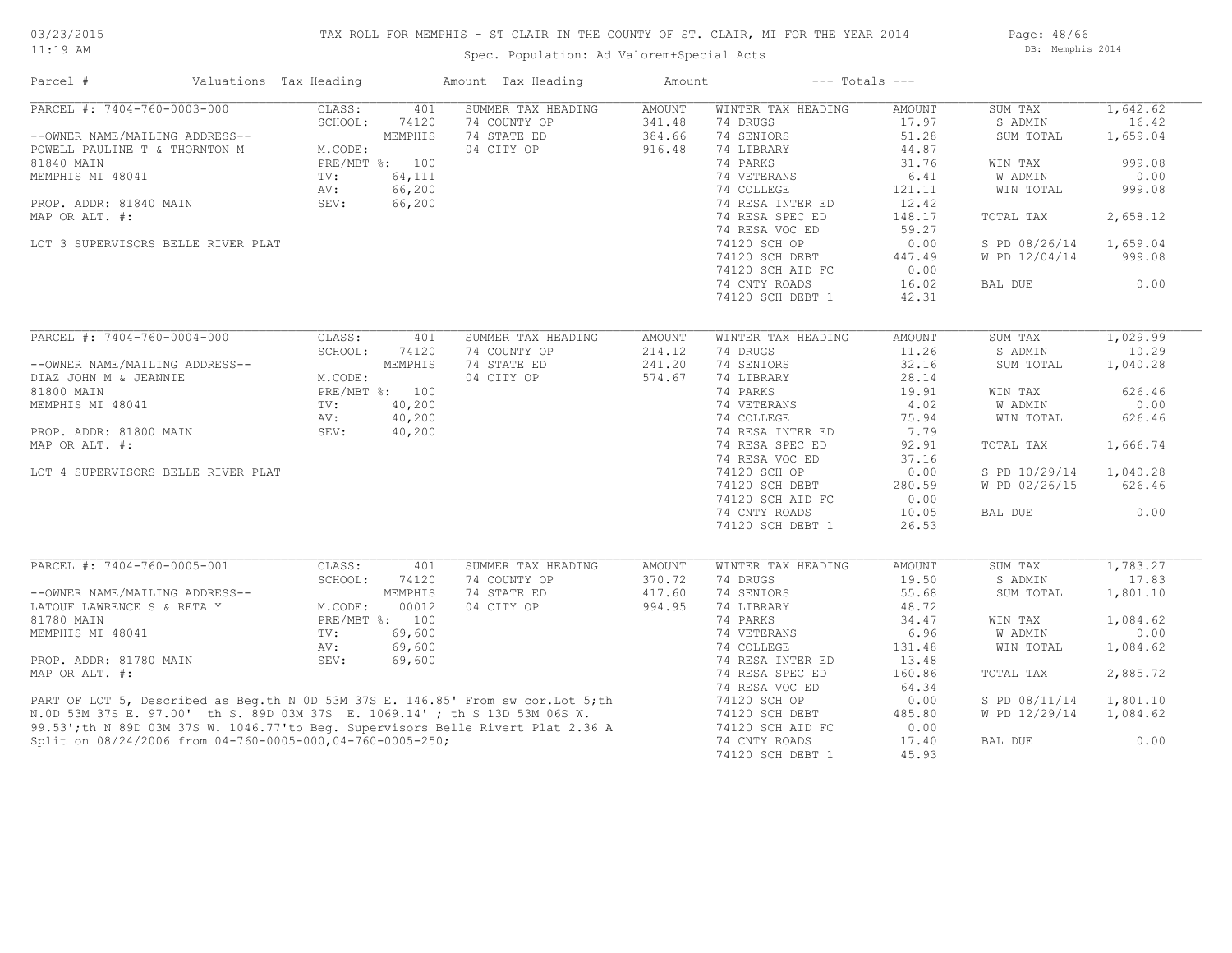# TAX ROLL FOR MEMPHIS - ST CLAIR IN THE COUNTY OF ST. CLAIR, MI FOR THE YEAR 2014

Spec. Population: Ad Valorem+Special Acts

03/23/2015 11:19 AM — DB: Memphis 2014

| Parcel # | Valuations | Tax Heading | Amount | Tax Heading | Amount | --- Totals --- | |
|---|---|---|---|---|---|---|---|
| PARCEL #: 7404-760-0003-000 | CLASS: 401 | SUMMER TAX HEADING | AMOUNT | WINTER TAX HEADING | AMOUNT | SUM TAX | 1,642.62 |
| | SCHOOL: 74120 | 74 COUNTY OP | 341.48 | 74 DRUGS | 17.97 | S ADMIN | 16.42 |
| --OWNER NAME/MAILING ADDRESS-- | MEMPHIS | 74 STATE ED | 384.66 | 74 SENIORS | 51.28 | SUM TOTAL | 1,659.04 |
| POWELL PAULINE T & THORNTON M | M.CODE: | 04 CITY OP | 916.48 | 74 LIBRARY | 44.87 | | |
| 81840 MAIN | PRE/MBT %: 100 | | | 74 PARKS | 31.76 | WIN TAX | 999.08 |
| MEMPHIS MI 48041 | TV: 64,111 | | | 74 VETERANS | 6.41 | W ADMIN | 0.00 |
| | AV: 66,200 | | | 74 COLLEGE | 121.11 | WIN TOTAL | 999.08 |
| PROP. ADDR: 81840 MAIN | SEV: 66,200 | | | 74 RESA INTER ED | 12.42 | | |
| MAP OR ALT. #: | | | | 74 RESA SPEC ED | 148.17 | TOTAL TAX | 2,658.12 |
| | | | | 74 RESA VOC ED | 59.27 | | |
| LOT 3 SUPERVISORS BELLE RIVER PLAT | | | | 74120 SCH OP | 0.00 | S PD 08/26/14 | 1,659.04 |
| | | | | 74120 SCH DEBT | 447.49 | W PD 12/04/14 | 999.08 |
| | | | | 74120 SCH AID FC | 0.00 | | |
| | | | | 74 CNTY ROADS | 16.02 | BAL DUE | 0.00 |
| | | | | 74120 SCH DEBT 1 | 42.31 | | |
| PARCEL #: 7404-760-0004-000 | CLASS: 401 | SUMMER TAX HEADING | AMOUNT | WINTER TAX HEADING | AMOUNT | SUM TAX | 1,029.99 |
| | SCHOOL: 74120 | 74 COUNTY OP | 214.12 | 74 DRUGS | 11.26 | S ADMIN | 10.29 |
| --OWNER NAME/MAILING ADDRESS-- | MEMPHIS | 74 STATE ED | 241.20 | 74 SENIORS | 32.16 | SUM TOTAL | 1,040.28 |
| DIAZ JOHN M & JEANNIE | M.CODE: | 04 CITY OP | 574.67 | 74 LIBRARY | 28.14 | | |
| 81800 MAIN | PRE/MBT %: 100 | | | 74 PARKS | 19.91 | WIN TAX | 626.46 |
| MEMPHIS MI 48041 | TV: 40,200 | | | 74 VETERANS | 4.02 | W ADMIN | 0.00 |
| | AV: 40,200 | | | 74 COLLEGE | 75.94 | WIN TOTAL | 626.46 |
| PROP. ADDR: 81800 MAIN | SEV: 40,200 | | | 74 RESA INTER ED | 7.79 | | |
| MAP OR ALT. #: | | | | 74 RESA SPEC ED | 92.91 | TOTAL TAX | 1,666.74 |
| | | | | 74 RESA VOC ED | 37.16 | | |
| LOT 4 SUPERVISORS BELLE RIVER PLAT | | | | 74120 SCH OP | 0.00 | S PD 10/29/14 | 1,040.28 |
| | | | | 74120 SCH DEBT | 280.59 | W PD 02/26/15 | 626.46 |
| | | | | 74120 SCH AID FC | 0.00 | | |
| | | | | 74 CNTY ROADS | 10.05 | BAL DUE | 0.00 |
| | | | | 74120 SCH DEBT 1 | 26.53 | | |
| PARCEL #: 7404-760-0005-001 | CLASS: 401 | SUMMER TAX HEADING | AMOUNT | WINTER TAX HEADING | AMOUNT | SUM TAX | 1,783.27 |
| | SCHOOL: 74120 | 74 COUNTY OP | 370.72 | 74 DRUGS | 19.50 | S ADMIN | 17.83 |
| --OWNER NAME/MAILING ADDRESS-- | MEMPHIS | 74 STATE ED | 417.60 | 74 SENIORS | 55.68 | SUM TOTAL | 1,801.10 |
| LATOUF LAWRENCE S & RETA Y | M.CODE: 00012 | 04 CITY OP | 994.95 | 74 LIBRARY | 48.72 | | |
| 81780 MAIN | PRE/MBT %: 100 | | | 74 PARKS | 34.47 | WIN TAX | 1,084.62 |
| MEMPHIS MI 48041 | TV: 69,600 | | | 74 VETERANS | 6.96 | W ADMIN | 0.00 |
| | AV: 69,600 | | | 74 COLLEGE | 131.48 | WIN TOTAL | 1,084.62 |
| PROP. ADDR: 81780 MAIN | SEV: 69,600 | | | 74 RESA INTER ED | 13.48 | | |
| MAP OR ALT. #: | | | | 74 RESA SPEC ED | 160.86 | TOTAL TAX | 2,885.72 |
| | | | | 74 RESA VOC ED | 64.34 | | |
| PART OF LOT 5, Described as Beg.th N 0D 53M 37S E. 146.85' From sw cor.Lot 5;th | | | | 74120 SCH OP | 0.00 | S PD 08/11/14 | 1,801.10 |
| N.0D 53M 37S E. 97.00' th S. 89D 03M 37S E. 1069.14' ; th S 13D 53M 06S W. | | | | 74120 SCH DEBT | 485.80 | W PD 12/29/14 | 1,084.62 |
| 99.53';th N 89D 03M 37S W. 1046.77'to Beg. Supervisors Belle Rivert Plat 2.36 A | | | | 74120 SCH AID FC | 0.00 | | |
| Split on 08/24/2006 from 04-760-0005-000,04-760-0005-250; | | | | 74 CNTY ROADS | 17.40 | BAL DUE | 0.00 |
| | | | | 74120 SCH DEBT 1 | 45.93 | | |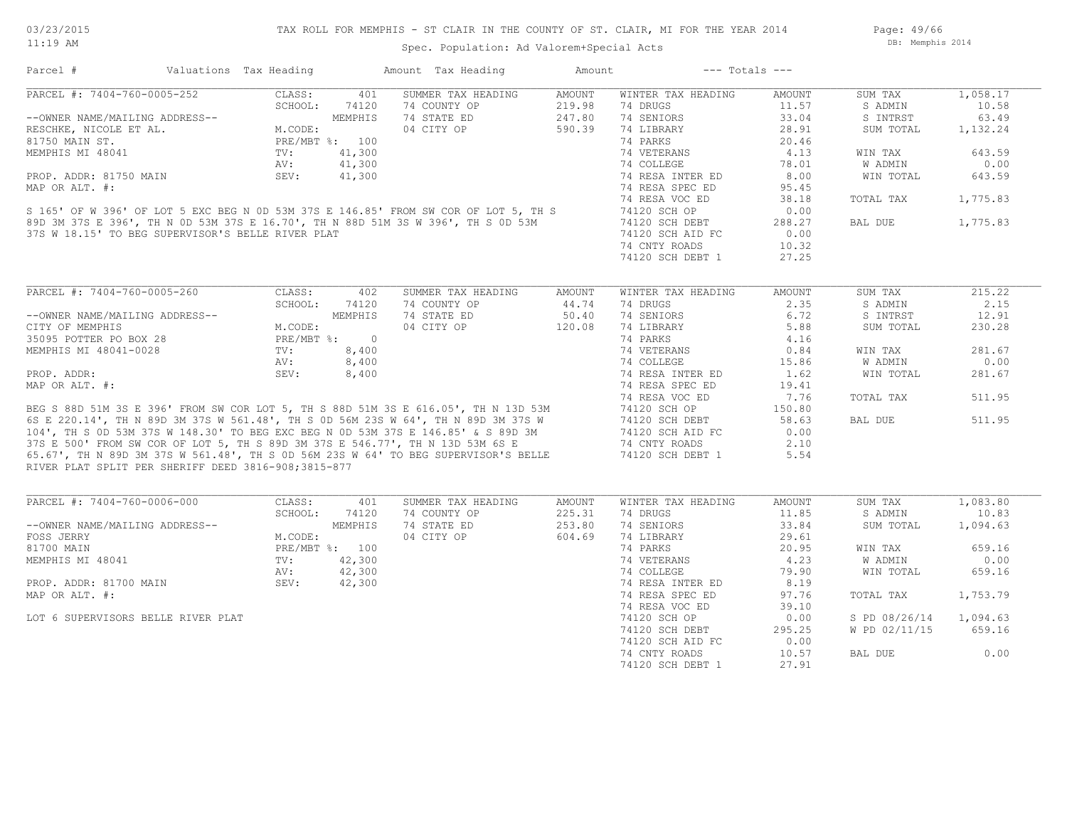TAX ROLL FOR MEMPHIS - ST CLAIR IN THE COUNTY OF ST. CLAIR, MI FOR THE YEAR 2014

Spec. Population: Ad Valorem+Special Acts

DB: Memphis 2014

03/23/2015
11:19 AM

| Parcel # | Valuations | Tax Heading | Amount | Tax Heading | Amount | --- Totals --- | |
|---|---|---|---|---|---|---|---|

## PARCEL #: 7404-760-0005-252

| | | | | | | | |
|---|---|---|---|---|---|---|---|
| CLASS: | 401 | SUMMER TAX HEADING | AMOUNT | WINTER TAX HEADING | AMOUNT | SUM TAX | 1,058.17 |
| SCHOOL: | 74120 | 74 COUNTY OP | 219.98 | 74 DRUGS | 11.57 | S ADMIN | 10.58 |
| | MEMPHIS | 74 STATE ED | 247.80 | 74 SENIORS | 33.04 | S INTRST | 63.49 |
| M.CODE: | | 04 CITY OP | 590.39 | 74 LIBRARY | 28.91 | SUM TOTAL | 1,132.24 |
| PRE/MBT %: | 100 | | | 74 PARKS | 20.46 | | |
| TV: | 41,300 | | | 74 VETERANS | 4.13 | WIN TAX | 643.59 |
| AV: | 41,300 | | | 74 COLLEGE | 78.01 | W ADMIN | 0.00 |
| SEV: | 41,300 | | | 74 RESA INTER ED | 8.00 | WIN TOTAL | 643.59 |
| | | | | 74 RESA SPEC ED | 95.45 | | |
| | | | | 74 RESA VOC ED | 38.18 | TOTAL TAX | 1,775.83 |
| | | | | 74120 SCH OP | 0.00 | | |
| | | | | 74120 SCH DEBT | 288.27 | BAL DUE | 1,775.83 |
| | | | | 74120 SCH AID FC | 0.00 | | |
| | | | | 74 CNTY ROADS | 10.32 | | |
| | | | | 74120 SCH DEBT 1 | 27.25 | | |

--OWNER NAME/MAILING ADDRESS--
RESCHKE, NICOLE ET AL.
81750 MAIN ST.
MEMPHIS MI 48041

PROP. ADDR: 81750 MAIN
MAP OR ALT. #:

S 165' OF W 396' OF LOT 5 EXC BEG N 0D 53M 37S E 146.85' FROM SW COR OF LOT 5, TH S 89D 3M 37S E 396', TH N 0D 53M 37S E 16.70', TH N 88D 51M 3S W 396', TH S 0D 53M 37S W 18.15' TO BEG SUPERVISOR'S BELLE RIVER PLAT

## PARCEL #: 7404-760-0005-260

| | | | | | | | |
|---|---|---|---|---|---|---|---|
| CLASS: | 402 | SUMMER TAX HEADING | AMOUNT | WINTER TAX HEADING | AMOUNT | SUM TAX | 215.22 |
| SCHOOL: | 74120 | 74 COUNTY OP | 44.74 | 74 DRUGS | 2.35 | S ADMIN | 2.15 |
| | MEMPHIS | 74 STATE ED | 50.40 | 74 SENIORS | 6.72 | S INTRST | 12.91 |
| M.CODE: | | 04 CITY OP | 120.08 | 74 LIBRARY | 5.88 | SUM TOTAL | 230.28 |
| PRE/MBT %: | 0 | | | 74 PARKS | 4.16 | | |
| TV: | 8,400 | | | 74 VETERANS | 0.84 | WIN TAX | 281.67 |
| AV: | 8,400 | | | 74 COLLEGE | 15.86 | W ADMIN | 0.00 |
| SEV: | 8,400 | | | 74 RESA INTER ED | 1.62 | WIN TOTAL | 281.67 |
| | | | | 74 RESA SPEC ED | 19.41 | | |
| | | | | 74 RESA VOC ED | 7.76 | TOTAL TAX | 511.95 |
| | | | | 74120 SCH OP | 150.80 | | |
| | | | | 74120 SCH DEBT | 58.63 | BAL DUE | 511.95 |
| | | | | 74120 SCH AID FC | 0.00 | | |
| | | | | 74 CNTY ROADS | 2.10 | | |
| | | | | 74120 SCH DEBT 1 | 5.54 | | |

--OWNER NAME/MAILING ADDRESS--
CITY OF MEMPHIS
35095 POTTER PO BOX 28
MEMPHIS MI 48041-0028

PROP. ADDR:
MAP OR ALT. #:

BEG S 88D 51M 3S E 396' FROM SW COR LOT 5, TH S 88D 51M 3S E 616.05', TH N 13D 53M 6S E 220.14', TH N 89D 3M 37S W 561.48', TH S 0D 56M 23S W 64', TH N 89D 3M 37S W 104', TH S 0D 53M 37S W 148.30' TO BEG EXC BEG N 0D 53M 37S E 146.85' & S 89D 3M 37S E 500' FROM SW COR OF LOT 5, TH S 89D 3M 37S E 546.77', TH N 13D 53M 6S E 65.67', TH N 89D 3M 37S W 561.48', TH S 0D 56M 23S W 64' TO BEG SUPERVISOR'S BELLE RIVER PLAT SPLIT PER SHERIFF DEED 3816-908;3815-877

## PARCEL #: 7404-760-0006-000

| | | | | | | | |
|---|---|---|---|---|---|---|---|
| CLASS: | 401 | SUMMER TAX HEADING | AMOUNT | WINTER TAX HEADING | AMOUNT | SUM TAX | 1,083.80 |
| SCHOOL: | 74120 | 74 COUNTY OP | 225.31 | 74 DRUGS | 11.85 | S ADMIN | 10.83 |
| | MEMPHIS | 74 STATE ED | 253.80 | 74 SENIORS | 33.84 | SUM TOTAL | 1,094.63 |
| M.CODE: | | 04 CITY OP | 604.69 | 74 LIBRARY | 29.61 | | |
| PRE/MBT %: | 100 | | | 74 PARKS | 20.95 | WIN TAX | 659.16 |
| TV: | 42,300 | | | 74 VETERANS | 4.23 | W ADMIN | 0.00 |
| AV: | 42,300 | | | 74 COLLEGE | 79.90 | WIN TOTAL | 659.16 |
| SEV: | 42,300 | | | 74 RESA INTER ED | 8.19 | | |
| | | | | 74 RESA SPEC ED | 97.76 | TOTAL TAX | 1,753.79 |
| | | | | 74 RESA VOC ED | 39.10 | | |
| | | | | 74120 SCH OP | 0.00 | S PD 08/26/14 | 1,094.63 |
| | | | | 74120 SCH DEBT | 295.25 | W PD 02/11/15 | 659.16 |
| | | | | 74120 SCH AID FC | 0.00 | | |
| | | | | 74 CNTY ROADS | 10.57 | BAL DUE | 0.00 |
| | | | | 74120 SCH DEBT 1 | 27.91 | | |

--OWNER NAME/MAILING ADDRESS--
FOSS JERRY
81700 MAIN
MEMPHIS MI 48041

PROP. ADDR: 81700 MAIN
MAP OR ALT. #:

LOT 6 SUPERVISORS BELLE RIVER PLAT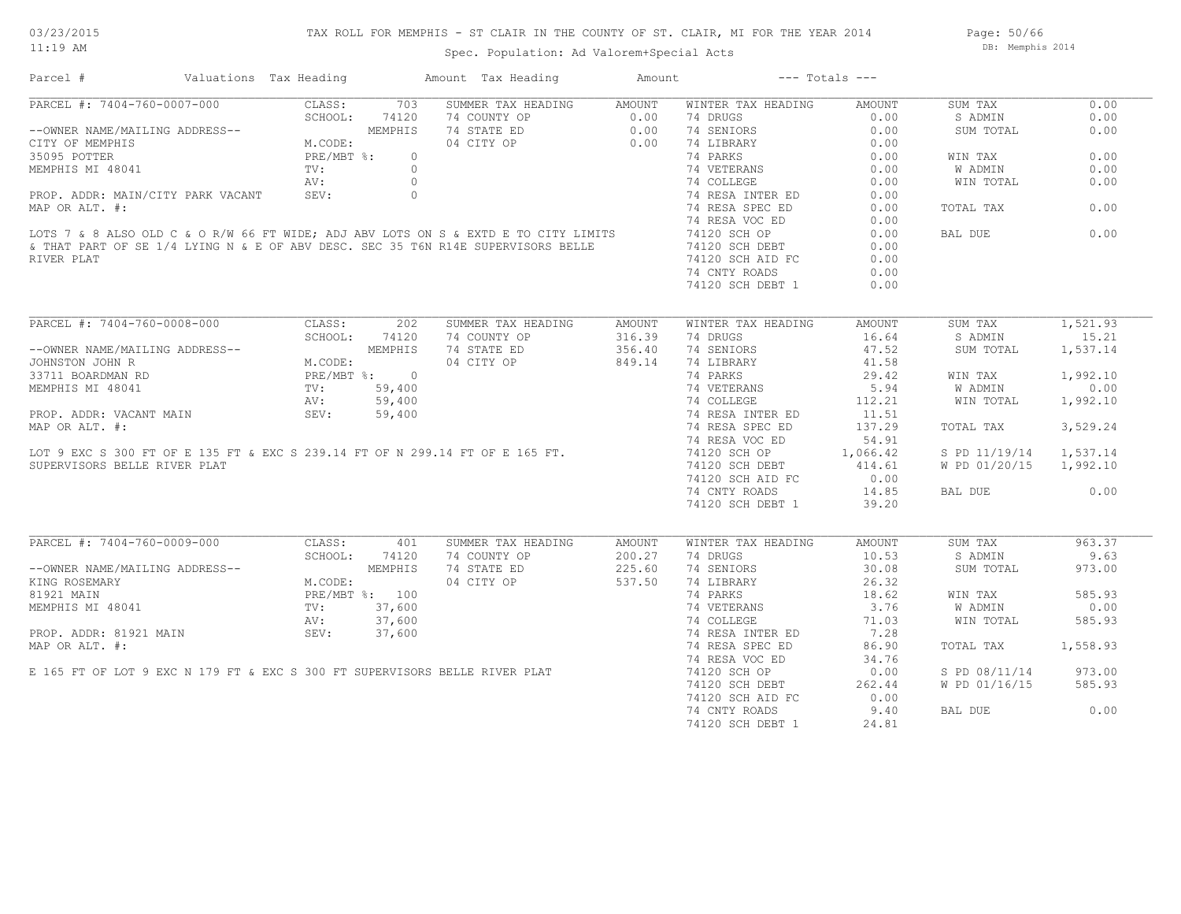# TAX ROLL FOR MEMPHIS - ST CLAIR IN THE COUNTY OF ST. CLAIR, MI FOR THE YEAR 2014

Spec. Population: Ad Valorem+Special Acts

03/23/2015 11:19 AM — DB: Memphis 2014

| Parcel # | Valuations | Tax Heading | Amount | Tax Heading | Amount | --- Totals --- | |
|---|---|---|---|---|---|---|---|

## PARCEL #: 7404-760-0007-000

| Field | Value | Summer Tax Heading | Amount | Winter Tax Heading | Amount | Totals | |
|---|---|---|---|---|---|---|---|
| CLASS: | 703 | SUMMER TAX HEADING | AMOUNT | WINTER TAX HEADING | AMOUNT | SUM TAX | 0.00 |
| SCHOOL: | 74120 | 74 COUNTY OP | 0.00 | 74 DRUGS | 0.00 | S ADMIN | 0.00 |
| | MEMPHIS | 74 STATE ED | 0.00 | 74 SENIORS | 0.00 | SUM TOTAL | 0.00 |
| M.CODE: | | 04 CITY OP | 0.00 | 74 LIBRARY | 0.00 | | |
| PRE/MBT %: | 0 | | | 74 PARKS | 0.00 | WIN TAX | 0.00 |
| TV: | 0 | | | 74 VETERANS | 0.00 | W ADMIN | 0.00 |
| AV: | 0 | | | 74 COLLEGE | 0.00 | WIN TOTAL | 0.00 |
| SEV: | 0 | | | 74 RESA INTER ED | 0.00 | | |
| | | | | 74 RESA SPEC ED | 0.00 | TOTAL TAX | 0.00 |
| | | | | 74 RESA VOC ED | 0.00 | | |
| | | | | 74120 SCH OP | 0.00 | BAL DUE | 0.00 |
| | | | | 74120 SCH DEBT | 0.00 | | |
| | | | | 74120 SCH AID FC | 0.00 | | |
| | | | | 74 CNTY ROADS | 0.00 | | |
| | | | | 74120 SCH DEBT 1 | 0.00 | | |

--OWNER NAME/MAILING ADDRESS--
CITY OF MEMPHIS
35095 POTTER
MEMPHIS MI 48041

PROP. ADDR: MAIN/CITY PARK VACANT
MAP OR ALT. #:

LOTS 7 & 8 ALSO OLD C & O R/W 66 FT WIDE; ADJ ABV LOTS ON S & EXTD E TO CITY LIMITS & THAT PART OF SE 1/4 LYING N & E OF ABV DESC. SEC 35 T6N R14E SUPERVISORS BELLE RIVER PLAT

## PARCEL #: 7404-760-0008-000

| Field | Value | Summer Tax Heading | Amount | Winter Tax Heading | Amount | Totals | |
|---|---|---|---|---|---|---|---|
| CLASS: | 202 | SUMMER TAX HEADING | AMOUNT | WINTER TAX HEADING | AMOUNT | SUM TAX | 1,521.93 |
| SCHOOL: | 74120 | 74 COUNTY OP | 316.39 | 74 DRUGS | 16.64 | S ADMIN | 15.21 |
| | MEMPHIS | 74 STATE ED | 356.40 | 74 SENIORS | 47.52 | SUM TOTAL | 1,537.14 |
| M.CODE: | | 04 CITY OP | 849.14 | 74 LIBRARY | 41.58 | | |
| PRE/MBT %: | 0 | | | 74 PARKS | 29.42 | WIN TAX | 1,992.10 |
| TV: | 59,400 | | | 74 VETERANS | 5.94 | W ADMIN | 0.00 |
| AV: | 59,400 | | | 74 COLLEGE | 112.21 | WIN TOTAL | 1,992.10 |
| SEV: | 59,400 | | | 74 RESA INTER ED | 11.51 | | |
| | | | | 74 RESA SPEC ED | 137.29 | TOTAL TAX | 3,529.24 |
| | | | | 74 RESA VOC ED | 54.91 | | |
| | | | | 74120 SCH OP | 1,066.42 | S PD 11/19/14 | 1,537.14 |
| | | | | 74120 SCH DEBT | 414.61 | W PD 01/20/15 | 1,992.10 |
| | | | | 74120 SCH AID FC | 0.00 | | |
| | | | | 74 CNTY ROADS | 14.85 | BAL DUE | 0.00 |
| | | | | 74120 SCH DEBT 1 | 39.20 | | |

--OWNER NAME/MAILING ADDRESS--
JOHNSTON JOHN R
33711 BOARDMAN RD
MEMPHIS MI 48041

PROP. ADDR: VACANT MAIN
MAP OR ALT. #:

LOT 9 EXC S 300 FT OF E 135 FT & EXC S 239.14 FT OF N 299.14 FT OF E 165 FT. SUPERVISORS BELLE RIVER PLAT

## PARCEL #: 7404-760-0009-000

| Field | Value | Summer Tax Heading | Amount | Winter Tax Heading | Amount | Totals | |
|---|---|---|---|---|---|---|---|
| CLASS: | 401 | SUMMER TAX HEADING | AMOUNT | WINTER TAX HEADING | AMOUNT | SUM TAX | 963.37 |
| SCHOOL: | 74120 | 74 COUNTY OP | 200.27 | 74 DRUGS | 10.53 | S ADMIN | 9.63 |
| | MEMPHIS | 74 STATE ED | 225.60 | 74 SENIORS | 30.08 | SUM TOTAL | 973.00 |
| M.CODE: | | 04 CITY OP | 537.50 | 74 LIBRARY | 26.32 | | |
| PRE/MBT %: | 100 | | | 74 PARKS | 18.62 | WIN TAX | 585.93 |
| TV: | 37,600 | | | 74 VETERANS | 3.76 | W ADMIN | 0.00 |
| AV: | 37,600 | | | 74 COLLEGE | 71.03 | WIN TOTAL | 585.93 |
| SEV: | 37,600 | | | 74 RESA INTER ED | 7.28 | | |
| | | | | 74 RESA SPEC ED | 86.90 | TOTAL TAX | 1,558.93 |
| | | | | 74 RESA VOC ED | 34.76 | | |
| | | | | 74120 SCH OP | 0.00 | S PD 08/11/14 | 973.00 |
| | | | | 74120 SCH DEBT | 262.44 | W PD 01/16/15 | 585.93 |
| | | | | 74120 SCH AID FC | 0.00 | | |
| | | | | 74 CNTY ROADS | 9.40 | BAL DUE | 0.00 |
| | | | | 74120 SCH DEBT 1 | 24.81 | | |

--OWNER NAME/MAILING ADDRESS--
KING ROSEMARY
81921 MAIN
MEMPHIS MI 48041

PROP. ADDR: 81921 MAIN
MAP OR ALT. #:

E 165 FT OF LOT 9 EXC N 179 FT & EXC S 300 FT SUPERVISORS BELLE RIVER PLAT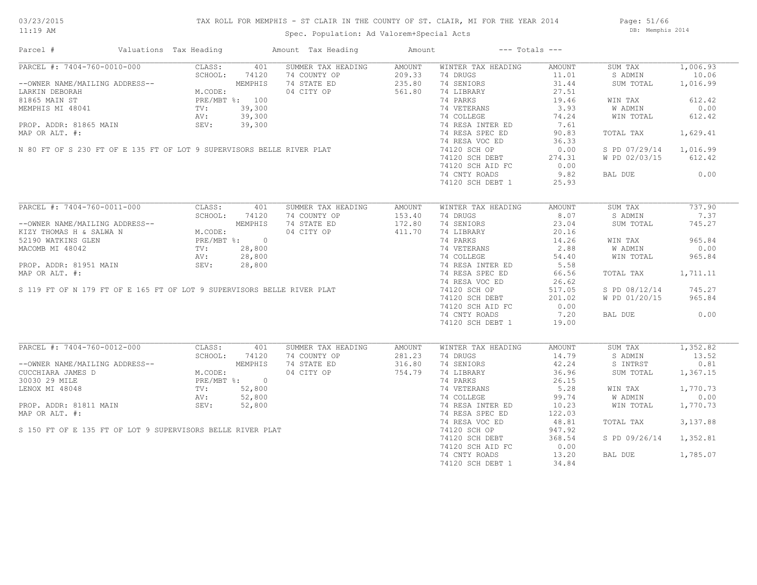# TAX ROLL FOR MEMPHIS - ST CLAIR IN THE COUNTY OF ST. CLAIR, MI FOR THE YEAR 2014

Spec. Population: Ad Valorem+Special Acts

03/23/2015 11:19 AM — DB: Memphis 2014

| Parcel # | Valuations | Tax Heading | Amount | Tax Heading | Amount | --- Totals --- | |
|---|---|---|---|---|---|---|---|
| PARCEL #: 7404-760-0010-000 | CLASS: 401 | SUMMER TAX HEADING | AMOUNT | WINTER TAX HEADING | AMOUNT | SUM TAX | 1,006.93 |
| | SCHOOL: 74120 | 74 COUNTY OP | 209.33 | 74 DRUGS | 11.01 | S ADMIN | 10.06 |
| --OWNER NAME/MAILING ADDRESS-- | MEMPHIS | 74 STATE ED | 235.80 | 74 SENIORS | 31.44 | SUM TOTAL | 1,016.99 |
| LARKIN DEBORAH | M.CODE: | 04 CITY OP | 561.80 | 74 LIBRARY | 27.51 | | |
| 81865 MAIN ST | PRE/MBT %: 100 | | | 74 PARKS | 19.46 | WIN TAX | 612.42 |
| MEMPHIS MI 48041 | TV: 39,300 | | | 74 VETERANS | 3.93 | W ADMIN | 0.00 |
| | AV: 39,300 | | | 74 COLLEGE | 74.24 | WIN TOTAL | 612.42 |
| PROP. ADDR: 81865 MAIN | SEV: 39,300 | | | 74 RESA INTER ED | 7.61 | | |
| MAP OR ALT. #: | | | | 74 RESA SPEC ED | 90.83 | TOTAL TAX | 1,629.41 |
| | | | | 74 RESA VOC ED | 36.33 | | |
| N 80 FT OF S 230 FT OF E 135 FT OF LOT 9 SUPERVISORS BELLE RIVER PLAT | | | | 74120 SCH OP | 0.00 | S PD 07/29/14 | 1,016.99 |
| | | | | 74120 SCH DEBT | 274.31 | W PD 02/03/15 | 612.42 |
| | | | | 74120 SCH AID FC | 0.00 | | |
| | | | | 74 CNTY ROADS | 9.82 | BAL DUE | 0.00 |
| | | | | 74120 SCH DEBT 1 | 25.93 | | |
| PARCEL #: 7404-760-0011-000 | CLASS: 401 | SUMMER TAX HEADING | AMOUNT | WINTER TAX HEADING | AMOUNT | SUM TAX | 737.90 |
| | SCHOOL: 74120 | 74 COUNTY OP | 153.40 | 74 DRUGS | 8.07 | S ADMIN | 7.37 |
| --OWNER NAME/MAILING ADDRESS-- | MEMPHIS | 74 STATE ED | 172.80 | 74 SENIORS | 23.04 | SUM TOTAL | 745.27 |
| KIZY THOMAS H & SALWA N | M.CODE: | 04 CITY OP | 411.70 | 74 LIBRARY | 20.16 | | |
| 52190 WATKINS GLEN | PRE/MBT %: 0 | | | 74 PARKS | 14.26 | WIN TAX | 965.84 |
| MACOMB MI 48042 | TV: 28,800 | | | 74 VETERANS | 2.88 | W ADMIN | 0.00 |
| | AV: 28,800 | | | 74 COLLEGE | 54.40 | WIN TOTAL | 965.84 |
| PROP. ADDR: 81951 MAIN | SEV: 28,800 | | | 74 RESA INTER ED | 5.58 | | |
| MAP OR ALT. #: | | | | 74 RESA SPEC ED | 66.56 | TOTAL TAX | 1,711.11 |
| | | | | 74 RESA VOC ED | 26.62 | | |
| S 119 FT OF N 179 FT OF E 165 FT OF LOT 9 SUPERVISORS BELLE RIVER PLAT | | | | 74120 SCH OP | 517.05 | S PD 08/12/14 | 745.27 |
| | | | | 74120 SCH DEBT | 201.02 | W PD 01/20/15 | 965.84 |
| | | | | 74120 SCH AID FC | 0.00 | | |
| | | | | 74 CNTY ROADS | 7.20 | BAL DUE | 0.00 |
| | | | | 74120 SCH DEBT 1 | 19.00 | | |
| PARCEL #: 7404-760-0012-000 | CLASS: 401 | SUMMER TAX HEADING | AMOUNT | WINTER TAX HEADING | AMOUNT | SUM TAX | 1,352.82 |
| | SCHOOL: 74120 | 74 COUNTY OP | 281.23 | 74 DRUGS | 14.79 | S ADMIN | 13.52 |
| --OWNER NAME/MAILING ADDRESS-- | MEMPHIS | 74 STATE ED | 316.80 | 74 SENIORS | 42.24 | S INTRST | 0.81 |
| CUCCHIARA JAMES D | M.CODE: | 04 CITY OP | 754.79 | 74 LIBRARY | 36.96 | SUM TOTAL | 1,367.15 |
| 30030 29 MILE | PRE/MBT %: 0 | | | 74 PARKS | 26.15 | | |
| LENOX MI 48048 | TV: 52,800 | | | 74 VETERANS | 5.28 | WIN TAX | 1,770.73 |
| | AV: 52,800 | | | 74 COLLEGE | 99.74 | W ADMIN | 0.00 |
| PROP. ADDR: 81811 MAIN | SEV: 52,800 | | | 74 RESA INTER ED | 10.23 | WIN TOTAL | 1,770.73 |
| MAP OR ALT. #: | | | | 74 RESA SPEC ED | 122.03 | | |
| | | | | 74 RESA VOC ED | 48.81 | TOTAL TAX | 3,137.88 |
| S 150 FT OF E 135 FT OF LOT 9 SUPERVISORS BELLE RIVER PLAT | | | | 74120 SCH OP | 947.92 | | |
| | | | | 74120 SCH DEBT | 368.54 | S PD 09/26/14 | 1,352.81 |
| | | | | 74120 SCH AID FC | 0.00 | | |
| | | | | 74 CNTY ROADS | 13.20 | BAL DUE | 1,785.07 |
| | | | | 74120 SCH DEBT 1 | 34.84 | | |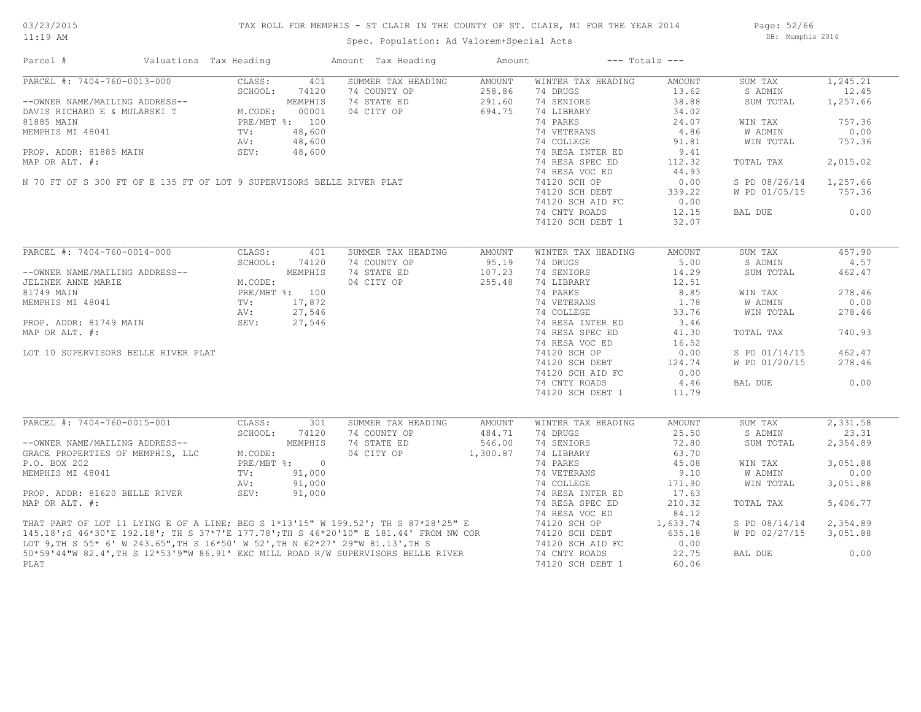TAX ROLL FOR MEMPHIS - ST CLAIR IN THE COUNTY OF ST. CLAIR, MI FOR THE YEAR 2014

Spec. Population: Ad Valorem+Special Acts

| Parcel # | Valuations | Tax Heading | Amount | Tax Heading | Amount | --- Totals --- | |
|---|---|---|---|---|---|---|---|
| PARCEL #: 7404-760-0013-000 | CLASS: 401 | SUMMER TAX HEADING | AMOUNT | WINTER TAX HEADING | AMOUNT | SUM TAX | 1,245.21 |
| | SCHOOL: 74120 | 74 COUNTY OP | 258.86 | 74 DRUGS | 13.62 | S ADMIN | 12.45 |
| --OWNER NAME/MAILING ADDRESS-- | MEMPHIS | 74 STATE ED | 291.60 | 74 SENIORS | 38.88 | SUM TOTAL | 1,257.66 |
| DAVIS RICHARD E & MULARSKI T | M.CODE: 00001 | 04 CITY OP | 694.75 | 74 LIBRARY | 34.02 | | |
| 81885 MAIN | PRE/MBT %: 100 | | | 74 PARKS | 24.07 | WIN TAX | 757.36 |
| MEMPHIS MI 48041 | TV: 48,600 | | | 74 VETERANS | 4.86 | W ADMIN | 0.00 |
| | AV: 48,600 | | | 74 COLLEGE | 91.81 | WIN TOTAL | 757.36 |
| PROP. ADDR: 81885 MAIN | SEV: 48,600 | | | 74 RESA INTER ED | 9.41 | | |
| MAP OR ALT. #: | | | | 74 RESA SPEC ED | 112.32 | TOTAL TAX | 2,015.02 |
| | | | | 74 RESA VOC ED | 44.93 | | |
| N 70 FT OF S 300 FT OF E 135 FT OF LOT 9 SUPERVISORS BELLE RIVER PLAT | | | | 74120 SCH OP | 0.00 | S PD 08/26/14 | 1,257.66 |
| | | | | 74120 SCH DEBT | 339.22 | W PD 01/05/15 | 757.36 |
| | | | | 74120 SCH AID FC | 0.00 | | |
| | | | | 74 CNTY ROADS | 12.15 | BAL DUE | 0.00 |
| | | | | 74120 SCH DEBT 1 | 32.07 | | |

| Parcel # | Valuations | Tax Heading | Amount | Tax Heading | Amount | --- Totals --- | |
|---|---|---|---|---|---|---|---|
| PARCEL #: 7404-760-0014-000 | CLASS: 401 | SUMMER TAX HEADING | AMOUNT | WINTER TAX HEADING | AMOUNT | SUM TAX | 457.90 |
| | SCHOOL: 74120 | 74 COUNTY OP | 95.19 | 74 DRUGS | 5.00 | S ADMIN | 4.57 |
| --OWNER NAME/MAILING ADDRESS-- | MEMPHIS | 74 STATE ED | 107.23 | 74 SENIORS | 14.29 | SUM TOTAL | 462.47 |
| JELINEK ANNE MARIE | M.CODE: | 04 CITY OP | 255.48 | 74 LIBRARY | 12.51 | | |
| 81749 MAIN | PRE/MBT %: 100 | | | 74 PARKS | 8.85 | WIN TAX | 278.46 |
| MEMPHIS MI 48041 | TV: 17,872 | | | 74 VETERANS | 1.78 | W ADMIN | 0.00 |
| | AV: 27,546 | | | 74 COLLEGE | 33.76 | WIN TOTAL | 278.46 |
| PROP. ADDR: 81749 MAIN | SEV: 27,546 | | | 74 RESA INTER ED | 3.46 | | |
| MAP OR ALT. #: | | | | 74 RESA SPEC ED | 41.30 | TOTAL TAX | 740.93 |
| | | | | 74 RESA VOC ED | 16.52 | | |
| LOT 10 SUPERVISORS BELLE RIVER PLAT | | | | 74120 SCH OP | 0.00 | S PD 01/14/15 | 462.47 |
| | | | | 74120 SCH DEBT | 124.74 | W PD 01/20/15 | 278.46 |
| | | | | 74120 SCH AID FC | 0.00 | | |
| | | | | 74 CNTY ROADS | 4.46 | BAL DUE | 0.00 |
| | | | | 74120 SCH DEBT 1 | 11.79 | | |

| Parcel # | Valuations | Tax Heading | Amount | Tax Heading | Amount | --- Totals --- | |
|---|---|---|---|---|---|---|---|
| PARCEL #: 7404-760-0015-001 | CLASS: 301 | SUMMER TAX HEADING | AMOUNT | WINTER TAX HEADING | AMOUNT | SUM TAX | 2,331.58 |
| | SCHOOL: 74120 | 74 COUNTY OP | 484.71 | 74 DRUGS | 25.50 | S ADMIN | 23.31 |
| --OWNER NAME/MAILING ADDRESS-- | MEMPHIS | 74 STATE ED | 546.00 | 74 SENIORS | 72.80 | SUM TOTAL | 2,354.89 |
| GRACE PROPERTIES OF MEMPHIS, LLC | M.CODE: | 04 CITY OP | 1,300.87 | 74 LIBRARY | 63.70 | | |
| P.O. BOX 202 | PRE/MBT %: 0 | | | 74 PARKS | 45.08 | WIN TAX | 3,051.88 |
| MEMPHIS MI 48041 | TV: 91,000 | | | 74 VETERANS | 9.10 | W ADMIN | 0.00 |
| | AV: 91,000 | | | 74 COLLEGE | 171.90 | WIN TOTAL | 3,051.88 |
| PROP. ADDR: 81620 BELLE RIVER | SEV: 91,000 | | | 74 RESA INTER ED | 17.63 | | |
| MAP OR ALT. #: | | | | 74 RESA SPEC ED | 210.32 | TOTAL TAX | 5,406.77 |
| | | | | 74 RESA VOC ED | 84.12 | | |
| THAT PART OF LOT 11 LYING E OF A LINE; BEG S 1*13'15" W 199.52'; TH S 87*28'25" E | | | | 74120 SCH OP | 1,633.74 | S PD 08/14/14 | 2,354.89 |
| 145.18';S 46*30'E 192.18'; TH S 37*7'E 177.78';TH S 46*20'10" E 181.44' FROM NW COR | | | | 74120 SCH DEBT | 635.18 | W PD 02/27/15 | 3,051.88 |
| LOT 9,TH S 55* 6' W 243.65",TH S 16*50' W 52',TH N 62*27' 29"W 81.13',TH S | | | | 74120 SCH AID FC | 0.00 | | |
| 50*59'44"W 82.4',TH S 12*53'9"W 86.91' EXC MILL ROAD R/W SUPERVISORS BELLE RIVER | | | | 74 CNTY ROADS | 22.75 | BAL DUE | 0.00 |
| PLAT | | | | 74120 SCH DEBT 1 | 60.06 | | |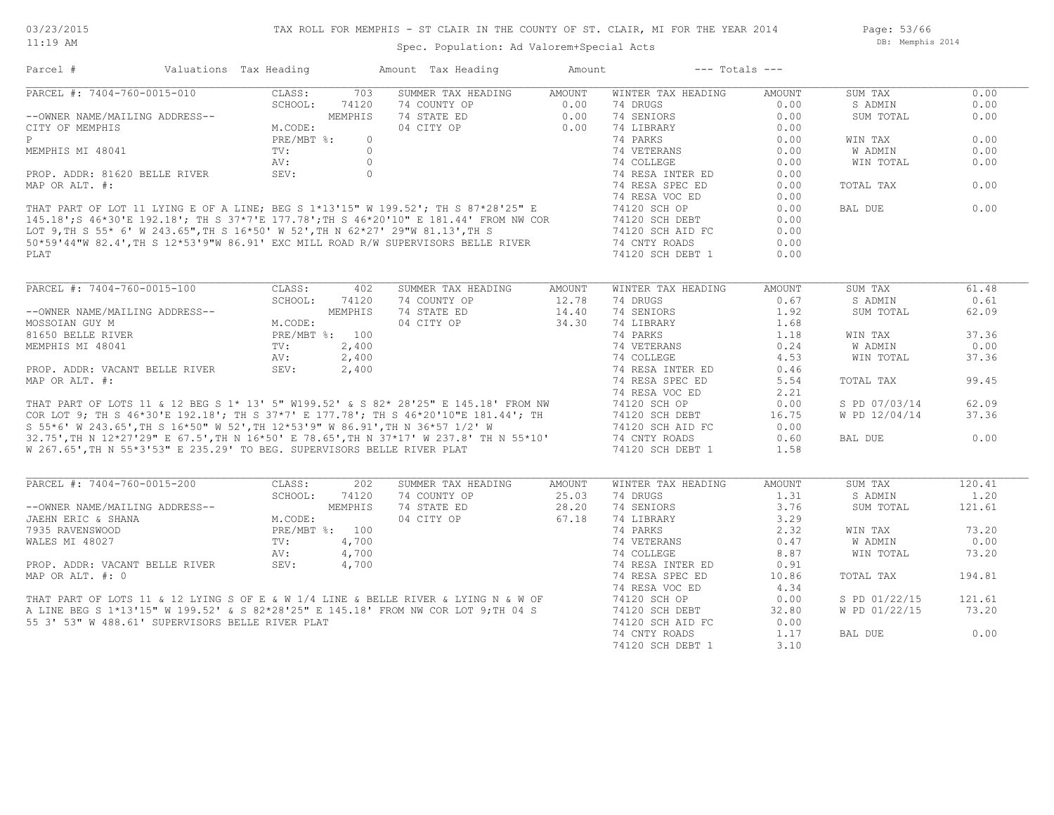# TAX ROLL FOR MEMPHIS - ST CLAIR IN THE COUNTY OF ST. CLAIR, MI FOR THE YEAR 2014

Spec. Population: Ad Valorem+Special Acts

| Parcel # | Valuations | Tax Heading | Amount | Tax Heading | Amount | --- Totals --- | |
|---|---|---|---|---|---|---|---|

## PARCEL #: 7404-760-0015-010

| | | SUMMER TAX HEADING | AMOUNT | WINTER TAX HEADING | AMOUNT | | |
|---|---|---|---|---|---|---|---|
| CLASS: | 703 | 74 COUNTY OP | 0.00 | 74 DRUGS | 0.00 | SUM TAX | 0.00 |
| SCHOOL: | 74120 | 74 STATE ED | 0.00 | 74 SENIORS | 0.00 | S ADMIN | 0.00 |
| | MEMPHIS | 04 CITY OP | 0.00 | 74 LIBRARY | 0.00 | SUM TOTAL | 0.00 |
| M.CODE: | | | | 74 PARKS | 0.00 | | |
| PRE/MBT %: | 0 | | | 74 VETERANS | 0.00 | WIN TAX | 0.00 |
| TV: | 0 | | | 74 COLLEGE | 0.00 | W ADMIN | 0.00 |
| AV: | 0 | | | 74 RESA INTER ED | 0.00 | WIN TOTAL | 0.00 |
| SEV: | 0 | | | 74 RESA SPEC ED | 0.00 | | |
| | | | | 74 RESA VOC ED | 0.00 | TOTAL TAX | 0.00 |
| | | | | 74120 SCH OP | 0.00 | | |
| | | | | 74120 SCH DEBT | 0.00 | BAL DUE | 0.00 |
| | | | | 74120 SCH AID FC | 0.00 | | |
| | | | | 74 CNTY ROADS | 0.00 | | |
| | | | | 74120 SCH DEBT 1 | 0.00 | | |

--OWNER NAME/MAILING ADDRESS--
CITY OF MEMPHIS
P
MEMPHIS MI 48041

PROP. ADDR: 81620 BELLE RIVER
MAP OR ALT. #:

THAT PART OF LOT 11 LYING E OF A LINE; BEG S 1*13'15" W 199.52'; TH S 87*28'25" E 145.18';S 46*30'E 192.18'; TH S 37*7'E 177.78';TH S 46*20'10" E 181.44' FROM NW COR LOT 9,TH S 55* 6' W 243.65",TH S 16*50' W 52',TH N 62*27' 29"W 81.13',TH S 50*59'44"W 82.4',TH S 12*53'9"W 86.91' EXC MILL ROAD R/W SUPERVISORS BELLE RIVER PLAT

## PARCEL #: 7404-760-0015-100

| | | SUMMER TAX HEADING | AMOUNT | WINTER TAX HEADING | AMOUNT | | |
|---|---|---|---|---|---|---|---|
| CLASS: | 402 | 74 COUNTY OP | 12.78 | 74 DRUGS | 0.67 | SUM TAX | 61.48 |
| SCHOOL: | 74120 | 74 STATE ED | 14.40 | 74 SENIORS | 1.92 | S ADMIN | 0.61 |
| | MEMPHIS | 04 CITY OP | 34.30 | 74 LIBRARY | 1.68 | SUM TOTAL | 62.09 |
| M.CODE: | | | | 74 PARKS | 1.18 | | |
| PRE/MBT %: | 100 | | | 74 VETERANS | 0.24 | WIN TAX | 37.36 |
| TV: | 2,400 | | | 74 COLLEGE | 4.53 | W ADMIN | 0.00 |
| AV: | 2,400 | | | 74 RESA INTER ED | 0.46 | WIN TOTAL | 37.36 |
| SEV: | 2,400 | | | 74 RESA SPEC ED | 5.54 | | |
| | | | | 74 RESA VOC ED | 2.21 | TOTAL TAX | 99.45 |
| | | | | 74120 SCH OP | 0.00 | | |
| | | | | 74120 SCH DEBT | 16.75 | S PD 07/03/14 | 62.09 |
| | | | | 74120 SCH AID FC | 0.00 | W PD 12/04/14 | 37.36 |
| | | | | 74 CNTY ROADS | 0.60 | | |
| | | | | 74120 SCH DEBT 1 | 1.58 | BAL DUE | 0.00 |

--OWNER NAME/MAILING ADDRESS--
MOSSOIAN GUY M
81650 BELLE RIVER
MEMPHIS MI 48041

PROP. ADDR: VACANT BELLE RIVER
MAP OR ALT. #:

THAT PART OF LOTS 11 & 12 BEG S 1* 13' 5" W199.52' & S 82* 28'25" E 145.18' FROM NW COR LOT 9; TH S 46*30'E 192.18'; TH S 37*7' E 177.78'; TH S 46*20'10"E 181.44'; TH S 55*6' W 243.65',TH S 16*50" W 52',TH 12*53'9" W 86.91',TH N 36*57 1/2' W 32.75',TH N 12*27'29" E 67.5',TH N 16*50' E 78.65',TH N 37*17' W 237.8' TH N 55*10' W 267.65',TH N 55*3'53" E 235.29' TO BEG. SUPERVISORS BELLE RIVER PLAT

## PARCEL #: 7404-760-0015-200

| | | SUMMER TAX HEADING | AMOUNT | WINTER TAX HEADING | AMOUNT | | |
|---|---|---|---|---|---|---|---|
| CLASS: | 202 | 74 COUNTY OP | 25.03 | 74 DRUGS | 1.31 | SUM TAX | 120.41 |
| SCHOOL: | 74120 | 74 STATE ED | 28.20 | 74 SENIORS | 3.76 | S ADMIN | 1.20 |
| | MEMPHIS | 04 CITY OP | 67.18 | 74 LIBRARY | 3.29 | SUM TOTAL | 121.61 |
| M.CODE: | | | | 74 PARKS | 2.32 | | |
| PRE/MBT %: | 100 | | | 74 VETERANS | 0.47 | WIN TAX | 73.20 |
| TV: | 4,700 | | | 74 COLLEGE | 8.87 | W ADMIN | 0.00 |
| AV: | 4,700 | | | 74 RESA INTER ED | 0.91 | WIN TOTAL | 73.20 |
| SEV: | 4,700 | | | 74 RESA SPEC ED | 10.86 | | |
| | | | | 74 RESA VOC ED | 4.34 | TOTAL TAX | 194.81 |
| | | | | 74120 SCH OP | 0.00 | | |
| | | | | 74120 SCH DEBT | 32.80 | S PD 01/22/15 | 121.61 |
| | | | | 74120 SCH AID FC | 0.00 | W PD 01/22/15 | 73.20 |
| | | | | 74 CNTY ROADS | 1.17 | | |
| | | | | 74120 SCH DEBT 1 | 3.10 | BAL DUE | 0.00 |

--OWNER NAME/MAILING ADDRESS--
JAEHN ERIC & SHANA
7935 RAVENSWOOD
WALES MI 48027

PROP. ADDR: VACANT BELLE RIVER
MAP OR ALT. #: 0

THAT PART OF LOTS 11 & 12 LYING S OF E & W 1/4 LINE & BELLE RIVER & LYING N & W OF A LINE BEG S 1*13'15" W 199.52' & S 82*28'25" E 145.18' FROM NW COR LOT 9;TH 04 S 55 3' 53" W 488.61' SUPERVISORS BELLE RIVER PLAT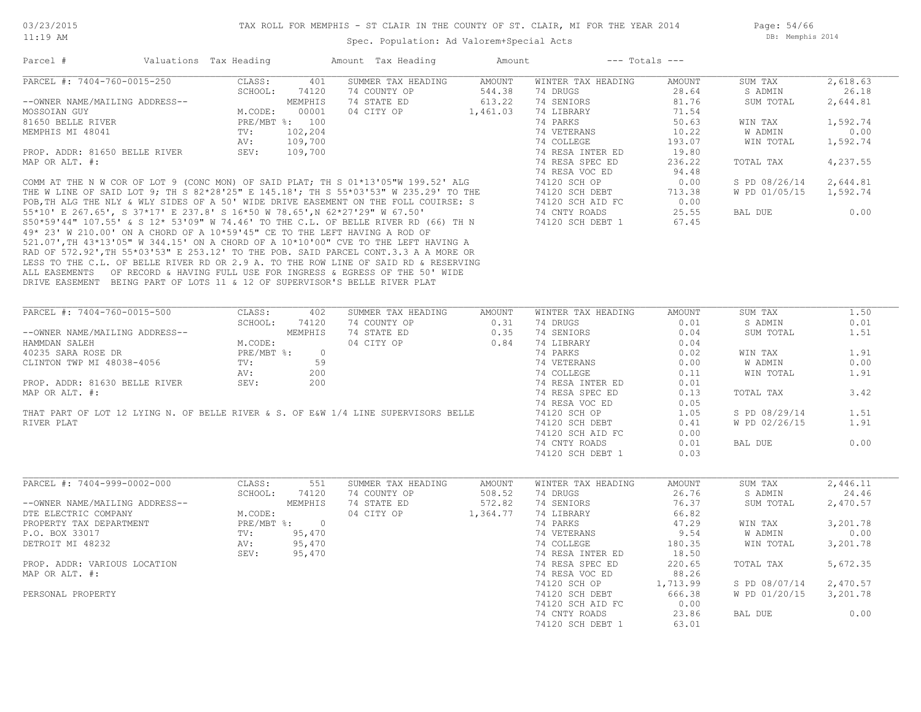# TAX ROLL FOR MEMPHIS - ST CLAIR IN THE COUNTY OF ST. CLAIR, MI FOR THE YEAR 2014

Spec. Population: Ad Valorem+Special Acts

03/23/2015 11:19 AM — DB: Memphis 2014

| Parcel # | Valuations | Tax Heading | Amount | Tax Heading | Amount | --- Totals --- | | |
|---|---|---|---|---|---|---|---|---|

## PARCEL #: 7404-760-0015-250

| | | SUMMER TAX HEADING | AMOUNT | WINTER TAX HEADING | AMOUNT | | |
|---|---|---|---|---|---|---|---|
| CLASS: | 401 | 74 COUNTY OP | 544.38 | 74 DRUGS | 28.64 | SUM TAX | 2,618.63 |
| SCHOOL: | 74120 | 74 STATE ED | 613.22 | 74 SENIORS | 81.76 | S ADMIN | 26.18 |
| | MEMPHIS | 04 CITY OP | 1,461.03 | 74 LIBRARY | 71.54 | SUM TOTAL | 2,644.81 |
| M.CODE: | 00001 | | | 74 PARKS | 50.63 | | |
| PRE/MBT %: | 100 | | | 74 VETERANS | 10.22 | WIN TAX | 1,592.74 |
| TV: | 102,204 | | | 74 COLLEGE | 193.07 | W ADMIN | 0.00 |
| AV: | 109,700 | | | 74 RESA INTER ED | 19.80 | WIN TOTAL | 1,592.74 |
| SEV: | 109,700 | | | 74 RESA SPEC ED | 236.22 | | |
| | | | | 74 RESA VOC ED | 94.48 | TOTAL TAX | 4,237.55 |
| | | | | 74120 SCH OP | 0.00 | | |
| | | | | 74120 SCH DEBT | 713.38 | S PD 08/26/14 | 2,644.81 |
| | | | | 74120 SCH AID FC | 0.00 | W PD 01/05/15 | 1,592.74 |
| | | | | 74 CNTY ROADS | 25.55 | | |
| | | | | 74120 SCH DEBT 1 | 67.45 | BAL DUE | 0.00 |

--OWNER NAME/MAILING ADDRESS--
MOSSOIAN GUY
81650 BELLE RIVER
MEMPHIS MI 48041

PROP. ADDR: 81650 BELLE RIVER
MAP OR ALT. #:

COMM AT THE N W COR OF LOT 9 (CONC MON) OF SAID PLAT; TH S 01*13'05"W 199.52' ALG THE W LINE OF SAID LOT 9; TH S 82*28'25" E 145.18'; TH S 55*03'53" W 235.29' TO THE POB,TH ALG THE NLY & WLY SIDES OF A 50' WIDE DRIVE EASEMENT ON THE FOLL COUIRSE: S 55*10' E 267.65', S 37*17' E 237.8' S 16*50 W 78.65',N 62*27'29" W 67.50' S50*59'44" 107.55' & S 12* 53'09" W 74.46' TO THE C.L. OF BELLE RIVER RD (66) TH N 49* 23' W 210.00' ON A CHORD OF A 10*59'45" CE TO THE LEFT HAVING A ROD OF 521.07',TH 43*13'05" W 344.15' ON A CHORD OF A 10*10'00" CVE TO THE LEFT HAVING A RAD OF 572.92',TH 55*03'53" E 253.12' TO THE POB. SAID PARCEL CONT.3.3 A A MORE OR LESS TO THE C.L. OF BELLE RIVER RD OR 2.9 A. TO THE ROW LINE OF SAID RD & RESERVING ALL EASEMENTS OF RECORD & HAVING FULL USE FOR INGRESS & EGRESS OF THE 50' WIDE DRIVE EASEMENT BEING PART OF LOTS 11 & 12 OF SUPERVISOR'S BELLE RIVER PLAT

## PARCEL #: 7404-760-0015-500

| | | SUMMER TAX HEADING | AMOUNT | WINTER TAX HEADING | AMOUNT | | |
|---|---|---|---|---|---|---|---|
| CLASS: | 402 | 74 COUNTY OP | 0.31 | 74 DRUGS | 0.01 | SUM TAX | 1.50 |
| SCHOOL: | 74120 | 74 STATE ED | 0.35 | 74 SENIORS | 0.04 | S ADMIN | 0.01 |
| | MEMPHIS | 04 CITY OP | 0.84 | 74 LIBRARY | 0.04 | SUM TOTAL | 1.51 |
| M.CODE: | | | | 74 PARKS | 0.02 | | |
| PRE/MBT %: | 0 | | | 74 VETERANS | 0.00 | WIN TAX | 1.91 |
| TV: | 59 | | | 74 COLLEGE | 0.11 | W ADMIN | 0.00 |
| AV: | 200 | | | 74 RESA INTER ED | 0.01 | WIN TOTAL | 1.91 |
| SEV: | 200 | | | 74 RESA SPEC ED | 0.13 | | |
| | | | | 74 RESA VOC ED | 0.05 | TOTAL TAX | 3.42 |
| | | | | 74120 SCH OP | 1.05 | | |
| | | | | 74120 SCH DEBT | 0.41 | S PD 08/29/14 | 1.51 |
| | | | | 74120 SCH AID FC | 0.00 | W PD 02/26/15 | 1.91 |
| | | | | 74 CNTY ROADS | 0.01 | | |
| | | | | 74120 SCH DEBT 1 | 0.03 | BAL DUE | 0.00 |

--OWNER NAME/MAILING ADDRESS--
HAMMDAN SALEH
40235 SARA ROSE DR
CLINTON TWP MI 48038-4056

PROP. ADDR: 81630 BELLE RIVER
MAP OR ALT. #:

THAT PART OF LOT 12 LYING N. OF BELLE RIVER & S. OF E&W 1/4 LINE SUPERVISORS BELLE RIVER PLAT

## PARCEL #: 7404-999-0002-000

| | | SUMMER TAX HEADING | AMOUNT | WINTER TAX HEADING | AMOUNT | | |
|---|---|---|---|---|---|---|---|
| CLASS: | 551 | 74 COUNTY OP | 508.52 | 74 DRUGS | 26.76 | SUM TAX | 2,446.11 |
| SCHOOL: | 74120 | 74 STATE ED | 572.82 | 74 SENIORS | 76.37 | S ADMIN | 24.46 |
| | MEMPHIS | 04 CITY OP | 1,364.77 | 74 LIBRARY | 66.82 | SUM TOTAL | 2,470.57 |
| M.CODE: | | | | 74 PARKS | 47.29 | | |
| PRE/MBT %: | 0 | | | 74 VETERANS | 9.54 | WIN TAX | 3,201.78 |
| TV: | 95,470 | | | 74 COLLEGE | 180.35 | W ADMIN | 0.00 |
| AV: | 95,470 | | | 74 RESA INTER ED | 18.50 | WIN TOTAL | 3,201.78 |
| SEV: | 95,470 | | | 74 RESA SPEC ED | 220.65 | | |
| | | | | 74 RESA VOC ED | 88.26 | TOTAL TAX | 5,672.35 |
| | | | | 74120 SCH OP | 1,713.99 | | |
| | | | | 74120 SCH DEBT | 666.38 | S PD 08/07/14 | 2,470.57 |
| | | | | 74120 SCH AID FC | 0.00 | W PD 01/20/15 | 3,201.78 |
| | | | | 74 CNTY ROADS | 23.86 | | |
| | | | | 74120 SCH DEBT 1 | 63.01 | BAL DUE | 0.00 |

--OWNER NAME/MAILING ADDRESS--
DTE ELECTRIC COMPANY
PROPERTY TAX DEPARTMENT
P.O. BOX 33017
DETROIT MI 48232

PROP. ADDR: VARIOUS LOCATION
MAP OR ALT. #:

PERSONAL PROPERTY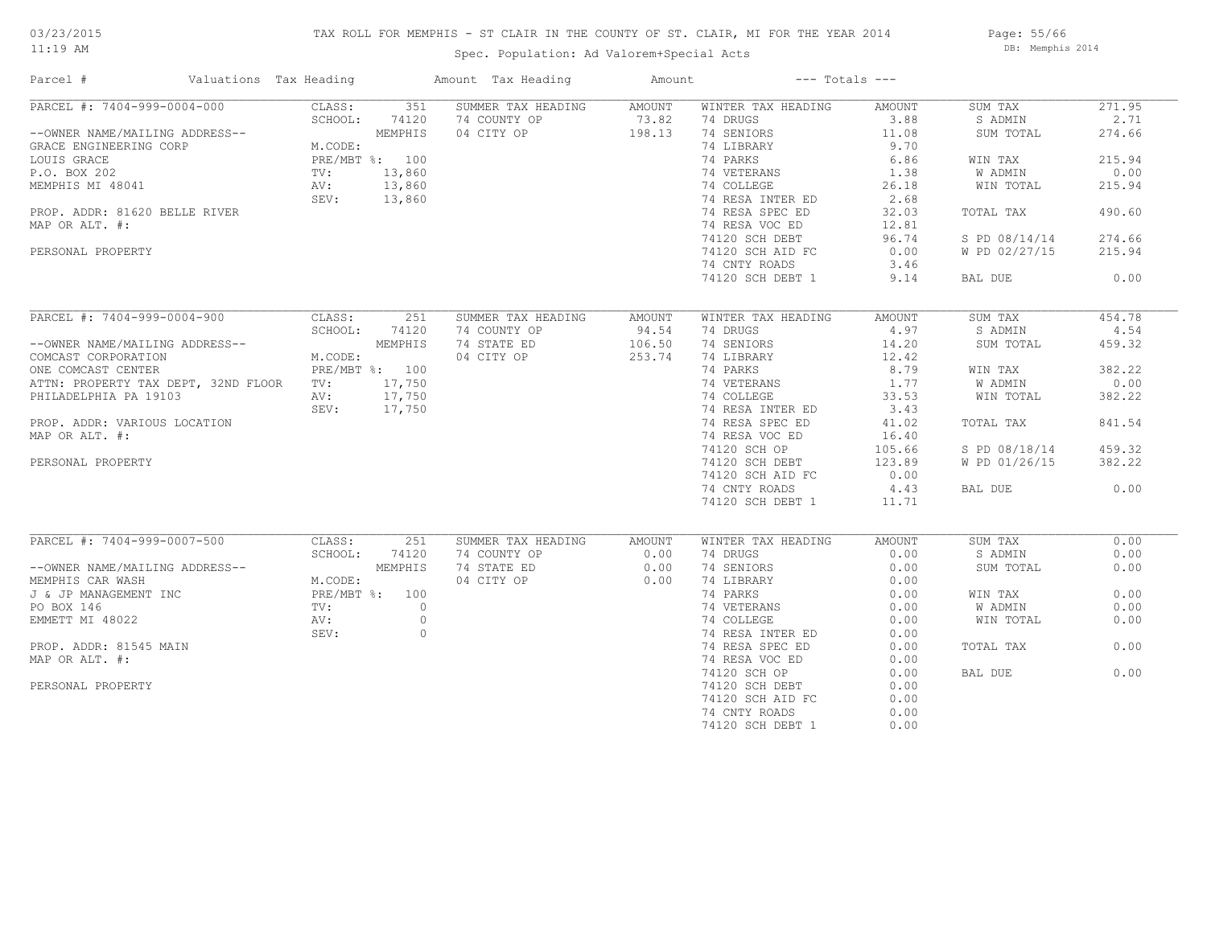TAX ROLL FOR MEMPHIS - ST CLAIR IN THE COUNTY OF ST. CLAIR, MI FOR THE YEAR 2014

Spec. Population: Ad Valorem+Special Acts

03/23/2015
11:19 AM

DB: Memphis 2014

| Parcel # | Valuations | Tax Heading | Amount | Tax Heading | Amount | --- Totals --- | |
|---|---|---|---|---|---|---|---|
| PARCEL #: 7404-999-0004-000 | CLASS: 351 | SUMMER TAX HEADING | AMOUNT | WINTER TAX HEADING | AMOUNT | SUM TAX | 271.95 |
| | SCHOOL: 74120 | 74 COUNTY OP | 73.82 | 74 DRUGS | 3.88 | S ADMIN | 2.71 |
| --OWNER NAME/MAILING ADDRESS-- | MEMPHIS | 04 CITY OP | 198.13 | 74 SENIORS | 11.08 | SUM TOTAL | 274.66 |
| GRACE ENGINEERING CORP | M.CODE: | | | 74 LIBRARY | 9.70 | | |
| LOUIS GRACE | PRE/MBT %: 100 | | | 74 PARKS | 6.86 | WIN TAX | 215.94 |
| P.O. BOX 202 | TV: 13,860 | | | 74 VETERANS | 1.38 | W ADMIN | 0.00 |
| MEMPHIS MI 48041 | AV: 13,860 | | | 74 COLLEGE | 26.18 | WIN TOTAL | 215.94 |
| | SEV: 13,860 | | | 74 RESA INTER ED | 2.68 | | |
| PROP. ADDR: 81620 BELLE RIVER | | | | 74 RESA SPEC ED | 32.03 | TOTAL TAX | 490.60 |
| MAP OR ALT. #: | | | | 74 RESA VOC ED | 12.81 | | |
| | | | | 74120 SCH DEBT | 96.74 | S PD 08/14/14 | 274.66 |
| PERSONAL PROPERTY | | | | 74120 SCH AID FC | 0.00 | W PD 02/27/15 | 215.94 |
| | | | | 74 CNTY ROADS | 3.46 | | |
| | | | | 74120 SCH DEBT 1 | 9.14 | BAL DUE | 0.00 |
| PARCEL #: 7404-999-0004-900 | CLASS: 251 | SUMMER TAX HEADING | AMOUNT | WINTER TAX HEADING | AMOUNT | SUM TAX | 454.78 |
| | SCHOOL: 74120 | 74 COUNTY OP | 94.54 | 74 DRUGS | 4.97 | S ADMIN | 4.54 |
| --OWNER NAME/MAILING ADDRESS-- | MEMPHIS | 74 STATE ED | 106.50 | 74 SENIORS | 14.20 | SUM TOTAL | 459.32 |
| COMCAST CORPORATION | M.CODE: | 04 CITY OP | 253.74 | 74 LIBRARY | 12.42 | | |
| ONE COMCAST CENTER | PRE/MBT %: 100 | | | 74 PARKS | 8.79 | WIN TAX | 382.22 |
| ATTN: PROPERTY TAX DEPT, 32ND FLOOR | TV: 17,750 | | | 74 VETERANS | 1.77 | W ADMIN | 0.00 |
| PHILADELPHIA PA 19103 | AV: 17,750 | | | 74 COLLEGE | 33.53 | WIN TOTAL | 382.22 |
| | SEV: 17,750 | | | 74 RESA INTER ED | 3.43 | | |
| PROP. ADDR: VARIOUS LOCATION | | | | 74 RESA SPEC ED | 41.02 | TOTAL TAX | 841.54 |
| MAP OR ALT. #: | | | | 74 RESA VOC ED | 16.40 | | |
| | | | | 74120 SCH OP | 105.66 | S PD 08/18/14 | 459.32 |
| PERSONAL PROPERTY | | | | 74120 SCH DEBT | 123.89 | W PD 01/26/15 | 382.22 |
| | | | | 74120 SCH AID FC | 0.00 | | |
| | | | | 74 CNTY ROADS | 4.43 | BAL DUE | 0.00 |
| | | | | 74120 SCH DEBT 1 | 11.71 | | |
| PARCEL #: 7404-999-0007-500 | CLASS: 251 | SUMMER TAX HEADING | AMOUNT | WINTER TAX HEADING | AMOUNT | SUM TAX | 0.00 |
| | SCHOOL: 74120 | 74 COUNTY OP | 0.00 | 74 DRUGS | 0.00 | S ADMIN | 0.00 |
| --OWNER NAME/MAILING ADDRESS-- | MEMPHIS | 74 STATE ED | 0.00 | 74 SENIORS | 0.00 | SUM TOTAL | 0.00 |
| MEMPHIS CAR WASH | M.CODE: | 04 CITY OP | 0.00 | 74 LIBRARY | 0.00 | | |
| J & JP MANAGEMENT INC | PRE/MBT %: 100 | | | 74 PARKS | 0.00 | WIN TAX | 0.00 |
| PO BOX 146 | TV: 0 | | | 74 VETERANS | 0.00 | W ADMIN | 0.00 |
| EMMETT MI 48022 | AV: 0 | | | 74 COLLEGE | 0.00 | WIN TOTAL | 0.00 |
| | SEV: 0 | | | 74 RESA INTER ED | 0.00 | | |
| PROP. ADDR: 81545 MAIN | | | | 74 RESA SPEC ED | 0.00 | TOTAL TAX | 0.00 |
| MAP OR ALT. #: | | | | 74 RESA VOC ED | 0.00 | | |
| | | | | 74120 SCH OP | 0.00 | BAL DUE | 0.00 |
| PERSONAL PROPERTY | | | | 74120 SCH DEBT | 0.00 | | |
| | | | | 74120 SCH AID FC | 0.00 | | |
| | | | | 74 CNTY ROADS | 0.00 | | |
| | | | | 74120 SCH DEBT 1 | 0.00 | | |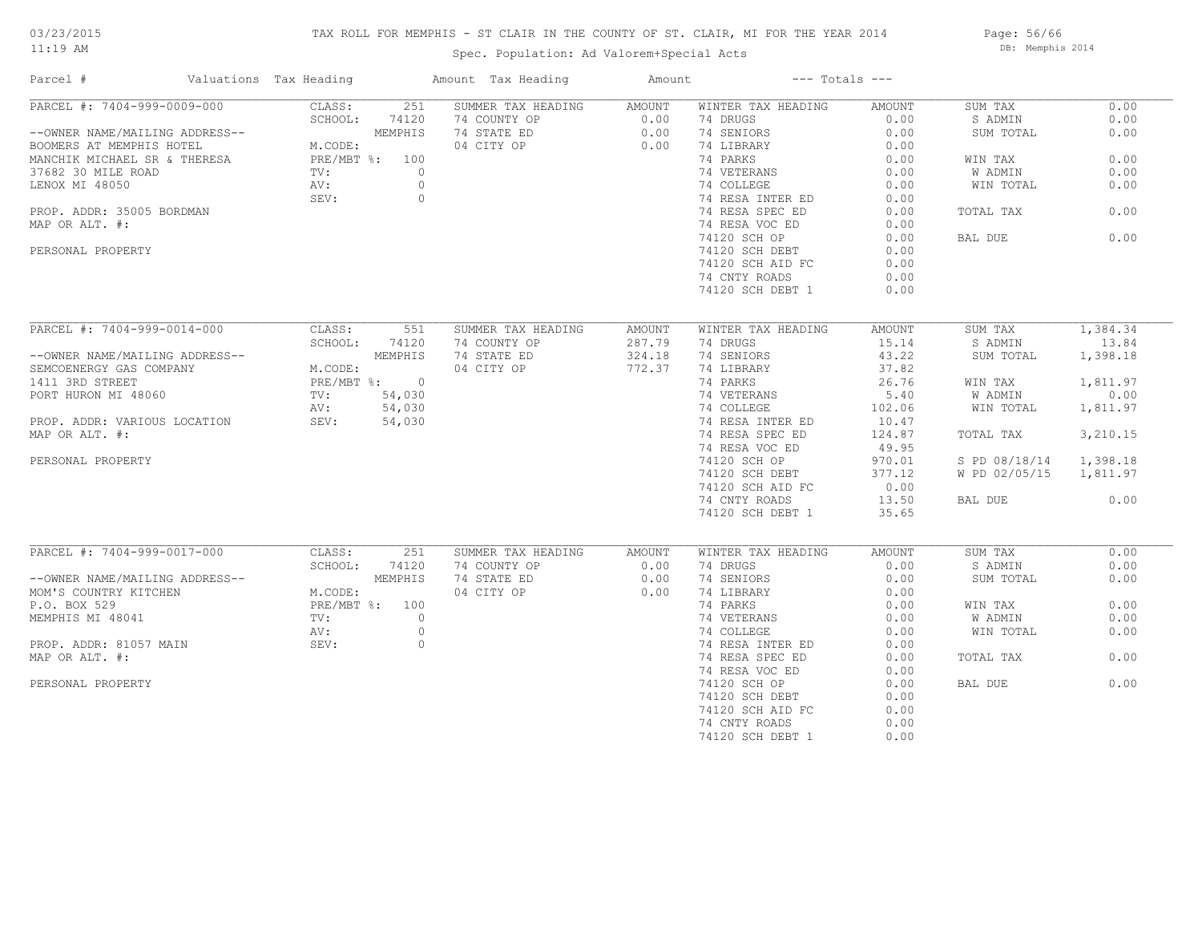# TAX ROLL FOR MEMPHIS - ST CLAIR IN THE COUNTY OF ST. CLAIR, MI FOR THE YEAR 2014

03/23/2015
11:19 AM

DB: Memphis 2014

Spec. Population: Ad Valorem+Special Acts

| Parcel # | Valuations | Tax Heading | Amount | Tax Heading | Amount | --- Totals --- | |
|---|---|---|---|---|---|---|---|
| PARCEL #: 7404-999-0009-000 | CLASS: 251 | SUMMER TAX HEADING | AMOUNT | WINTER TAX HEADING | AMOUNT | SUM TAX | 0.00 |
| | SCHOOL: 74120 | 74 COUNTY OP | 0.00 | 74 DRUGS | 0.00 | S ADMIN | 0.00 |
| --OWNER NAME/MAILING ADDRESS-- | MEMPHIS | 74 STATE ED | 0.00 | 74 SENIORS | 0.00 | SUM TOTAL | 0.00 |
| BOOMERS AT MEMPHIS HOTEL | M.CODE: | 04 CITY OP | 0.00 | 74 LIBRARY | 0.00 | | |
| MANCHIK MICHAEL SR & THERESA | PRE/MBT %: 100 | | | 74 PARKS | 0.00 | WIN TAX | 0.00 |
| 37682 30 MILE ROAD | TV: 0 | | | 74 VETERANS | 0.00 | W ADMIN | 0.00 |
| LENOX MI 48050 | AV: 0 | | | 74 COLLEGE | 0.00 | WIN TOTAL | 0.00 |
| | SEV: 0 | | | 74 RESA INTER ED | 0.00 | | |
| PROP. ADDR: 35005 BORDMAN | | | | 74 RESA SPEC ED | 0.00 | TOTAL TAX | 0.00 |
| MAP OR ALT. #: | | | | 74 RESA VOC ED | 0.00 | | |
| | | | | 74120 SCH OP | 0.00 | BAL DUE | 0.00 |
| PERSONAL PROPERTY | | | | 74120 SCH DEBT | 0.00 | | |
| | | | | 74120 SCH AID FC | 0.00 | | |
| | | | | 74 CNTY ROADS | 0.00 | | |
| | | | | 74120 SCH DEBT 1 | 0.00 | | |
| PARCEL #: 7404-999-0014-000 | CLASS: 551 | SUMMER TAX HEADING | AMOUNT | WINTER TAX HEADING | AMOUNT | SUM TAX | 1,384.34 |
| | SCHOOL: 74120 | 74 COUNTY OP | 287.79 | 74 DRUGS | 15.14 | S ADMIN | 13.84 |
| --OWNER NAME/MAILING ADDRESS-- | MEMPHIS | 74 STATE ED | 324.18 | 74 SENIORS | 43.22 | SUM TOTAL | 1,398.18 |
| SEMCOENERGY GAS COMPANY | M.CODE: | 04 CITY OP | 772.37 | 74 LIBRARY | 37.82 | | |
| 1411 3RD STREET | PRE/MBT %: 0 | | | 74 PARKS | 26.76 | WIN TAX | 1,811.97 |
| PORT HURON MI 48060 | TV: 54,030 | | | 74 VETERANS | 5.40 | W ADMIN | 0.00 |
| | AV: 54,030 | | | 74 COLLEGE | 102.06 | WIN TOTAL | 1,811.97 |
| PROP. ADDR: VARIOUS LOCATION | SEV: 54,030 | | | 74 RESA INTER ED | 10.47 | | |
| MAP OR ALT. #: | | | | 74 RESA SPEC ED | 124.87 | TOTAL TAX | 3,210.15 |
| | | | | 74 RESA VOC ED | 49.95 | | |
| PERSONAL PROPERTY | | | | 74120 SCH OP | 970.01 | S PD 08/18/14 | 1,398.18 |
| | | | | 74120 SCH DEBT | 377.12 | W PD 02/05/15 | 1,811.97 |
| | | | | 74120 SCH AID FC | 0.00 | | |
| | | | | 74 CNTY ROADS | 13.50 | BAL DUE | 0.00 |
| | | | | 74120 SCH DEBT 1 | 35.65 | | |
| PARCEL #: 7404-999-0017-000 | CLASS: 251 | SUMMER TAX HEADING | AMOUNT | WINTER TAX HEADING | AMOUNT | SUM TAX | 0.00 |
| | SCHOOL: 74120 | 74 COUNTY OP | 0.00 | 74 DRUGS | 0.00 | S ADMIN | 0.00 |
| --OWNER NAME/MAILING ADDRESS-- | MEMPHIS | 74 STATE ED | 0.00 | 74 SENIORS | 0.00 | SUM TOTAL | 0.00 |
| MOM'S COUNTRY KITCHEN | M.CODE: | 04 CITY OP | 0.00 | 74 LIBRARY | 0.00 | | |
| P.O. BOX 529 | PRE/MBT %: 100 | | | 74 PARKS | 0.00 | WIN TAX | 0.00 |
| MEMPHIS MI 48041 | TV: 0 | | | 74 VETERANS | 0.00 | W ADMIN | 0.00 |
| | AV: 0 | | | 74 COLLEGE | 0.00 | WIN TOTAL | 0.00 |
| PROP. ADDR: 81057 MAIN | SEV: 0 | | | 74 RESA INTER ED | 0.00 | | |
| MAP OR ALT. #: | | | | 74 RESA SPEC ED | 0.00 | TOTAL TAX | 0.00 |
| | | | | 74 RESA VOC ED | 0.00 | | |
| PERSONAL PROPERTY | | | | 74120 SCH OP | 0.00 | BAL DUE | 0.00 |
| | | | | 74120 SCH DEBT | 0.00 | | |
| | | | | 74120 SCH AID FC | 0.00 | | |
| | | | | 74 CNTY ROADS | 0.00 | | |
| | | | | 74120 SCH DEBT 1 | 0.00 | | |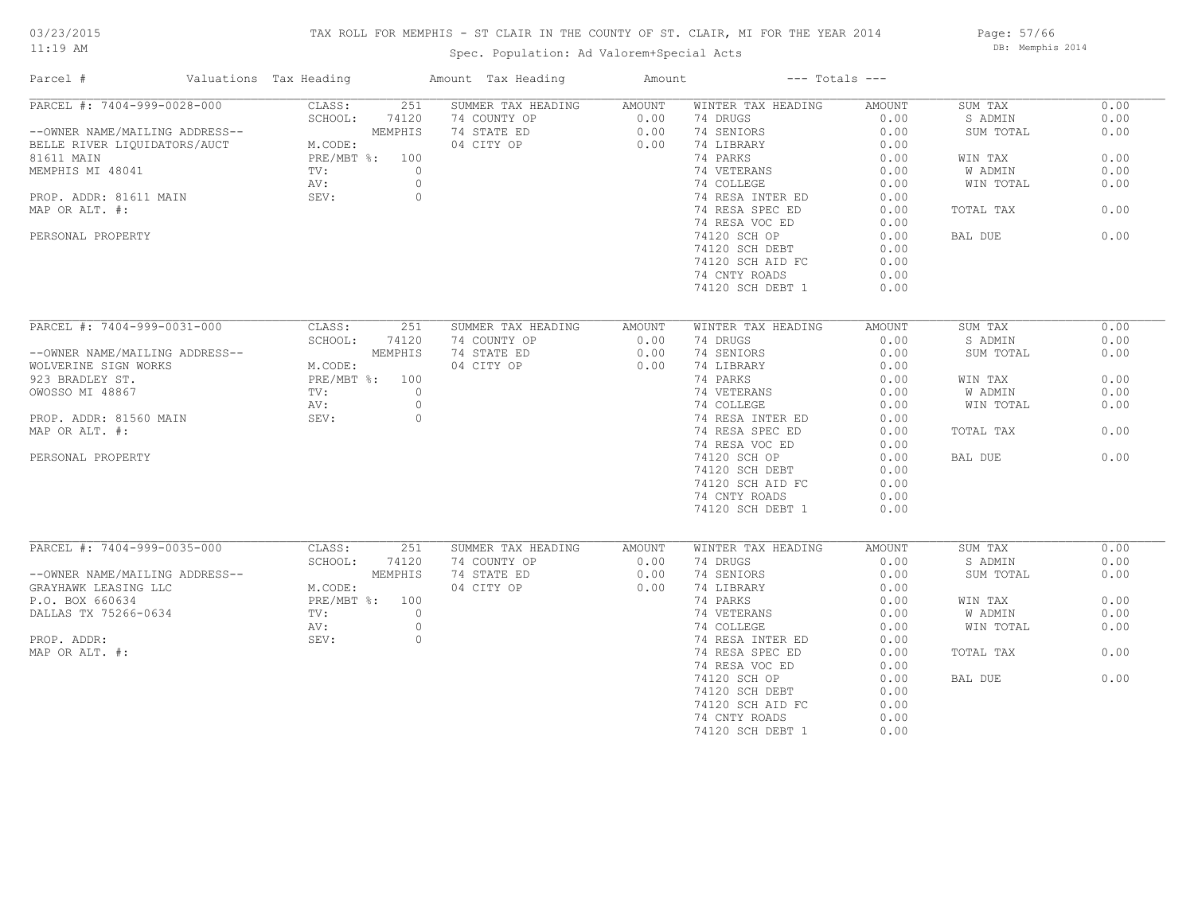# TAX ROLL FOR MEMPHIS - ST CLAIR IN THE COUNTY OF ST. CLAIR, MI FOR THE YEAR 2014

Spec. Population: Ad Valorem+Special Acts

| Parcel # | Valuations | Tax Heading | Amount | Tax Heading | Amount | --- Totals --- | |
|---|---|---|---|---|---|---|---|
| PARCEL #: 7404-999-0028-000 | CLASS: 251 | SUMMER TAX HEADING | AMOUNT | WINTER TAX HEADING | AMOUNT | SUM TAX | 0.00 |
| | SCHOOL: 74120 | 74 COUNTY OP | 0.00 | 74 DRUGS | 0.00 | S ADMIN | 0.00 |
| --OWNER NAME/MAILING ADDRESS-- | MEMPHIS | 74 STATE ED | 0.00 | 74 SENIORS | 0.00 | SUM TOTAL | 0.00 |
| BELLE RIVER LIQUIDATORS/AUCT | M.CODE: | 04 CITY OP | 0.00 | 74 LIBRARY | 0.00 | | |
| 81611 MAIN | PRE/MBT %: 100 | | | 74 PARKS | 0.00 | WIN TAX | 0.00 |
| MEMPHIS MI 48041 | TV: 0 | | | 74 VETERANS | 0.00 | W ADMIN | 0.00 |
| | AV: 0 | | | 74 COLLEGE | 0.00 | WIN TOTAL | 0.00 |
| PROP. ADDR: 81611 MAIN | SEV: 0 | | | 74 RESA INTER ED | 0.00 | | |
| MAP OR ALT. #: | | | | 74 RESA SPEC ED | 0.00 | TOTAL TAX | 0.00 |
| | | | | 74 RESA VOC ED | 0.00 | | |
| PERSONAL PROPERTY | | | | 74120 SCH OP | 0.00 | BAL DUE | 0.00 |
| | | | | 74120 SCH DEBT | 0.00 | | |
| | | | | 74120 SCH AID FC | 0.00 | | |
| | | | | 74 CNTY ROADS | 0.00 | | |
| | | | | 74120 SCH DEBT 1 | 0.00 | | |
| PARCEL #: 7404-999-0031-000 | CLASS: 251 | SUMMER TAX HEADING | AMOUNT | WINTER TAX HEADING | AMOUNT | SUM TAX | 0.00 |
| | SCHOOL: 74120 | 74 COUNTY OP | 0.00 | 74 DRUGS | 0.00 | S ADMIN | 0.00 |
| --OWNER NAME/MAILING ADDRESS-- | MEMPHIS | 74 STATE ED | 0.00 | 74 SENIORS | 0.00 | SUM TOTAL | 0.00 |
| WOLVERINE SIGN WORKS | M.CODE: | 04 CITY OP | 0.00 | 74 LIBRARY | 0.00 | | |
| 923 BRADLEY ST. | PRE/MBT %: 100 | | | 74 PARKS | 0.00 | WIN TAX | 0.00 |
| OWOSSO MI 48867 | TV: 0 | | | 74 VETERANS | 0.00 | W ADMIN | 0.00 |
| | AV: 0 | | | 74 COLLEGE | 0.00 | WIN TOTAL | 0.00 |
| PROP. ADDR: 81560 MAIN | SEV: 0 | | | 74 RESA INTER ED | 0.00 | | |
| MAP OR ALT. #: | | | | 74 RESA SPEC ED | 0.00 | TOTAL TAX | 0.00 |
| | | | | 74 RESA VOC ED | 0.00 | | |
| PERSONAL PROPERTY | | | | 74120 SCH OP | 0.00 | BAL DUE | 0.00 |
| | | | | 74120 SCH DEBT | 0.00 | | |
| | | | | 74120 SCH AID FC | 0.00 | | |
| | | | | 74 CNTY ROADS | 0.00 | | |
| | | | | 74120 SCH DEBT 1 | 0.00 | | |
| PARCEL #: 7404-999-0035-000 | CLASS: 251 | SUMMER TAX HEADING | AMOUNT | WINTER TAX HEADING | AMOUNT | SUM TAX | 0.00 |
| | SCHOOL: 74120 | 74 COUNTY OP | 0.00 | 74 DRUGS | 0.00 | S ADMIN | 0.00 |
| --OWNER NAME/MAILING ADDRESS-- | MEMPHIS | 74 STATE ED | 0.00 | 74 SENIORS | 0.00 | SUM TOTAL | 0.00 |
| GRAYHAWK LEASING LLC | M.CODE: | 04 CITY OP | 0.00 | 74 LIBRARY | 0.00 | | |
| P.O. BOX 660634 | PRE/MBT %: 100 | | | 74 PARKS | 0.00 | WIN TAX | 0.00 |
| DALLAS TX 75266-0634 | TV: 0 | | | 74 VETERANS | 0.00 | W ADMIN | 0.00 |
| | AV: 0 | | | 74 COLLEGE | 0.00 | WIN TOTAL | 0.00 |
| PROP. ADDR: | SEV: 0 | | | 74 RESA INTER ED | 0.00 | | |
| MAP OR ALT. #: | | | | 74 RESA SPEC ED | 0.00 | TOTAL TAX | 0.00 |
| | | | | 74 RESA VOC ED | 0.00 | | |
| | | | | 74120 SCH OP | 0.00 | BAL DUE | 0.00 |
| | | | | 74120 SCH DEBT | 0.00 | | |
| | | | | 74120 SCH AID FC | 0.00 | | |
| | | | | 74 CNTY ROADS | 0.00 | | |
| | | | | 74120 SCH DEBT 1 | 0.00 | | |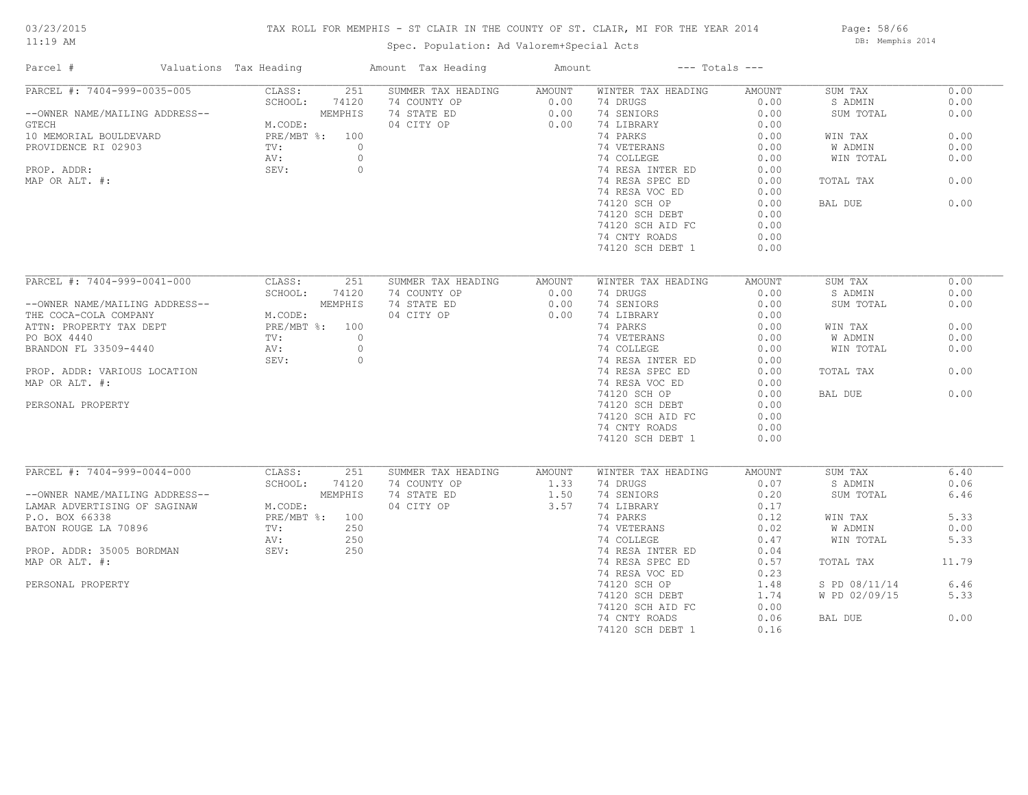# TAX ROLL FOR MEMPHIS - ST CLAIR IN THE COUNTY OF ST. CLAIR, MI FOR THE YEAR 2014

03/23/2015
11:19 AM

Spec. Population: Ad Valorem+Special Acts

DB: Memphis 2014

| Parcel # | Valuations | Tax Heading | Amount | Tax Heading | Amount | --- Totals --- | |
|---|---|---|---|---|---|---|---|
| PARCEL #: 7404-999-0035-005 | CLASS: 251 | SUMMER TAX HEADING | AMOUNT | WINTER TAX HEADING | AMOUNT | SUM TAX | 0.00 |
| | SCHOOL: 74120 | 74 COUNTY OP | 0.00 | 74 DRUGS | 0.00 | S ADMIN | 0.00 |
| --OWNER NAME/MAILING ADDRESS-- | MEMPHIS | 74 STATE ED | 0.00 | 74 SENIORS | 0.00 | SUM TOTAL | 0.00 |
| GTECH | M.CODE: | 04 CITY OP | 0.00 | 74 LIBRARY | 0.00 | | |
| 10 MEMORIAL BOULDEVARD | PRE/MBT %: 100 | | | 74 PARKS | 0.00 | WIN TAX | 0.00 |
| PROVIDENCE RI 02903 | TV: 0 | | | 74 VETERANS | 0.00 | W ADMIN | 0.00 |
| | AV: 0 | | | 74 COLLEGE | 0.00 | WIN TOTAL | 0.00 |
| PROP. ADDR: | SEV: 0 | | | 74 RESA INTER ED | 0.00 | | |
| MAP OR ALT. #: | | | | 74 RESA SPEC ED | 0.00 | TOTAL TAX | 0.00 |
| | | | | 74 RESA VOC ED | 0.00 | | |
| | | | | 74120 SCH OP | 0.00 | BAL DUE | 0.00 |
| | | | | 74120 SCH DEBT | 0.00 | | |
| | | | | 74120 SCH AID FC | 0.00 | | |
| | | | | 74 CNTY ROADS | 0.00 | | |
| | | | | 74120 SCH DEBT 1 | 0.00 | | |
| PARCEL #: 7404-999-0041-000 | CLASS: 251 | SUMMER TAX HEADING | AMOUNT | WINTER TAX HEADING | AMOUNT | SUM TAX | 0.00 |
| | SCHOOL: 74120 | 74 COUNTY OP | 0.00 | 74 DRUGS | 0.00 | S ADMIN | 0.00 |
| --OWNER NAME/MAILING ADDRESS-- | MEMPHIS | 74 STATE ED | 0.00 | 74 SENIORS | 0.00 | SUM TOTAL | 0.00 |
| THE COCA-COLA COMPANY | M.CODE: | 04 CITY OP | 0.00 | 74 LIBRARY | 0.00 | | |
| ATTN: PROPERTY TAX DEPT | PRE/MBT %: 100 | | | 74 PARKS | 0.00 | WIN TAX | 0.00 |
| PO BOX 4440 | TV: 0 | | | 74 VETERANS | 0.00 | W ADMIN | 0.00 |
| BRANDON FL 33509-4440 | AV: 0 | | | 74 COLLEGE | 0.00 | WIN TOTAL | 0.00 |
| | SEV: 0 | | | 74 RESA INTER ED | 0.00 | | |
| PROP. ADDR: VARIOUS LOCATION | | | | 74 RESA SPEC ED | 0.00 | TOTAL TAX | 0.00 |
| MAP OR ALT. #: | | | | 74 RESA VOC ED | 0.00 | | |
| | | | | 74120 SCH OP | 0.00 | BAL DUE | 0.00 |
| PERSONAL PROPERTY | | | | 74120 SCH DEBT | 0.00 | | |
| | | | | 74120 SCH AID FC | 0.00 | | |
| | | | | 74 CNTY ROADS | 0.00 | | |
| | | | | 74120 SCH DEBT 1 | 0.00 | | |
| PARCEL #: 7404-999-0044-000 | CLASS: 251 | SUMMER TAX HEADING | AMOUNT | WINTER TAX HEADING | AMOUNT | SUM TAX | 6.40 |
| | SCHOOL: 74120 | 74 COUNTY OP | 1.33 | 74 DRUGS | 0.07 | S ADMIN | 0.06 |
| --OWNER NAME/MAILING ADDRESS-- | MEMPHIS | 74 STATE ED | 1.50 | 74 SENIORS | 0.20 | SUM TOTAL | 6.46 |
| LAMAR ADVERTISING OF SAGINAW | M.CODE: | 04 CITY OP | 3.57 | 74 LIBRARY | 0.17 | | |
| P.O. BOX 66338 | PRE/MBT %: 100 | | | 74 PARKS | 0.12 | WIN TAX | 5.33 |
| BATON ROUGE LA 70896 | TV: 250 | | | 74 VETERANS | 0.02 | W ADMIN | 0.00 |
| | AV: 250 | | | 74 COLLEGE | 0.47 | WIN TOTAL | 5.33 |
| PROP. ADDR: 35005 BORDMAN | SEV: 250 | | | 74 RESA INTER ED | 0.04 | | |
| MAP OR ALT. #: | | | | 74 RESA SPEC ED | 0.57 | TOTAL TAX | 11.79 |
| | | | | 74 RESA VOC ED | 0.23 | | |
| PERSONAL PROPERTY | | | | 74120 SCH OP | 1.48 | S PD 08/11/14 | 6.46 |
| | | | | 74120 SCH DEBT | 1.74 | W PD 02/09/15 | 5.33 |
| | | | | 74120 SCH AID FC | 0.00 | | |
| | | | | 74 CNTY ROADS | 0.06 | BAL DUE | 0.00 |
| | | | | 74120 SCH DEBT 1 | 0.16 | | |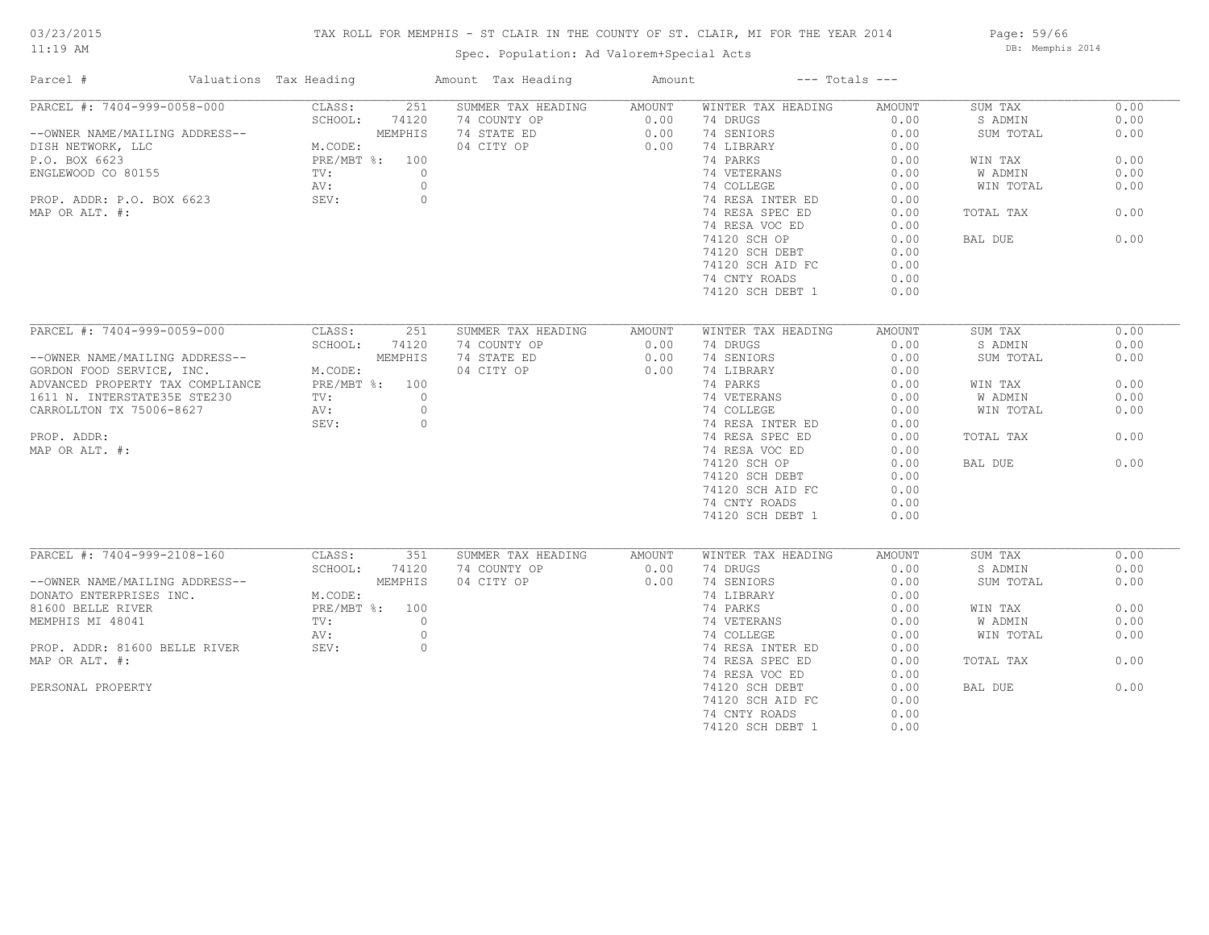# TAX ROLL FOR MEMPHIS - ST CLAIR IN THE COUNTY OF ST. CLAIR, MI FOR THE YEAR 2014

03/23/2015
11:19 AM

Spec. Population: Ad Valorem+Special Acts

DB: Memphis 2014

| Parcel # | Valuations | Tax Heading | Amount | Tax Heading | Amount | --- Totals --- | |
|---|---|---|---|---|---|---|---|
| PARCEL #: 7404-999-0058-000 | CLASS: 251 | SUMMER TAX HEADING | AMOUNT | WINTER TAX HEADING | AMOUNT | SUM TAX | 0.00 |
| | SCHOOL: 74120 | 74 COUNTY OP | 0.00 | 74 DRUGS | 0.00 | S ADMIN | 0.00 |
| --OWNER NAME/MAILING ADDRESS-- | MEMPHIS | 74 STATE ED | 0.00 | 74 SENIORS | 0.00 | SUM TOTAL | 0.00 |
| DISH NETWORK, LLC | M.CODE: | 04 CITY OP | 0.00 | 74 LIBRARY | 0.00 | | |
| P.O. BOX 6623 | PRE/MBT %: 100 | | | 74 PARKS | 0.00 | WIN TAX | 0.00 |
| ENGLEWOOD CO 80155 | TV: 0 | | | 74 VETERANS | 0.00 | W ADMIN | 0.00 |
| | AV: 0 | | | 74 COLLEGE | 0.00 | WIN TOTAL | 0.00 |
| PROP. ADDR: P.O. BOX 6623 | SEV: 0 | | | 74 RESA INTER ED | 0.00 | | |
| MAP OR ALT. #: | | | | 74 RESA SPEC ED | 0.00 | TOTAL TAX | 0.00 |
| | | | | 74 RESA VOC ED | 0.00 | | |
| | | | | 74120 SCH OP | 0.00 | BAL DUE | 0.00 |
| | | | | 74120 SCH DEBT | 0.00 | | |
| | | | | 74120 SCH AID FC | 0.00 | | |
| | | | | 74 CNTY ROADS | 0.00 | | |
| | | | | 74120 SCH DEBT 1 | 0.00 | | |
| PARCEL #: 7404-999-0059-000 | CLASS: 251 | SUMMER TAX HEADING | AMOUNT | WINTER TAX HEADING | AMOUNT | SUM TAX | 0.00 |
| | SCHOOL: 74120 | 74 COUNTY OP | 0.00 | 74 DRUGS | 0.00 | S ADMIN | 0.00 |
| --OWNER NAME/MAILING ADDRESS-- | MEMPHIS | 74 STATE ED | 0.00 | 74 SENIORS | 0.00 | SUM TOTAL | 0.00 |
| GORDON FOOD SERVICE, INC. | M.CODE: | 04 CITY OP | 0.00 | 74 LIBRARY | 0.00 | | |
| ADVANCED PROPERTY TAX COMPLIANCE | PRE/MBT %: 100 | | | 74 PARKS | 0.00 | WIN TAX | 0.00 |
| 1611 N. INTERSTATE35E STE230 | TV: 0 | | | 74 VETERANS | 0.00 | W ADMIN | 0.00 |
| CARROLLTON TX 75006-8627 | AV: 0 | | | 74 COLLEGE | 0.00 | WIN TOTAL | 0.00 |
| | SEV: 0 | | | 74 RESA INTER ED | 0.00 | | |
| PROP. ADDR: | | | | 74 RESA SPEC ED | 0.00 | TOTAL TAX | 0.00 |
| MAP OR ALT. #: | | | | 74 RESA VOC ED | 0.00 | | |
| | | | | 74120 SCH OP | 0.00 | BAL DUE | 0.00 |
| | | | | 74120 SCH DEBT | 0.00 | | |
| | | | | 74120 SCH AID FC | 0.00 | | |
| | | | | 74 CNTY ROADS | 0.00 | | |
| | | | | 74120 SCH DEBT 1 | 0.00 | | |
| PARCEL #: 7404-999-2108-160 | CLASS: 351 | SUMMER TAX HEADING | AMOUNT | WINTER TAX HEADING | AMOUNT | SUM TAX | 0.00 |
| | SCHOOL: 74120 | 74 COUNTY OP | 0.00 | 74 DRUGS | 0.00 | S ADMIN | 0.00 |
| --OWNER NAME/MAILING ADDRESS-- | MEMPHIS | 04 CITY OP | 0.00 | 74 SENIORS | 0.00 | SUM TOTAL | 0.00 |
| DONATO ENTERPRISES INC. | M.CODE: | | | 74 LIBRARY | 0.00 | | |
| 81600 BELLE RIVER | PRE/MBT %: 100 | | | 74 PARKS | 0.00 | WIN TAX | 0.00 |
| MEMPHIS MI 48041 | TV: 0 | | | 74 VETERANS | 0.00 | W ADMIN | 0.00 |
| | AV: 0 | | | 74 COLLEGE | 0.00 | WIN TOTAL | 0.00 |
| PROP. ADDR: 81600 BELLE RIVER | SEV: 0 | | | 74 RESA INTER ED | 0.00 | | |
| MAP OR ALT. #: | | | | 74 RESA SPEC ED | 0.00 | TOTAL TAX | 0.00 |
| | | | | 74 RESA VOC ED | 0.00 | | |
| PERSONAL PROPERTY | | | | 74120 SCH DEBT | 0.00 | BAL DUE | 0.00 |
| | | | | 74120 SCH AID FC | 0.00 | | |
| | | | | 74 CNTY ROADS | 0.00 | | |
| | | | | 74120 SCH DEBT 1 | 0.00 | | |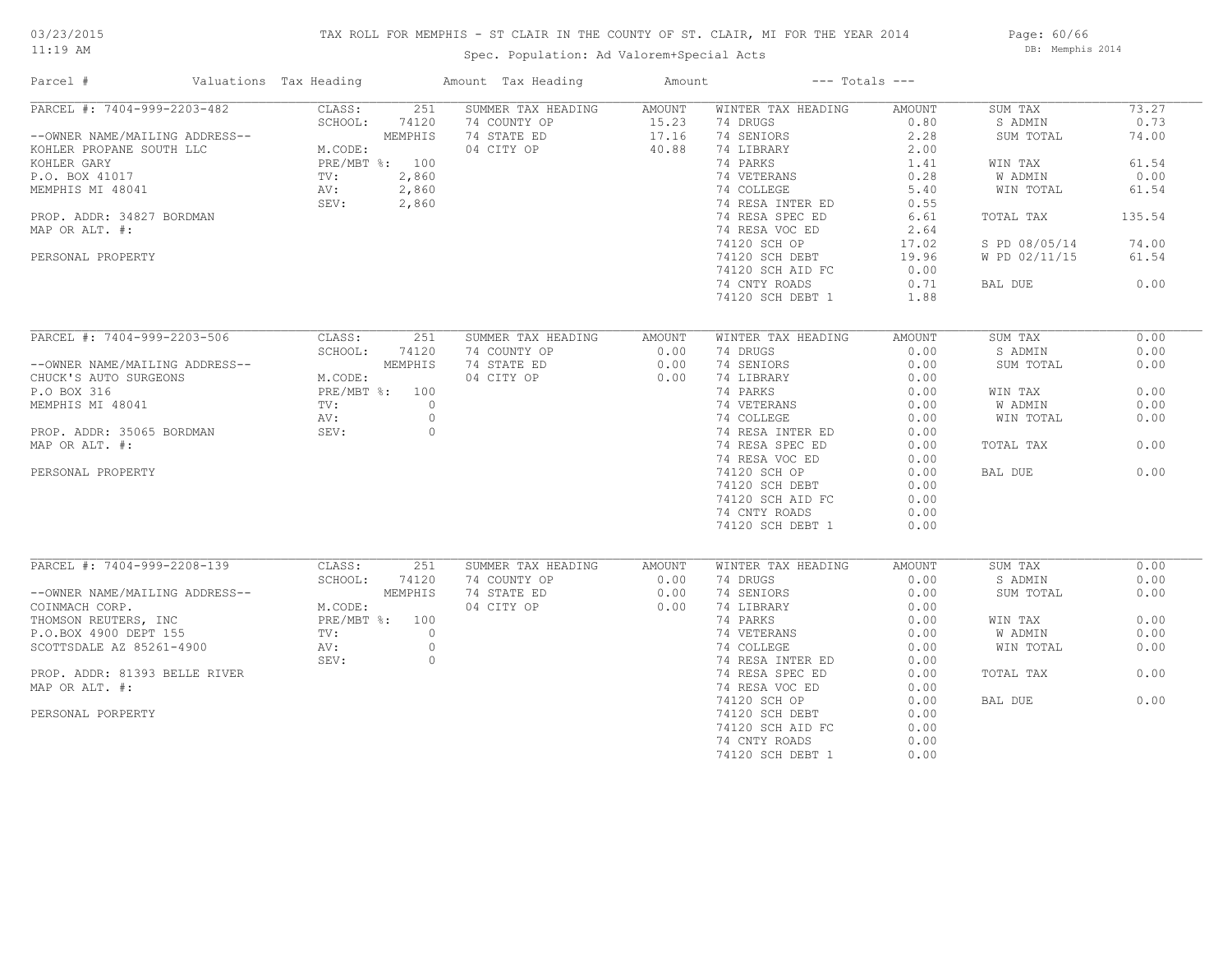TAX ROLL FOR MEMPHIS - ST CLAIR IN THE COUNTY OF ST. CLAIR, MI FOR THE YEAR 2014

Spec. Population: Ad Valorem+Special Acts

| Parcel # | Valuations | Tax Heading | Amount | Tax Heading | Amount | --- Totals --- | |
|---|---|---|---|---|---|---|---|
| PARCEL #: 7404-999-2203-482 | CLASS: 251 | SUMMER TAX HEADING | AMOUNT | WINTER TAX HEADING | AMOUNT | SUM TAX | 73.27 |
| | SCHOOL: 74120 | 74 COUNTY OP | 15.23 | 74 DRUGS | 0.80 | S ADMIN | 0.73 |
| --OWNER NAME/MAILING ADDRESS-- | MEMPHIS | 74 STATE ED | 17.16 | 74 SENIORS | 2.28 | SUM TOTAL | 74.00 |
| KOHLER PROPANE SOUTH LLC | M.CODE: | 04 CITY OP | 40.88 | 74 LIBRARY | 2.00 | | |
| KOHLER GARY | PRE/MBT %: 100 | | | 74 PARKS | 1.41 | WIN TAX | 61.54 |
| P.O. BOX 41017 | TV: 2,860 | | | 74 VETERANS | 0.28 | W ADMIN | 0.00 |
| MEMPHIS MI 48041 | AV: 2,860 | | | 74 COLLEGE | 5.40 | WIN TOTAL | 61.54 |
| | SEV: 2,860 | | | 74 RESA INTER ED | 0.55 | | |
| PROP. ADDR: 34827 BORDMAN | | | | 74 RESA SPEC ED | 6.61 | TOTAL TAX | 135.54 |
| MAP OR ALT. #: | | | | 74 RESA VOC ED | 2.64 | | |
| | | | | 74120 SCH OP | 17.02 | S PD 08/05/14 | 74.00 |
| PERSONAL PROPERTY | | | | 74120 SCH DEBT | 19.96 | W PD 02/11/15 | 61.54 |
| | | | | 74120 SCH AID FC | 0.00 | | |
| | | | | 74 CNTY ROADS | 0.71 | BAL DUE | 0.00 |
| | | | | 74120 SCH DEBT 1 | 1.88 | | |

| Parcel # | Valuations | Tax Heading | Amount | Tax Heading | Amount | --- Totals --- | |
|---|---|---|---|---|---|---|---|
| PARCEL #: 7404-999-2203-506 | CLASS: 251 | SUMMER TAX HEADING | AMOUNT | WINTER TAX HEADING | AMOUNT | SUM TAX | 0.00 |
| | SCHOOL: 74120 | 74 COUNTY OP | 0.00 | 74 DRUGS | 0.00 | S ADMIN | 0.00 |
| --OWNER NAME/MAILING ADDRESS-- | MEMPHIS | 74 STATE ED | 0.00 | 74 SENIORS | 0.00 | SUM TOTAL | 0.00 |
| CHUCK'S AUTO SURGEONS | M.CODE: | 04 CITY OP | 0.00 | 74 LIBRARY | 0.00 | | |
| P.O BOX 316 | PRE/MBT %: 100 | | | 74 PARKS | 0.00 | WIN TAX | 0.00 |
| MEMPHIS MI 48041 | TV: 0 | | | 74 VETERANS | 0.00 | W ADMIN | 0.00 |
| | AV: 0 | | | 74 COLLEGE | 0.00 | WIN TOTAL | 0.00 |
| PROP. ADDR: 35065 BORDMAN | SEV: 0 | | | 74 RESA INTER ED | 0.00 | | |
| MAP OR ALT. #: | | | | 74 RESA SPEC ED | 0.00 | TOTAL TAX | 0.00 |
| | | | | 74 RESA VOC ED | 0.00 | | |
| PERSONAL PROPERTY | | | | 74120 SCH OP | 0.00 | BAL DUE | 0.00 |
| | | | | 74120 SCH DEBT | 0.00 | | |
| | | | | 74120 SCH AID FC | 0.00 | | |
| | | | | 74 CNTY ROADS | 0.00 | | |
| | | | | 74120 SCH DEBT 1 | 0.00 | | |

| Parcel # | Valuations | Tax Heading | Amount | Tax Heading | Amount | --- Totals --- | |
|---|---|---|---|---|---|---|---|
| PARCEL #: 7404-999-2208-139 | CLASS: 251 | SUMMER TAX HEADING | AMOUNT | WINTER TAX HEADING | AMOUNT | SUM TAX | 0.00 |
| | SCHOOL: 74120 | 74 COUNTY OP | 0.00 | 74 DRUGS | 0.00 | S ADMIN | 0.00 |
| --OWNER NAME/MAILING ADDRESS-- | MEMPHIS | 74 STATE ED | 0.00 | 74 SENIORS | 0.00 | SUM TOTAL | 0.00 |
| COINMACH CORP. | M.CODE: | 04 CITY OP | 0.00 | 74 LIBRARY | 0.00 | | |
| THOMSON REUTERS, INC | PRE/MBT %: 100 | | | 74 PARKS | 0.00 | WIN TAX | 0.00 |
| P.O.BOX 4900 DEPT 155 | TV: 0 | | | 74 VETERANS | 0.00 | W ADMIN | 0.00 |
| SCOTTSDALE AZ 85261-4900 | AV: 0 | | | 74 COLLEGE | 0.00 | WIN TOTAL | 0.00 |
| | SEV: 0 | | | 74 RESA INTER ED | 0.00 | | |
| PROP. ADDR: 81393 BELLE RIVER | | | | 74 RESA SPEC ED | 0.00 | TOTAL TAX | 0.00 |
| MAP OR ALT. #: | | | | 74 RESA VOC ED | 0.00 | | |
| | | | | 74120 SCH OP | 0.00 | BAL DUE | 0.00 |
| PERSONAL PORPERTY | | | | 74120 SCH DEBT | 0.00 | | |
| | | | | 74120 SCH AID FC | 0.00 | | |
| | | | | 74 CNTY ROADS | 0.00 | | |
| | | | | 74120 SCH DEBT 1 | 0.00 | | |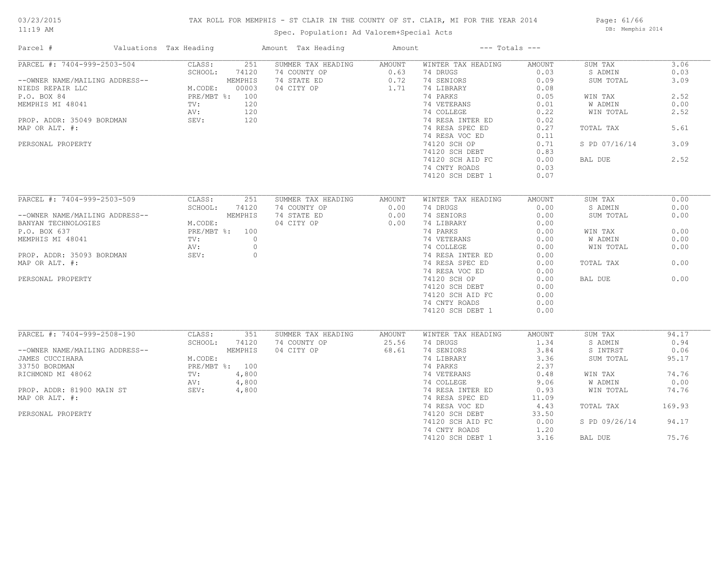# TAX ROLL FOR MEMPHIS - ST CLAIR IN THE COUNTY OF ST. CLAIR, MI FOR THE YEAR 2014

03/23/2015
11:19 AM

Spec. Population: Ad Valorem+Special Acts

DB: Memphis 2014

| Parcel # | Valuations | | Tax Heading | Amount | Tax Heading | Amount | --- Totals --- | |
|---|---|---|---|---|---|---|---|---|
| PARCEL #: 7404-999-2503-504 | CLASS: | 251 | SUMMER TAX HEADING | AMOUNT | WINTER TAX HEADING | AMOUNT | SUM TAX | 3.06 |
| | SCHOOL: | 74120 | 74 COUNTY OP | 0.63 | 74 DRUGS | 0.03 | S ADMIN | 0.03 |
| --OWNER NAME/MAILING ADDRESS-- | | MEMPHIS | 74 STATE ED | 0.72 | 74 SENIORS | 0.09 | SUM TOTAL | 3.09 |
| NIEDS REPAIR LLC | M.CODE: | 00003 | 04 CITY OP | 1.71 | 74 LIBRARY | 0.08 | | |
| P.O. BOX 84 | PRE/MBT %: | 100 | | | 74 PARKS | 0.05 | WIN TAX | 2.52 |
| MEMPHIS MI 48041 | TV: | 120 | | | 74 VETERANS | 0.01 | W ADMIN | 0.00 |
| | AV: | 120 | | | 74 COLLEGE | 0.22 | WIN TOTAL | 2.52 |
| PROP. ADDR: 35049 BORDMAN | SEV: | 120 | | | 74 RESA INTER ED | 0.02 | | |
| MAP OR ALT. #: | | | | | 74 RESA SPEC ED | 0.27 | TOTAL TAX | 5.61 |
| | | | | | 74 RESA VOC ED | 0.11 | | |
| PERSONAL PROPERTY | | | | | 74120 SCH OP | 0.71 | S PD 07/16/14 | 3.09 |
| | | | | | 74120 SCH DEBT | 0.83 | | |
| | | | | | 74120 SCH AID FC | 0.00 | BAL DUE | 2.52 |
| | | | | | 74 CNTY ROADS | 0.03 | | |
| | | | | | 74120 SCH DEBT 1 | 0.07 | | |
| PARCEL #: 7404-999-2503-509 | CLASS: | 251 | SUMMER TAX HEADING | AMOUNT | WINTER TAX HEADING | AMOUNT | SUM TAX | 0.00 |
| | SCHOOL: | 74120 | 74 COUNTY OP | 0.00 | 74 DRUGS | 0.00 | S ADMIN | 0.00 |
| --OWNER NAME/MAILING ADDRESS-- | | MEMPHIS | 74 STATE ED | 0.00 | 74 SENIORS | 0.00 | SUM TOTAL | 0.00 |
| BANYAN TECHNOLOGIES | M.CODE: | | 04 CITY OP | 0.00 | 74 LIBRARY | 0.00 | | |
| P.O. BOX 637 | PRE/MBT %: | 100 | | | 74 PARKS | 0.00 | WIN TAX | 0.00 |
| MEMPHIS MI 48041 | TV: | 0 | | | 74 VETERANS | 0.00 | W ADMIN | 0.00 |
| | AV: | 0 | | | 74 COLLEGE | 0.00 | WIN TOTAL | 0.00 |
| PROP. ADDR: 35093 BORDMAN | SEV: | 0 | | | 74 RESA INTER ED | 0.00 | | |
| MAP OR ALT. #: | | | | | 74 RESA SPEC ED | 0.00 | TOTAL TAX | 0.00 |
| | | | | | 74 RESA VOC ED | 0.00 | | |
| PERSONAL PROPERTY | | | | | 74120 SCH OP | 0.00 | BAL DUE | 0.00 |
| | | | | | 74120 SCH DEBT | 0.00 | | |
| | | | | | 74120 SCH AID FC | 0.00 | | |
| | | | | | 74 CNTY ROADS | 0.00 | | |
| | | | | | 74120 SCH DEBT 1 | 0.00 | | |
| PARCEL #: 7404-999-2508-190 | CLASS: | 351 | SUMMER TAX HEADING | AMOUNT | WINTER TAX HEADING | AMOUNT | SUM TAX | 94.17 |
| | SCHOOL: | 74120 | 74 COUNTY OP | 25.56 | 74 DRUGS | 1.34 | S ADMIN | 0.94 |
| --OWNER NAME/MAILING ADDRESS-- | | MEMPHIS | 04 CITY OP | 68.61 | 74 SENIORS | 3.84 | S INTRST | 0.06 |
| JAMES CUCCIHARA | M.CODE: | | | | 74 LIBRARY | 3.36 | SUM TOTAL | 95.17 |
| 33750 BORDMAN | PRE/MBT %: | 100 | | | 74 PARKS | 2.37 | | |
| RICHMOND MI 48062 | TV: | 4,800 | | | 74 VETERANS | 0.48 | WIN TAX | 74.76 |
| | AV: | 4,800 | | | 74 COLLEGE | 9.06 | W ADMIN | 0.00 |
| PROP. ADDR: 81900 MAIN ST | SEV: | 4,800 | | | 74 RESA INTER ED | 0.93 | WIN TOTAL | 74.76 |
| MAP OR ALT. #: | | | | | 74 RESA SPEC ED | 11.09 | | |
| | | | | | 74 RESA VOC ED | 4.43 | TOTAL TAX | 169.93 |
| PERSONAL PROPERTY | | | | | 74120 SCH DEBT | 33.50 | | |
| | | | | | 74120 SCH AID FC | 0.00 | S PD 09/26/14 | 94.17 |
| | | | | | 74 CNTY ROADS | 1.20 | | |
| | | | | | 74120 SCH DEBT 1 | 3.16 | BAL DUE | 75.76 |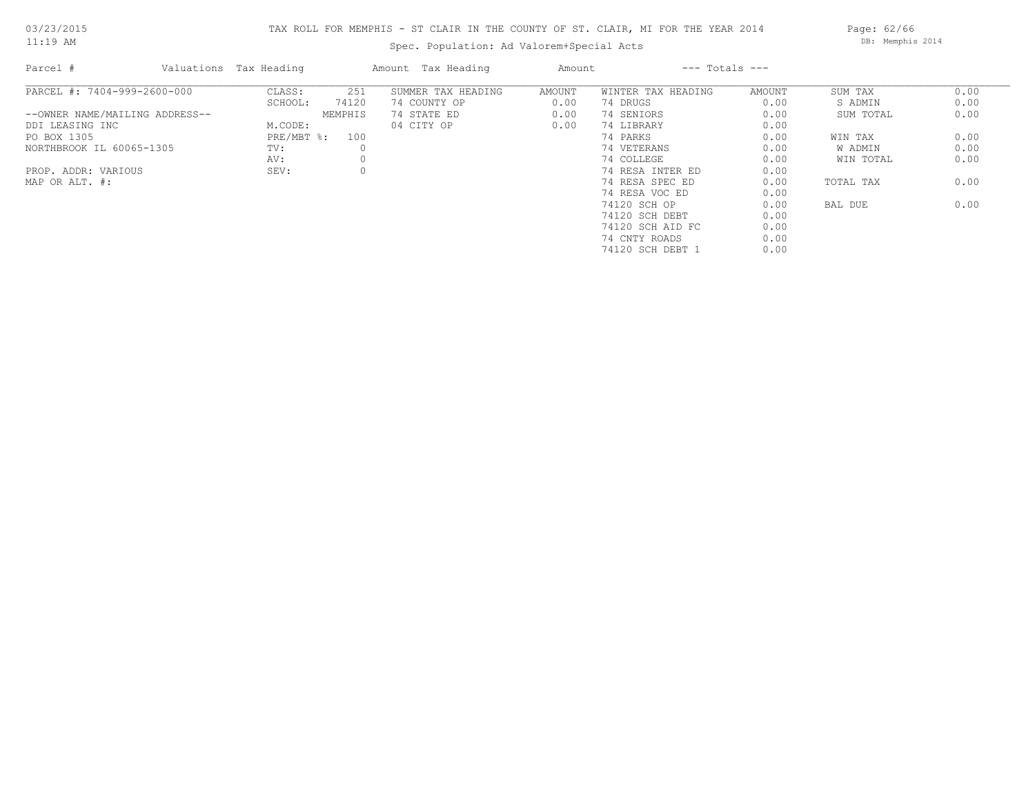TAX ROLL FOR MEMPHIS - ST CLAIR IN THE COUNTY OF ST. CLAIR, MI FOR THE YEAR 2014

Spec. Population: Ad Valorem+Special Acts

| Parcel # | Valuations Tax Heading | | Amount Tax Heading | Amount | | | --- Totals --- | |
|---|---|---|---|---|---|---|---|---|
| PARCEL #: 7404-999-2600-000 | CLASS: | 251 | SUMMER TAX HEADING | AMOUNT | WINTER TAX HEADING | AMOUNT | SUM TAX | 0.00 |
| | SCHOOL: | 74120 | 74 COUNTY OP | 0.00 | 74 DRUGS | 0.00 | S ADMIN | 0.00 |
| --OWNER NAME/MAILING ADDRESS-- | | MEMPHIS | 74 STATE ED | 0.00 | 74 SENIORS | 0.00 | SUM TOTAL | 0.00 |
| DDI LEASING INC | M.CODE: | | 04 CITY OP | 0.00 | 74 LIBRARY | 0.00 | | |
| PO BOX 1305 | PRE/MBT %: | 100 | | | 74 PARKS | 0.00 | WIN TAX | 0.00 |
| NORTHBROOK IL 60065-1305 | TV: | 0 | | | 74 VETERANS | 0.00 | W ADMIN | 0.00 |
| | AV: | 0 | | | 74 COLLEGE | 0.00 | WIN TOTAL | 0.00 |
| PROP. ADDR: VARIOUS | SEV: | 0 | | | 74 RESA INTER ED | 0.00 | | |
| MAP OR ALT. #: | | | | | 74 RESA SPEC ED | 0.00 | TOTAL TAX | 0.00 |
| | | | | | 74 RESA VOC ED | 0.00 | | |
| | | | | | 74120 SCH OP | 0.00 | BAL DUE | 0.00 |
| | | | | | 74120 SCH DEBT | 0.00 | | |
| | | | | | 74120 SCH AID FC | 0.00 | | |
| | | | | | 74 CNTY ROADS | 0.00 | | |
| | | | | | 74120 SCH DEBT 1 | 0.00 | | |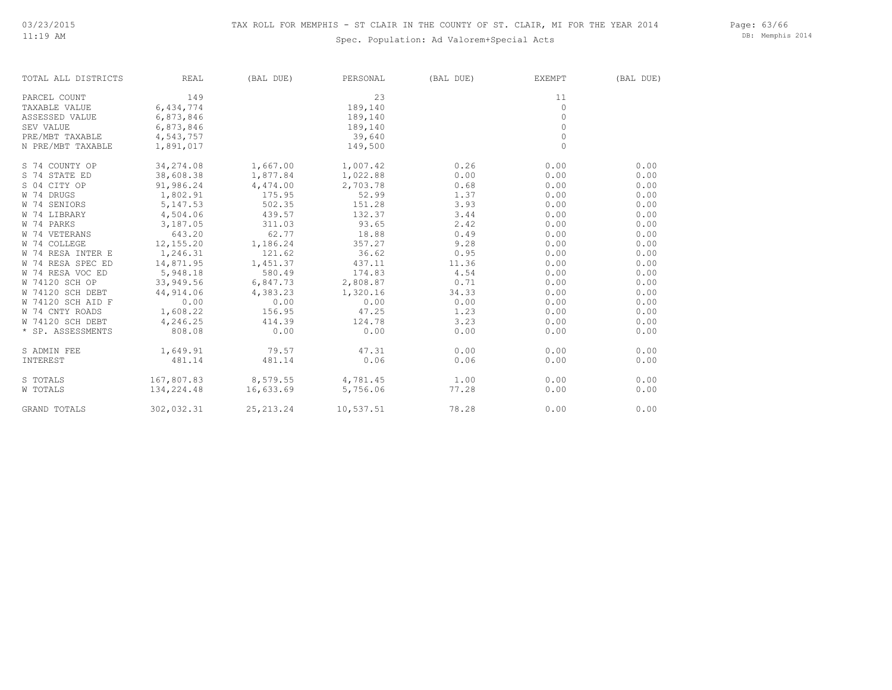# TAX ROLL FOR MEMPHIS - ST CLAIR IN THE COUNTY OF ST. CLAIR, MI FOR THE YEAR 2014

Spec. Population: Ad Valorem+Special Acts

| TOTAL ALL DISTRICTS | REAL | (BAL DUE) | PERSONAL | (BAL DUE) | EXEMPT | (BAL DUE) |
|---|---|---|---|---|---|---|
| PARCEL COUNT | 149 | | 23 | | 11 | |
| TAXABLE VALUE | 6,434,774 | | 189,140 | | 0 | |
| ASSESSED VALUE | 6,873,846 | | 189,140 | | 0 | |
| SEV VALUE | 6,873,846 | | 189,140 | | 0 | |
| PRE/MBT TAXABLE | 4,543,757 | | 39,640 | | 0 | |
| N PRE/MBT TAXABLE | 1,891,017 | | 149,500 | | 0 | |
| S 74 COUNTY OP | 34,274.08 | 1,667.00 | 1,007.42 | 0.26 | 0.00 | 0.00 |
| S 74 STATE ED | 38,608.38 | 1,877.84 | 1,022.88 | 0.00 | 0.00 | 0.00 |
| S 04 CITY OP | 91,986.24 | 4,474.00 | 2,703.78 | 0.68 | 0.00 | 0.00 |
| W 74 DRUGS | 1,802.91 | 175.95 | 52.99 | 1.37 | 0.00 | 0.00 |
| W 74 SENIORS | 5,147.53 | 502.35 | 151.28 | 3.93 | 0.00 | 0.00 |
| W 74 LIBRARY | 4,504.06 | 439.57 | 132.37 | 3.44 | 0.00 | 0.00 |
| W 74 PARKS | 3,187.05 | 311.03 | 93.65 | 2.42 | 0.00 | 0.00 |
| W 74 VETERANS | 643.20 | 62.77 | 18.88 | 0.49 | 0.00 | 0.00 |
| W 74 COLLEGE | 12,155.20 | 1,186.24 | 357.27 | 9.28 | 0.00 | 0.00 |
| W 74 RESA INTER E | 1,246.31 | 121.62 | 36.62 | 0.95 | 0.00 | 0.00 |
| W 74 RESA SPEC ED | 14,871.95 | 1,451.37 | 437.11 | 11.36 | 0.00 | 0.00 |
| W 74 RESA VOC ED | 5,948.18 | 580.49 | 174.83 | 4.54 | 0.00 | 0.00 |
| W 74120 SCH OP | 33,949.56 | 6,847.73 | 2,808.87 | 0.71 | 0.00 | 0.00 |
| W 74120 SCH DEBT | 44,914.06 | 4,383.23 | 1,320.16 | 34.33 | 0.00 | 0.00 |
| W 74120 SCH AID F | 0.00 | 0.00 | 0.00 | 0.00 | 0.00 | 0.00 |
| W 74 CNTY ROADS | 1,608.22 | 156.95 | 47.25 | 1.23 | 0.00 | 0.00 |
| W 74120 SCH DEBT | 4,246.25 | 414.39 | 124.78 | 3.23 | 0.00 | 0.00 |
| * SP. ASSESSMENTS | 808.08 | 0.00 | 0.00 | 0.00 | 0.00 | 0.00 |
| S ADMIN FEE | 1,649.91 | 79.57 | 47.31 | 0.00 | 0.00 | 0.00 |
| INTEREST | 481.14 | 481.14 | 0.06 | 0.06 | 0.00 | 0.00 |
| S TOTALS | 167,807.83 | 8,579.55 | 4,781.45 | 1.00 | 0.00 | 0.00 |
| W TOTALS | 134,224.48 | 16,633.69 | 5,756.06 | 77.28 | 0.00 | 0.00 |
| GRAND TOTALS | 302,032.31 | 25,213.24 | 10,537.51 | 78.28 | 0.00 | 0.00 |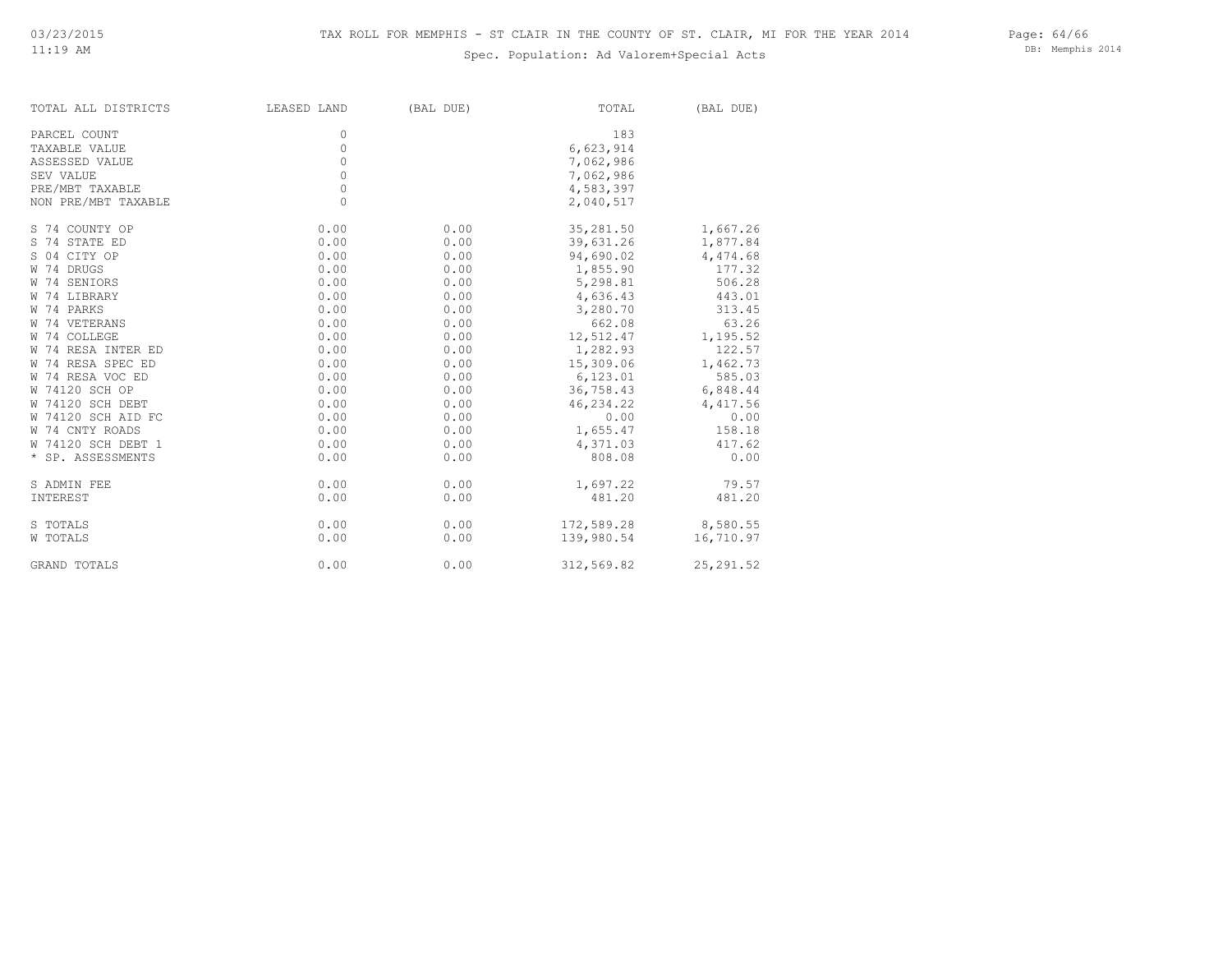# TAX ROLL FOR MEMPHIS - ST CLAIR IN THE COUNTY OF ST. CLAIR, MI FOR THE YEAR 2014

Spec. Population: Ad Valorem+Special Acts

03/23/2015
11:19 AM

DB: Memphis 2014

| TOTAL ALL DISTRICTS | LEASED LAND | (BAL DUE) | TOTAL | (BAL DUE) |
|---|---|---|---|---|
| PARCEL COUNT | 0 | | 183 | |
| TAXABLE VALUE | 0 | | 6,623,914 | |
| ASSESSED VALUE | 0 | | 7,062,986 | |
| SEV VALUE | 0 | | 7,062,986 | |
| PRE/MBT TAXABLE | 0 | | 4,583,397 | |
| NON PRE/MBT TAXABLE | 0 | | 2,040,517 | |
| S 74 COUNTY OP | 0.00 | 0.00 | 35,281.50 | 1,667.26 |
| S 74 STATE ED | 0.00 | 0.00 | 39,631.26 | 1,877.84 |
| S 04 CITY OP | 0.00 | 0.00 | 94,690.02 | 4,474.68 |
| W 74 DRUGS | 0.00 | 0.00 | 1,855.90 | 177.32 |
| W 74 SENIORS | 0.00 | 0.00 | 5,298.81 | 506.28 |
| W 74 LIBRARY | 0.00 | 0.00 | 4,636.43 | 443.01 |
| W 74 PARKS | 0.00 | 0.00 | 3,280.70 | 313.45 |
| W 74 VETERANS | 0.00 | 0.00 | 662.08 | 63.26 |
| W 74 COLLEGE | 0.00 | 0.00 | 12,512.47 | 1,195.52 |
| W 74 RESA INTER ED | 0.00 | 0.00 | 1,282.93 | 122.57 |
| W 74 RESA SPEC ED | 0.00 | 0.00 | 15,309.06 | 1,462.73 |
| W 74 RESA VOC ED | 0.00 | 0.00 | 6,123.01 | 585.03 |
| W 74120 SCH OP | 0.00 | 0.00 | 36,758.43 | 6,848.44 |
| W 74120 SCH DEBT | 0.00 | 0.00 | 46,234.22 | 4,417.56 |
| W 74120 SCH AID FC | 0.00 | 0.00 | 0.00 | 0.00 |
| W 74 CNTY ROADS | 0.00 | 0.00 | 1,655.47 | 158.18 |
| W 74120 SCH DEBT 1 | 0.00 | 0.00 | 4,371.03 | 417.62 |
| * SP. ASSESSMENTS | 0.00 | 0.00 | 808.08 | 0.00 |
| S ADMIN FEE | 0.00 | 0.00 | 1,697.22 | 79.57 |
| INTEREST | 0.00 | 0.00 | 481.20 | 481.20 |
| S TOTALS | 0.00 | 0.00 | 172,589.28 | 8,580.55 |
| W TOTALS | 0.00 | 0.00 | 139,980.54 | 16,710.97 |
| GRAND TOTALS | 0.00 | 0.00 | 312,569.82 | 25,291.52 |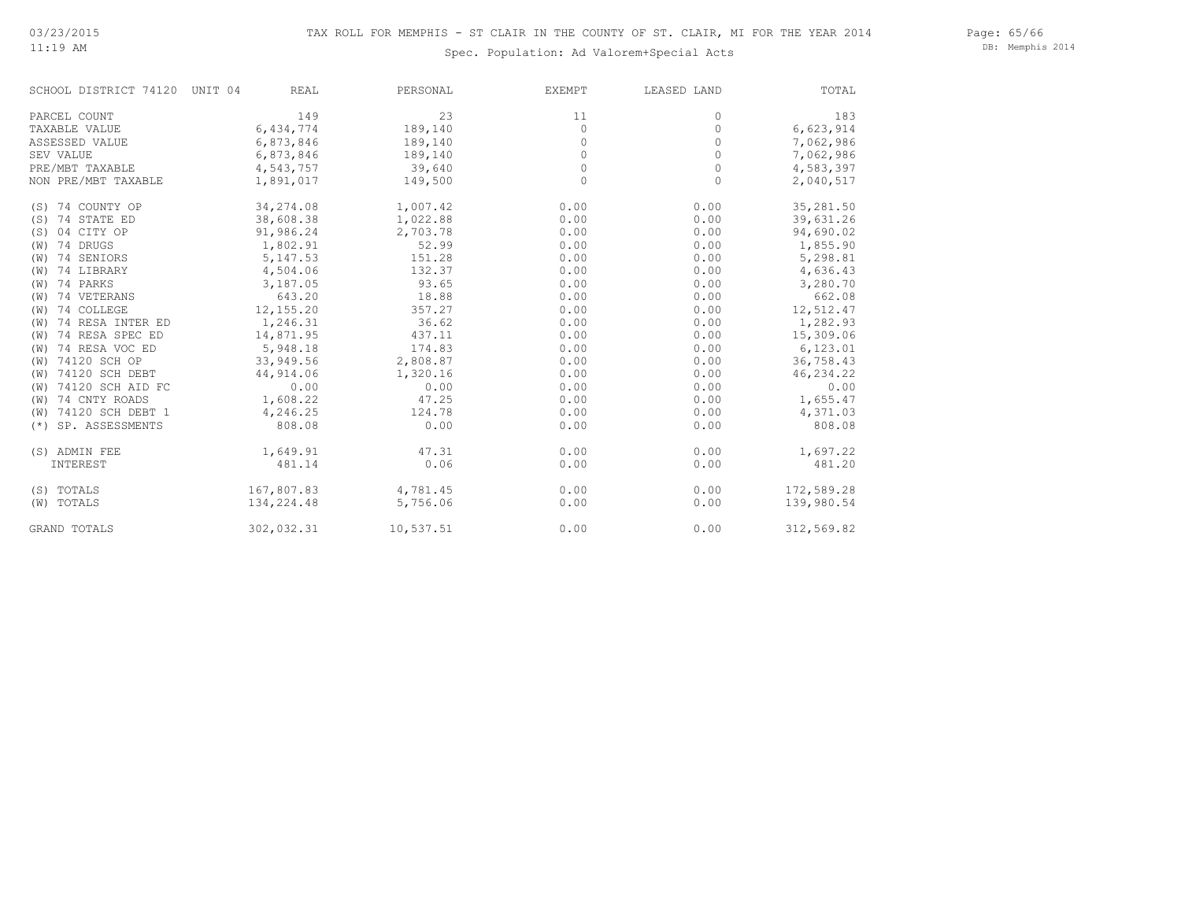TAX ROLL FOR MEMPHIS - ST CLAIR IN THE COUNTY OF ST. CLAIR, MI FOR THE YEAR 2014

Spec. Population: Ad Valorem+Special Acts

| SCHOOL DISTRICT 74120 UNIT 04 | REAL | PERSONAL | EXEMPT | LEASED LAND | TOTAL |
|---|---|---|---|---|---|
| PARCEL COUNT | 149 | 23 | 11 | 0 | 183 |
| TAXABLE VALUE | 6,434,774 | 189,140 | 0 | 0 | 6,623,914 |
| ASSESSED VALUE | 6,873,846 | 189,140 | 0 | 0 | 7,062,986 |
| SEV VALUE | 6,873,846 | 189,140 | 0 | 0 | 7,062,986 |
| PRE/MBT TAXABLE | 4,543,757 | 39,640 | 0 | 0 | 4,583,397 |
| NON PRE/MBT TAXABLE | 1,891,017 | 149,500 | 0 | 0 | 2,040,517 |
| (S) 74 COUNTY OP | 34,274.08 | 1,007.42 | 0.00 | 0.00 | 35,281.50 |
| (S) 74 STATE ED | 38,608.38 | 1,022.88 | 0.00 | 0.00 | 39,631.26 |
| (S) 04 CITY OP | 91,986.24 | 2,703.78 | 0.00 | 0.00 | 94,690.02 |
| (W) 74 DRUGS | 1,802.91 | 52.99 | 0.00 | 0.00 | 1,855.90 |
| (W) 74 SENIORS | 5,147.53 | 151.28 | 0.00 | 0.00 | 5,298.81 |
| (W) 74 LIBRARY | 4,504.06 | 132.37 | 0.00 | 0.00 | 4,636.43 |
| (W) 74 PARKS | 3,187.05 | 93.65 | 0.00 | 0.00 | 3,280.70 |
| (W) 74 VETERANS | 643.20 | 18.88 | 0.00 | 0.00 | 662.08 |
| (W) 74 COLLEGE | 12,155.20 | 357.27 | 0.00 | 0.00 | 12,512.47 |
| (W) 74 RESA INTER ED | 1,246.31 | 36.62 | 0.00 | 0.00 | 1,282.93 |
| (W) 74 RESA SPEC ED | 14,871.95 | 437.11 | 0.00 | 0.00 | 15,309.06 |
| (W) 74 RESA VOC ED | 5,948.18 | 174.83 | 0.00 | 0.00 | 6,123.01 |
| (W) 74120 SCH OP | 33,949.56 | 2,808.87 | 0.00 | 0.00 | 36,758.43 |
| (W) 74120 SCH DEBT | 44,914.06 | 1,320.16 | 0.00 | 0.00 | 46,234.22 |
| (W) 74120 SCH AID FC | 0.00 | 0.00 | 0.00 | 0.00 | 0.00 |
| (W) 74 CNTY ROADS | 1,608.22 | 47.25 | 0.00 | 0.00 | 1,655.47 |
| (W) 74120 SCH DEBT 1 | 4,246.25 | 124.78 | 0.00 | 0.00 | 4,371.03 |
| (*) SP. ASSESSMENTS | 808.08 | 0.00 | 0.00 | 0.00 | 808.08 |
| (S) ADMIN FEE | 1,649.91 | 47.31 | 0.00 | 0.00 | 1,697.22 |
| INTEREST | 481.14 | 0.06 | 0.00 | 0.00 | 481.20 |
| (S) TOTALS | 167,807.83 | 4,781.45 | 0.00 | 0.00 | 172,589.28 |
| (W) TOTALS | 134,224.48 | 5,756.06 | 0.00 | 0.00 | 139,980.54 |
| GRAND TOTALS | 302,032.31 | 10,537.51 | 0.00 | 0.00 | 312,569.82 |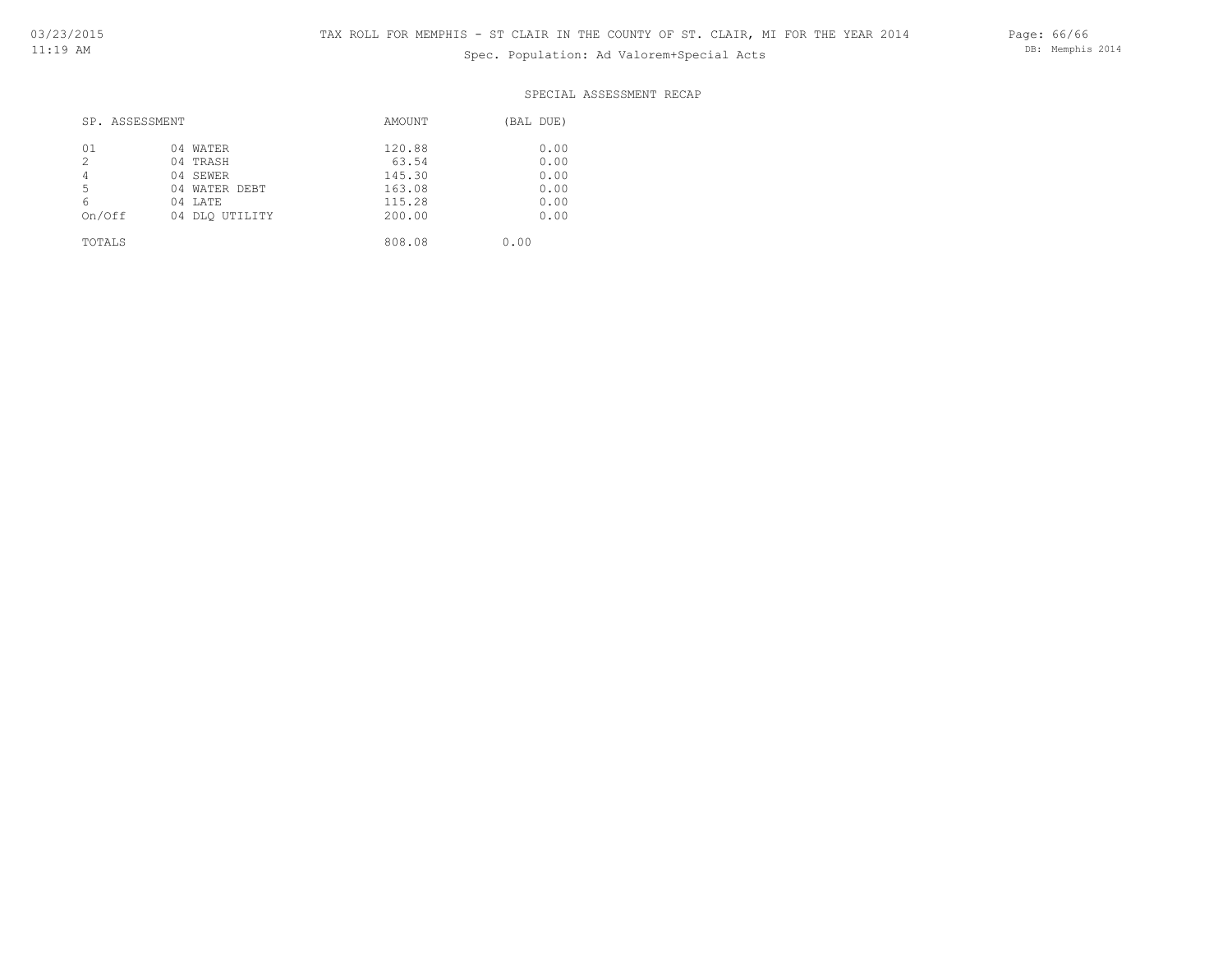TAX ROLL FOR MEMPHIS - ST CLAIR IN THE COUNTY OF ST. CLAIR, MI FOR THE YEAR 2014

Spec. Population: Ad Valorem+Special Acts

## SPECIAL ASSESSMENT RECAP

| SP. ASSESSMENT | | AMOUNT | (BAL DUE) |
|---|---|---|---|
| 01 | 04 WATER | 120.88 | 0.00 |
| 2 | 04 TRASH | 63.54 | 0.00 |
| 4 | 04 SEWER | 145.30 | 0.00 |
| 5 | 04 WATER DEBT | 163.08 | 0.00 |
| 6 | 04 LATE | 115.28 | 0.00 |
| On/Off | 04 DLQ UTILITY | 200.00 | 0.00 |
| TOTALS | | 808.08 | 0.00 |